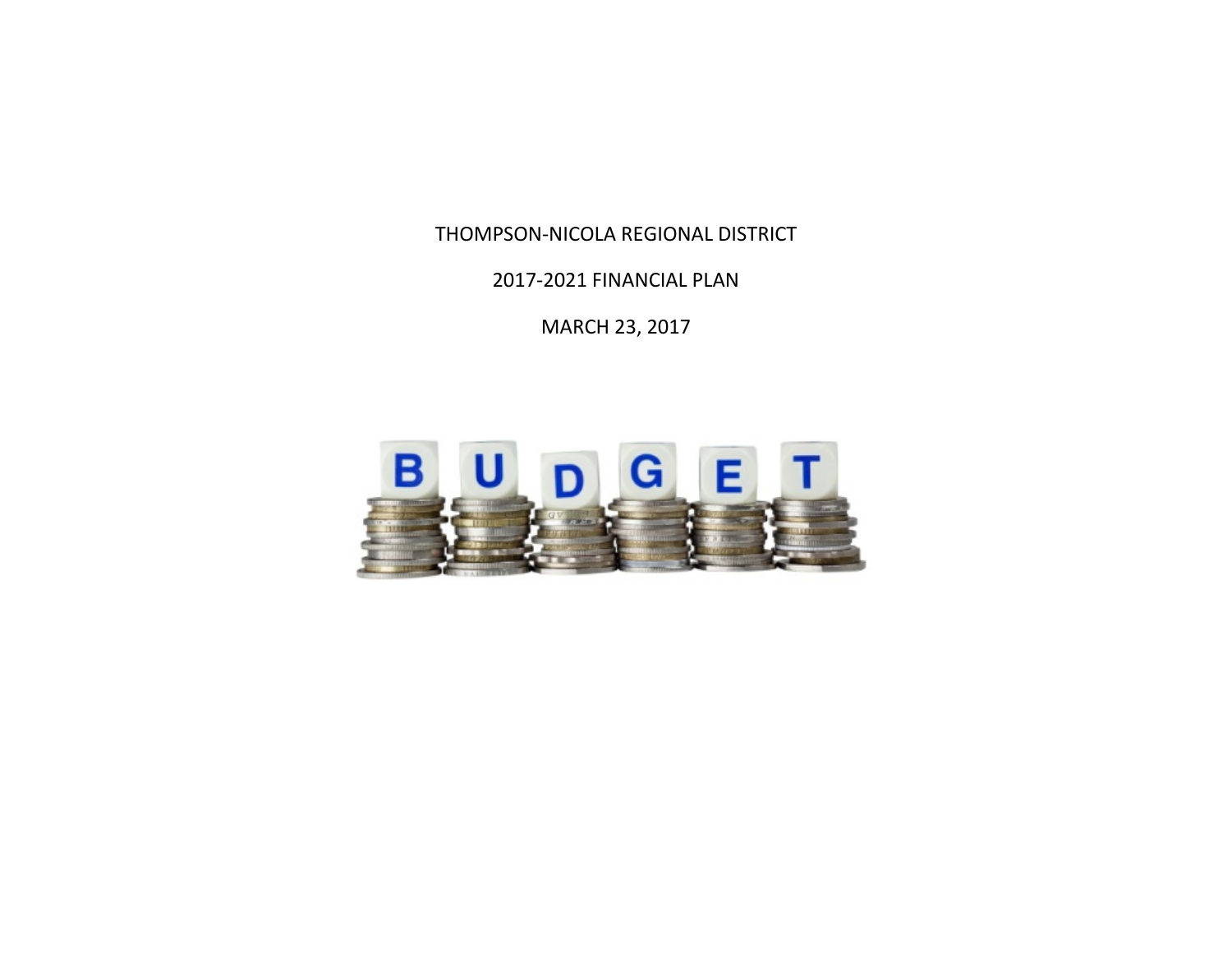THOMPSON-NICOLA REGIONAL DISTRICT

2017-2021 FINANCIAL PLAN

MARCH 23, 2017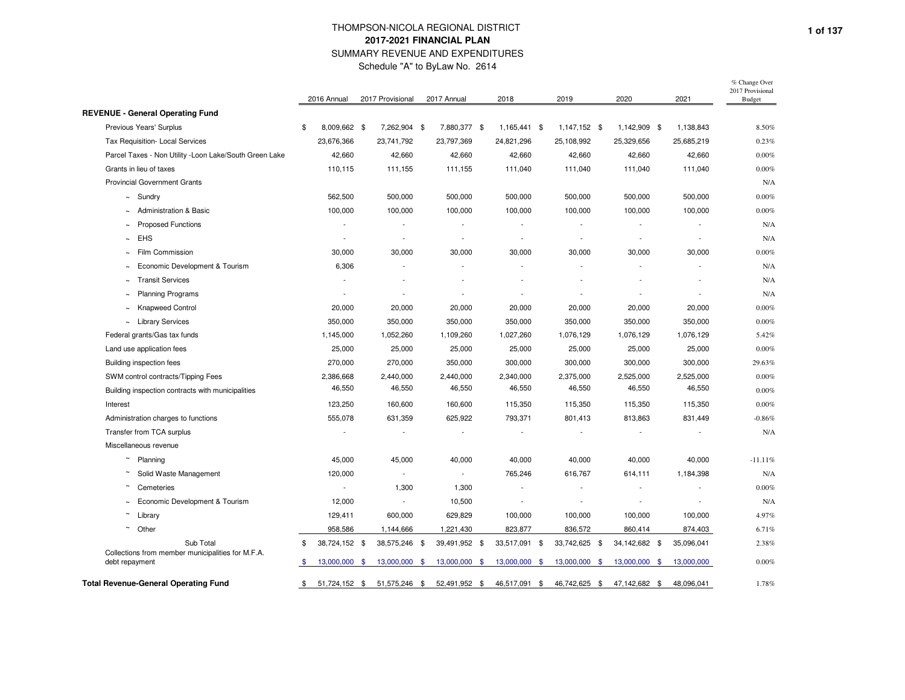# THOMPSON-NICOLA REGIONAL DISTRICT
## 2017-2021 FINANCIAL PLAN
### SUMMARY REVENUE AND EXPENDITURES
Schedule "A" to ByLaw No. 2614

| | 2016 Annual | 2017 Provisional | 2017 Annual | 2018 | 2019 | 2020 | 2021 | % Change Over 2017 Provisional Budget |
|---|---|---|---|---|---|---|---|---|
| **REVENUE - General Operating Fund** | | | | | | | | |
| Previous Years' Surplus | $ 8,009,662 | $ 7,262,904 | $ 7,880,377 | $ 1,165,441 | $ 1,147,152 | $ 1,142,909 | $ 1,138,843 | 8.50% |
| Tax Requisition- Local Services | 23,676,366 | 23,741,792 | 23,797,369 | 24,821,296 | 25,108,992 | 25,329,656 | 25,685,219 | 0.23% |
| Parcel Taxes - Non Utility -Loon Lake/South Green Lake | 42,660 | 42,660 | 42,660 | 42,660 | 42,660 | 42,660 | 42,660 | 0.00% |
| Grants in lieu of taxes | 110,115 | 111,155 | 111,155 | 111,040 | 111,040 | 111,040 | 111,040 | 0.00% |
| Provincial Government Grants | | | | | | | | N/A |
| ~ Sundry | 562,500 | 500,000 | 500,000 | 500,000 | 500,000 | 500,000 | 500,000 | 0.00% |
| ~ Administration & Basic | 100,000 | 100,000 | 100,000 | 100,000 | 100,000 | 100,000 | 100,000 | 0.00% |
| ~ Proposed Functions | - | - | - | - | - | - | - | N/A |
| ~ EHS | - | - | - | - | - | - | - | N/A |
| ~ Film Commission | 30,000 | 30,000 | 30,000 | 30,000 | 30,000 | 30,000 | 30,000 | 0.00% |
| ~ Economic Development & Tourism | 6,306 | - | - | - | - | - | - | N/A |
| ~ Transit Services | - | - | - | - | - | - | - | N/A |
| ~ Planning Programs | - | - | - | - | - | - | - | N/A |
| ~ Knapweed Control | 20,000 | 20,000 | 20,000 | 20,000 | 20,000 | 20,000 | 20,000 | 0.00% |
| ~ Library Services | 350,000 | 350,000 | 350,000 | 350,000 | 350,000 | 350,000 | 350,000 | 0.00% |
| Federal grants/Gas tax funds | 1,145,000 | 1,052,260 | 1,109,260 | 1,027,260 | 1,076,129 | 1,076,129 | 1,076,129 | 5.42% |
| Land use application fees | 25,000 | 25,000 | 25,000 | 25,000 | 25,000 | 25,000 | 25,000 | 0.00% |
| Building inspection fees | 270,000 | 270,000 | 350,000 | 300,000 | 300,000 | 300,000 | 300,000 | 29.63% |
| SWM control contracts/Tipping Fees | 2,386,668 | 2,440,000 | 2,440,000 | 2,340,000 | 2,375,000 | 2,525,000 | 2,525,000 | 0.00% |
| Building inspection contracts with municipalities | 46,550 | 46,550 | 46,550 | 46,550 | 46,550 | 46,550 | 46,550 | 0.00% |
| Interest | 123,250 | 160,600 | 160,600 | 115,350 | 115,350 | 115,350 | 115,350 | 0.00% |
| Administration charges to functions | 555,078 | 631,359 | 625,922 | 793,371 | 801,413 | 813,863 | 831,449 | -0.86% |
| Transfer from TCA surplus | - | - | - | - | - | - | - | N/A |
| Miscellaneous revenue | | | | | | | | |
| ~ Planning | 45,000 | 45,000 | 40,000 | 40,000 | 40,000 | 40,000 | 40,000 | -11.11% |
| ~ Solid Waste Management | 120,000 | - | - | 765,246 | 616,767 | 614,111 | 1,184,398 | N/A |
| ~ Cemeteries | - | 1,300 | 1,300 | - | - | - | - | 0.00% |
| ~ Economic Development & Tourism | 12,000 | - | 10,500 | - | - | - | - | N/A |
| ~ Library | 129,411 | 600,000 | 629,829 | 100,000 | 100,000 | 100,000 | 100,000 | 4.97% |
| ~ Other | 958,586 | 1,144,666 | 1,221,430 | 823,877 | 836,572 | 860,414 | 874,403 | 6.71% |
| Sub Total | $ 38,724,152 | $ 38,575,246 | $ 39,491,952 | $ 33,517,091 | $ 33,742,625 | $ 34,142,682 | $ 35,096,041 | 2.38% |
| Collections from member municipalities for M.F.A. debt repayment | $ 13,000,000 | $ 13,000,000 | $ 13,000,000 | $ 13,000,000 | $ 13,000,000 | $ 13,000,000 | $ 13,000,000 | 0.00% |
| **Total Revenue-General Operating Fund** | $ 51,724,152 | $ 51,575,246 | $ 52,491,952 | $ 46,517,091 | $ 46,742,625 | $ 47,142,682 | $ 48,096,041 | 1.78% |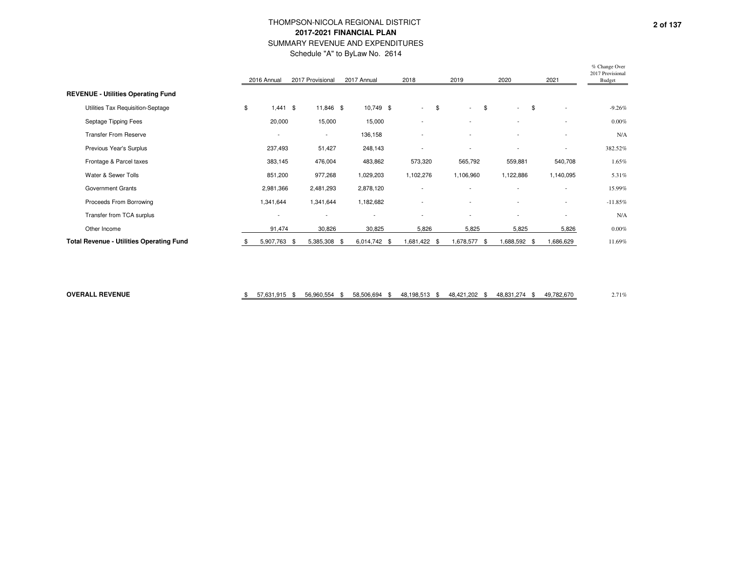# THOMPSON-NICOLA REGIONAL DISTRICT

## 2017-2021 FINANCIAL PLAN

SUMMARY REVENUE AND EXPENDITURES

Schedule "A" to ByLaw No. 2614

| | 2016 Annual | 2017 Provisional | 2017 Annual | 2018 | 2019 | 2020 | 2021 | % Change Over 2017 Provisional Budget |
|---|---|---|---|---|---|---|---|---|
| **REVENUE - Utilities Operating Fund** | | | | | | | | |
| Utilities Tax Requisition-Septage | $ 1,441 | $ 11,846 | $ 10,749 | $ - | $ - | $ - | $ - | -9.26% |
| Septage Tipping Fees | 20,000 | 15,000 | 15,000 | - | - | - | - | 0.00% |
| Transfer From Reserve | - | - | 136,158 | - | - | - | - | N/A |
| Previous Year's Surplus | 237,493 | 51,427 | 248,143 | - | - | - | - | 382.52% |
| Frontage & Parcel taxes | 383,145 | 476,004 | 483,862 | 573,320 | 565,792 | 559,881 | 540,708 | 1.65% |
| Water & Sewer Tolls | 851,200 | 977,268 | 1,029,203 | 1,102,276 | 1,106,960 | 1,122,886 | 1,140,095 | 5.31% |
| Government Grants | 2,981,366 | 2,481,293 | 2,878,120 | - | - | - | - | 15.99% |
| Proceeds From Borrowing | 1,341,644 | 1,341,644 | 1,182,682 | - | - | - | - | -11.85% |
| Transfer from TCA surplus | - | - | - | - | - | - | - | N/A |
| Other Income | 91,474 | 30,826 | 30,825 | 5,826 | 5,825 | 5,825 | 5,826 | 0.00% |
| **Total Revenue - Utilities Operating Fund** | $ 5,907,763 | $ 5,385,308 | $ 6,014,742 | $ 1,681,422 | $ 1,678,577 | $ 1,688,592 | $ 1,686,629 | 11.69% |
| | | | | | | | | |
| **OVERALL REVENUE** | $ 57,631,915 | $ 56,960,554 | $ 58,506,694 | $ 48,198,513 | $ 48,421,202 | $ 48,831,274 | $ 49,782,670 | 2.71% |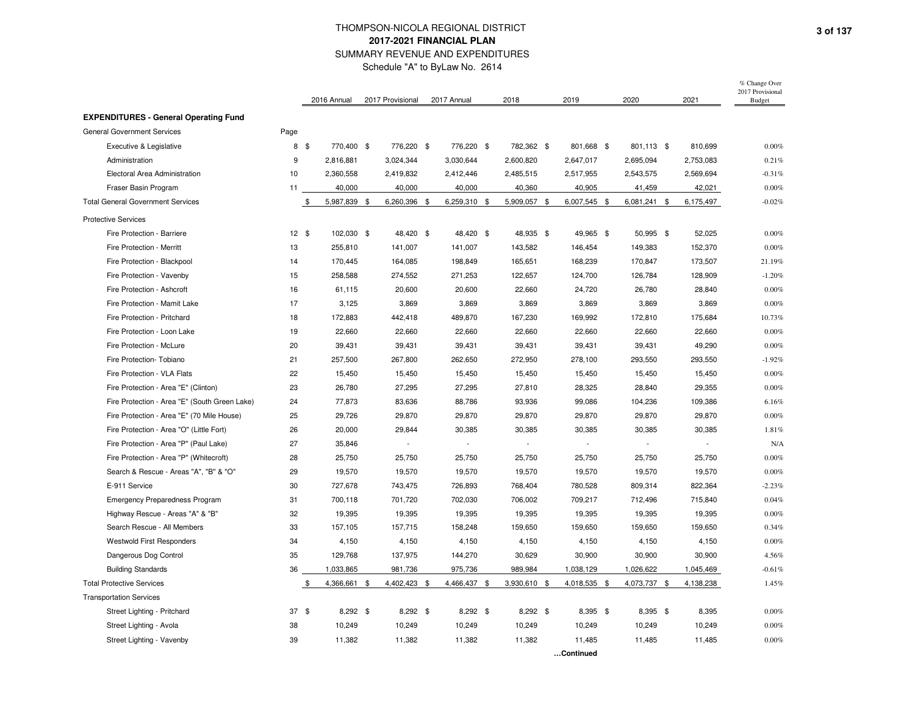# THOMPSON-NICOLA REGIONAL DISTRICT
## 2017-2021 FINANCIAL PLAN
### SUMMARY REVENUE AND EXPENDITURES
Schedule "A" to ByLaw No. 2614

| | Page | 2016 Annual | 2017 Provisional | 2017 Annual | 2018 | 2019 | 2020 | 2021 | % Change Over 2017 Provisional Budget |
|---|---|---|---|---|---|---|---|---|---|
| **EXPENDITURES - General Operating Fund** | | | | | | | | | |
| General Government Services | | | | | | | | | |
| Executive & Legislative | 8 | $ 770,400 | $ 776,220 | $ 776,220 | $ 782,362 | $ 801,668 | $ 801,113 | $ 810,699 | 0.00% |
| Administration | 9 | 2,816,881 | 3,024,344 | 3,030,644 | 2,600,820 | 2,647,017 | 2,695,094 | 2,753,083 | 0.21% |
| Electoral Area Administration | 10 | 2,360,558 | 2,419,832 | 2,412,446 | 2,485,515 | 2,517,955 | 2,543,575 | 2,569,694 | -0.31% |
| Fraser Basin Program | 11 | 40,000 | 40,000 | 40,000 | 40,360 | 40,905 | 41,459 | 42,021 | 0.00% |
| Total General Government Services | | $ 5,987,839 | $ 6,260,396 | $ 6,259,310 | $ 5,909,057 | $ 6,007,545 | $ 6,081,241 | $ 6,175,497 | -0.02% |
| Protective Services | | | | | | | | | |
| Fire Protection - Barriere | 12 | $ 102,030 | $ 48,420 | $ 48,420 | $ 48,935 | $ 49,965 | $ 50,995 | $ 52,025 | 0.00% |
| Fire Protection - Merritt | 13 | 255,810 | 141,007 | 141,007 | 143,582 | 146,454 | 149,383 | 152,370 | 0.00% |
| Fire Protection - Blackpool | 14 | 170,445 | 164,085 | 198,849 | 165,651 | 168,239 | 170,847 | 173,507 | 21.19% |
| Fire Protection - Vavenby | 15 | 258,588 | 274,552 | 271,253 | 122,657 | 124,700 | 126,784 | 128,909 | -1.20% |
| Fire Protection - Ashcroft | 16 | 61,115 | 20,600 | 20,600 | 22,660 | 24,720 | 26,780 | 28,840 | 0.00% |
| Fire Protection - Mamit Lake | 17 | 3,125 | 3,869 | 3,869 | 3,869 | 3,869 | 3,869 | 3,869 | 0.00% |
| Fire Protection - Pritchard | 18 | 172,883 | 442,418 | 489,870 | 167,230 | 169,992 | 172,810 | 175,684 | 10.73% |
| Fire Protection - Loon Lake | 19 | 22,660 | 22,660 | 22,660 | 22,660 | 22,660 | 22,660 | 22,660 | 0.00% |
| Fire Protection - McLure | 20 | 39,431 | 39,431 | 39,431 | 39,431 | 39,431 | 39,431 | 49,290 | 0.00% |
| Fire Protection- Tobiano | 21 | 257,500 | 267,800 | 262,650 | 272,950 | 278,100 | 293,550 | 293,550 | -1.92% |
| Fire Protection - VLA Flats | 22 | 15,450 | 15,450 | 15,450 | 15,450 | 15,450 | 15,450 | 15,450 | 0.00% |
| Fire Protection - Area "E" (Clinton) | 23 | 26,780 | 27,295 | 27,295 | 27,810 | 28,325 | 28,840 | 29,355 | 0.00% |
| Fire Protection - Area "E" (South Green Lake) | 24 | 77,873 | 83,636 | 88,786 | 93,936 | 99,086 | 104,236 | 109,386 | 6.16% |
| Fire Protection - Area "E" (70 Mile House) | 25 | 29,726 | 29,870 | 29,870 | 29,870 | 29,870 | 29,870 | 29,870 | 0.00% |
| Fire Protection - Area "O" (Little Fort) | 26 | 20,000 | 29,844 | 30,385 | 30,385 | 30,385 | 30,385 | 30,385 | 1.81% |
| Fire Protection - Area "P" (Paul Lake) | 27 | 35,846 | - | - | - | - | - | - | N/A |
| Fire Protection - Area "P" (Whitecroft) | 28 | 25,750 | 25,750 | 25,750 | 25,750 | 25,750 | 25,750 | 25,750 | 0.00% |
| Search & Rescue - Areas "A", "B" & "O" | 29 | 19,570 | 19,570 | 19,570 | 19,570 | 19,570 | 19,570 | 19,570 | 0.00% |
| E-911 Service | 30 | 727,678 | 743,475 | 726,893 | 768,404 | 780,528 | 809,314 | 822,364 | -2.23% |
| Emergency Preparedness Program | 31 | 700,118 | 701,720 | 702,030 | 706,002 | 709,217 | 712,496 | 715,840 | 0.04% |
| Highway Rescue - Areas "A" & "B" | 32 | 19,395 | 19,395 | 19,395 | 19,395 | 19,395 | 19,395 | 19,395 | 0.00% |
| Search Rescue - All Members | 33 | 157,105 | 157,715 | 158,248 | 159,650 | 159,650 | 159,650 | 159,650 | 0.34% |
| Westwold First Responders | 34 | 4,150 | 4,150 | 4,150 | 4,150 | 4,150 | 4,150 | 4,150 | 0.00% |
| Dangerous Dog Control | 35 | 129,768 | 137,975 | 144,270 | 30,629 | 30,900 | 30,900 | 30,900 | 4.56% |
| Building Standards | 36 | 1,033,865 | 981,736 | 975,736 | 989,984 | 1,038,129 | 1,026,622 | 1,045,469 | -0.61% |
| Total Protective Services | | $ 4,366,661 | $ 4,402,423 | $ 4,466,437 | $ 3,930,610 | $ 4,018,535 | $ 4,073,737 | $ 4,138,238 | 1.45% |
| Transportation Services | | | | | | | | | |
| Street Lighting - Pritchard | 37 | $ 8,292 | $ 8,292 | $ 8,292 | $ 8,292 | $ 8,395 | $ 8,395 | $ 8,395 | 0.00% |
| Street Lighting - Avola | 38 | 10,249 | 10,249 | 10,249 | 10,249 | 10,249 | 10,249 | 10,249 | 0.00% |
| Street Lighting - Vavenby | 39 | 11,382 | 11,382 | 11,382 | 11,382 | 11,485 | 11,485 | 11,485 | 0.00% |

…Continued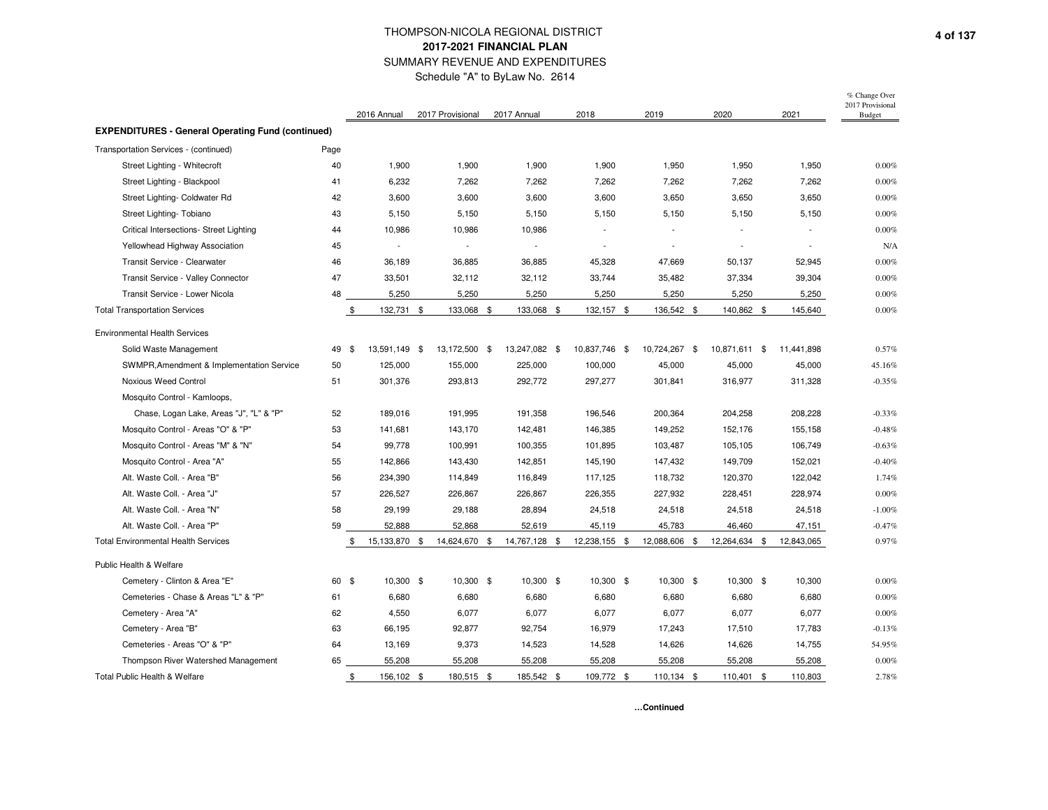# THOMPSON-NICOLA REGIONAL DISTRICT
## 2017-2021 FINANCIAL PLAN
### SUMMARY REVENUE AND EXPENDITURES
Schedule "A" to ByLaw No. 2614

| | Page | 2016 Annual | 2017 Provisional | 2017 Annual | 2018 | 2019 | 2020 | 2021 | % Change Over 2017 Provisional Budget |
|---|---|---|---|---|---|---|---|---|---|
| **EXPENDITURES - General Operating Fund (continued)** | | | | | | | | | |
| Transportation Services - (continued) | Page | | | | | | | | |
| Street Lighting - Whitecroft | 40 | 1,900 | 1,900 | 1,900 | 1,900 | 1,950 | 1,950 | 1,950 | 0.00% |
| Street Lighting - Blackpool | 41 | 6,232 | 7,262 | 7,262 | 7,262 | 7,262 | 7,262 | 7,262 | 0.00% |
| Street Lighting- Coldwater Rd | 42 | 3,600 | 3,600 | 3,600 | 3,600 | 3,650 | 3,650 | 3,650 | 0.00% |
| Street Lighting- Tobiano | 43 | 5,150 | 5,150 | 5,150 | 5,150 | 5,150 | 5,150 | 5,150 | 0.00% |
| Critical Intersections- Street Lighting | 44 | 10,986 | 10,986 | 10,986 | - | - | - | - | 0.00% |
| Yellowhead Highway Association | 45 | - | - | - | - | - | - | - | N/A |
| Transit Service - Clearwater | 46 | 36,189 | 36,885 | 36,885 | 45,328 | 47,669 | 50,137 | 52,945 | 0.00% |
| Transit Service - Valley Connector | 47 | 33,501 | 32,112 | 32,112 | 33,744 | 35,482 | 37,334 | 39,304 | 0.00% |
| Transit Service - Lower Nicola | 48 | 5,250 | 5,250 | 5,250 | 5,250 | 5,250 | 5,250 | 5,250 | 0.00% |
| Total Transportation Services | | $ 132,731 | $ 133,068 | $ 133,068 | $ 132,157 | $ 136,542 | $ 140,862 | $ 145,640 | 0.00% |
| Environmental Health Services | | | | | | | | | |
| Solid Waste Management | 49 | $ 13,591,149 | $ 13,172,500 | $ 13,247,082 | $ 10,837,746 | $ 10,724,267 | $ 10,871,611 | $ 11,441,898 | 0.57% |
| SWMPR,Amendment & Implementation Service | 50 | 125,000 | 155,000 | 225,000 | 100,000 | 45,000 | 45,000 | 45,000 | 45.16% |
| Noxious Weed Control | 51 | 301,376 | 293,813 | 292,772 | 297,277 | 301,841 | 316,977 | 311,328 | -0.35% |
| Mosquito Control - Kamloops, | | | | | | | | | |
| Chase, Logan Lake, Areas "J", "L" & "P" | 52 | 189,016 | 191,995 | 191,358 | 196,546 | 200,364 | 204,258 | 208,228 | -0.33% |
| Mosquito Control - Areas "O" & "P" | 53 | 141,681 | 143,170 | 142,481 | 146,385 | 149,252 | 152,176 | 155,158 | -0.48% |
| Mosquito Control - Areas "M" & "N" | 54 | 99,778 | 100,991 | 100,355 | 101,895 | 103,487 | 105,105 | 106,749 | -0.63% |
| Mosquito Control - Area "A" | 55 | 142,866 | 143,430 | 142,851 | 145,190 | 147,432 | 149,709 | 152,021 | -0.40% |
| Alt. Waste Coll. - Area "B" | 56 | 234,390 | 114,849 | 116,849 | 117,125 | 118,732 | 120,370 | 122,042 | 1.74% |
| Alt. Waste Coll. - Area "J" | 57 | 226,527 | 226,867 | 226,867 | 226,355 | 227,932 | 228,451 | 228,974 | 0.00% |
| Alt. Waste Coll. - Area "N" | 58 | 29,199 | 29,188 | 28,894 | 24,518 | 24,518 | 24,518 | 24,518 | -1.00% |
| Alt. Waste Coll. - Area "P" | 59 | 52,888 | 52,868 | 52,619 | 45,119 | 45,783 | 46,460 | 47,151 | -0.47% |
| Total Environmental Health Services | | $ 15,133,870 | $ 14,624,670 | $ 14,767,128 | $ 12,238,155 | $ 12,088,606 | $ 12,264,634 | $ 12,843,065 | 0.97% |
| Public Health & Welfare | | | | | | | | | |
| Cemetery - Clinton & Area "E" | 60 | $ 10,300 | $ 10,300 | $ 10,300 | $ 10,300 | $ 10,300 | $ 10,300 | $ 10,300 | 0.00% |
| Cemeteries - Chase & Areas "L" & "P" | 61 | 6,680 | 6,680 | 6,680 | 6,680 | 6,680 | 6,680 | 6,680 | 0.00% |
| Cemetery - Area "A" | 62 | 4,550 | 6,077 | 6,077 | 6,077 | 6,077 | 6,077 | 6,077 | 0.00% |
| Cemetery - Area "B" | 63 | 66,195 | 92,877 | 92,754 | 16,979 | 17,243 | 17,510 | 17,783 | -0.13% |
| Cemeteries - Areas "O" & "P" | 64 | 13,169 | 9,373 | 14,523 | 14,528 | 14,626 | 14,626 | 14,755 | 54.95% |
| Thompson River Watershed Management | 65 | 55,208 | 55,208 | 55,208 | 55,208 | 55,208 | 55,208 | 55,208 | 0.00% |
| Total Public Health & Welfare | | $ 156,102 | $ 180,515 | $ 185,542 | $ 109,772 | $ 110,134 | $ 110,401 | $ 110,803 | 2.78% |

**...Continued**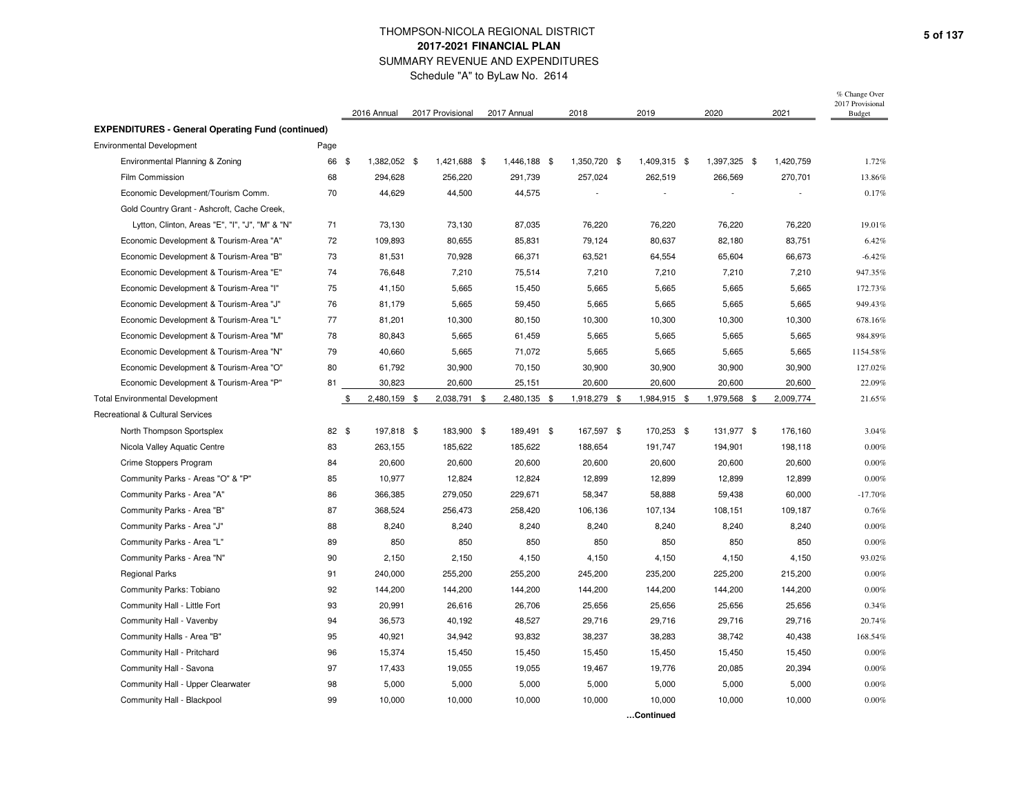# THOMPSON-NICOLA REGIONAL DISTRICT
## 2017-2021 FINANCIAL PLAN
### SUMMARY REVENUE AND EXPENDITURES
Schedule "A" to ByLaw No. 2614

| | Page | 2016 Annual | 2017 Provisional | 2017 Annual | 2018 | 2019 | 2020 | 2021 | % Change Over 2017 Provisional Budget |
|---|---|---|---|---|---|---|---|---|---|
| **EXPENDITURES - General Operating Fund (continued)** | | | | | | | | | |
| Environmental Development | | | | | | | | | |
| Environmental Planning & Zoning | 66 | $ 1,382,052 | $ 1,421,688 | $ 1,446,188 | $ 1,350,720 | $ 1,409,315 | $ 1,397,325 | $ 1,420,759 | 1.72% |
| Film Commission | 68 | 294,628 | 256,220 | 291,739 | 257,024 | 262,519 | 266,569 | 270,701 | 13.86% |
| Economic Development/Tourism Comm. | 70 | 44,629 | 44,500 | 44,575 | - | - | - | - | 0.17% |
| Gold Country Grant - Ashcroft, Cache Creek, Lytton, Clinton, Areas "E", "I", "J", "M" & "N" | 71 | 73,130 | 73,130 | 87,035 | 76,220 | 76,220 | 76,220 | 76,220 | 19.01% |
| Economic Development & Tourism-Area "A" | 72 | 109,893 | 80,655 | 85,831 | 79,124 | 80,637 | 82,180 | 83,751 | 6.42% |
| Economic Development & Tourism-Area "B" | 73 | 81,531 | 70,928 | 66,371 | 63,521 | 64,554 | 65,604 | 66,673 | -6.42% |
| Economic Development & Tourism-Area "E" | 74 | 76,648 | 7,210 | 75,514 | 7,210 | 7,210 | 7,210 | 7,210 | 947.35% |
| Economic Development & Tourism-Area "I" | 75 | 41,150 | 5,665 | 15,450 | 5,665 | 5,665 | 5,665 | 5,665 | 172.73% |
| Economic Development & Tourism-Area "J" | 76 | 81,179 | 5,665 | 59,450 | 5,665 | 5,665 | 5,665 | 5,665 | 949.43% |
| Economic Development & Tourism-Area "L" | 77 | 81,201 | 10,300 | 80,150 | 10,300 | 10,300 | 10,300 | 10,300 | 678.16% |
| Economic Development & Tourism-Area "M" | 78 | 80,843 | 5,665 | 61,459 | 5,665 | 5,665 | 5,665 | 5,665 | 984.89% |
| Economic Development & Tourism-Area "N" | 79 | 40,660 | 5,665 | 71,072 | 5,665 | 5,665 | 5,665 | 5,665 | 1154.58% |
| Economic Development & Tourism-Area "O" | 80 | 61,792 | 30,900 | 70,150 | 30,900 | 30,900 | 30,900 | 30,900 | 127.02% |
| Economic Development & Tourism-Area "P" | 81 | 30,823 | 20,600 | 25,151 | 20,600 | 20,600 | 20,600 | 20,600 | 22.09% |
| Total Environmental Development | | $ 2,480,159 | $ 2,038,791 | $ 2,480,135 | $ 1,918,279 | $ 1,984,915 | $ 1,979,568 | $ 2,009,774 | 21.65% |
| Recreational & Cultural Services | | | | | | | | | |
| North Thompson Sportsplex | 82 | $ 197,818 | $ 183,900 | $ 189,491 | $ 167,597 | $ 170,253 | $ 131,977 | $ 176,160 | 3.04% |
| Nicola Valley Aquatic Centre | 83 | 263,155 | 185,622 | 185,622 | 188,654 | 191,747 | 194,901 | 198,118 | 0.00% |
| Crime Stoppers Program | 84 | 20,600 | 20,600 | 20,600 | 20,600 | 20,600 | 20,600 | 20,600 | 0.00% |
| Community Parks - Areas "O" & "P" | 85 | 10,977 | 12,824 | 12,824 | 12,899 | 12,899 | 12,899 | 12,899 | 0.00% |
| Community Parks - Area "A" | 86 | 366,385 | 279,050 | 229,671 | 58,347 | 58,888 | 59,438 | 60,000 | -17.70% |
| Community Parks - Area "B" | 87 | 368,524 | 256,473 | 258,420 | 106,136 | 107,134 | 108,151 | 109,187 | 0.76% |
| Community Parks - Area "J" | 88 | 8,240 | 8,240 | 8,240 | 8,240 | 8,240 | 8,240 | 8,240 | 0.00% |
| Community Parks - Area "L" | 89 | 850 | 850 | 850 | 850 | 850 | 850 | 850 | 0.00% |
| Community Parks - Area "N" | 90 | 2,150 | 2,150 | 4,150 | 4,150 | 4,150 | 4,150 | 4,150 | 93.02% |
| Regional Parks | 91 | 240,000 | 255,200 | 255,200 | 245,200 | 235,200 | 225,200 | 215,200 | 0.00% |
| Community Parks: Tobiano | 92 | 144,200 | 144,200 | 144,200 | 144,200 | 144,200 | 144,200 | 144,200 | 0.00% |
| Community Hall - Little Fort | 93 | 20,991 | 26,616 | 26,706 | 25,656 | 25,656 | 25,656 | 25,656 | 0.34% |
| Community Hall - Vavenby | 94 | 36,573 | 40,192 | 48,527 | 29,716 | 29,716 | 29,716 | 29,716 | 20.74% |
| Community Halls - Area "B" | 95 | 40,921 | 34,942 | 93,832 | 38,237 | 38,283 | 38,742 | 40,438 | 168.54% |
| Community Hall - Pritchard | 96 | 15,374 | 15,450 | 15,450 | 15,450 | 15,450 | 15,450 | 15,450 | 0.00% |
| Community Hall - Savona | 97 | 17,433 | 19,055 | 19,055 | 19,467 | 19,776 | 20,085 | 20,394 | 0.00% |
| Community Hall - Upper Clearwater | 98 | 5,000 | 5,000 | 5,000 | 5,000 | 5,000 | 5,000 | 5,000 | 0.00% |
| Community Hall - Blackpool | 99 | 10,000 | 10,000 | 10,000 | 10,000 | 10,000 | 10,000 | 10,000 | 0.00% |

**…Continued**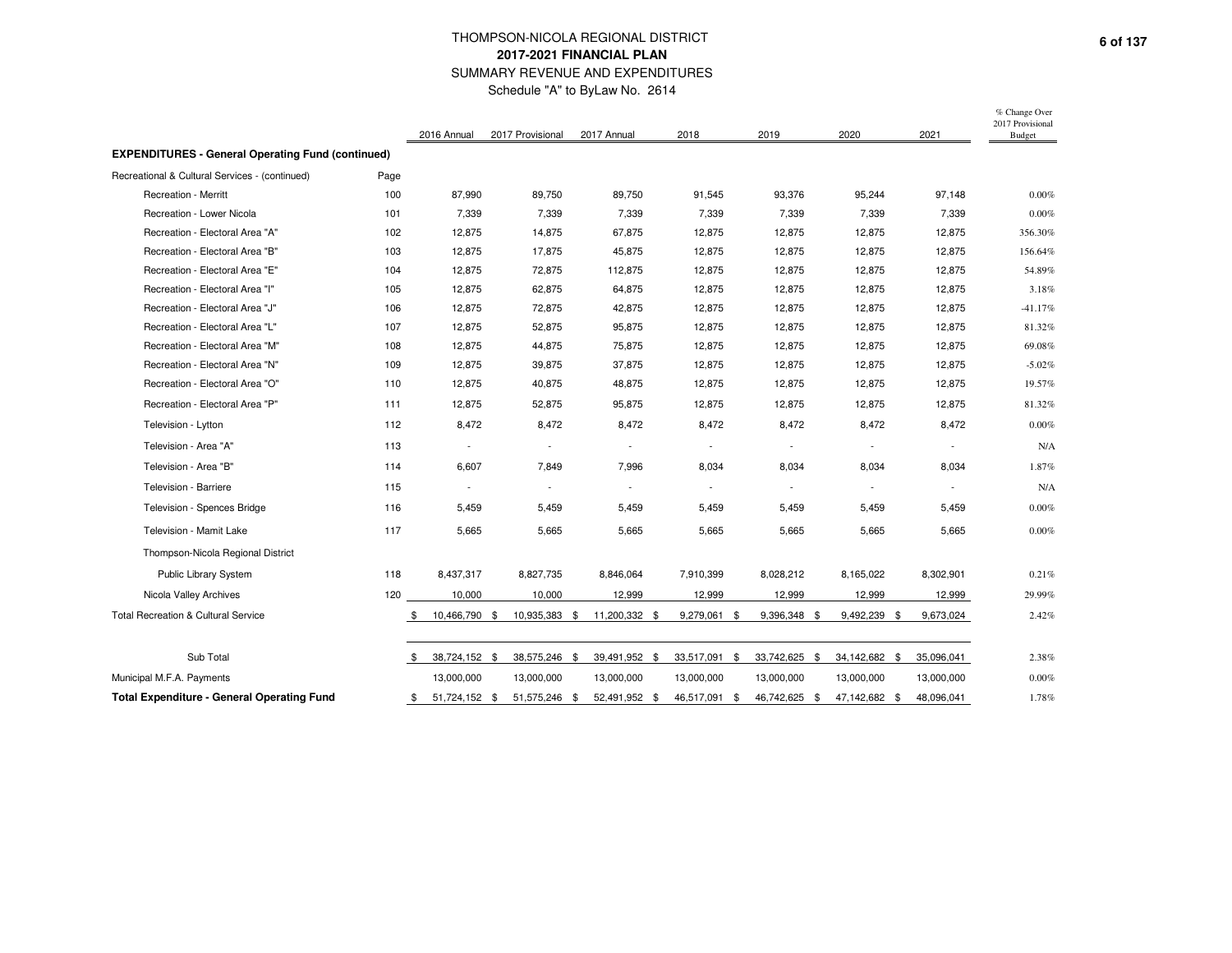# THOMPSON-NICOLA REGIONAL DISTRICT
## 2017-2021 FINANCIAL PLAN
### SUMMARY REVENUE AND EXPENDITURES
Schedule "A" to ByLaw No. 2614

| | | 2016 Annual | 2017 Provisional | 2017 Annual | 2018 | 2019 | 2020 | 2021 | % Change Over 2017 Provisional Budget |
|---|---|---|---|---|---|---|---|---|---|
| **EXPENDITURES - General Operating Fund (continued)** | | | | | | | | | |
| Recreational & Cultural Services - (continued) | Page | | | | | | | | |
| Recreation - Merritt | 100 | 87,990 | 89,750 | 89,750 | 91,545 | 93,376 | 95,244 | 97,148 | 0.00% |
| Recreation - Lower Nicola | 101 | 7,339 | 7,339 | 7,339 | 7,339 | 7,339 | 7,339 | 7,339 | 0.00% |
| Recreation - Electoral Area "A" | 102 | 12,875 | 14,875 | 67,875 | 12,875 | 12,875 | 12,875 | 12,875 | 356.30% |
| Recreation - Electoral Area "B" | 103 | 12,875 | 17,875 | 45,875 | 12,875 | 12,875 | 12,875 | 12,875 | 156.64% |
| Recreation - Electoral Area "E" | 104 | 12,875 | 72,875 | 112,875 | 12,875 | 12,875 | 12,875 | 12,875 | 54.89% |
| Recreation - Electoral Area "I" | 105 | 12,875 | 62,875 | 64,875 | 12,875 | 12,875 | 12,875 | 12,875 | 3.18% |
| Recreation - Electoral Area "J" | 106 | 12,875 | 72,875 | 42,875 | 12,875 | 12,875 | 12,875 | 12,875 | -41.17% |
| Recreation - Electoral Area "L" | 107 | 12,875 | 52,875 | 95,875 | 12,875 | 12,875 | 12,875 | 12,875 | 81.32% |
| Recreation - Electoral Area "M" | 108 | 12,875 | 44,875 | 75,875 | 12,875 | 12,875 | 12,875 | 12,875 | 69.08% |
| Recreation - Electoral Area "N" | 109 | 12,875 | 39,875 | 37,875 | 12,875 | 12,875 | 12,875 | 12,875 | -5.02% |
| Recreation - Electoral Area "O" | 110 | 12,875 | 40,875 | 48,875 | 12,875 | 12,875 | 12,875 | 12,875 | 19.57% |
| Recreation - Electoral Area "P" | 111 | 12,875 | 52,875 | 95,875 | 12,875 | 12,875 | 12,875 | 12,875 | 81.32% |
| Television - Lytton | 112 | 8,472 | 8,472 | 8,472 | 8,472 | 8,472 | 8,472 | 8,472 | 0.00% |
| Television - Area "A" | 113 | - | - | - | - | - | - | - | N/A |
| Television - Area "B" | 114 | 6,607 | 7,849 | 7,996 | 8,034 | 8,034 | 8,034 | 8,034 | 1.87% |
| Television - Barriere | 115 | - | - | - | - | - | - | - | N/A |
| Television - Spences Bridge | 116 | 5,459 | 5,459 | 5,459 | 5,459 | 5,459 | 5,459 | 5,459 | 0.00% |
| Television - Mamit Lake | 117 | 5,665 | 5,665 | 5,665 | 5,665 | 5,665 | 5,665 | 5,665 | 0.00% |
| Thompson-Nicola Regional District | | | | | | | | | |
| Public Library System | 118 | 8,437,317 | 8,827,735 | 8,846,064 | 7,910,399 | 8,028,212 | 8,165,022 | 8,302,901 | 0.21% |
| Nicola Valley Archives | 120 | 10,000 | 10,000 | 12,999 | 12,999 | 12,999 | 12,999 | 12,999 | 29.99% |
| Total Recreation & Cultural Service | | $ 10,466,790 | $ 10,935,383 | $ 11,200,332 | $ 9,279,061 | $ 9,396,348 | $ 9,492,239 | $ 9,673,024 | 2.42% |
| Sub Total | | $ 38,724,152 | $ 38,575,246 | $ 39,491,952 | $ 33,517,091 | $ 33,742,625 | $ 34,142,682 | $ 35,096,041 | 2.38% |
| Municipal M.F.A. Payments | | 13,000,000 | 13,000,000 | 13,000,000 | 13,000,000 | 13,000,000 | 13,000,000 | 13,000,000 | 0.00% |
| **Total Expenditure - General Operating Fund** | | $ 51,724,152 | $ 51,575,246 | $ 52,491,952 | $ 46,517,091 | $ 46,742,625 | $ 47,142,682 | $ 48,096,041 | 1.78% |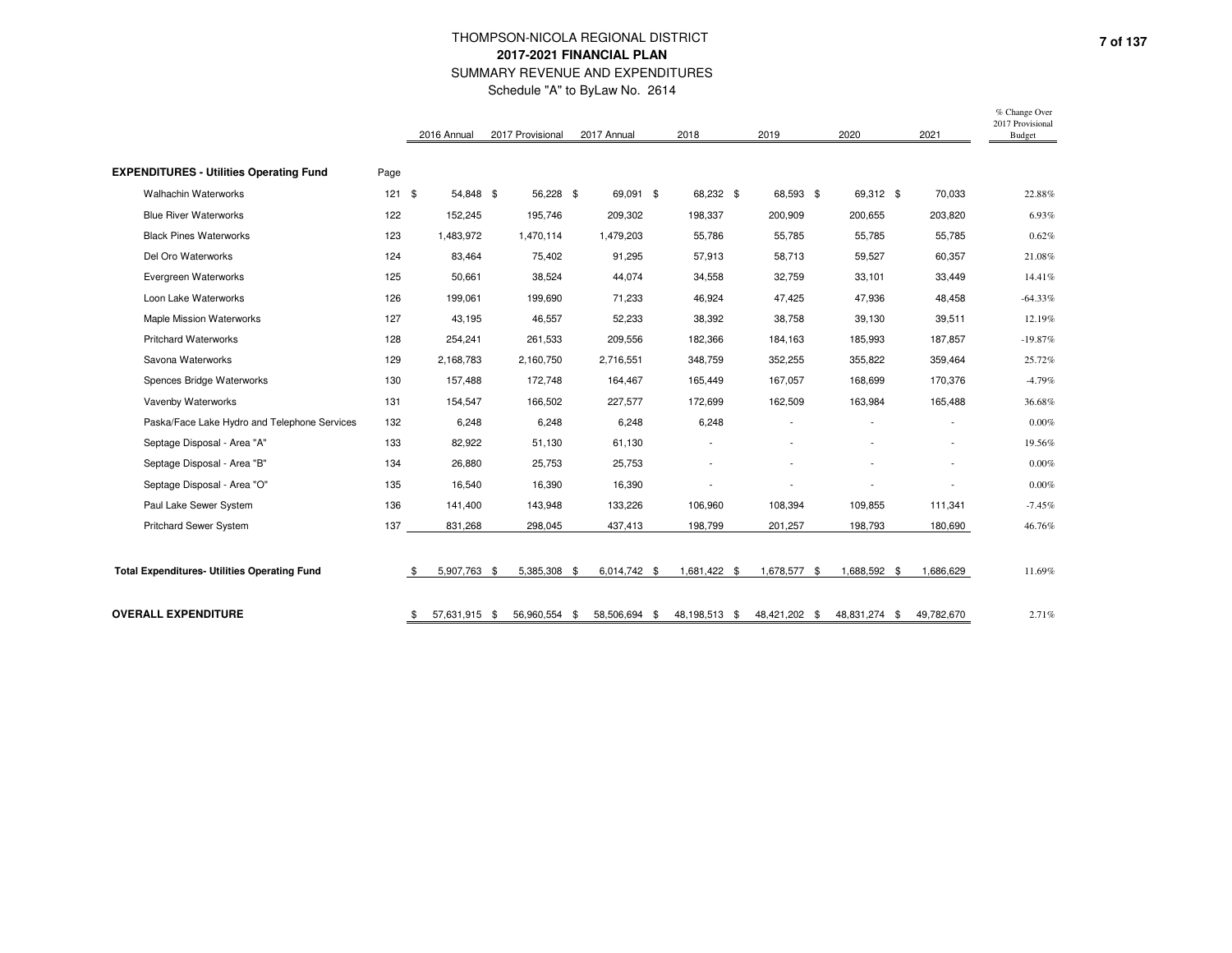# THOMPSON-NICOLA REGIONAL DISTRICT
## 2017-2021 FINANCIAL PLAN
SUMMARY REVENUE AND EXPENDITURES

Schedule "A" to ByLaw No. 2614

| | | 2016 Annual | 2017 Provisional | 2017 Annual | 2018 | 2019 | 2020 | 2021 | % Change Over 2017 Provisional Budget |
|---|---|---|---|---|---|---|---|---|---|
| **EXPENDITURES - Utilities Operating Fund** | Page | | | | | | | | |
| Walhachin Waterworks | 121 | $ 54,848 | $ 56,228 | $ 69,091 | $ 68,232 | $ 68,593 | $ 69,312 | $ 70,033 | 22.88% |
| Blue River Waterworks | 122 | 152,245 | 195,746 | 209,302 | 198,337 | 200,909 | 200,655 | 203,820 | 6.93% |
| Black Pines Waterworks | 123 | 1,483,972 | 1,470,114 | 1,479,203 | 55,786 | 55,785 | 55,785 | 55,785 | 0.62% |
| Del Oro Waterworks | 124 | 83,464 | 75,402 | 91,295 | 57,913 | 58,713 | 59,527 | 60,357 | 21.08% |
| Evergreen Waterworks | 125 | 50,661 | 38,524 | 44,074 | 34,558 | 32,759 | 33,101 | 33,449 | 14.41% |
| Loon Lake Waterworks | 126 | 199,061 | 199,690 | 71,233 | 46,924 | 47,425 | 47,936 | 48,458 | -64.33% |
| Maple Mission Waterworks | 127 | 43,195 | 46,557 | 52,233 | 38,392 | 38,758 | 39,130 | 39,511 | 12.19% |
| Pritchard Waterworks | 128 | 254,241 | 261,533 | 209,556 | 182,366 | 184,163 | 185,993 | 187,857 | -19.87% |
| Savona Waterworks | 129 | 2,168,783 | 2,160,750 | 2,716,551 | 348,759 | 352,255 | 355,822 | 359,464 | 25.72% |
| Spences Bridge Waterworks | 130 | 157,488 | 172,748 | 164,467 | 165,449 | 167,057 | 168,699 | 170,376 | -4.79% |
| Vavenby Waterworks | 131 | 154,547 | 166,502 | 227,577 | 172,699 | 162,509 | 163,984 | 165,488 | 36.68% |
| Paska/Face Lake Hydro and Telephone Services | 132 | 6,248 | 6,248 | 6,248 | 6,248 | - | - | - | 0.00% |
| Septage Disposal - Area "A" | 133 | 82,922 | 51,130 | 61,130 | - | - | - | - | 19.56% |
| Septage Disposal - Area "B" | 134 | 26,880 | 25,753 | 25,753 | - | - | - | - | 0.00% |
| Septage Disposal - Area "O" | 135 | 16,540 | 16,390 | 16,390 | - | - | - | - | 0.00% |
| Paul Lake Sewer System | 136 | 141,400 | 143,948 | 133,226 | 106,960 | 108,394 | 109,855 | 111,341 | -7.45% |
| Pritchard Sewer System | 137 | 831,268 | 298,045 | 437,413 | 198,799 | 201,257 | 198,793 | 180,690 | 46.76% |
| **Total Expenditures- Utilities Operating Fund** | | $ 5,907,763 | $ 5,385,308 | $ 6,014,742 | $ 1,681,422 | $ 1,678,577 | $ 1,688,592 | $ 1,686,629 | 11.69% |
| **OVERALL EXPENDITURE** | | $ 57,631,915 | $ 56,960,554 | $ 58,506,694 | $ 48,198,513 | $ 48,421,202 | $ 48,831,274 | $ 49,782,670 | 2.71% |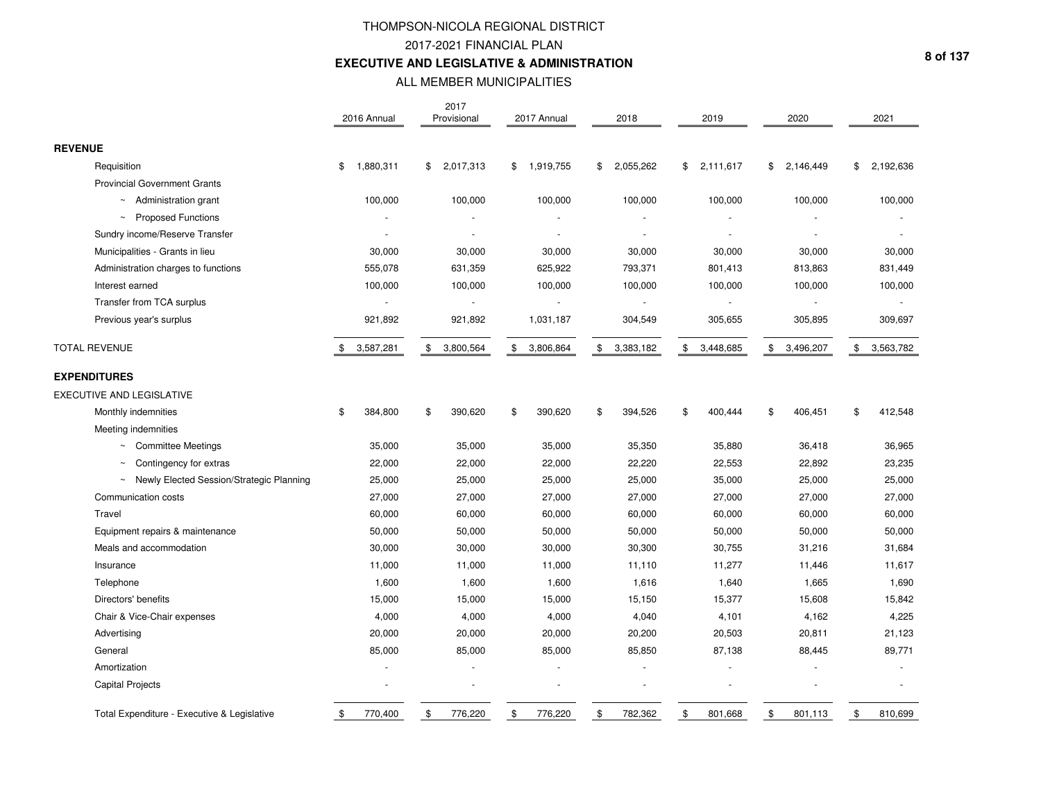# THOMPSON-NICOLA REGIONAL DISTRICT

## 2017-2021 FINANCIAL PLAN

### EXECUTIVE AND LEGISLATIVE & ADMINISTRATION

ALL MEMBER MUNICIPALITIES

| | 2016 Annual | 2017 Provisional | 2017 Annual | 2018 | 2019 | 2020 | 2021 |
|---|---|---|---|---|---|---|---|
| **REVENUE** | | | | | | | |
| Requisition | $ 1,880,311 | $ 2,017,313 | $ 1,919,755 | $ 2,055,262 | $ 2,111,617 | $ 2,146,449 | $ 2,192,636 |
| Provincial Government Grants | | | | | | | |
| ~ Administration grant | 100,000 | 100,000 | 100,000 | 100,000 | 100,000 | 100,000 | 100,000 |
| ~ Proposed Functions | - | - | - | - | - | - | - |
| Sundry income/Reserve Transfer | - | - | - | - | - | - | - |
| Municipalities - Grants in lieu | 30,000 | 30,000 | 30,000 | 30,000 | 30,000 | 30,000 | 30,000 |
| Administration charges to functions | 555,078 | 631,359 | 625,922 | 793,371 | 801,413 | 813,863 | 831,449 |
| Interest earned | 100,000 | 100,000 | 100,000 | 100,000 | 100,000 | 100,000 | 100,000 |
| Transfer from TCA surplus | - | - | - | - | - | - | - |
| Previous year's surplus | 921,892 | 921,892 | 1,031,187 | 304,549 | 305,655 | 305,895 | 309,697 |
| TOTAL REVENUE | $ 3,587,281 | $ 3,800,564 | $ 3,806,864 | $ 3,383,182 | $ 3,448,685 | $ 3,496,207 | $ 3,563,782 |
| **EXPENDITURES** | | | | | | | |
| EXECUTIVE AND LEGISLATIVE | | | | | | | |
| Monthly indemnities | $ 384,800 | $ 390,620 | $ 390,620 | $ 394,526 | $ 400,444 | $ 406,451 | $ 412,548 |
| Meeting indemnities | | | | | | | |
| ~ Committee Meetings | 35,000 | 35,000 | 35,000 | 35,350 | 35,880 | 36,418 | 36,965 |
| ~ Contingency for extras | 22,000 | 22,000 | 22,000 | 22,220 | 22,553 | 22,892 | 23,235 |
| ~ Newly Elected Session/Strategic Planning | 25,000 | 25,000 | 25,000 | 25,000 | 35,000 | 25,000 | 25,000 |
| Communication costs | 27,000 | 27,000 | 27,000 | 27,000 | 27,000 | 27,000 | 27,000 |
| Travel | 60,000 | 60,000 | 60,000 | 60,000 | 60,000 | 60,000 | 60,000 |
| Equipment repairs & maintenance | 50,000 | 50,000 | 50,000 | 50,000 | 50,000 | 50,000 | 50,000 |
| Meals and accommodation | 30,000 | 30,000 | 30,000 | 30,300 | 30,755 | 31,216 | 31,684 |
| Insurance | 11,000 | 11,000 | 11,000 | 11,110 | 11,277 | 11,446 | 11,617 |
| Telephone | 1,600 | 1,600 | 1,600 | 1,616 | 1,640 | 1,665 | 1,690 |
| Directors' benefits | 15,000 | 15,000 | 15,000 | 15,150 | 15,377 | 15,608 | 15,842 |
| Chair & Vice-Chair expenses | 4,000 | 4,000 | 4,000 | 4,040 | 4,101 | 4,162 | 4,225 |
| Advertising | 20,000 | 20,000 | 20,000 | 20,200 | 20,503 | 20,811 | 21,123 |
| General | 85,000 | 85,000 | 85,000 | 85,850 | 87,138 | 88,445 | 89,771 |
| Amortization | - | - | - | - | - | - | - |
| Capital Projects | - | - | - | - | - | - | - |
| Total Expenditure - Executive & Legislative | $ 770,400 | $ 776,220 | $ 776,220 | $ 782,362 | $ 801,668 | $ 801,113 | $ 810,699 |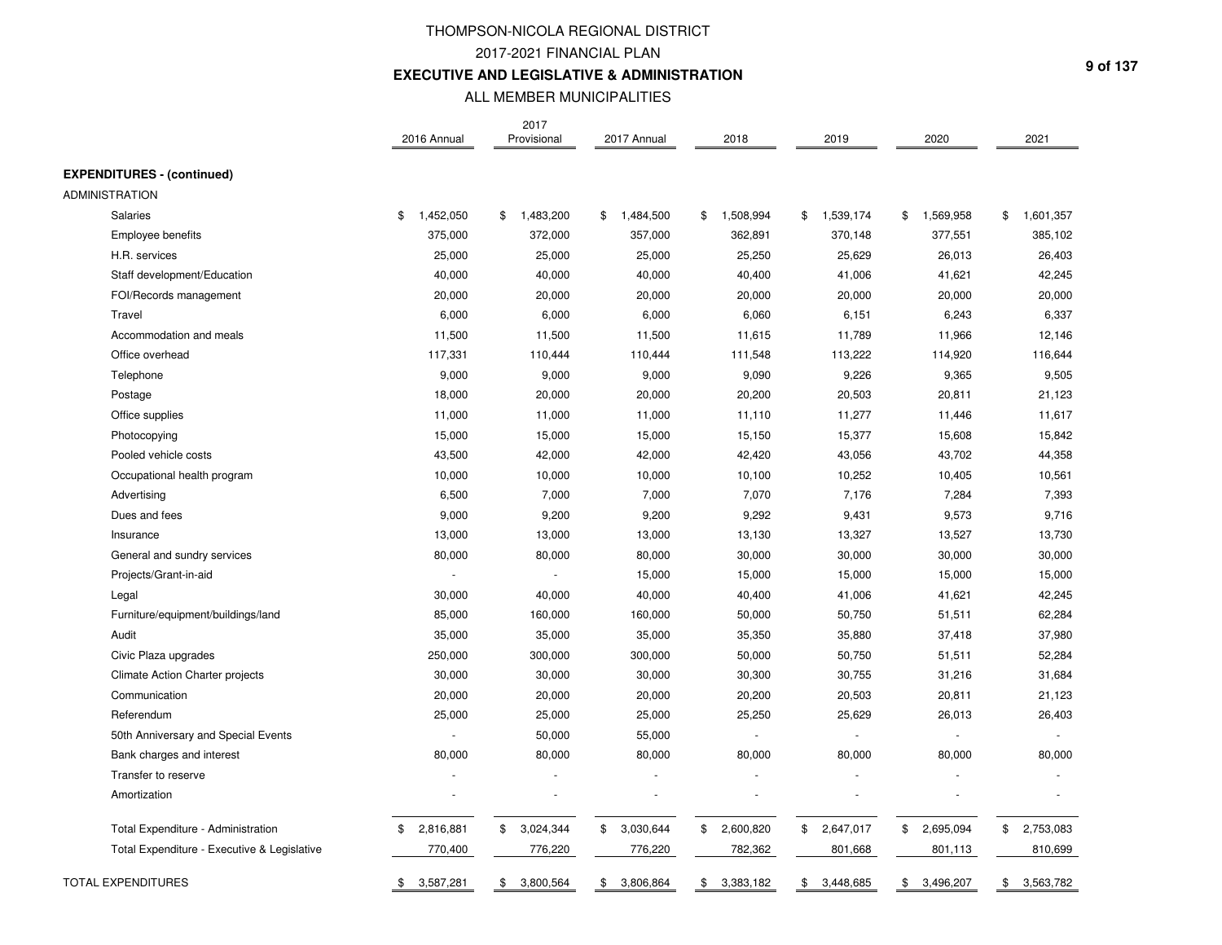# THOMPSON-NICOLA REGIONAL DISTRICT

## 2017-2021 FINANCIAL PLAN

## EXECUTIVE AND LEGISLATIVE & ADMINISTRATION

### ALL MEMBER MUNICIPALITIES

| | 2016 Annual | 2017 Provisional | 2017 Annual | 2018 | 2019 | 2020 | 2021 |
|---|---|---|---|---|---|---|---|
| **EXPENDITURES - (continued)** | | | | | | | |
| ADMINISTRATION | | | | | | | |
| Salaries | $ 1,452,050 | $ 1,483,200 | $ 1,484,500 | $ 1,508,994 | $ 1,539,174 | $ 1,569,958 | $ 1,601,357 |
| Employee benefits | 375,000 | 372,000 | 357,000 | 362,891 | 370,148 | 377,551 | 385,102 |
| H.R. services | 25,000 | 25,000 | 25,000 | 25,250 | 25,629 | 26,013 | 26,403 |
| Staff development/Education | 40,000 | 40,000 | 40,000 | 40,400 | 41,006 | 41,621 | 42,245 |
| FOI/Records management | 20,000 | 20,000 | 20,000 | 20,000 | 20,000 | 20,000 | 20,000 |
| Travel | 6,000 | 6,000 | 6,000 | 6,060 | 6,151 | 6,243 | 6,337 |
| Accommodation and meals | 11,500 | 11,500 | 11,500 | 11,615 | 11,789 | 11,966 | 12,146 |
| Office overhead | 117,331 | 110,444 | 110,444 | 111,548 | 113,222 | 114,920 | 116,644 |
| Telephone | 9,000 | 9,000 | 9,000 | 9,090 | 9,226 | 9,365 | 9,505 |
| Postage | 18,000 | 20,000 | 20,000 | 20,200 | 20,503 | 20,811 | 21,123 |
| Office supplies | 11,000 | 11,000 | 11,000 | 11,110 | 11,277 | 11,446 | 11,617 |
| Photocopying | 15,000 | 15,000 | 15,000 | 15,150 | 15,377 | 15,608 | 15,842 |
| Pooled vehicle costs | 43,500 | 42,000 | 42,000 | 42,420 | 43,056 | 43,702 | 44,358 |
| Occupational health program | 10,000 | 10,000 | 10,000 | 10,100 | 10,252 | 10,405 | 10,561 |
| Advertising | 6,500 | 7,000 | 7,000 | 7,070 | 7,176 | 7,284 | 7,393 |
| Dues and fees | 9,000 | 9,200 | 9,200 | 9,292 | 9,431 | 9,573 | 9,716 |
| Insurance | 13,000 | 13,000 | 13,000 | 13,130 | 13,327 | 13,527 | 13,730 |
| General and sundry services | 80,000 | 80,000 | 80,000 | 30,000 | 30,000 | 30,000 | 30,000 |
| Projects/Grant-in-aid | - | - | 15,000 | 15,000 | 15,000 | 15,000 | 15,000 |
| Legal | 30,000 | 40,000 | 40,000 | 40,400 | 41,006 | 41,621 | 42,245 |
| Furniture/equipment/buildings/land | 85,000 | 160,000 | 160,000 | 50,000 | 50,750 | 51,511 | 62,284 |
| Audit | 35,000 | 35,000 | 35,000 | 35,350 | 35,880 | 37,418 | 37,980 |
| Civic Plaza upgrades | 250,000 | 300,000 | 300,000 | 50,000 | 50,750 | 51,511 | 52,284 |
| Climate Action Charter projects | 30,000 | 30,000 | 30,000 | 30,300 | 30,755 | 31,216 | 31,684 |
| Communication | 20,000 | 20,000 | 20,000 | 20,200 | 20,503 | 20,811 | 21,123 |
| Referendum | 25,000 | 25,000 | 25,000 | 25,250 | 25,629 | 26,013 | 26,403 |
| 50th Anniversary and Special Events | - | 50,000 | 55,000 | - | - | - | - |
| Bank charges and interest | 80,000 | 80,000 | 80,000 | 80,000 | 80,000 | 80,000 | 80,000 |
| Transfer to reserve | - | - | - | - | - | - | - |
| Amortization | - | - | - | - | - | - | - |
| Total Expenditure - Administration | $ 2,816,881 | $ 3,024,344 | $ 3,030,644 | $ 2,600,820 | $ 2,647,017 | $ 2,695,094 | $ 2,753,083 |
| Total Expenditure - Executive & Legislative | 770,400 | 776,220 | 776,220 | 782,362 | 801,668 | 801,113 | 810,699 |
| TOTAL EXPENDITURES | $ 3,587,281 | $ 3,800,564 | $ 3,806,864 | $ 3,383,182 | $ 3,448,685 | $ 3,496,207 | $ 3,563,782 |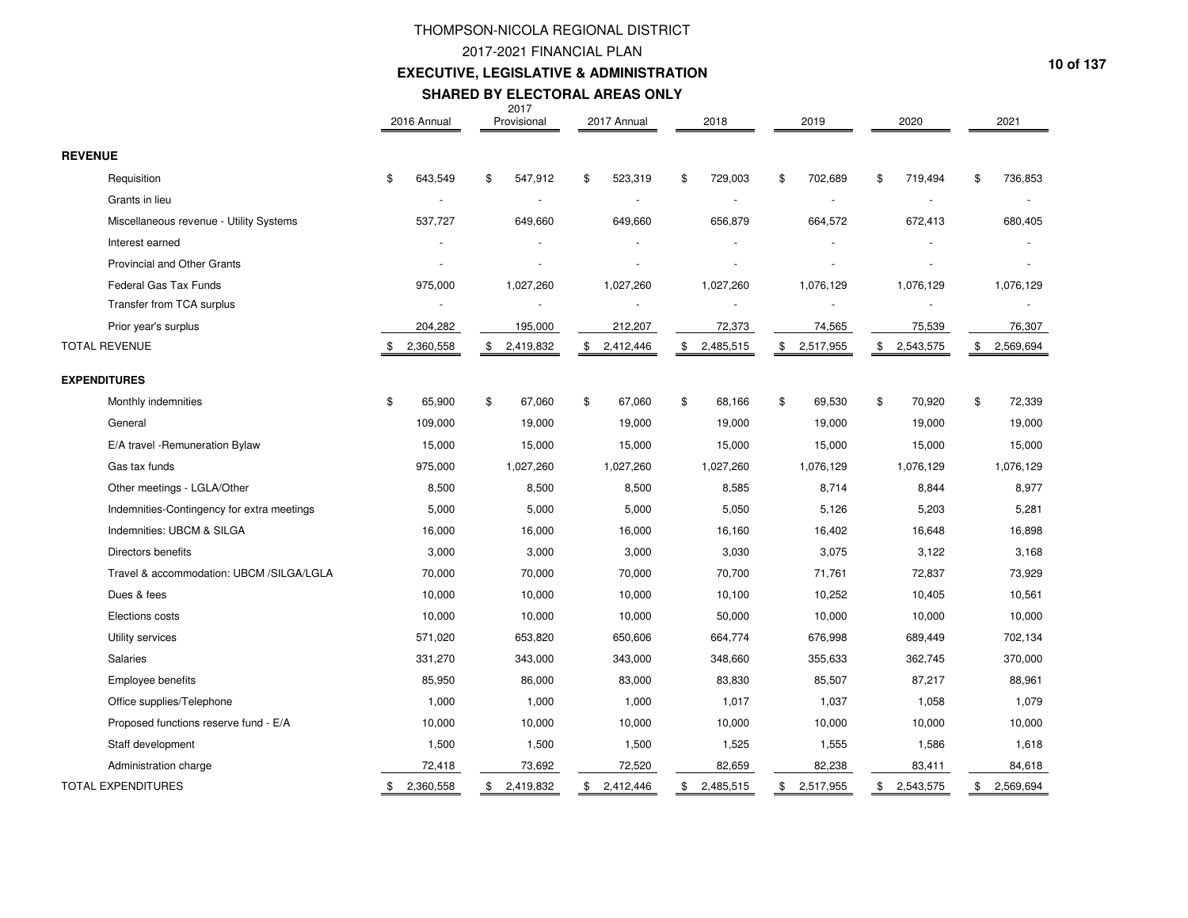# THOMPSON-NICOLA REGIONAL DISTRICT

## 2017-2021 FINANCIAL PLAN

## EXECUTIVE, LEGISLATIVE & ADMINISTRATION

### SHARED BY ELECTORAL AREAS ONLY

| | 2016 Annual | 2017 Provisional | 2017 Annual | 2018 | 2019 | 2020 | 2021 |
|---|---|---|---|---|---|---|---|
| **REVENUE** | | | | | | | |
| Requisition | $ 643,549 | $ 547,912 | $ 523,319 | $ 729,003 | $ 702,689 | $ 719,494 | $ 736,853 |
| Grants in lieu | - | - | - | - | - | - | - |
| Miscellaneous revenue - Utility Systems | 537,727 | 649,660 | 649,660 | 656,879 | 664,572 | 672,413 | 680,405 |
| Interest earned | - | - | - | - | - | - | - |
| Provincial and Other Grants | - | - | - | - | - | - | - |
| Federal Gas Tax Funds | 975,000 | 1,027,260 | 1,027,260 | 1,027,260 | 1,076,129 | 1,076,129 | 1,076,129 |
| Transfer from TCA surplus | - | - | - | - | - | - | - |
| Prior year's surplus | 204,282 | 195,000 | 212,207 | 72,373 | 74,565 | 75,539 | 76,307 |
| TOTAL REVENUE | $ 2,360,558 | $ 2,419,832 | $ 2,412,446 | $ 2,485,515 | $ 2,517,955 | $ 2,543,575 | $ 2,569,694 |
| **EXPENDITURES** | | | | | | | |
| Monthly indemnities | $ 65,900 | $ 67,060 | $ 67,060 | $ 68,166 | $ 69,530 | $ 70,920 | $ 72,339 |
| General | 109,000 | 19,000 | 19,000 | 19,000 | 19,000 | 19,000 | 19,000 |
| E/A travel -Remuneration Bylaw | 15,000 | 15,000 | 15,000 | 15,000 | 15,000 | 15,000 | 15,000 |
| Gas tax funds | 975,000 | 1,027,260 | 1,027,260 | 1,027,260 | 1,076,129 | 1,076,129 | 1,076,129 |
| Other meetings - LGLA/Other | 8,500 | 8,500 | 8,500 | 8,585 | 8,714 | 8,844 | 8,977 |
| Indemnities-Contingency for extra meetings | 5,000 | 5,000 | 5,000 | 5,050 | 5,126 | 5,203 | 5,281 |
| Indemnities: UBCM & SILGA | 16,000 | 16,000 | 16,000 | 16,160 | 16,402 | 16,648 | 16,898 |
| Directors benefits | 3,000 | 3,000 | 3,000 | 3,030 | 3,075 | 3,122 | 3,168 |
| Travel & accommodation: UBCM /SILGA/LGLA | 70,000 | 70,000 | 70,000 | 70,700 | 71,761 | 72,837 | 73,929 |
| Dues & fees | 10,000 | 10,000 | 10,000 | 10,100 | 10,252 | 10,405 | 10,561 |
| Elections costs | 10,000 | 10,000 | 10,000 | 50,000 | 10,000 | 10,000 | 10,000 |
| Utility services | 571,020 | 653,820 | 650,606 | 664,774 | 676,998 | 689,449 | 702,134 |
| Salaries | 331,270 | 343,000 | 343,000 | 348,660 | 355,633 | 362,745 | 370,000 |
| Employee benefits | 85,950 | 86,000 | 83,000 | 83,830 | 85,507 | 87,217 | 88,961 |
| Office supplies/Telephone | 1,000 | 1,000 | 1,000 | 1,017 | 1,037 | 1,058 | 1,079 |
| Proposed functions reserve fund - E/A | 10,000 | 10,000 | 10,000 | 10,000 | 10,000 | 10,000 | 10,000 |
| Staff development | 1,500 | 1,500 | 1,500 | 1,525 | 1,555 | 1,586 | 1,618 |
| Administration charge | 72,418 | 73,692 | 72,520 | 82,659 | 82,238 | 83,411 | 84,618 |
| TOTAL EXPENDITURES | $ 2,360,558 | $ 2,419,832 | $ 2,412,446 | $ 2,485,515 | $ 2,517,955 | $ 2,543,575 | $ 2,569,694 |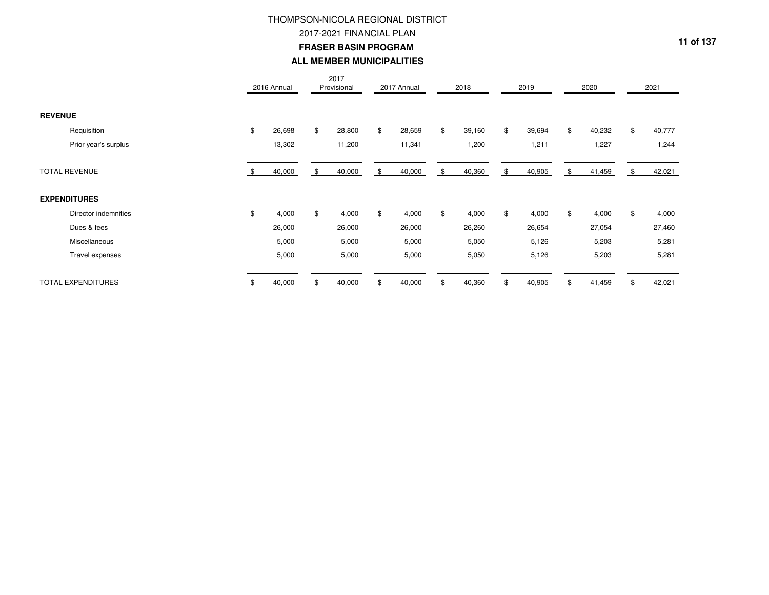# THOMPSON-NICOLA REGIONAL DISTRICT

## 2017-2021 FINANCIAL PLAN

## FRASER BASIN PROGRAM

## ALL MEMBER MUNICIPALITIES

| | 2016 Annual | 2017 Provisional | 2017 Annual | 2018 | 2019 | 2020 | 2021 |
|---|---|---|---|---|---|---|---|
| **REVENUE** | | | | | | | |
| Requisition | $ 26,698 | $ 28,800 | $ 28,659 | $ 39,160 | $ 39,694 | $ 40,232 | $ 40,777 |
| Prior year's surplus | 13,302 | 11,200 | 11,341 | 1,200 | 1,211 | 1,227 | 1,244 |
| TOTAL REVENUE | $ 40,000 | $ 40,000 | $ 40,000 | $ 40,360 | $ 40,905 | $ 41,459 | $ 42,021 |
| **EXPENDITURES** | | | | | | | |
| Director indemnities | $ 4,000 | $ 4,000 | $ 4,000 | $ 4,000 | $ 4,000 | $ 4,000 | $ 4,000 |
| Dues & fees | 26,000 | 26,000 | 26,000 | 26,260 | 26,654 | 27,054 | 27,460 |
| Miscellaneous | 5,000 | 5,000 | 5,000 | 5,050 | 5,126 | 5,203 | 5,281 |
| Travel expenses | 5,000 | 5,000 | 5,000 | 5,050 | 5,126 | 5,203 | 5,281 |
| TOTAL EXPENDITURES | $ 40,000 | $ 40,000 | $ 40,000 | $ 40,360 | $ 40,905 | $ 41,459 | $ 42,021 |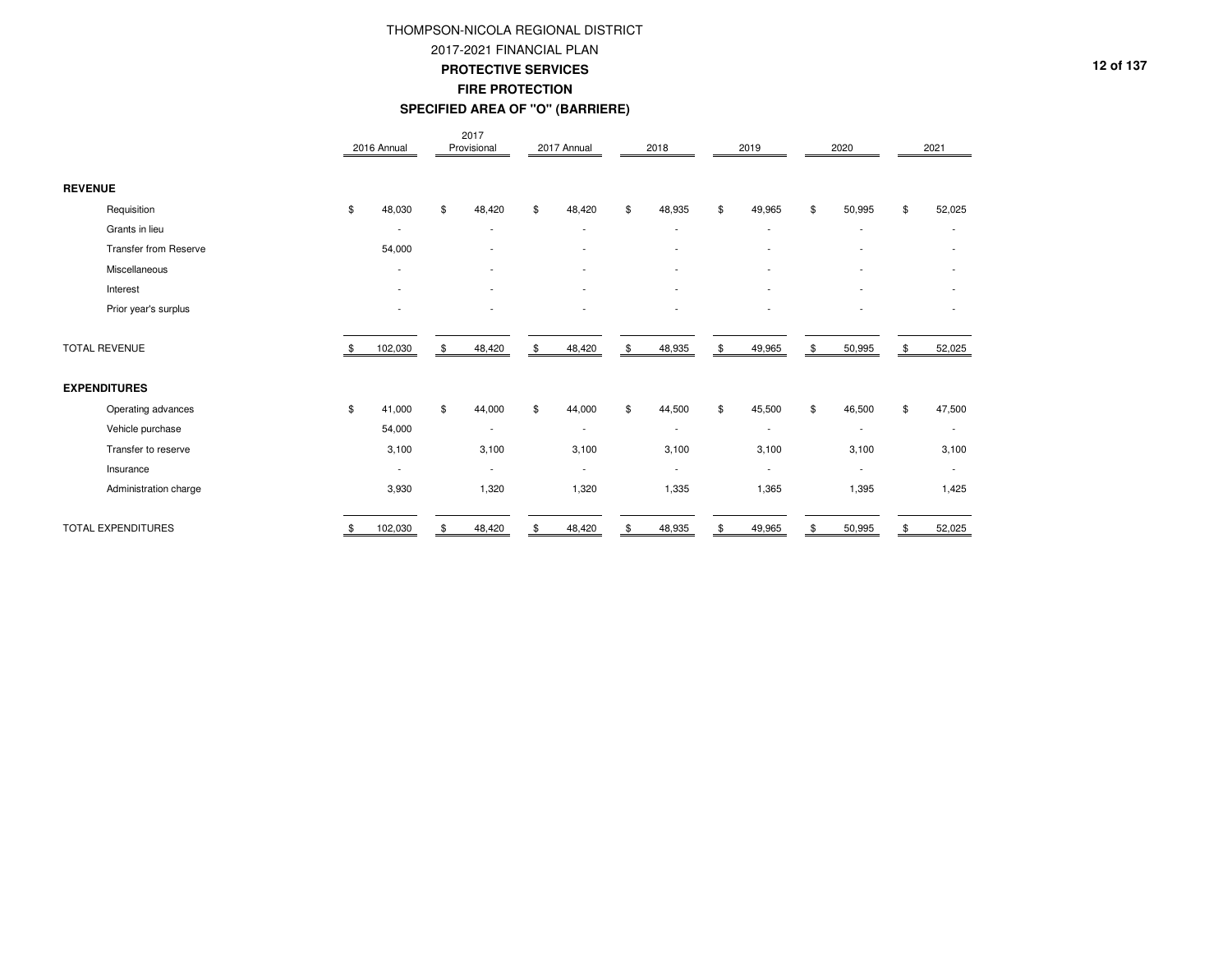# THOMPSON-NICOLA REGIONAL DISTRICT

## 2017-2021 FINANCIAL PLAN

### PROTECTIVE SERVICES

### FIRE PROTECTION

### SPECIFIED AREA OF "O" (BARRIERE)

| | 2016 Annual | 2017 Provisional | 2017 Annual | 2018 | 2019 | 2020 | 2021 |
|---|---|---|---|---|---|---|---|
| **REVENUE** | | | | | | | |
| Requisition | $ 48,030 | $ 48,420 | $ 48,420 | $ 48,935 | $ 49,965 | $ 50,995 | $ 52,025 |
| Grants in lieu | - | - | - | - | - | - | - |
| Transfer from Reserve | 54,000 | - | - | - | - | - | - |
| Miscellaneous | - | - | - | - | - | - | - |
| Interest | - | - | - | - | - | - | - |
| Prior year's surplus | - | - | - | - | - | - | - |
| TOTAL REVENUE | $ 102,030 | $ 48,420 | $ 48,420 | $ 48,935 | $ 49,965 | $ 50,995 | $ 52,025 |
| **EXPENDITURES** | | | | | | | |
| Operating advances | $ 41,000 | $ 44,000 | $ 44,000 | $ 44,500 | $ 45,500 | $ 46,500 | $ 47,500 |
| Vehicle purchase | 54,000 | - | - | - | - | - | - |
| Transfer to reserve | 3,100 | 3,100 | 3,100 | 3,100 | 3,100 | 3,100 | 3,100 |
| Insurance | - | - | - | - | - | - | - |
| Administration charge | 3,930 | 1,320 | 1,320 | 1,335 | 1,365 | 1,395 | 1,425 |
| TOTAL EXPENDITURES | $ 102,030 | $ 48,420 | $ 48,420 | $ 48,935 | $ 49,965 | $ 50,995 | $ 52,025 |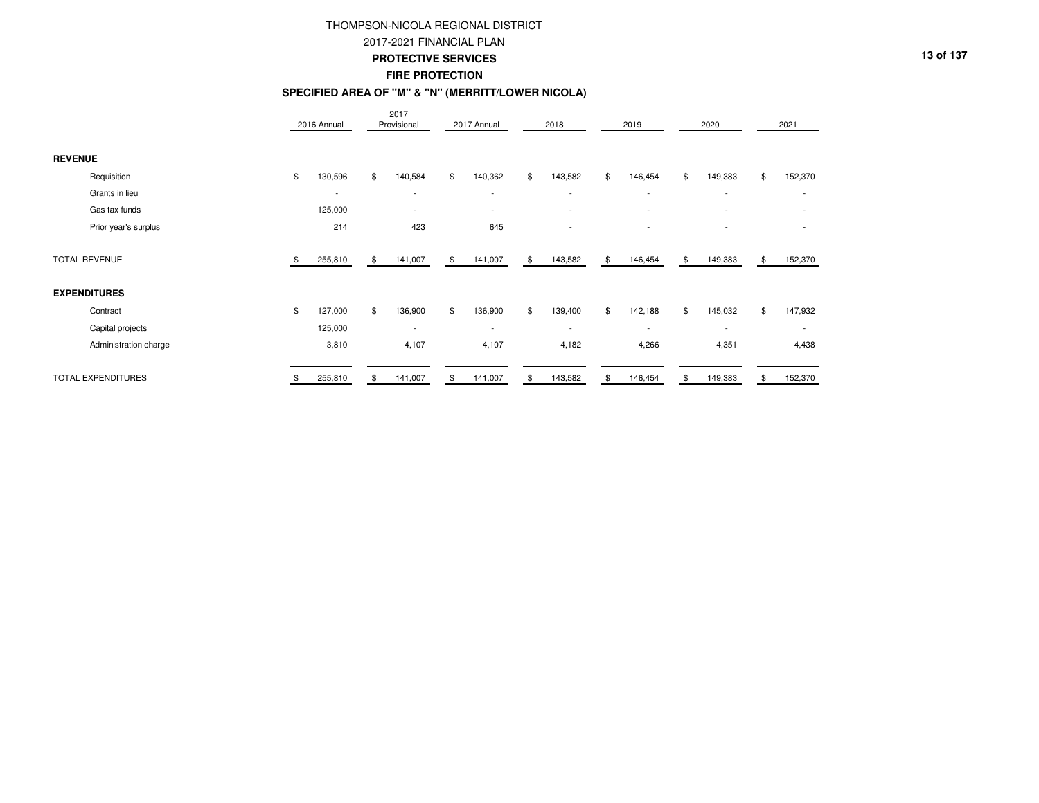# THOMPSON-NICOLA REGIONAL DISTRICT

## 2017-2021 FINANCIAL PLAN

### PROTECTIVE SERVICES

### FIRE PROTECTION

### SPECIFIED AREA OF "M" & "N" (MERRITT/LOWER NICOLA)

| | 2016 Annual | 2017 Provisional | 2017 Annual | 2018 | 2019 | 2020 | 2021 |
|---|---|---|---|---|---|---|---|
| **REVENUE** | | | | | | | |
| Requisition | $ 130,596 | $ 140,584 | $ 140,362 | $ 143,582 | $ 146,454 | $ 149,383 | $ 152,370 |
| Grants in lieu | - | - | - | - | - | - | - |
| Gas tax funds | 125,000 | - | - | - | - | - | - |
| Prior year's surplus | 214 | 423 | 645 | - | - | - | - |
| TOTAL REVENUE | $ 255,810 | $ 141,007 | $ 141,007 | $ 143,582 | $ 146,454 | $ 149,383 | $ 152,370 |
| **EXPENDITURES** | | | | | | | |
| Contract | $ 127,000 | $ 136,900 | $ 136,900 | $ 139,400 | $ 142,188 | $ 145,032 | $ 147,932 |
| Capital projects | 125,000 | - | - | - | - | - | - |
| Administration charge | 3,810 | 4,107 | 4,107 | 4,182 | 4,266 | 4,351 | 4,438 |
| TOTAL EXPENDITURES | $ 255,810 | $ 141,007 | $ 141,007 | $ 143,582 | $ 146,454 | $ 149,383 | $ 152,370 |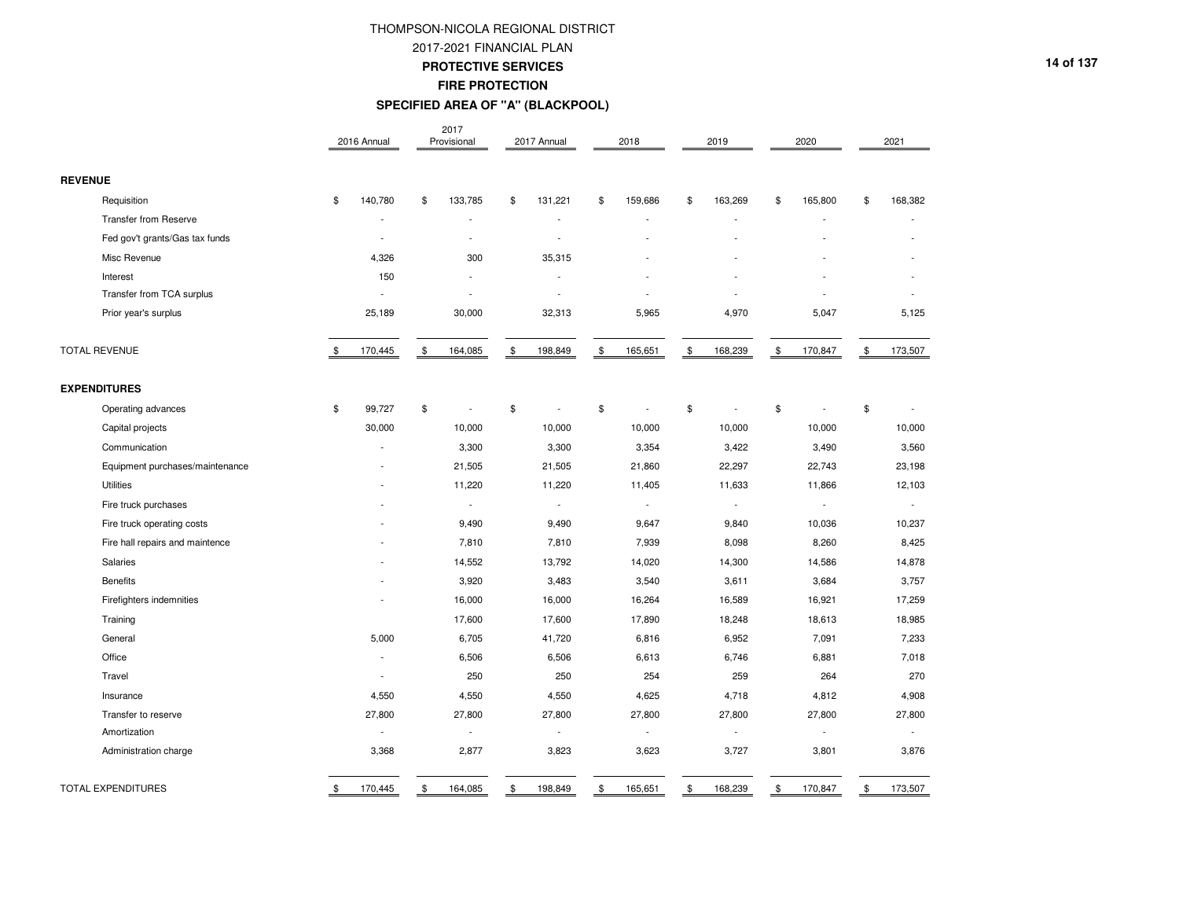# THOMPSON-NICOLA REGIONAL DISTRICT
## 2017-2021 FINANCIAL PLAN
### PROTECTIVE SERVICES
### FIRE PROTECTION
### SPECIFIED AREA OF "A" (BLACKPOOL)

| | 2016 Annual | 2017 Provisional | 2017 Annual | 2018 | 2019 | 2020 | 2021 |
|---|---|---|---|---|---|---|---|
| **REVENUE** | | | | | | | |
| Requisition | $ 140,780 | $ 133,785 | $ 131,221 | $ 159,686 | $ 163,269 | $ 165,800 | $ 168,382 |
| Transfer from Reserve | - | - | - | - | - | - | - |
| Fed gov't grants/Gas tax funds | - | - | - | - | - | - | - |
| Misc Revenue | 4,326 | 300 | 35,315 | - | - | - | - |
| Interest | 150 | - | - | - | - | - | - |
| Transfer from TCA surplus | - | - | - | - | - | - | - |
| Prior year's surplus | 25,189 | 30,000 | 32,313 | 5,965 | 4,970 | 5,047 | 5,125 |
| TOTAL REVENUE | $ 170,445 | $ 164,085 | $ 198,849 | $ 165,651 | $ 168,239 | $ 170,847 | $ 173,507 |
| **EXPENDITURES** | | | | | | | |
| Operating advances | $ 99,727 | $ - | $ - | $ - | $ - | $ - | $ - |
| Capital projects | 30,000 | 10,000 | 10,000 | 10,000 | 10,000 | 10,000 | 10,000 |
| Communication | - | 3,300 | 3,300 | 3,354 | 3,422 | 3,490 | 3,560 |
| Equipment purchases/maintenance | - | 21,505 | 21,505 | 21,860 | 22,297 | 22,743 | 23,198 |
| Utilities | - | 11,220 | 11,220 | 11,405 | 11,633 | 11,866 | 12,103 |
| Fire truck purchases | - | - | - | - | - | - | - |
| Fire truck operating costs | - | 9,490 | 9,490 | 9,647 | 9,840 | 10,036 | 10,237 |
| Fire hall repairs and maintence | - | 7,810 | 7,810 | 7,939 | 8,098 | 8,260 | 8,425 |
| Salaries | - | 14,552 | 13,792 | 14,020 | 14,300 | 14,586 | 14,878 |
| Benefits | - | 3,920 | 3,483 | 3,540 | 3,611 | 3,684 | 3,757 |
| Firefighters indemnities | - | 16,000 | 16,000 | 16,264 | 16,589 | 16,921 | 17,259 |
| Training | | 17,600 | 17,600 | 17,890 | 18,248 | 18,613 | 18,985 |
| General | 5,000 | 6,705 | 41,720 | 6,816 | 6,952 | 7,091 | 7,233 |
| Office | - | 6,506 | 6,506 | 6,613 | 6,746 | 6,881 | 7,018 |
| Travel | - | 250 | 250 | 254 | 259 | 264 | 270 |
| Insurance | 4,550 | 4,550 | 4,550 | 4,625 | 4,718 | 4,812 | 4,908 |
| Transfer to reserve | 27,800 | 27,800 | 27,800 | 27,800 | 27,800 | 27,800 | 27,800 |
| Amortization | - | - | - | - | - | - | - |
| Administration charge | 3,368 | 2,877 | 3,823 | 3,623 | 3,727 | 3,801 | 3,876 |
| TOTAL EXPENDITURES | $ 170,445 | $ 164,085 | $ 198,849 | $ 165,651 | $ 168,239 | $ 170,847 | $ 173,507 |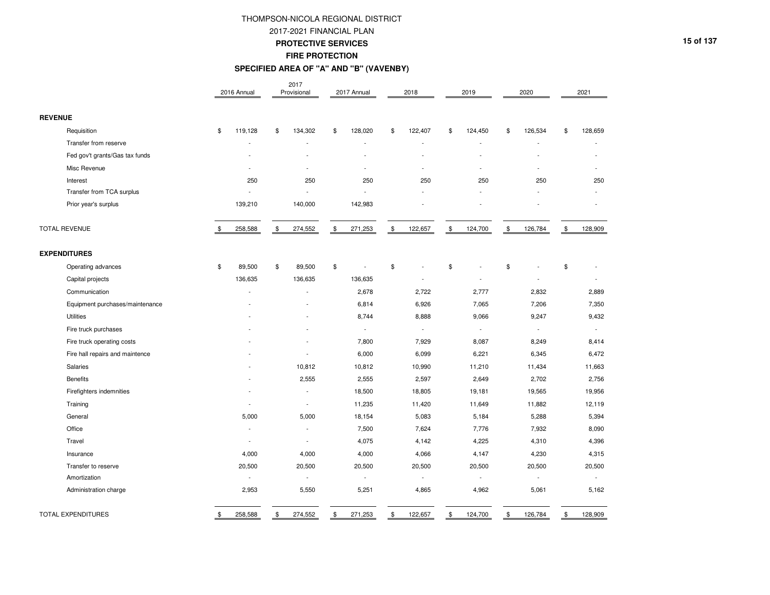# THOMPSON-NICOLA REGIONAL DISTRICT

## 2017-2021 FINANCIAL PLAN

## PROTECTIVE SERVICES

## FIRE PROTECTION

## SPECIFIED AREA OF "A" AND "B" (VAVENBY)

| | 2016 Annual | 2017 Provisional | 2017 Annual | 2018 | 2019 | 2020 | 2021 |
|---|---|---|---|---|---|---|---|
| **REVENUE** | | | | | | | |
| Requisition | $ 119,128 | $ 134,302 | $ 128,020 | $ 122,407 | $ 124,450 | $ 126,534 | $ 128,659 |
| Transfer from reserve | - | - | - | - | - | - | - |
| Fed gov't grants/Gas tax funds | - | - | - | - | - | - | - |
| Misc Revenue | - | - | - | - | - | - | - |
| Interest | 250 | 250 | 250 | 250 | 250 | 250 | 250 |
| Transfer from TCA surplus | - | - | - | - | - | - | - |
| Prior year's surplus | 139,210 | 140,000 | 142,983 | - | - | - | - |
| TOTAL REVENUE | $ 258,588 | $ 274,552 | $ 271,253 | $ 122,657 | $ 124,700 | $ 126,784 | $ 128,909 |
| **EXPENDITURES** | | | | | | | |
| Operating advances | $ 89,500 | $ 89,500 | $ - | $ - | $ - | $ - | $ - |
| Capital projects | 136,635 | 136,635 | 136,635 | - | - | - | - |
| Communication | - | - | 2,678 | 2,722 | 2,777 | 2,832 | 2,889 |
| Equipment purchases/maintenance | - | - | 6,814 | 6,926 | 7,065 | 7,206 | 7,350 |
| Utilities | - | - | 8,744 | 8,888 | 9,066 | 9,247 | 9,432 |
| Fire truck purchases | - | - | - | - | - | - | - |
| Fire truck operating costs | - | - | 7,800 | 7,929 | 8,087 | 8,249 | 8,414 |
| Fire hall repairs and maintence | - | - | 6,000 | 6,099 | 6,221 | 6,345 | 6,472 |
| Salaries | - | 10,812 | 10,812 | 10,990 | 11,210 | 11,434 | 11,663 |
| Benefits | - | 2,555 | 2,555 | 2,597 | 2,649 | 2,702 | 2,756 |
| Firefighters indemnities | - | - | 18,500 | 18,805 | 19,181 | 19,565 | 19,956 |
| Training | - | - | 11,235 | 11,420 | 11,649 | 11,882 | 12,119 |
| General | 5,000 | 5,000 | 18,154 | 5,083 | 5,184 | 5,288 | 5,394 |
| Office | - | - | 7,500 | 7,624 | 7,776 | 7,932 | 8,090 |
| Travel | - | - | 4,075 | 4,142 | 4,225 | 4,310 | 4,396 |
| Insurance | 4,000 | 4,000 | 4,000 | 4,066 | 4,147 | 4,230 | 4,315 |
| Transfer to reserve | 20,500 | 20,500 | 20,500 | 20,500 | 20,500 | 20,500 | 20,500 |
| Amortization | - | - | - | - | - | - | - |
| Administration charge | 2,953 | 5,550 | 5,251 | 4,865 | 4,962 | 5,061 | 5,162 |
| TOTAL EXPENDITURES | $ 258,588 | $ 274,552 | $ 271,253 | $ 122,657 | $ 124,700 | $ 126,784 | $ 128,909 |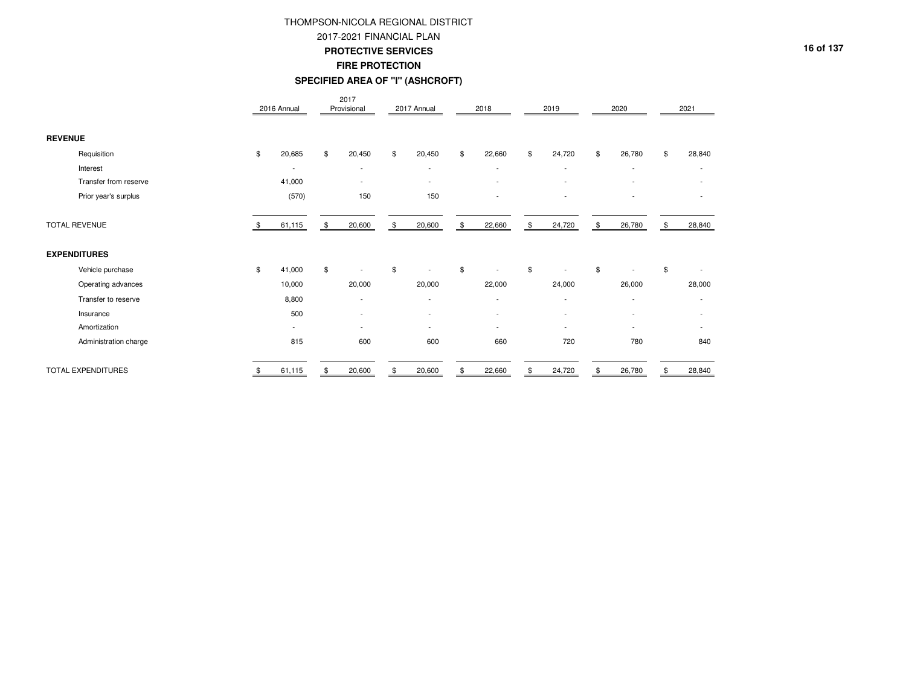# THOMPSON-NICOLA REGIONAL DISTRICT

## 2017-2021 FINANCIAL PLAN

## PROTECTIVE SERVICES

## FIRE PROTECTION

## SPECIFIED AREA OF "I" (ASHCROFT)

| | 2016 Annual | 2017 Provisional | 2017 Annual | 2018 | 2019 | 2020 | 2021 |
|---|---|---|---|---|---|---|---|
| **REVENUE** | | | | | | | |
| Requisition | $ 20,685 | $ 20,450 | $ 20,450 | $ 22,660 | $ 24,720 | $ 26,780 | $ 28,840 |
| Interest | - | - | - | - | - | - | - |
| Transfer from reserve | 41,000 | - | - | - | - | - | - |
| Prior year's surplus | (570) | 150 | 150 | - | - | - | - |
| TOTAL REVENUE | $ 61,115 | $ 20,600 | $ 20,600 | $ 22,660 | $ 24,720 | $ 26,780 | $ 28,840 |
| **EXPENDITURES** | | | | | | | |
| Vehicle purchase | $ 41,000 | $ - | $ - | $ - | $ - | $ - | $ - |
| Operating advances | 10,000 | 20,000 | 20,000 | 22,000 | 24,000 | 26,000 | 28,000 |
| Transfer to reserve | 8,800 | - | - | - | - | - | - |
| Insurance | 500 | - | - | - | - | - | - |
| Amortization | - | - | - | - | - | - | - |
| Administration charge | 815 | 600 | 600 | 660 | 720 | 780 | 840 |
| TOTAL EXPENDITURES | $ 61,115 | $ 20,600 | $ 20,600 | $ 22,660 | $ 24,720 | $ 26,780 | $ 28,840 |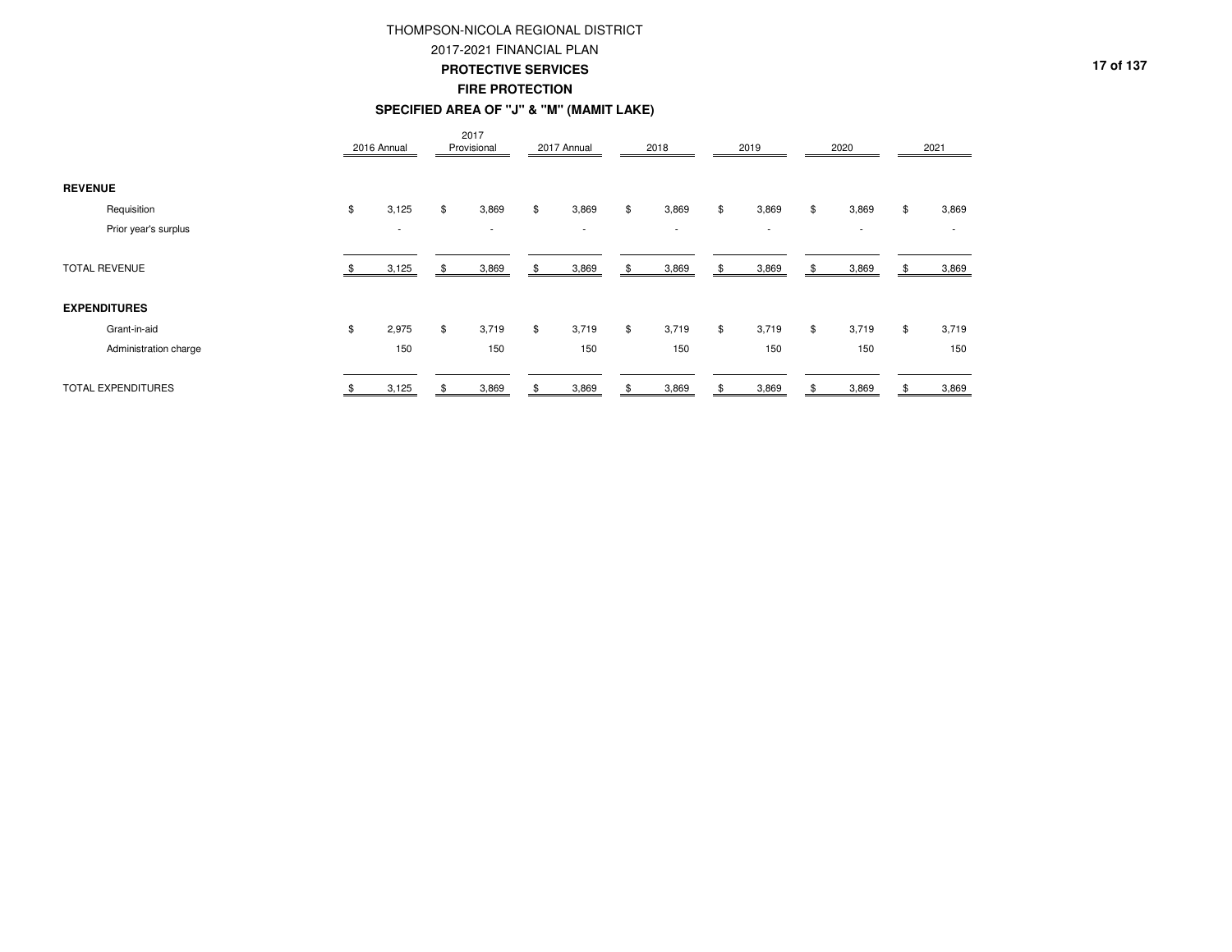# THOMPSON-NICOLA REGIONAL DISTRICT

## 2017-2021 FINANCIAL PLAN

### PROTECTIVE SERVICES

### FIRE PROTECTION

### SPECIFIED AREA OF "J" & "M" (MAMIT LAKE)

| | 2016 Annual | 2017 Provisional | 2017 Annual | 2018 | 2019 | 2020 | 2021 |
|---|---|---|---|---|---|---|---|
| **REVENUE** | | | | | | | |
| Requisition | $ 3,125 | $ 3,869 | $ 3,869 | $ 3,869 | $ 3,869 | $ 3,869 | $ 3,869 |
| Prior year's surplus | - | - | - | - | - | - | - |
| TOTAL REVENUE | $ 3,125 | $ 3,869 | $ 3,869 | $ 3,869 | $ 3,869 | $ 3,869 | $ 3,869 |
| **EXPENDITURES** | | | | | | | |
| Grant-in-aid | $ 2,975 | $ 3,719 | $ 3,719 | $ 3,719 | $ 3,719 | $ 3,719 | $ 3,719 |
| Administration charge | 150 | 150 | 150 | 150 | 150 | 150 | 150 |
| TOTAL EXPENDITURES | $ 3,125 | $ 3,869 | $ 3,869 | $ 3,869 | $ 3,869 | $ 3,869 | $ 3,869 |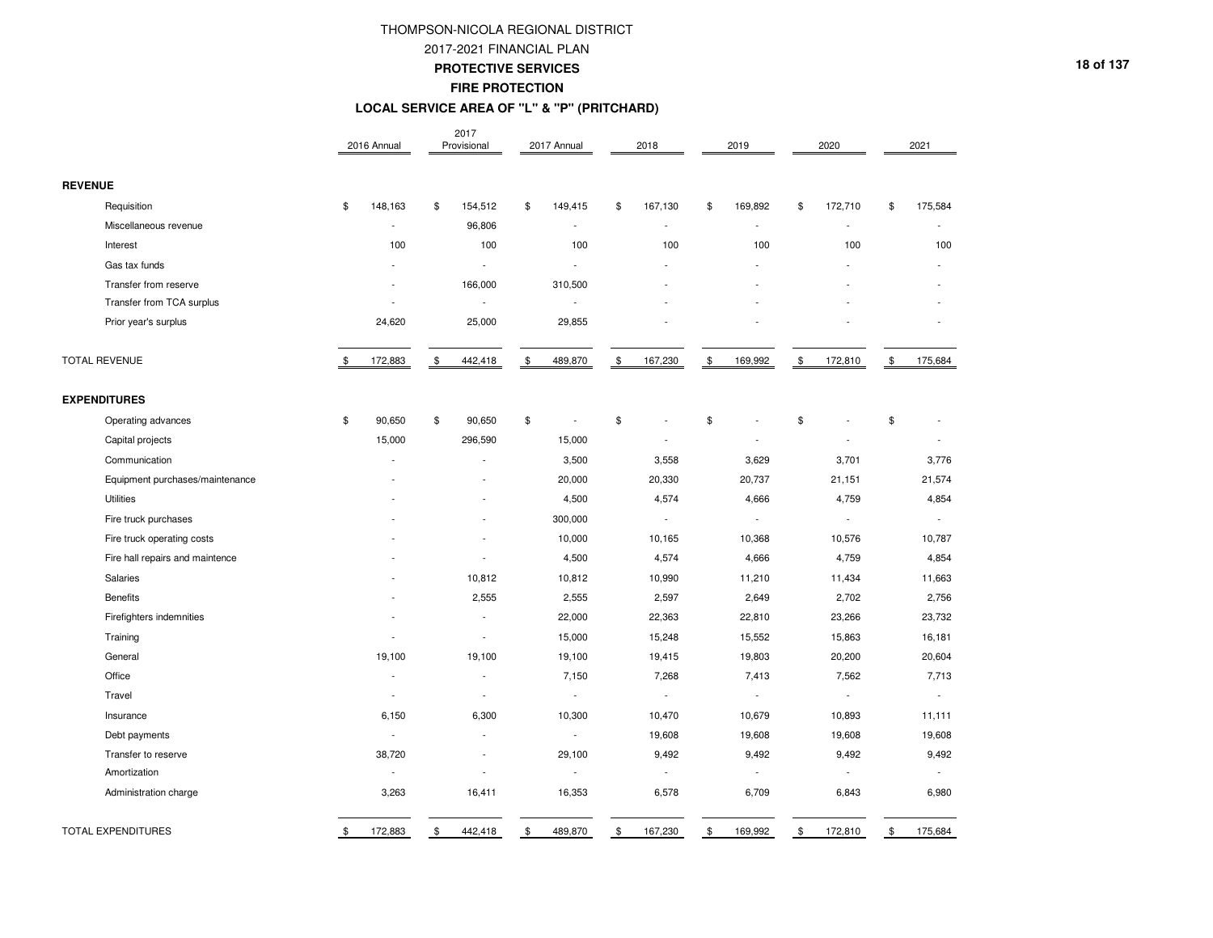# THOMPSON-NICOLA REGIONAL DISTRICT

## 2017-2021 FINANCIAL PLAN

### PROTECTIVE SERVICES

### FIRE PROTECTION

### LOCAL SERVICE AREA OF "L" & "P" (PRITCHARD)

| | 2016 Annual | 2017 Provisional | 2017 Annual | 2018 | 2019 | 2020 | 2021 |
|---|---|---|---|---|---|---|---|
| **REVENUE** | | | | | | | |
| Requisition | $ 148,163 | $ 154,512 | $ 149,415 | $ 167,130 | $ 169,892 | $ 172,710 | $ 175,584 |
| Miscellaneous revenue | - | 96,806 | - | - | - | - | - |
| Interest | 100 | 100 | 100 | 100 | 100 | 100 | 100 |
| Gas tax funds | - | - | - | - | - | - | - |
| Transfer from reserve | - | 166,000 | 310,500 | - | - | - | - |
| Transfer from TCA surplus | - | - | - | - | - | - | - |
| Prior year's surplus | 24,620 | 25,000 | 29,855 | - | - | - | - |
| TOTAL REVENUE | $ 172,883 | $ 442,418 | $ 489,870 | $ 167,230 | $ 169,992 | $ 172,810 | $ 175,684 |
| **EXPENDITURES** | | | | | | | |
| Operating advances | $ 90,650 | $ 90,650 | $ - | $ - | $ - | $ - | $ - |
| Capital projects | 15,000 | 296,590 | 15,000 | - | - | - | - |
| Communication | - | - | 3,500 | 3,558 | 3,629 | 3,701 | 3,776 |
| Equipment purchases/maintenance | - | - | 20,000 | 20,330 | 20,737 | 21,151 | 21,574 |
| Utilities | - | - | 4,500 | 4,574 | 4,666 | 4,759 | 4,854 |
| Fire truck purchases | - | - | 300,000 | - | - | - | - |
| Fire truck operating costs | - | - | 10,000 | 10,165 | 10,368 | 10,576 | 10,787 |
| Fire hall repairs and maintence | - | - | 4,500 | 4,574 | 4,666 | 4,759 | 4,854 |
| Salaries | - | 10,812 | 10,812 | 10,990 | 11,210 | 11,434 | 11,663 |
| Benefits | - | 2,555 | 2,555 | 2,597 | 2,649 | 2,702 | 2,756 |
| Firefighters indemnities | - | - | 22,000 | 22,363 | 22,810 | 23,266 | 23,732 |
| Training | - | - | 15,000 | 15,248 | 15,552 | 15,863 | 16,181 |
| General | 19,100 | 19,100 | 19,100 | 19,415 | 19,803 | 20,200 | 20,604 |
| Office | - | - | 7,150 | 7,268 | 7,413 | 7,562 | 7,713 |
| Travel | - | - | - | - | - | - | - |
| Insurance | 6,150 | 6,300 | 10,300 | 10,470 | 10,679 | 10,893 | 11,111 |
| Debt payments | - | - | - | 19,608 | 19,608 | 19,608 | 19,608 |
| Transfer to reserve | 38,720 | - | 29,100 | 9,492 | 9,492 | 9,492 | 9,492 |
| Amortization | - | - | - | - | - | - | - |
| Administration charge | 3,263 | 16,411 | 16,353 | 6,578 | 6,709 | 6,843 | 6,980 |
| TOTAL EXPENDITURES | $ 172,883 | $ 442,418 | $ 489,870 | $ 167,230 | $ 169,992 | $ 172,810 | $ 175,684 |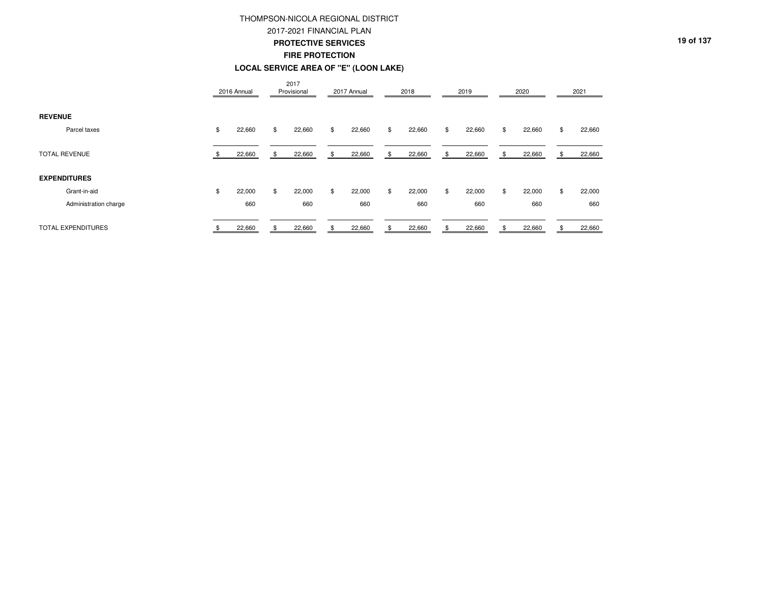# THOMPSON-NICOLA REGIONAL DISTRICT

## 2017-2021 FINANCIAL PLAN

### PROTECTIVE SERVICES

### FIRE PROTECTION

### LOCAL SERVICE AREA OF "E" (LOON LAKE)

| | 2016 Annual | 2017 Provisional | 2017 Annual | 2018 | 2019 | 2020 | 2021 |
|---|---|---|---|---|---|---|---|
| **REVENUE** | | | | | | | |
| Parcel taxes | $ 22,660 | $ 22,660 | $ 22,660 | $ 22,660 | $ 22,660 | $ 22,660 | $ 22,660 |
| TOTAL REVENUE | $ 22,660 | $ 22,660 | $ 22,660 | $ 22,660 | $ 22,660 | $ 22,660 | $ 22,660 |
| **EXPENDITURES** | | | | | | | |
| Grant-in-aid | $ 22,000 | $ 22,000 | $ 22,000 | $ 22,000 | $ 22,000 | $ 22,000 | $ 22,000 |
| Administration charge | 660 | 660 | 660 | 660 | 660 | 660 | 660 |
| TOTAL EXPENDITURES | $ 22,660 | $ 22,660 | $ 22,660 | $ 22,660 | $ 22,660 | $ 22,660 | $ 22,660 |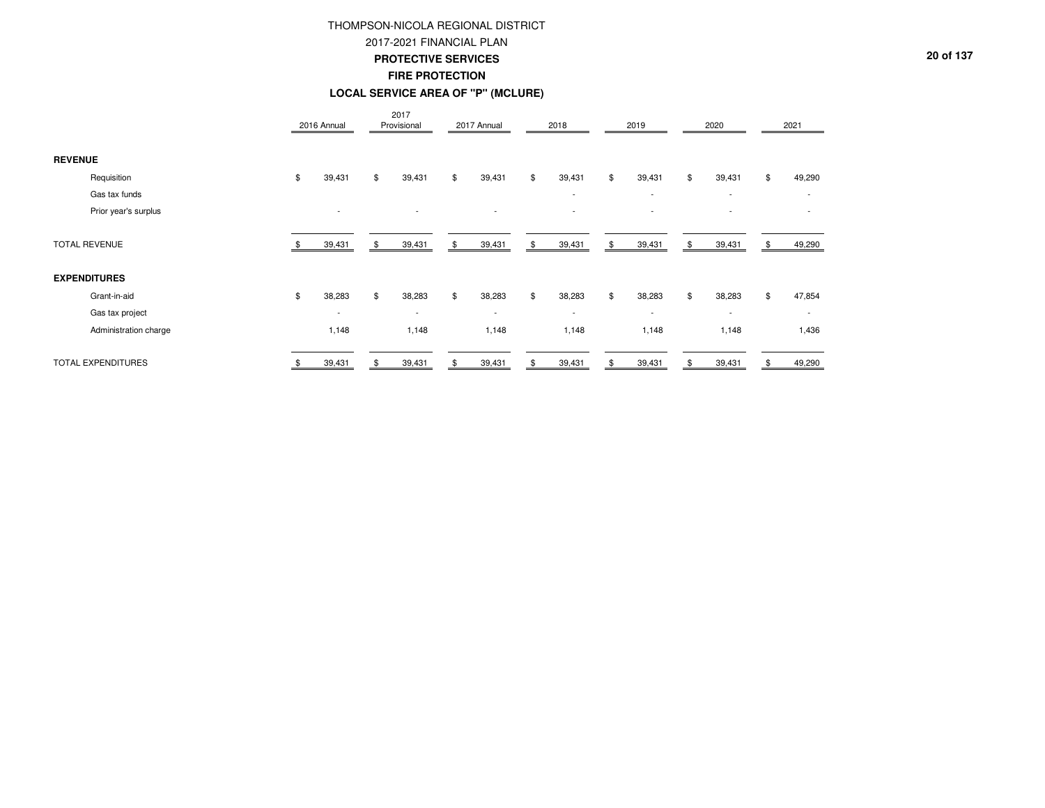# THOMPSON-NICOLA REGIONAL DISTRICT

## 2017-2021 FINANCIAL PLAN

### PROTECTIVE SERVICES

### FIRE PROTECTION

### LOCAL SERVICE AREA OF "P" (MCLURE)

| | 2016 Annual | 2017 Provisional | 2017 Annual | 2018 | 2019 | 2020 | 2021 |
|---|---|---|---|---|---|---|---|
| **REVENUE** | | | | | | | |
| Requisition | $ 39,431 | $ 39,431 | $ 39,431 | $ 39,431 | $ 39,431 | $ 39,431 | $ 49,290 |
| Gas tax funds | | | | - | - | - | - |
| Prior year's surplus | - | - | - | - | - | - | - |
| TOTAL REVENUE | $ 39,431 | $ 39,431 | $ 39,431 | $ 39,431 | $ 39,431 | $ 39,431 | $ 49,290 |
| **EXPENDITURES** | | | | | | | |
| Grant-in-aid | $ 38,283 | $ 38,283 | $ 38,283 | $ 38,283 | $ 38,283 | $ 38,283 | $ 47,854 |
| Gas tax project | - | - | - | - | - | - | - |
| Administration charge | 1,148 | 1,148 | 1,148 | 1,148 | 1,148 | 1,148 | 1,436 |
| TOTAL EXPENDITURES | $ 39,431 | $ 39,431 | $ 39,431 | $ 39,431 | $ 39,431 | $ 39,431 | $ 49,290 |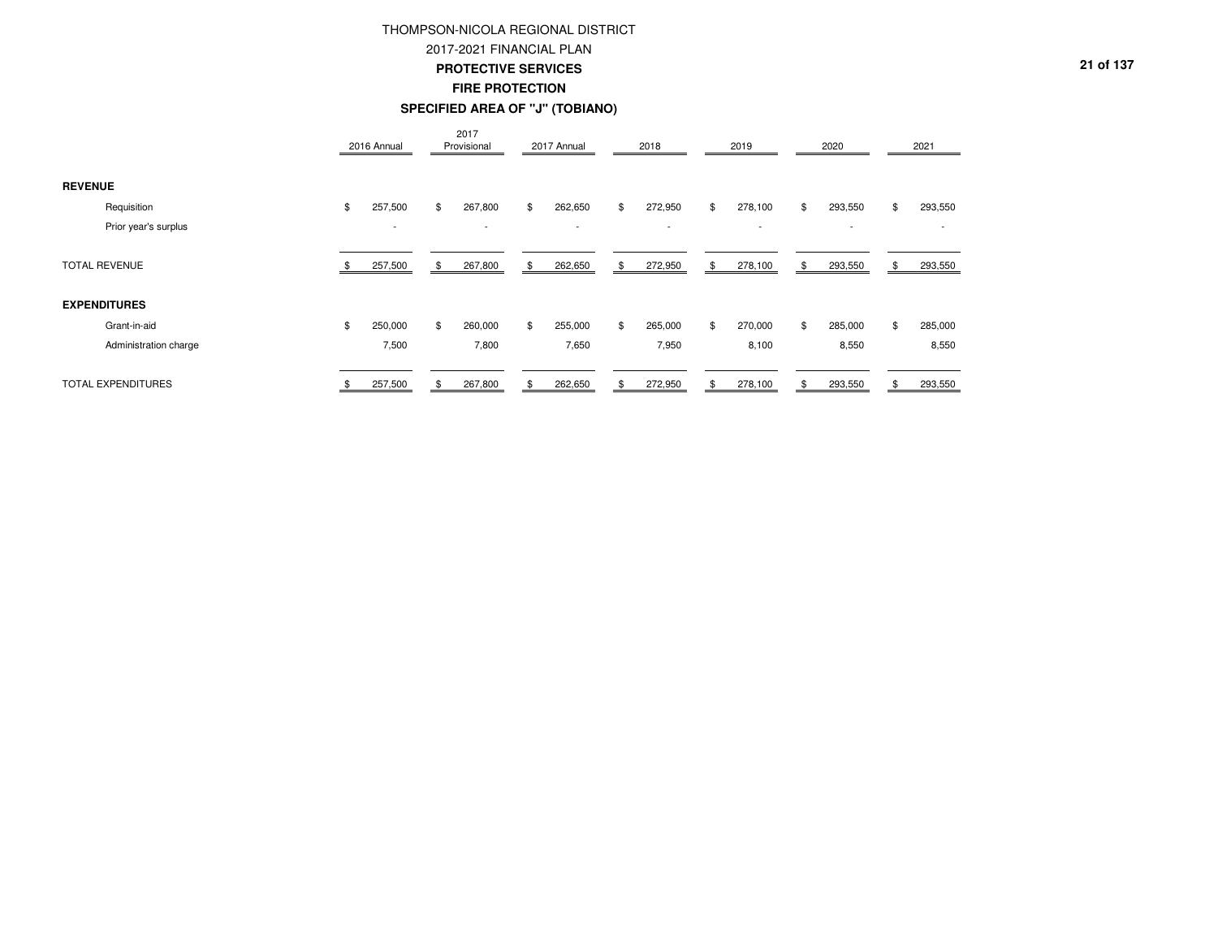# THOMPSON-NICOLA REGIONAL DISTRICT

## 2017-2021 FINANCIAL PLAN

### PROTECTIVE SERVICES

### FIRE PROTECTION

### SPECIFIED AREA OF "J" (TOBIANO)

| | 2016 Annual | 2017 Provisional | 2017 Annual | 2018 | 2019 | 2020 | 2021 |
|---|---|---|---|---|---|---|---|
| **REVENUE** | | | | | | | |
| Requisition | $ 257,500 | $ 267,800 | $ 262,650 | $ 272,950 | $ 278,100 | $ 293,550 | $ 293,550 |
| Prior year's surplus | - | - | - | - | - | - | - |
| TOTAL REVENUE | $ 257,500 | $ 267,800 | $ 262,650 | $ 272,950 | $ 278,100 | $ 293,550 | $ 293,550 |
| **EXPENDITURES** | | | | | | | |
| Grant-in-aid | $ 250,000 | $ 260,000 | $ 255,000 | $ 265,000 | $ 270,000 | $ 285,000 | $ 285,000 |
| Administration charge | 7,500 | 7,800 | 7,650 | 7,950 | 8,100 | 8,550 | 8,550 |
| TOTAL EXPENDITURES | $ 257,500 | $ 267,800 | $ 262,650 | $ 272,950 | $ 278,100 | $ 293,550 | $ 293,550 |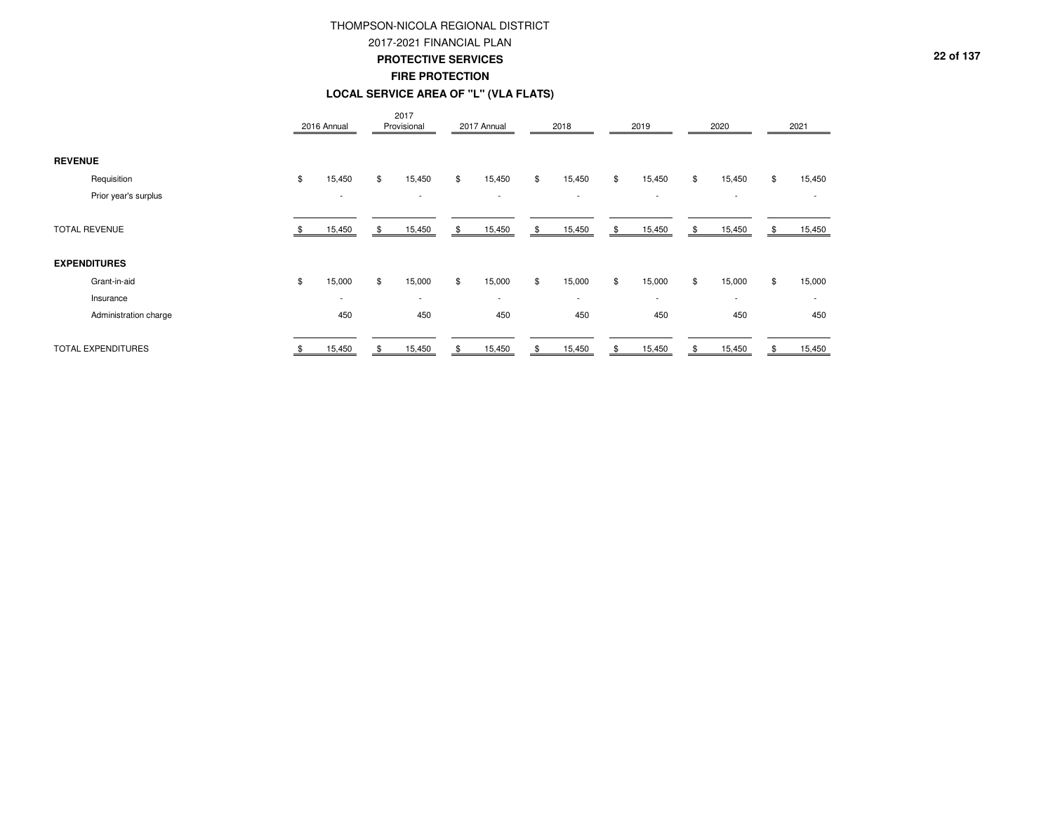THOMPSON-NICOLA REGIONAL DISTRICT

2017-2021 FINANCIAL PLAN

**PROTECTIVE SERVICES**

**FIRE PROTECTION**

**LOCAL SERVICE AREA OF "L" (VLA FLATS)**

| | 2016 Annual | 2017 Provisional | 2017 Annual | 2018 | 2019 | 2020 | 2021 |
|---|---|---|---|---|---|---|---|
| **REVENUE** | | | | | | | |
| Requisition | $ 15,450 | $ 15,450 | $ 15,450 | $ 15,450 | $ 15,450 | $ 15,450 | $ 15,450 |
| Prior year's surplus | - | - | - | - | - | - | - |
| TOTAL REVENUE | $ 15,450 | $ 15,450 | $ 15,450 | $ 15,450 | $ 15,450 | $ 15,450 | $ 15,450 |
| **EXPENDITURES** | | | | | | | |
| Grant-in-aid | $ 15,000 | $ 15,000 | $ 15,000 | $ 15,000 | $ 15,000 | $ 15,000 | $ 15,000 |
| Insurance | - | - | - | - | - | - | - |
| Administration charge | 450 | 450 | 450 | 450 | 450 | 450 | 450 |
| TOTAL EXPENDITURES | $ 15,450 | $ 15,450 | $ 15,450 | $ 15,450 | $ 15,450 | $ 15,450 | $ 15,450 |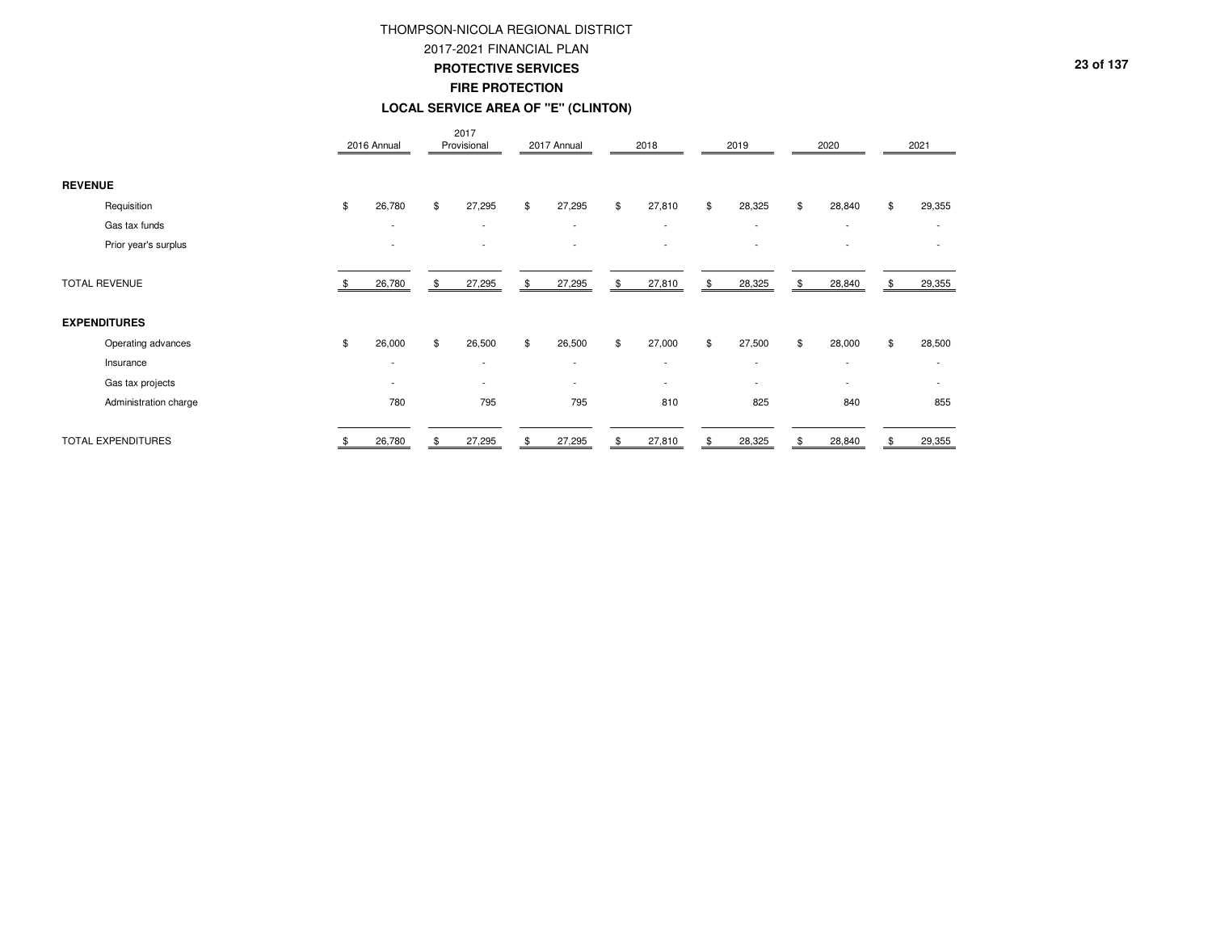# THOMPSON-NICOLA REGIONAL DISTRICT

## 2017-2021 FINANCIAL PLAN

### PROTECTIVE SERVICES

### FIRE PROTECTION

### LOCAL SERVICE AREA OF "E" (CLINTON)

| | 2016 Annual | 2017 Provisional | 2017 Annual | 2018 | 2019 | 2020 | 2021 |
|---|---|---|---|---|---|---|---|
| **REVENUE** | | | | | | | |
| Requisition | $ 26,780 | $ 27,295 | $ 27,295 | $ 27,810 | $ 28,325 | $ 28,840 | $ 29,355 |
| Gas tax funds | - | - | - | - | - | - | - |
| Prior year's surplus | - | - | - | - | - | - | - |
| TOTAL REVENUE | $ 26,780 | $ 27,295 | $ 27,295 | $ 27,810 | $ 28,325 | $ 28,840 | $ 29,355 |
| **EXPENDITURES** | | | | | | | |
| Operating advances | $ 26,000 | $ 26,500 | $ 26,500 | $ 27,000 | $ 27,500 | $ 28,000 | $ 28,500 |
| Insurance | - | - | - | - | - | - | - |
| Gas tax projects | - | - | - | - | - | - | - |
| Administration charge | 780 | 795 | 795 | 810 | 825 | 840 | 855 |
| TOTAL EXPENDITURES | $ 26,780 | $ 27,295 | $ 27,295 | $ 27,810 | $ 28,325 | $ 28,840 | $ 29,355 |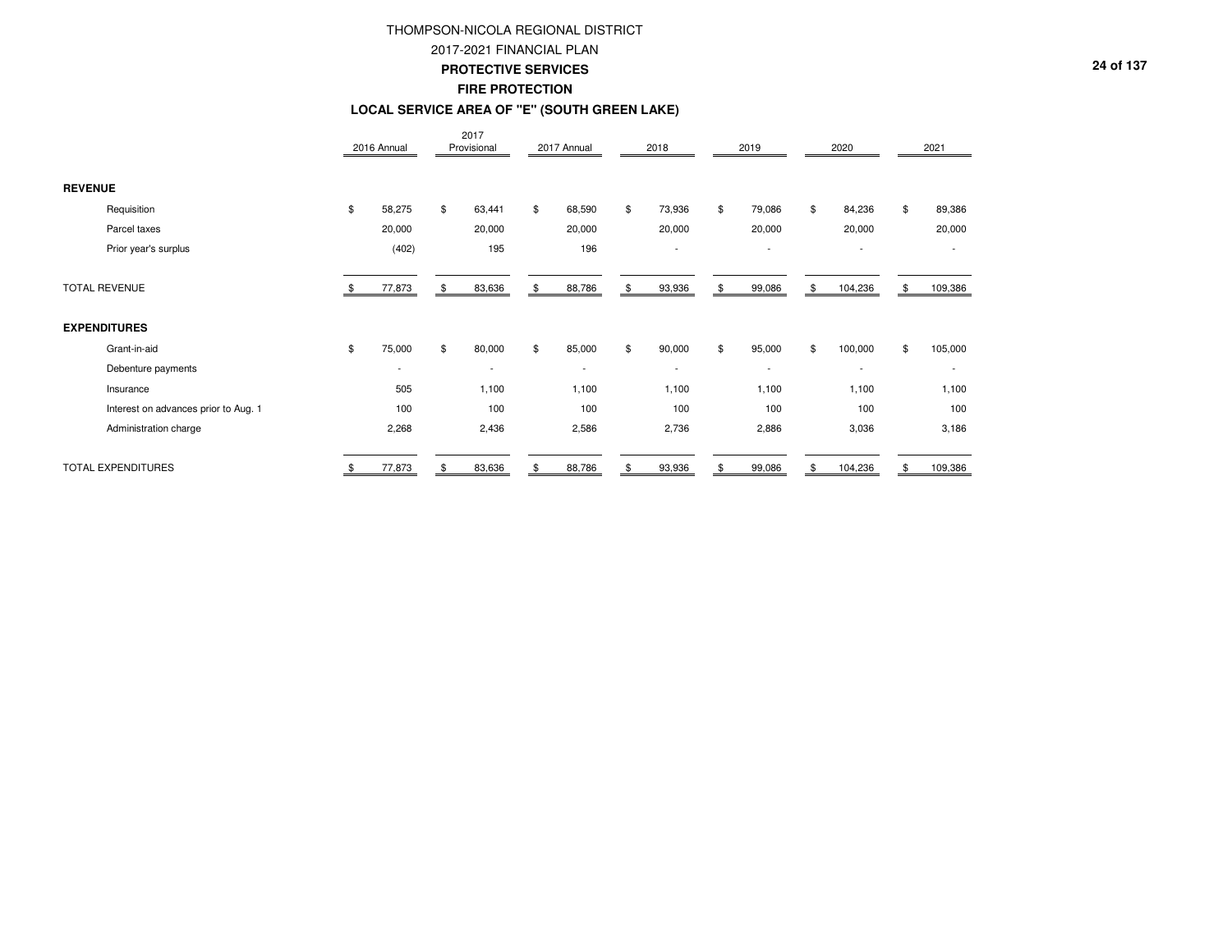# THOMPSON-NICOLA REGIONAL DISTRICT

## 2017-2021 FINANCIAL PLAN

## PROTECTIVE SERVICES

## FIRE PROTECTION

## LOCAL SERVICE AREA OF "E" (SOUTH GREEN LAKE)

| | 2016 Annual | 2017 Provisional | 2017 Annual | 2018 | 2019 | 2020 | 2021 |
|---|---|---|---|---|---|---|---|
| **REVENUE** | | | | | | | |
| Requisition | $ 58,275 | $ 63,441 | $ 68,590 | $ 73,936 | $ 79,086 | $ 84,236 | $ 89,386 |
| Parcel taxes | 20,000 | 20,000 | 20,000 | 20,000 | 20,000 | 20,000 | 20,000 |
| Prior year's surplus | (402) | 195 | 196 | - | - | - | - |
| TOTAL REVENUE | $ 77,873 | $ 83,636 | $ 88,786 | $ 93,936 | $ 99,086 | $ 104,236 | $ 109,386 |
| **EXPENDITURES** | | | | | | | |
| Grant-in-aid | $ 75,000 | $ 80,000 | $ 85,000 | $ 90,000 | $ 95,000 | $ 100,000 | $ 105,000 |
| Debenture payments | - | - | - | - | - | - | - |
| Insurance | 505 | 1,100 | 1,100 | 1,100 | 1,100 | 1,100 | 1,100 |
| Interest on advances prior to Aug. 1 | 100 | 100 | 100 | 100 | 100 | 100 | 100 |
| Administration charge | 2,268 | 2,436 | 2,586 | 2,736 | 2,886 | 3,036 | 3,186 |
| TOTAL EXPENDITURES | $ 77,873 | $ 83,636 | $ 88,786 | $ 93,936 | $ 99,086 | $ 104,236 | $ 109,386 |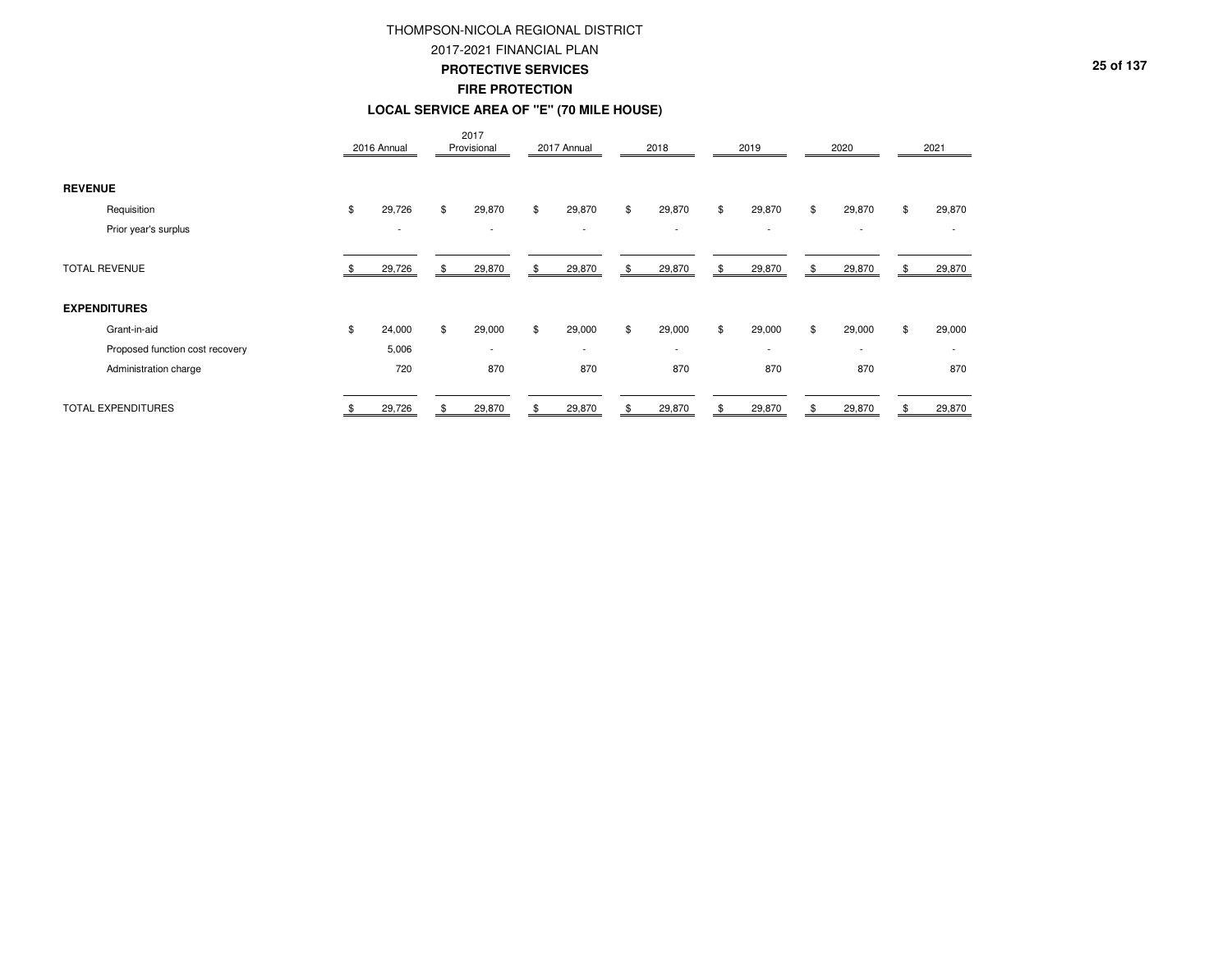THOMPSON-NICOLA REGIONAL DISTRICT

2017-2021 FINANCIAL PLAN

**PROTECTIVE SERVICES**

**FIRE PROTECTION**

**LOCAL SERVICE AREA OF "E" (70 MILE HOUSE)**

| | 2016 Annual | 2017 Provisional | 2017 Annual | 2018 | 2019 | 2020 | 2021 |
|---|---|---|---|---|---|---|---|
| **REVENUE** | | | | | | | |
| Requisition | $ 29,726 | $ 29,870 | $ 29,870 | $ 29,870 | $ 29,870 | $ 29,870 | $ 29,870 |
| Prior year's surplus | - | - | - | - | - | - | - |
| TOTAL REVENUE | $ 29,726 | $ 29,870 | $ 29,870 | $ 29,870 | $ 29,870 | $ 29,870 | $ 29,870 |
| **EXPENDITURES** | | | | | | | |
| Grant-in-aid | $ 24,000 | $ 29,000 | $ 29,000 | $ 29,000 | $ 29,000 | $ 29,000 | $ 29,000 |
| Proposed function cost recovery | 5,006 | - | - | - | - | - | - |
| Administration charge | 720 | 870 | 870 | 870 | 870 | 870 | 870 |
| TOTAL EXPENDITURES | $ 29,726 | $ 29,870 | $ 29,870 | $ 29,870 | $ 29,870 | $ 29,870 | $ 29,870 |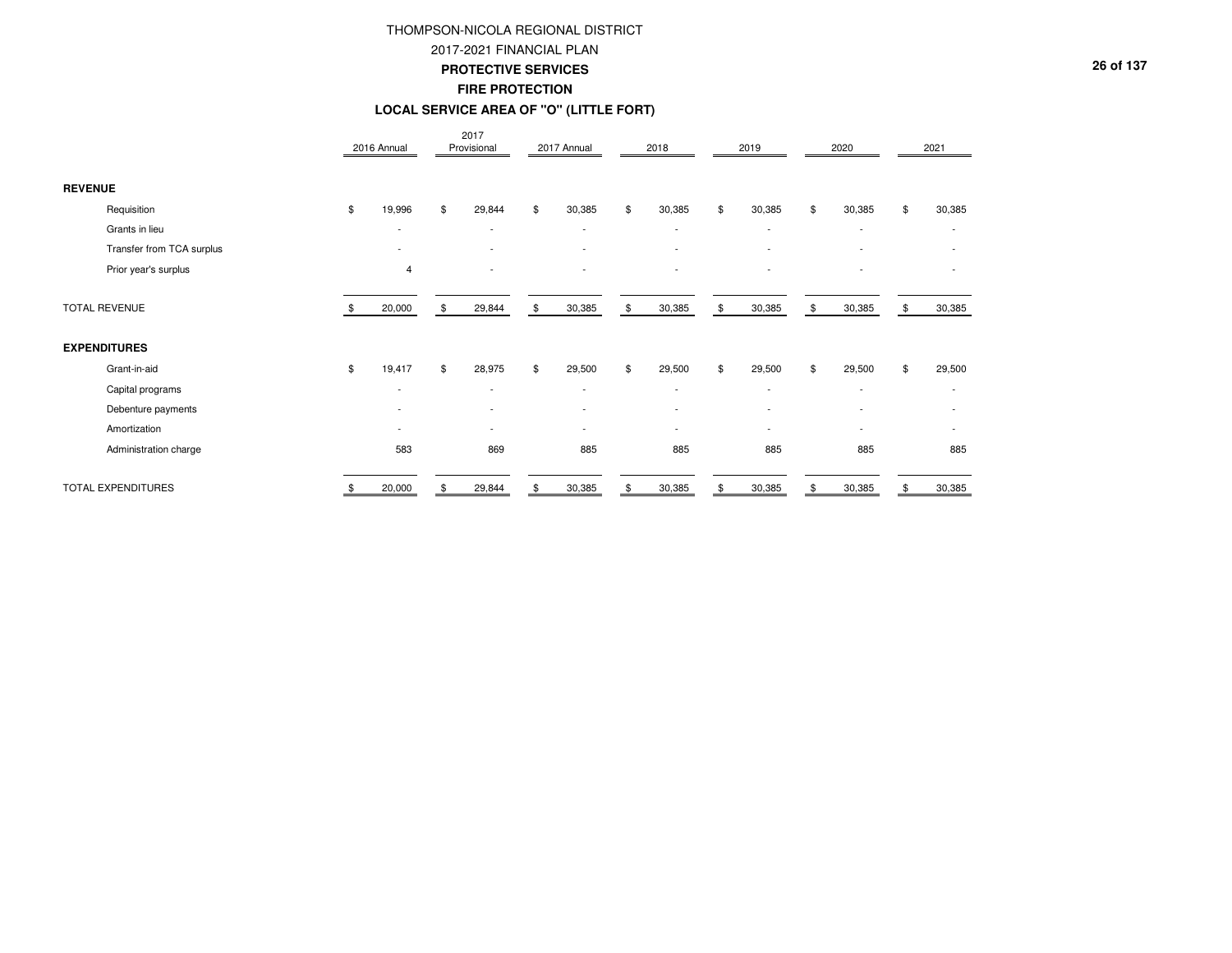# THOMPSON-NICOLA REGIONAL DISTRICT

## 2017-2021 FINANCIAL PLAN

### PROTECTIVE SERVICES

### FIRE PROTECTION

### LOCAL SERVICE AREA OF "O" (LITTLE FORT)

| | 2016 Annual | 2017 Provisional | 2017 Annual | 2018 | 2019 | 2020 | 2021 |
|---|---|---|---|---|---|---|---|
| **REVENUE** | | | | | | | |
| Requisition | $ 19,996 | $ 29,844 | $ 30,385 | $ 30,385 | $ 30,385 | $ 30,385 | $ 30,385 |
| Grants in lieu | - | - | - | - | - | - | - |
| Transfer from TCA surplus | - | - | - | - | - | - | - |
| Prior year's surplus | 4 | - | - | - | - | - | - |
| TOTAL REVENUE | $ 20,000 | $ 29,844 | $ 30,385 | $ 30,385 | $ 30,385 | $ 30,385 | $ 30,385 |
| **EXPENDITURES** | | | | | | | |
| Grant-in-aid | $ 19,417 | $ 28,975 | $ 29,500 | $ 29,500 | $ 29,500 | $ 29,500 | $ 29,500 |
| Capital programs | - | - | - | - | - | - | - |
| Debenture payments | - | - | - | - | - | - | - |
| Amortization | - | - | - | - | - | - | - |
| Administration charge | 583 | 869 | 885 | 885 | 885 | 885 | 885 |
| TOTAL EXPENDITURES | $ 20,000 | $ 29,844 | $ 30,385 | $ 30,385 | $ 30,385 | $ 30,385 | $ 30,385 |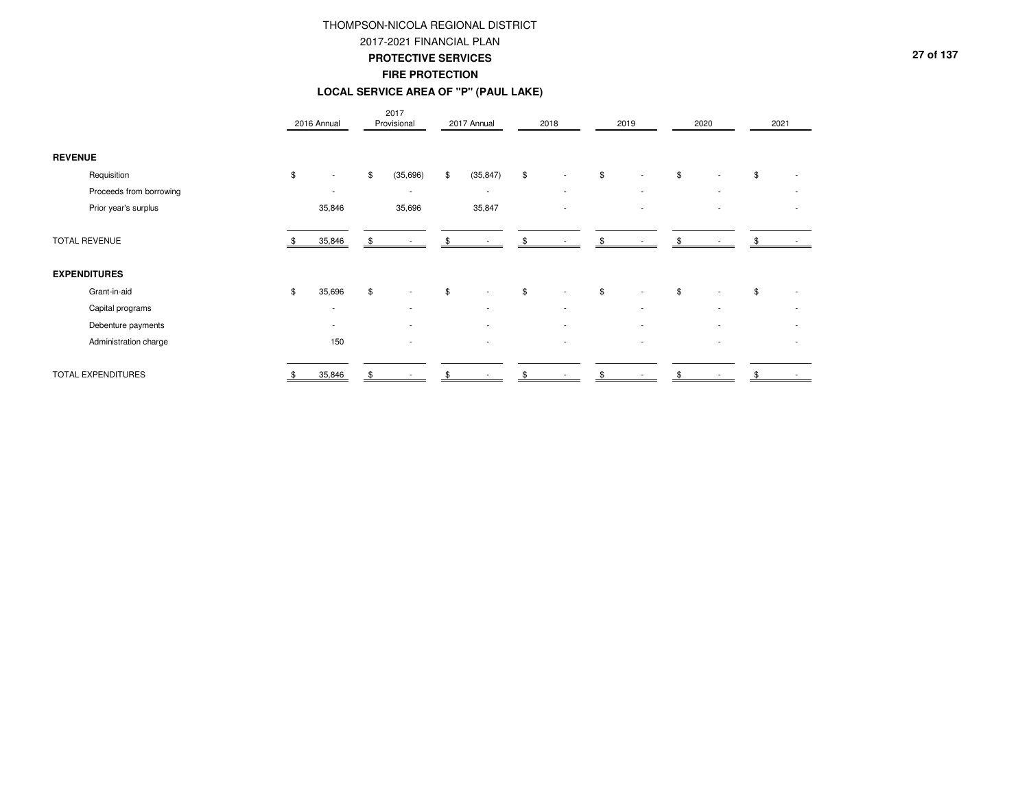# THOMPSON-NICOLA REGIONAL DISTRICT

## 2017-2021 FINANCIAL PLAN

### PROTECTIVE SERVICES

### FIRE PROTECTION

### LOCAL SERVICE AREA OF "P" (PAUL LAKE)

| | 2016 Annual | 2017 Provisional | 2017 Annual | 2018 | 2019 | 2020 | 2021 |
|---|---|---|---|---|---|---|---|
| **REVENUE** | | | | | | | |
| Requisition | $ - | $ (35,696) | $ (35,847) | $ - | $ - | $ - | $ - |
| Proceeds from borrowing | - | - | - | - | - | - | - |
| Prior year's surplus | 35,846 | 35,696 | 35,847 | - | - | - | - |
| TOTAL REVENUE | $ 35,846 | $ - | $ - | $ - | $ - | $ - | $ - |
| **EXPENDITURES** | | | | | | | |
| Grant-in-aid | $ 35,696 | $ - | $ - | $ - | $ - | $ - | $ - |
| Capital programs | - | - | - | - | - | - | - |
| Debenture payments | - | - | - | - | - | - | - |
| Administration charge | 150 | - | - | - | - | - | - |
| TOTAL EXPENDITURES | $ 35,846 | $ - | $ - | $ - | $ - | $ - | $ - |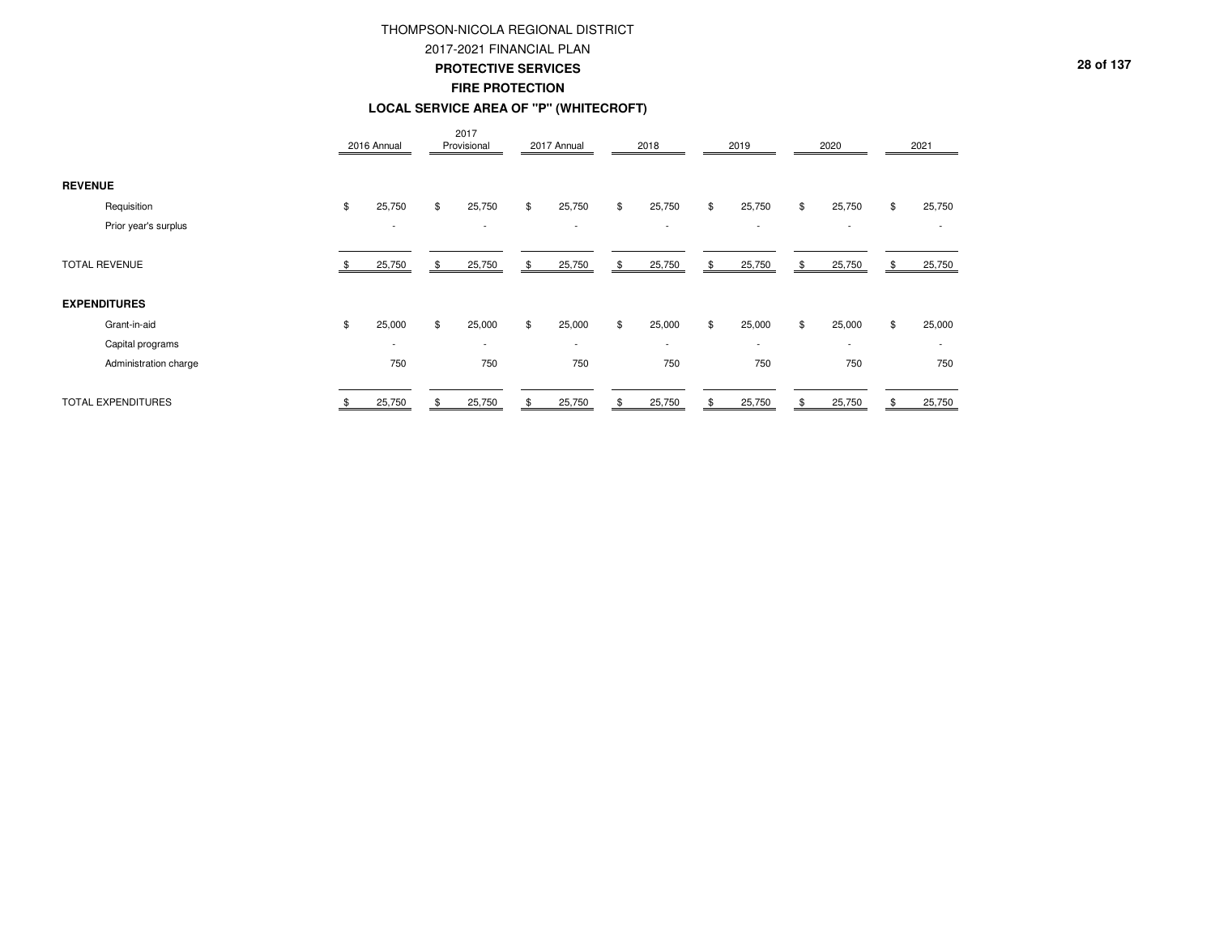# THOMPSON-NICOLA REGIONAL DISTRICT

## 2017-2021 FINANCIAL PLAN

### PROTECTIVE SERVICES

### FIRE PROTECTION

### LOCAL SERVICE AREA OF "P" (WHITECROFT)

| | 2016 Annual | 2017 Provisional | 2017 Annual | 2018 | 2019 | 2020 | 2021 |
|---|---|---|---|---|---|---|---|
| **REVENUE** | | | | | | | |
| Requisition | $ 25,750 | $ 25,750 | $ 25,750 | $ 25,750 | $ 25,750 | $ 25,750 | $ 25,750 |
| Prior year's surplus | - | - | - | - | - | - | - |
| TOTAL REVENUE | $ 25,750 | $ 25,750 | $ 25,750 | $ 25,750 | $ 25,750 | $ 25,750 | $ 25,750 |
| **EXPENDITURES** | | | | | | | |
| Grant-in-aid | $ 25,000 | $ 25,000 | $ 25,000 | $ 25,000 | $ 25,000 | $ 25,000 | $ 25,000 |
| Capital programs | - | - | - | - | - | - | - |
| Administration charge | 750 | 750 | 750 | 750 | 750 | 750 | 750 |
| TOTAL EXPENDITURES | $ 25,750 | $ 25,750 | $ 25,750 | $ 25,750 | $ 25,750 | $ 25,750 | $ 25,750 |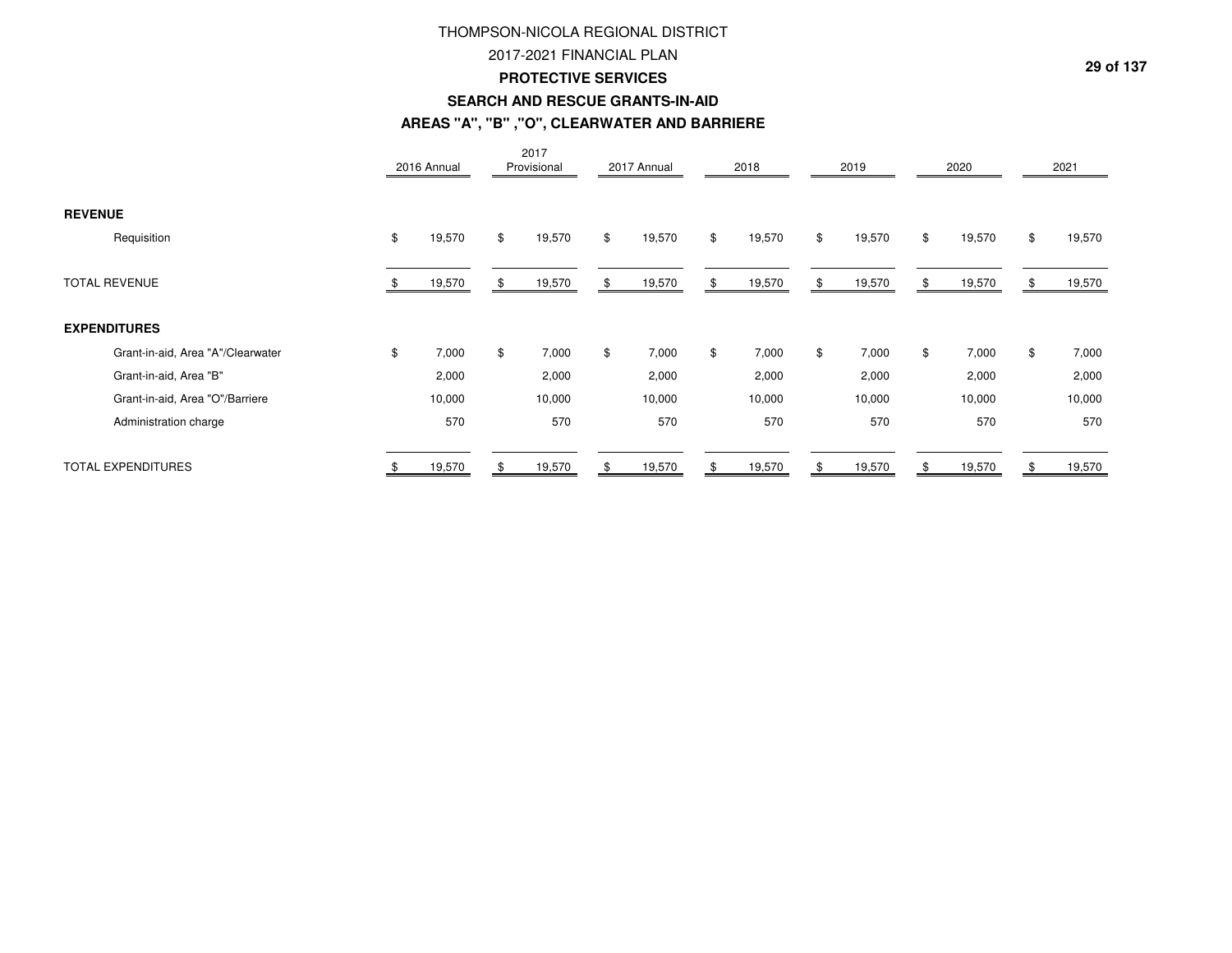# THOMPSON-NICOLA REGIONAL DISTRICT

## 2017-2021 FINANCIAL PLAN

### PROTECTIVE SERVICES

### SEARCH AND RESCUE GRANTS-IN-AID

### AREAS "A", "B" ,"O", CLEARWATER AND BARRIERE

| | 2016 Annual | 2017 Provisional | 2017 Annual | 2018 | 2019 | 2020 | 2021 |
|---|---|---|---|---|---|---|---|
| **REVENUE** | | | | | | | |
| Requisition | $ 19,570 | $ 19,570 | $ 19,570 | $ 19,570 | $ 19,570 | $ 19,570 | $ 19,570 |
| TOTAL REVENUE | $ 19,570 | $ 19,570 | $ 19,570 | $ 19,570 | $ 19,570 | $ 19,570 | $ 19,570 |
| **EXPENDITURES** | | | | | | | |
| Grant-in-aid, Area "A"/Clearwater | $ 7,000 | $ 7,000 | $ 7,000 | $ 7,000 | $ 7,000 | $ 7,000 | $ 7,000 |
| Grant-in-aid, Area "B" | 2,000 | 2,000 | 2,000 | 2,000 | 2,000 | 2,000 | 2,000 |
| Grant-in-aid, Area "O"/Barriere | 10,000 | 10,000 | 10,000 | 10,000 | 10,000 | 10,000 | 10,000 |
| Administration charge | 570 | 570 | 570 | 570 | 570 | 570 | 570 |
| TOTAL EXPENDITURES | $ 19,570 | $ 19,570 | $ 19,570 | $ 19,570 | $ 19,570 | $ 19,570 | $ 19,570 |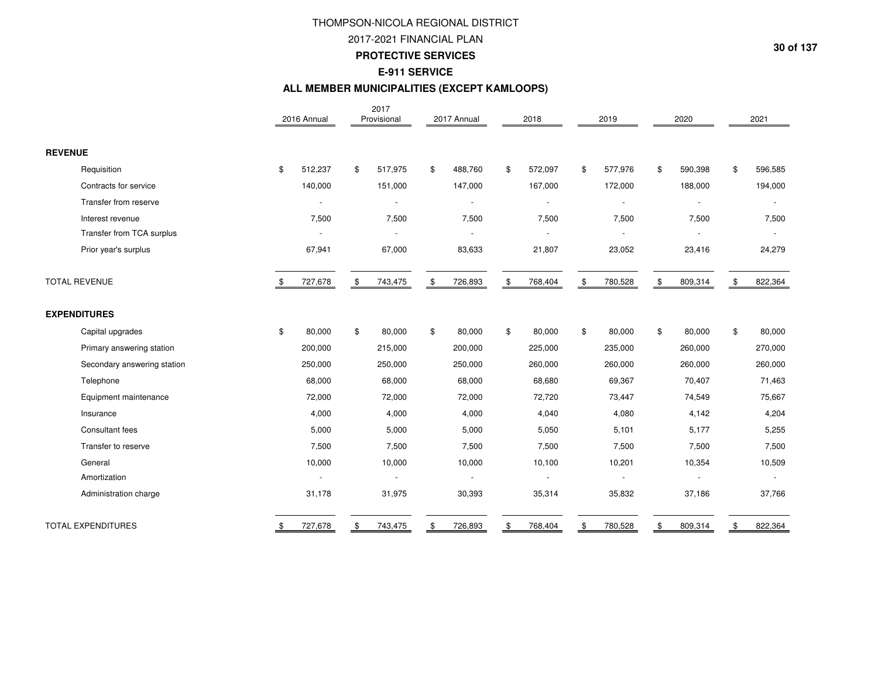# THOMPSON-NICOLA REGIONAL DISTRICT

## 2017-2021 FINANCIAL PLAN

### PROTECTIVE SERVICES

### E-911 SERVICE

### ALL MEMBER MUNICIPALITIES (EXCEPT KAMLOOPS)

| | 2016 Annual | 2017 Provisional | 2017 Annual | 2018 | 2019 | 2020 | 2021 |
|---|---|---|---|---|---|---|---|
| **REVENUE** | | | | | | | |
| Requisition | $ 512,237 | $ 517,975 | $ 488,760 | $ 572,097 | $ 577,976 | $ 590,398 | $ 596,585 |
| Contracts for service | 140,000 | 151,000 | 147,000 | 167,000 | 172,000 | 188,000 | 194,000 |
| Transfer from reserve | - | - | - | - | - | - | - |
| Interest revenue | 7,500 | 7,500 | 7,500 | 7,500 | 7,500 | 7,500 | 7,500 |
| Transfer from TCA surplus | - | - | - | - | - | - | - |
| Prior year's surplus | 67,941 | 67,000 | 83,633 | 21,807 | 23,052 | 23,416 | 24,279 |
| TOTAL REVENUE | $ 727,678 | $ 743,475 | $ 726,893 | $ 768,404 | $ 780,528 | $ 809,314 | $ 822,364 |
| **EXPENDITURES** | | | | | | | |
| Capital upgrades | $ 80,000 | $ 80,000 | $ 80,000 | $ 80,000 | $ 80,000 | $ 80,000 | $ 80,000 |
| Primary answering station | 200,000 | 215,000 | 200,000 | 225,000 | 235,000 | 260,000 | 270,000 |
| Secondary answering station | 250,000 | 250,000 | 250,000 | 260,000 | 260,000 | 260,000 | 260,000 |
| Telephone | 68,000 | 68,000 | 68,000 | 68,680 | 69,367 | 70,407 | 71,463 |
| Equipment maintenance | 72,000 | 72,000 | 72,000 | 72,720 | 73,447 | 74,549 | 75,667 |
| Insurance | 4,000 | 4,000 | 4,000 | 4,040 | 4,080 | 4,142 | 4,204 |
| Consultant fees | 5,000 | 5,000 | 5,000 | 5,050 | 5,101 | 5,177 | 5,255 |
| Transfer to reserve | 7,500 | 7,500 | 7,500 | 7,500 | 7,500 | 7,500 | 7,500 |
| General | 10,000 | 10,000 | 10,000 | 10,100 | 10,201 | 10,354 | 10,509 |
| Amortization | - | - | - | - | - | - | - |
| Administration charge | 31,178 | 31,975 | 30,393 | 35,314 | 35,832 | 37,186 | 37,766 |
| TOTAL EXPENDITURES | $ 727,678 | $ 743,475 | $ 726,893 | $ 768,404 | $ 780,528 | $ 809,314 | $ 822,364 |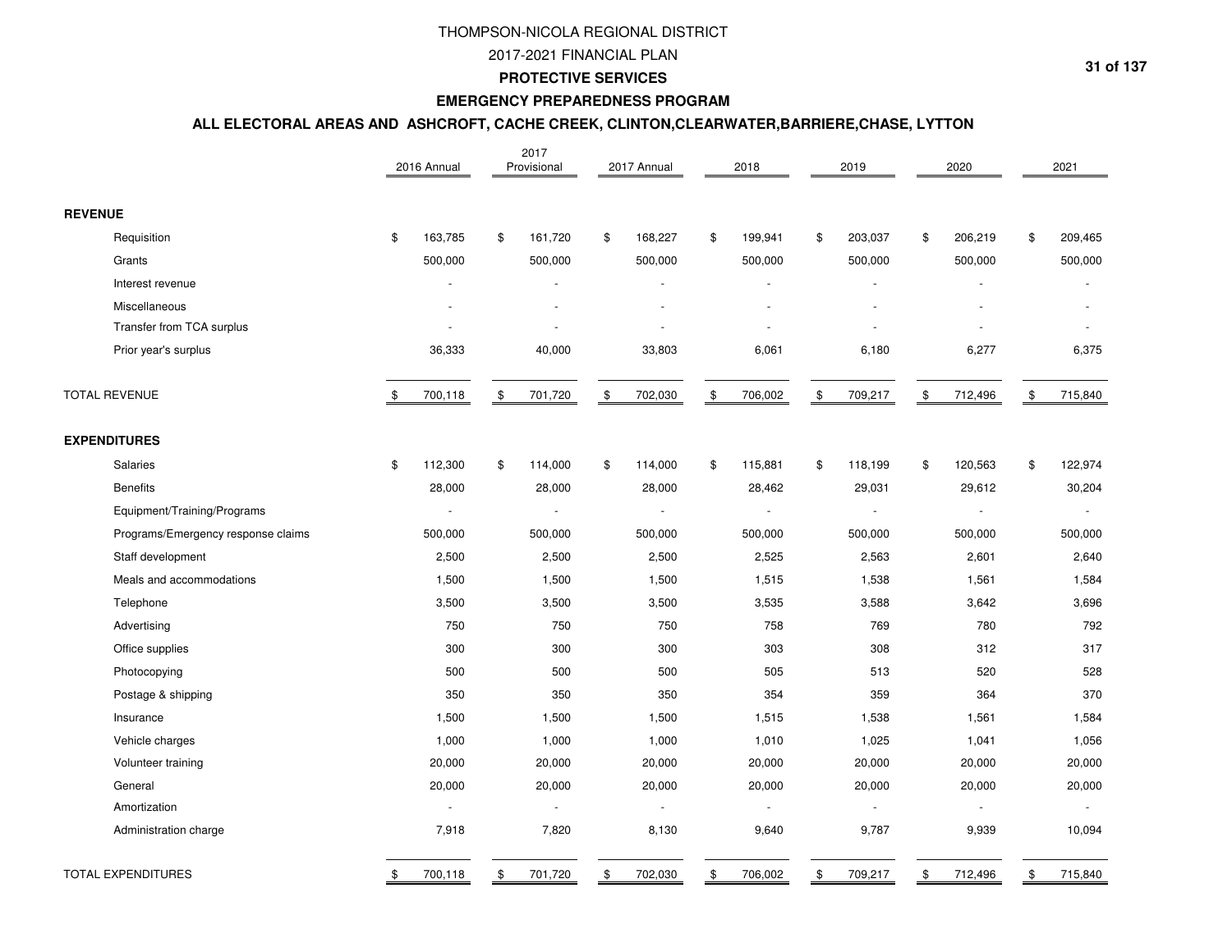# THOMPSON-NICOLA REGIONAL DISTRICT

## 2017-2021 FINANCIAL PLAN

### PROTECTIVE SERVICES

### EMERGENCY PREPAREDNESS PROGRAM

### ALL ELECTORAL AREAS AND ASHCROFT, CACHE CREEK, CLINTON,CLEARWATER,BARRIERE,CHASE, LYTTON

| | 2016 Annual | 2017 Provisional | 2017 Annual | 2018 | 2019 | 2020 | 2021 |
|---|---|---|---|---|---|---|---|
| **REVENUE** | | | | | | | |
| Requisition | $ 163,785 | $ 161,720 | $ 168,227 | $ 199,941 | $ 203,037 | $ 206,219 | $ 209,465 |
| Grants | 500,000 | 500,000 | 500,000 | 500,000 | 500,000 | 500,000 | 500,000 |
| Interest revenue | - | - | - | - | - | - | - |
| Miscellaneous | - | - | - | - | - | - | - |
| Transfer from TCA surplus | - | - | - | - | - | - | - |
| Prior year's surplus | 36,333 | 40,000 | 33,803 | 6,061 | 6,180 | 6,277 | 6,375 |
| TOTAL REVENUE | $ 700,118 | $ 701,720 | $ 702,030 | $ 706,002 | $ 709,217 | $ 712,496 | $ 715,840 |
| **EXPENDITURES** | | | | | | | |
| Salaries | $ 112,300 | $ 114,000 | $ 114,000 | $ 115,881 | $ 118,199 | $ 120,563 | $ 122,974 |
| Benefits | 28,000 | 28,000 | 28,000 | 28,462 | 29,031 | 29,612 | 30,204 |
| Equipment/Training/Programs | - | - | - | - | - | - | - |
| Programs/Emergency response claims | 500,000 | 500,000 | 500,000 | 500,000 | 500,000 | 500,000 | 500,000 |
| Staff development | 2,500 | 2,500 | 2,500 | 2,525 | 2,563 | 2,601 | 2,640 |
| Meals and accommodations | 1,500 | 1,500 | 1,500 | 1,515 | 1,538 | 1,561 | 1,584 |
| Telephone | 3,500 | 3,500 | 3,500 | 3,535 | 3,588 | 3,642 | 3,696 |
| Advertising | 750 | 750 | 750 | 758 | 769 | 780 | 792 |
| Office supplies | 300 | 300 | 300 | 303 | 308 | 312 | 317 |
| Photocopying | 500 | 500 | 500 | 505 | 513 | 520 | 528 |
| Postage & shipping | 350 | 350 | 350 | 354 | 359 | 364 | 370 |
| Insurance | 1,500 | 1,500 | 1,500 | 1,515 | 1,538 | 1,561 | 1,584 |
| Vehicle charges | 1,000 | 1,000 | 1,000 | 1,010 | 1,025 | 1,041 | 1,056 |
| Volunteer training | 20,000 | 20,000 | 20,000 | 20,000 | 20,000 | 20,000 | 20,000 |
| General | 20,000 | 20,000 | 20,000 | 20,000 | 20,000 | 20,000 | 20,000 |
| Amortization | - | - | - | - | - | - | - |
| Administration charge | 7,918 | 7,820 | 8,130 | 9,640 | 9,787 | 9,939 | 10,094 |
| TOTAL EXPENDITURES | $ 700,118 | $ 701,720 | $ 702,030 | $ 706,002 | $ 709,217 | $ 712,496 | $ 715,840 |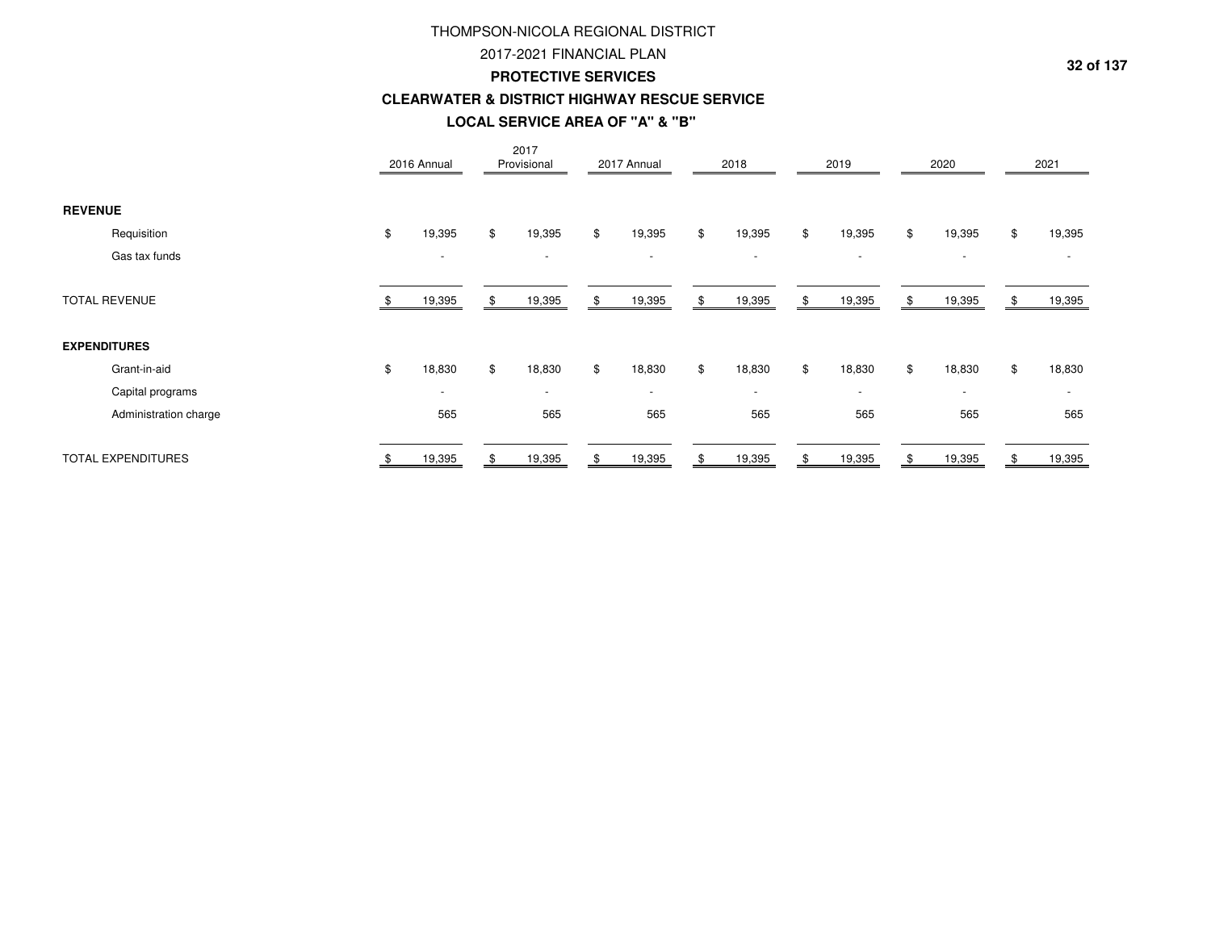# THOMPSON-NICOLA REGIONAL DISTRICT

## 2017-2021 FINANCIAL PLAN

## PROTECTIVE SERVICES

### CLEARWATER & DISTRICT HIGHWAY RESCUE SERVICE

### LOCAL SERVICE AREA OF "A" & "B"

| | 2016 Annual | 2017 Provisional | 2017 Annual | 2018 | 2019 | 2020 | 2021 |
|---|---|---|---|---|---|---|---|
| **REVENUE** | | | | | | | |
| Requisition | $ 19,395 | $ 19,395 | $ 19,395 | $ 19,395 | $ 19,395 | $ 19,395 | $ 19,395 |
| Gas tax funds | - | - | - | - | - | - | - |
| TOTAL REVENUE | $ 19,395 | $ 19,395 | $ 19,395 | $ 19,395 | $ 19,395 | $ 19,395 | $ 19,395 |
| **EXPENDITURES** | | | | | | | |
| Grant-in-aid | $ 18,830 | $ 18,830 | $ 18,830 | $ 18,830 | $ 18,830 | $ 18,830 | $ 18,830 |
| Capital programs | - | - | - | - | - | - | - |
| Administration charge | 565 | 565 | 565 | 565 | 565 | 565 | 565 |
| TOTAL EXPENDITURES | $ 19,395 | $ 19,395 | $ 19,395 | $ 19,395 | $ 19,395 | $ 19,395 | $ 19,395 |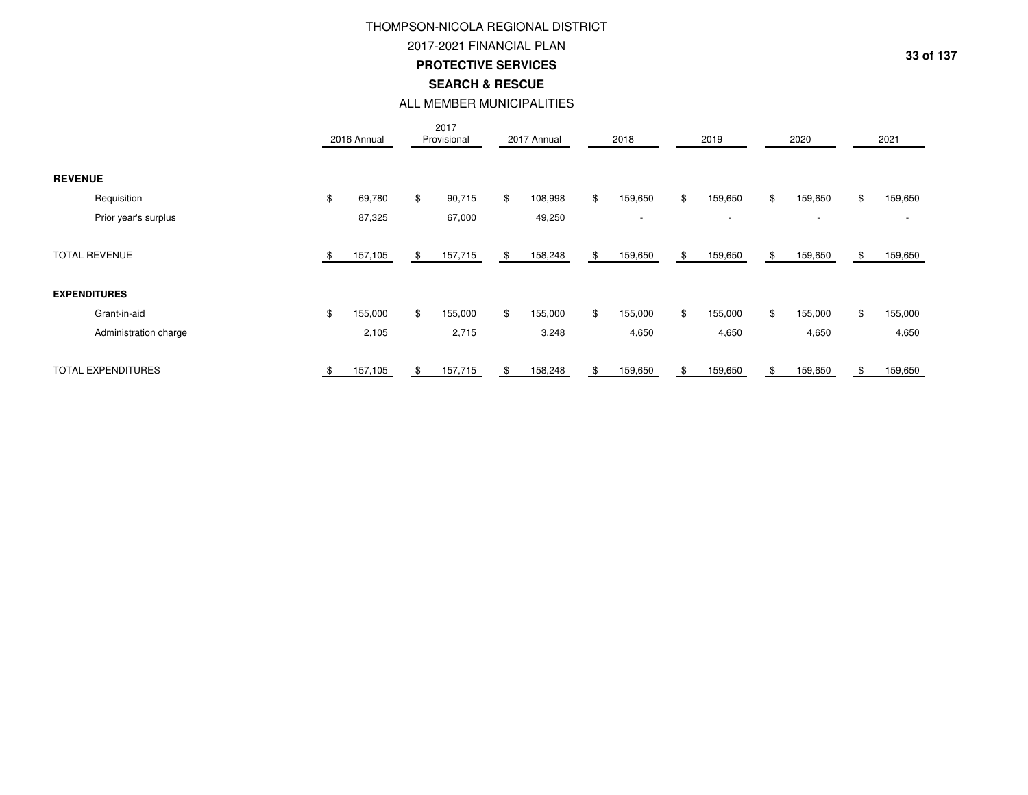# THOMPSON-NICOLA REGIONAL DISTRICT

## 2017-2021 FINANCIAL PLAN

### PROTECTIVE SERVICES

### SEARCH & RESCUE

ALL MEMBER MUNICIPALITIES

| | 2016 Annual | 2017 Provisional | 2017 Annual | 2018 | 2019 | 2020 | 2021 |
|---|---|---|---|---|---|---|---|
| **REVENUE** | | | | | | | |
| Requisition | $ 69,780 | $ 90,715 | $ 108,998 | $ 159,650 | $ 159,650 | $ 159,650 | $ 159,650 |
| Prior year's surplus | 87,325 | 67,000 | 49,250 | - | - | - | - |
| TOTAL REVENUE | $ 157,105 | $ 157,715 | $ 158,248 | $ 159,650 | $ 159,650 | $ 159,650 | $ 159,650 |
| **EXPENDITURES** | | | | | | | |
| Grant-in-aid | $ 155,000 | $ 155,000 | $ 155,000 | $ 155,000 | $ 155,000 | $ 155,000 | $ 155,000 |
| Administration charge | 2,105 | 2,715 | 3,248 | 4,650 | 4,650 | 4,650 | 4,650 |
| TOTAL EXPENDITURES | $ 157,105 | $ 157,715 | $ 158,248 | $ 159,650 | $ 159,650 | $ 159,650 | $ 159,650 |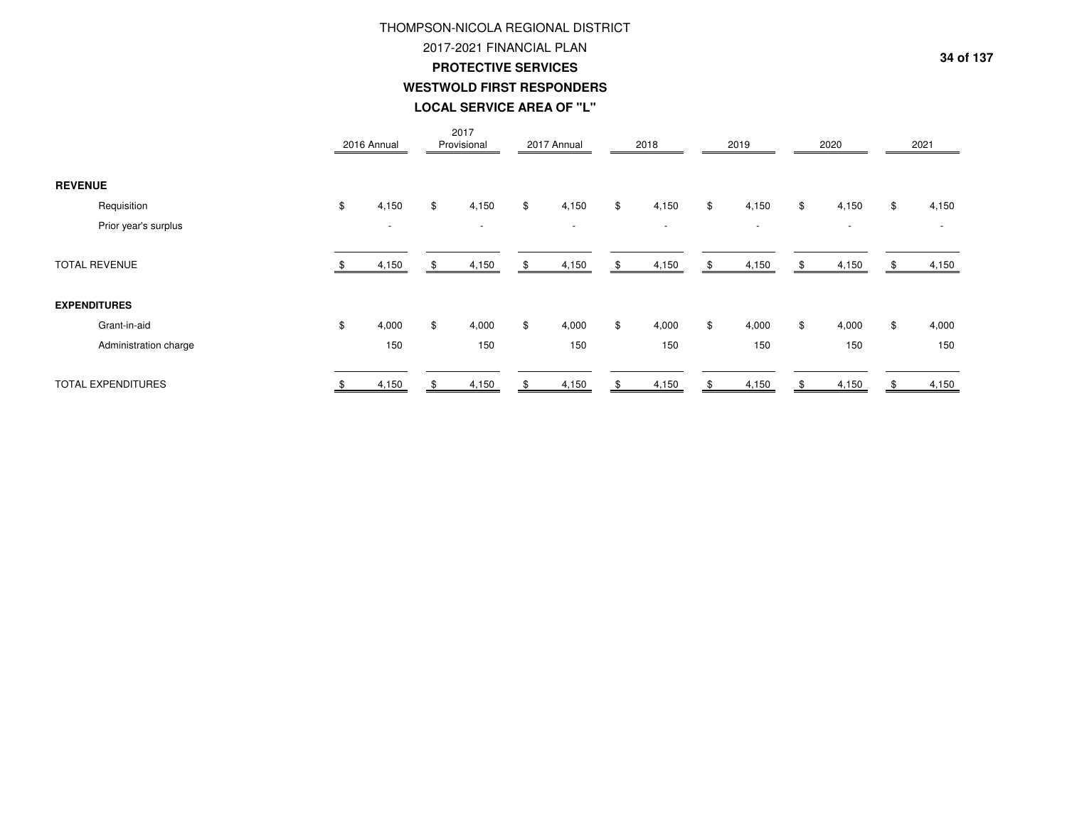# THOMPSON-NICOLA REGIONAL DISTRICT

## 2017-2021 FINANCIAL PLAN

### PROTECTIVE SERVICES

### WESTWOLD FIRST RESPONDERS

### LOCAL SERVICE AREA OF "L"

| | 2016 Annual | 2017 Provisional | 2017 Annual | 2018 | 2019 | 2020 | 2021 |
|---|---|---|---|---|---|---|---|
| **REVENUE** | | | | | | | |
| Requisition | $ 4,150 | $ 4,150 | $ 4,150 | $ 4,150 | $ 4,150 | $ 4,150 | $ 4,150 |
| Prior year's surplus | - | - | - | - | - | - | - |
| TOTAL REVENUE | $ 4,150 | $ 4,150 | $ 4,150 | $ 4,150 | $ 4,150 | $ 4,150 | $ 4,150 |
| **EXPENDITURES** | | | | | | | |
| Grant-in-aid | $ 4,000 | $ 4,000 | $ 4,000 | $ 4,000 | $ 4,000 | $ 4,000 | $ 4,000 |
| Administration charge | 150 | 150 | 150 | 150 | 150 | 150 | 150 |
| TOTAL EXPENDITURES | $ 4,150 | $ 4,150 | $ 4,150 | $ 4,150 | $ 4,150 | $ 4,150 | $ 4,150 |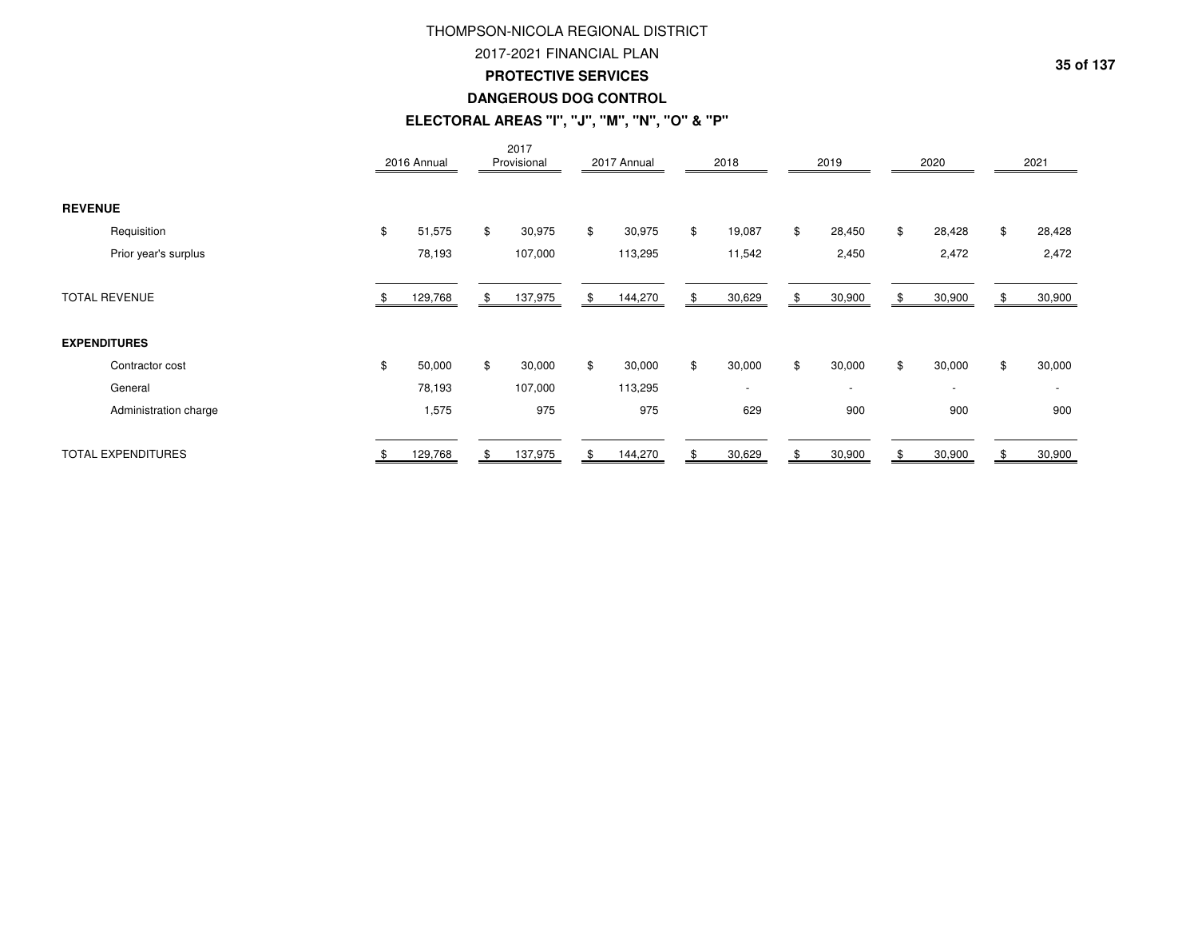# THOMPSON-NICOLA REGIONAL DISTRICT

## 2017-2021 FINANCIAL PLAN

### PROTECTIVE SERVICES

### DANGEROUS DOG CONTROL

### ELECTORAL AREAS "I", "J", "M", "N", "O" & "P"

| | 2016 Annual | 2017 Provisional | 2017 Annual | 2018 | 2019 | 2020 | 2021 |
|---|---|---|---|---|---|---|---|
| **REVENUE** | | | | | | | |
| Requisition | $ 51,575 | $ 30,975 | $ 30,975 | $ 19,087 | $ 28,450 | $ 28,428 | $ 28,428 |
| Prior year's surplus | 78,193 | 107,000 | 113,295 | 11,542 | 2,450 | 2,472 | 2,472 |
| TOTAL REVENUE | $ 129,768 | $ 137,975 | $ 144,270 | $ 30,629 | $ 30,900 | $ 30,900 | $ 30,900 |
| **EXPENDITURES** | | | | | | | |
| Contractor cost | $ 50,000 | $ 30,000 | $ 30,000 | $ 30,000 | $ 30,000 | $ 30,000 | $ 30,000 |
| General | 78,193 | 107,000 | 113,295 | - | - | - | - |
| Administration charge | 1,575 | 975 | 975 | 629 | 900 | 900 | 900 |
| TOTAL EXPENDITURES | $ 129,768 | $ 137,975 | $ 144,270 | $ 30,629 | $ 30,900 | $ 30,900 | $ 30,900 |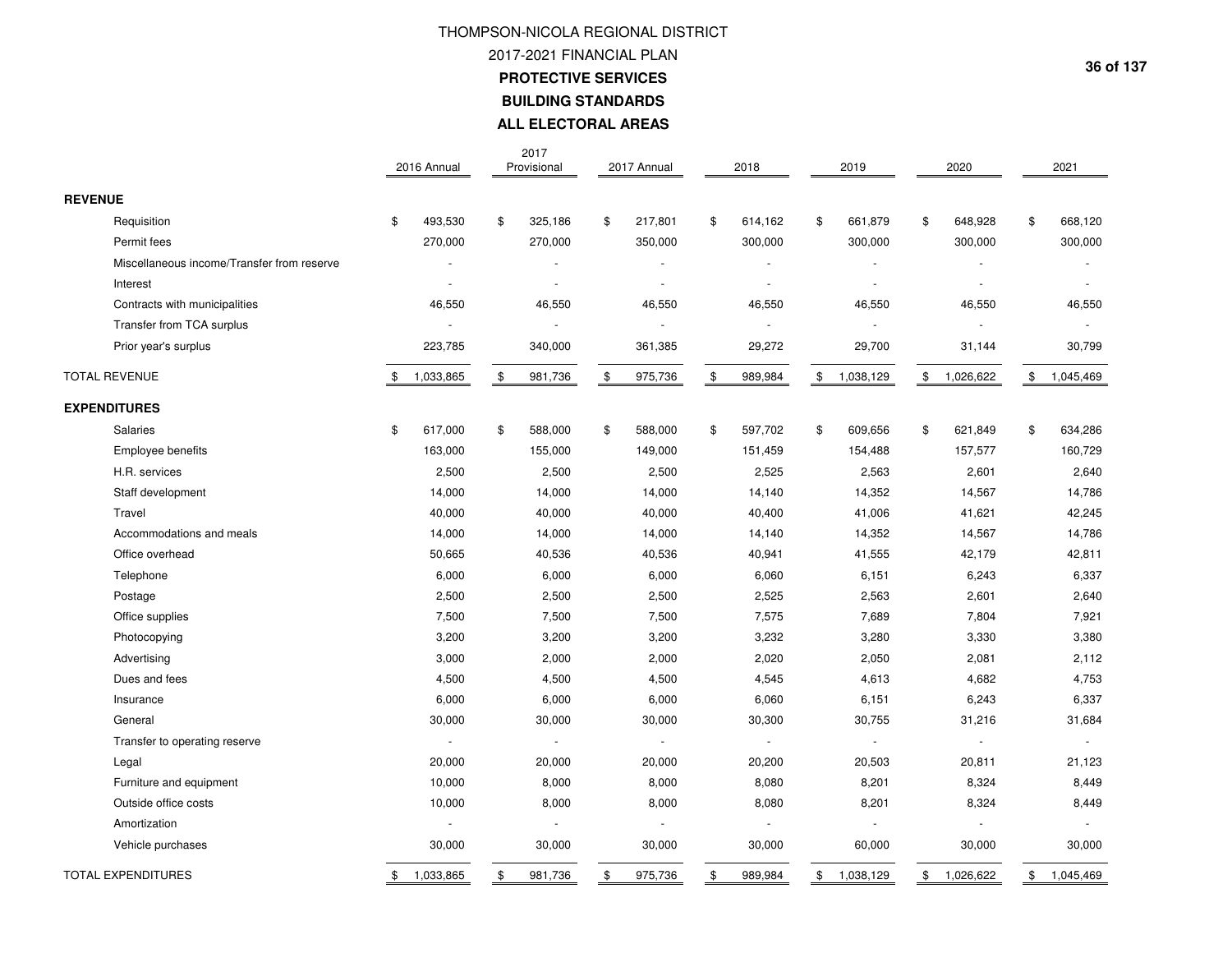# THOMPSON-NICOLA REGIONAL DISTRICT

## 2017-2021 FINANCIAL PLAN

### PROTECTIVE SERVICES

### BUILDING STANDARDS

### ALL ELECTORAL AREAS

| | 2016 Annual | 2017 Provisional | 2017 Annual | 2018 | 2019 | 2020 | 2021 |
|---|---|---|---|---|---|---|---|
| **REVENUE** | | | | | | | |
| Requisition | $ 493,530 | $ 325,186 | $ 217,801 | $ 614,162 | $ 661,879 | $ 648,928 | $ 668,120 |
| Permit fees | 270,000 | 270,000 | 350,000 | 300,000 | 300,000 | 300,000 | 300,000 |
| Miscellaneous income/Transfer from reserve | - | - | - | - | - | - | - |
| Interest | - | - | - | - | - | - | - |
| Contracts with municipalities | 46,550 | 46,550 | 46,550 | 46,550 | 46,550 | 46,550 | 46,550 |
| Transfer from TCA surplus | - | - | - | - | - | - | - |
| Prior year's surplus | 223,785 | 340,000 | 361,385 | 29,272 | 29,700 | 31,144 | 30,799 |
| TOTAL REVENUE | $ 1,033,865 | $ 981,736 | $ 975,736 | $ 989,984 | $ 1,038,129 | $ 1,026,622 | $ 1,045,469 |
| **EXPENDITURES** | | | | | | | |
| Salaries | $ 617,000 | $ 588,000 | $ 588,000 | $ 597,702 | $ 609,656 | $ 621,849 | $ 634,286 |
| Employee benefits | 163,000 | 155,000 | 149,000 | 151,459 | 154,488 | 157,577 | 160,729 |
| H.R. services | 2,500 | 2,500 | 2,500 | 2,525 | 2,563 | 2,601 | 2,640 |
| Staff development | 14,000 | 14,000 | 14,000 | 14,140 | 14,352 | 14,567 | 14,786 |
| Travel | 40,000 | 40,000 | 40,000 | 40,400 | 41,006 | 41,621 | 42,245 |
| Accommodations and meals | 14,000 | 14,000 | 14,000 | 14,140 | 14,352 | 14,567 | 14,786 |
| Office overhead | 50,665 | 40,536 | 40,536 | 40,941 | 41,555 | 42,179 | 42,811 |
| Telephone | 6,000 | 6,000 | 6,000 | 6,060 | 6,151 | 6,243 | 6,337 |
| Postage | 2,500 | 2,500 | 2,500 | 2,525 | 2,563 | 2,601 | 2,640 |
| Office supplies | 7,500 | 7,500 | 7,500 | 7,575 | 7,689 | 7,804 | 7,921 |
| Photocopying | 3,200 | 3,200 | 3,200 | 3,232 | 3,280 | 3,330 | 3,380 |
| Advertising | 3,000 | 2,000 | 2,000 | 2,020 | 2,050 | 2,081 | 2,112 |
| Dues and fees | 4,500 | 4,500 | 4,500 | 4,545 | 4,613 | 4,682 | 4,753 |
| Insurance | 6,000 | 6,000 | 6,000 | 6,060 | 6,151 | 6,243 | 6,337 |
| General | 30,000 | 30,000 | 30,000 | 30,300 | 30,755 | 31,216 | 31,684 |
| Transfer to operating reserve | - | - | - | - | - | - | - |
| Legal | 20,000 | 20,000 | 20,000 | 20,200 | 20,503 | 20,811 | 21,123 |
| Furniture and equipment | 10,000 | 8,000 | 8,000 | 8,080 | 8,201 | 8,324 | 8,449 |
| Outside office costs | 10,000 | 8,000 | 8,000 | 8,080 | 8,201 | 8,324 | 8,449 |
| Amortization | - | - | - | - | - | - | - |
| Vehicle purchases | 30,000 | 30,000 | 30,000 | 30,000 | 60,000 | 30,000 | 30,000 |
| TOTAL EXPENDITURES | $ 1,033,865 | $ 981,736 | $ 975,736 | $ 989,984 | $ 1,038,129 | $ 1,026,622 | $ 1,045,469 |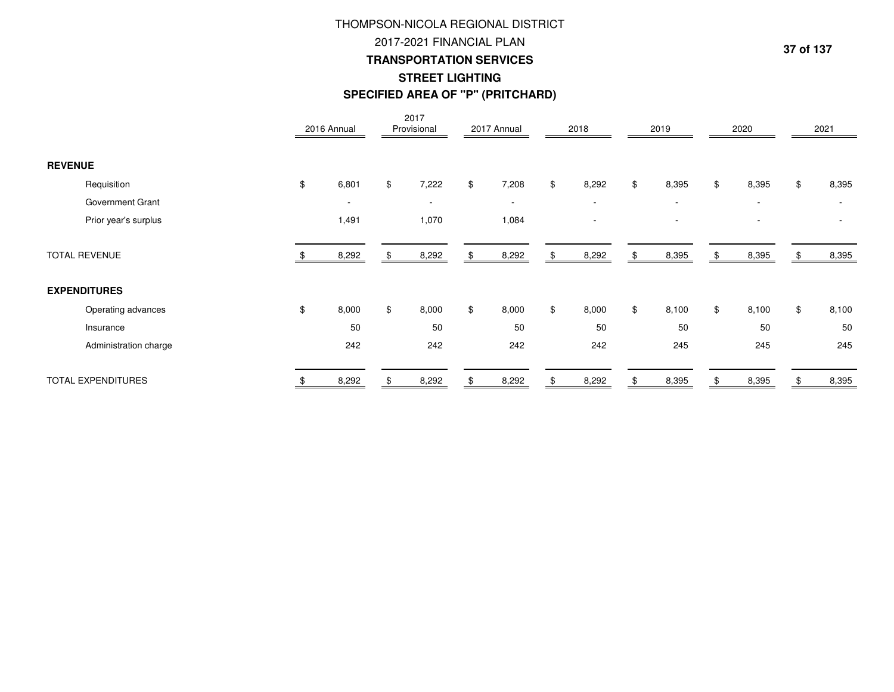# THOMPSON-NICOLA REGIONAL DISTRICT

## 2017-2021 FINANCIAL PLAN

## TRANSPORTATION SERVICES

### STREET LIGHTING

### SPECIFIED AREA OF "P" (PRITCHARD)

| | 2016 Annual | 2017 Provisional | 2017 Annual | 2018 | 2019 | 2020 | 2021 |
|---|---|---|---|---|---|---|---|
| **REVENUE** | | | | | | | |
| Requisition | $ 6,801 | $ 7,222 | $ 7,208 | $ 8,292 | $ 8,395 | $ 8,395 | $ 8,395 |
| Government Grant | - | - | - | - | - | - | - |
| Prior year's surplus | 1,491 | 1,070 | 1,084 | - | - | - | - |
| TOTAL REVENUE | $ 8,292 | $ 8,292 | $ 8,292 | $ 8,292 | $ 8,395 | $ 8,395 | $ 8,395 |
| **EXPENDITURES** | | | | | | | |
| Operating advances | $ 8,000 | $ 8,000 | $ 8,000 | $ 8,000 | $ 8,100 | $ 8,100 | $ 8,100 |
| Insurance | 50 | 50 | 50 | 50 | 50 | 50 | 50 |
| Administration charge | 242 | 242 | 242 | 242 | 245 | 245 | 245 |
| TOTAL EXPENDITURES | $ 8,292 | $ 8,292 | $ 8,292 | $ 8,292 | $ 8,395 | $ 8,395 | $ 8,395 |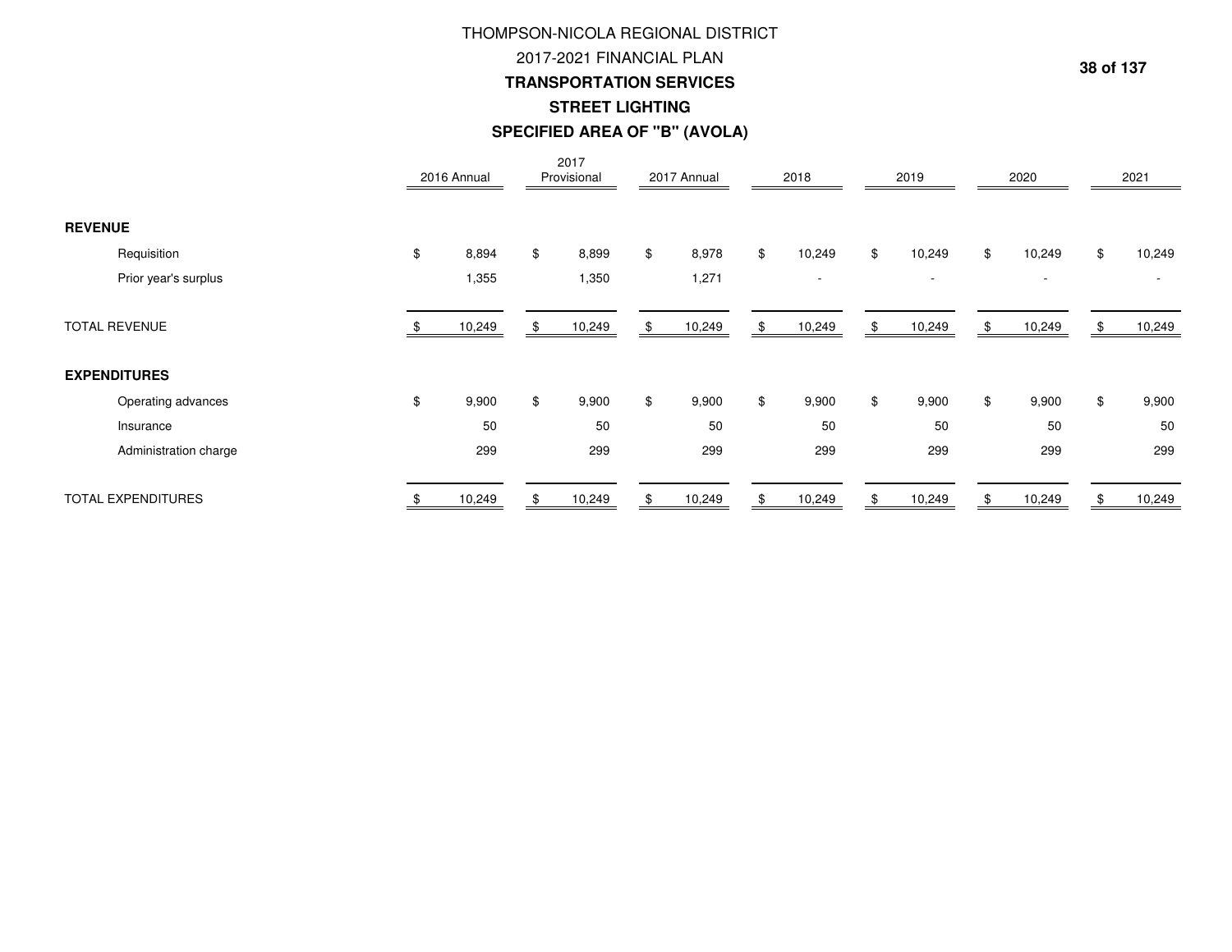# THOMPSON-NICOLA REGIONAL DISTRICT

## 2017-2021 FINANCIAL PLAN

## TRANSPORTATION SERVICES

### STREET LIGHTING

### SPECIFIED AREA OF "B" (AVOLA)

| | 2016 Annual | 2017 Provisional | 2017 Annual | 2018 | 2019 | 2020 | 2021 |
|---|---|---|---|---|---|---|---|
| **REVENUE** | | | | | | | |
| Requisition | $ 8,894 | $ 8,899 | $ 8,978 | $ 10,249 | $ 10,249 | $ 10,249 | $ 10,249 |
| Prior year's surplus | 1,355 | 1,350 | 1,271 | - | - | - | - |
| TOTAL REVENUE | $ 10,249 | $ 10,249 | $ 10,249 | $ 10,249 | $ 10,249 | $ 10,249 | $ 10,249 |
| **EXPENDITURES** | | | | | | | |
| Operating advances | $ 9,900 | $ 9,900 | $ 9,900 | $ 9,900 | $ 9,900 | $ 9,900 | $ 9,900 |
| Insurance | 50 | 50 | 50 | 50 | 50 | 50 | 50 |
| Administration charge | 299 | 299 | 299 | 299 | 299 | 299 | 299 |
| TOTAL EXPENDITURES | $ 10,249 | $ 10,249 | $ 10,249 | $ 10,249 | $ 10,249 | $ 10,249 | $ 10,249 |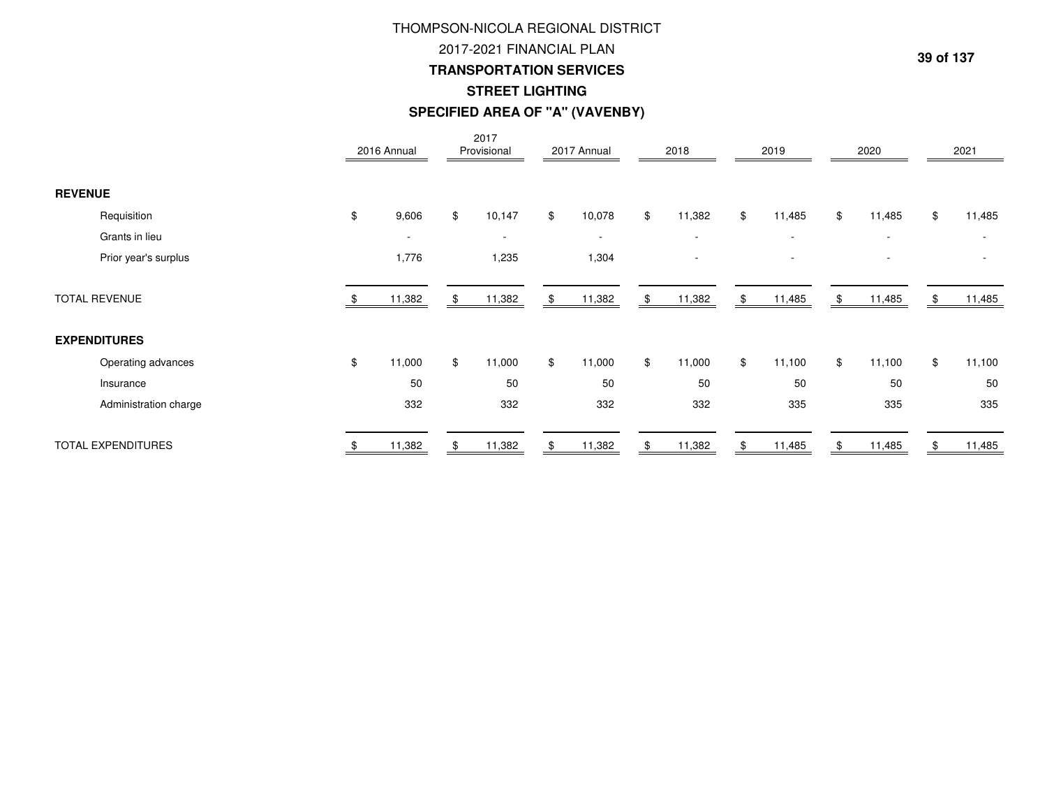# THOMPSON-NICOLA REGIONAL DISTRICT

## 2017-2021 FINANCIAL PLAN

## TRANSPORTATION SERVICES

### STREET LIGHTING

### SPECIFIED AREA OF "A" (VAVENBY)

| | 2016 Annual | 2017 Provisional | 2017 Annual | 2018 | 2019 | 2020 | 2021 |
|---|---|---|---|---|---|---|---|
| **REVENUE** | | | | | | | |
| Requisition | $ 9,606 | $ 10,147 | $ 10,078 | $ 11,382 | $ 11,485 | $ 11,485 | $ 11,485 |
| Grants in lieu | - | - | - | - | - | - | - |
| Prior year's surplus | 1,776 | 1,235 | 1,304 | - | - | - | - |
| TOTAL REVENUE | $ 11,382 | $ 11,382 | $ 11,382 | $ 11,382 | $ 11,485 | $ 11,485 | $ 11,485 |
| **EXPENDITURES** | | | | | | | |
| Operating advances | $ 11,000 | $ 11,000 | $ 11,000 | $ 11,000 | $ 11,100 | $ 11,100 | $ 11,100 |
| Insurance | 50 | 50 | 50 | 50 | 50 | 50 | 50 |
| Administration charge | 332 | 332 | 332 | 332 | 335 | 335 | 335 |
| TOTAL EXPENDITURES | $ 11,382 | $ 11,382 | $ 11,382 | $ 11,382 | $ 11,485 | $ 11,485 | $ 11,485 |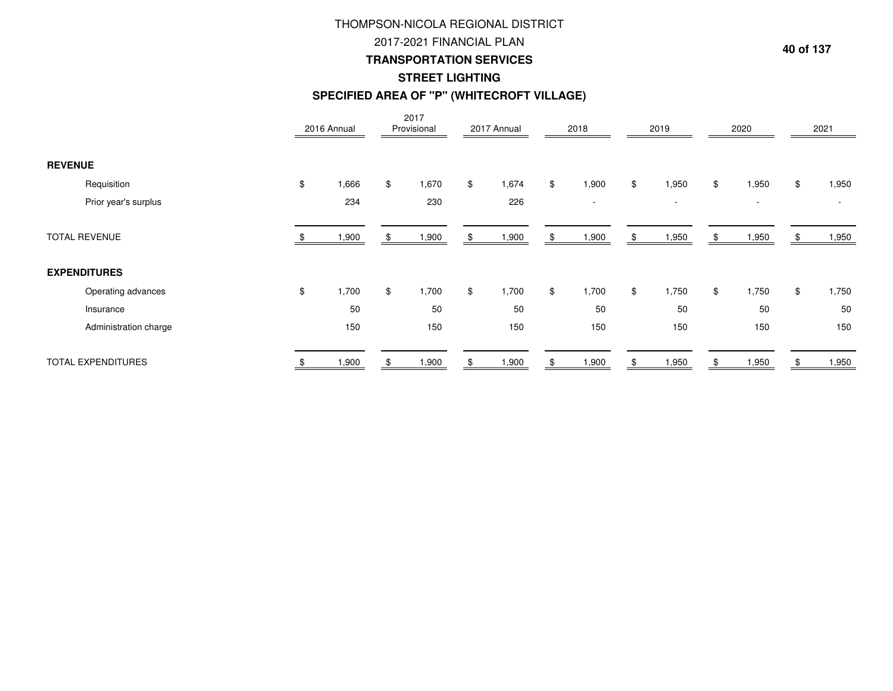# THOMPSON-NICOLA REGIONAL DISTRICT

## 2017-2021 FINANCIAL PLAN

### TRANSPORTATION SERVICES

### STREET LIGHTING

### SPECIFIED AREA OF "P" (WHITECROFT VILLAGE)

| | 2016 Annual | 2017 Provisional | 2017 Annual | 2018 | 2019 | 2020 | 2021 |
|---|---|---|---|---|---|---|---|
| **REVENUE** | | | | | | | |
| Requisition | $ 1,666 | $ 1,670 | $ 1,674 | $ 1,900 | $ 1,950 | $ 1,950 | $ 1,950 |
| Prior year's surplus | 234 | 230 | 226 | - | - | - | - |
| TOTAL REVENUE | $ 1,900 | $ 1,900 | $ 1,900 | $ 1,900 | $ 1,950 | $ 1,950 | $ 1,950 |
| **EXPENDITURES** | | | | | | | |
| Operating advances | $ 1,700 | $ 1,700 | $ 1,700 | $ 1,700 | $ 1,750 | $ 1,750 | $ 1,750 |
| Insurance | 50 | 50 | 50 | 50 | 50 | 50 | 50 |
| Administration charge | 150 | 150 | 150 | 150 | 150 | 150 | 150 |
| TOTAL EXPENDITURES | $ 1,900 | $ 1,900 | $ 1,900 | $ 1,900 | $ 1,950 | $ 1,950 | $ 1,950 |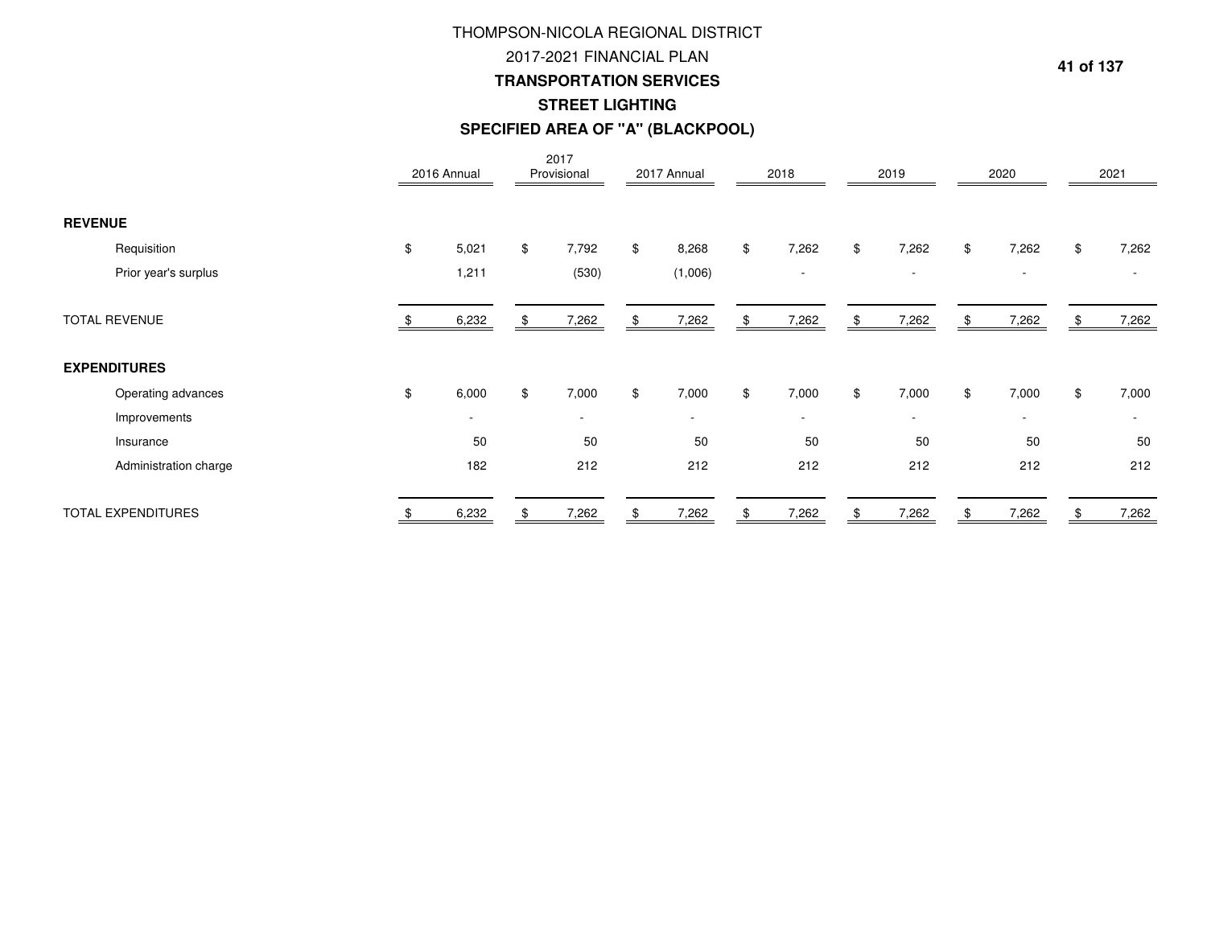# THOMPSON-NICOLA REGIONAL DISTRICT

## 2017-2021 FINANCIAL PLAN

### TRANSPORTATION SERVICES

### STREET LIGHTING

### SPECIFIED AREA OF "A" (BLACKPOOL)

| | 2016 Annual | 2017 Provisional | 2017 Annual | 2018 | 2019 | 2020 | 2021 |
|---|---|---|---|---|---|---|---|
| **REVENUE** | | | | | | | |
| Requisition | $ 5,021 | $ 7,792 | $ 8,268 | $ 7,262 | $ 7,262 | $ 7,262 | $ 7,262 |
| Prior year's surplus | 1,211 | (530) | (1,006) | - | - | - | - |
| TOTAL REVENUE | $ 6,232 | $ 7,262 | $ 7,262 | $ 7,262 | $ 7,262 | $ 7,262 | $ 7,262 |
| **EXPENDITURES** | | | | | | | |
| Operating advances | $ 6,000 | $ 7,000 | $ 7,000 | $ 7,000 | $ 7,000 | $ 7,000 | $ 7,000 |
| Improvements | - | - | - | - | - | - | - |
| Insurance | 50 | 50 | 50 | 50 | 50 | 50 | 50 |
| Administration charge | 182 | 212 | 212 | 212 | 212 | 212 | 212 |
| TOTAL EXPENDITURES | $ 6,232 | $ 7,262 | $ 7,262 | $ 7,262 | $ 7,262 | $ 7,262 | $ 7,262 |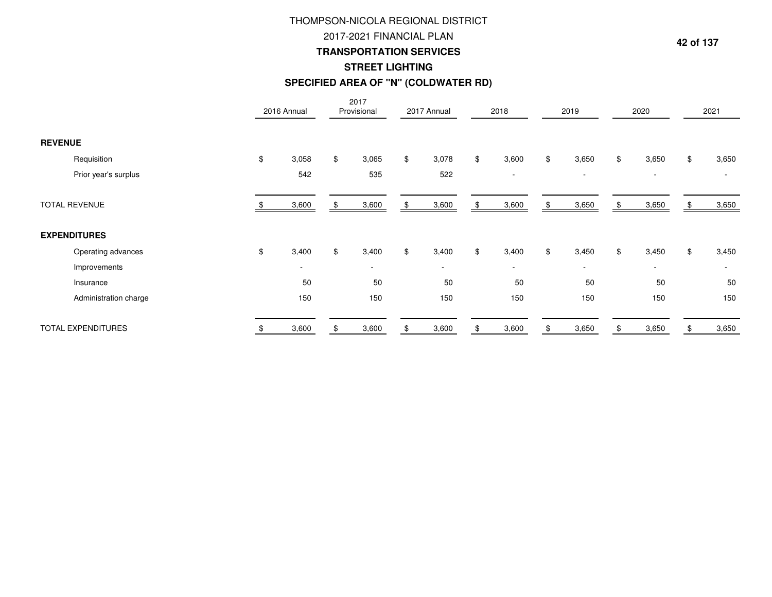# THOMPSON-NICOLA REGIONAL DISTRICT

## 2017-2021 FINANCIAL PLAN

### TRANSPORTATION SERVICES

### STREET LIGHTING

### SPECIFIED AREA OF "N" (COLDWATER RD)

| | 2016 Annual | 2017 Provisional | 2017 Annual | 2018 | 2019 | 2020 | 2021 |
|---|---|---|---|---|---|---|---|
| **REVENUE** | | | | | | | |
| Requisition | $ 3,058 | $ 3,065 | $ 3,078 | $ 3,600 | $ 3,650 | $ 3,650 | $ 3,650 |
| Prior year's surplus | 542 | 535 | 522 | - | - | - | - |
| TOTAL REVENUE | $ 3,600 | $ 3,600 | $ 3,600 | $ 3,600 | $ 3,650 | $ 3,650 | $ 3,650 |
| **EXPENDITURES** | | | | | | | |
| Operating advances | $ 3,400 | $ 3,400 | $ 3,400 | $ 3,400 | $ 3,450 | $ 3,450 | $ 3,450 |
| Improvements | - | - | - | - | - | - | - |
| Insurance | 50 | 50 | 50 | 50 | 50 | 50 | 50 |
| Administration charge | 150 | 150 | 150 | 150 | 150 | 150 | 150 |
| TOTAL EXPENDITURES | $ 3,600 | $ 3,600 | $ 3,600 | $ 3,600 | $ 3,650 | $ 3,650 | $ 3,650 |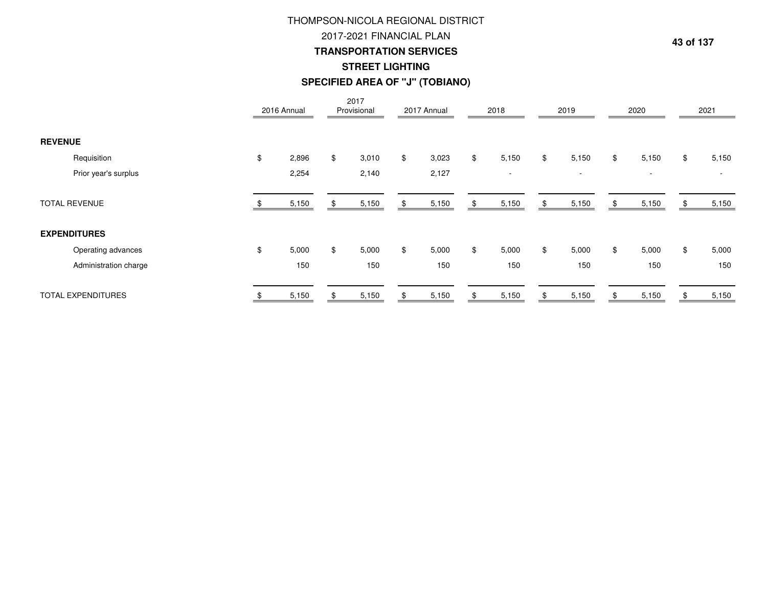# THOMPSON-NICOLA REGIONAL DISTRICT

## 2017-2021 FINANCIAL PLAN

## TRANSPORTATION SERVICES

## STREET LIGHTING

## SPECIFIED AREA OF "J" (TOBIANO)

| | 2016 Annual | 2017 Provisional | 2017 Annual | 2018 | 2019 | 2020 | 2021 |
|---|---|---|---|---|---|---|---|
| **REVENUE** | | | | | | | |
| Requisition | $ 2,896 | $ 3,010 | $ 3,023 | $ 5,150 | $ 5,150 | $ 5,150 | $ 5,150 |
| Prior year's surplus | 2,254 | 2,140 | 2,127 | - | - | - | - |
| TOTAL REVENUE | $ 5,150 | $ 5,150 | $ 5,150 | $ 5,150 | $ 5,150 | $ 5,150 | $ 5,150 |
| **EXPENDITURES** | | | | | | | |
| Operating advances | $ 5,000 | $ 5,000 | $ 5,000 | $ 5,000 | $ 5,000 | $ 5,000 | $ 5,000 |
| Administration charge | 150 | 150 | 150 | 150 | 150 | 150 | 150 |
| TOTAL EXPENDITURES | $ 5,150 | $ 5,150 | $ 5,150 | $ 5,150 | $ 5,150 | $ 5,150 | $ 5,150 |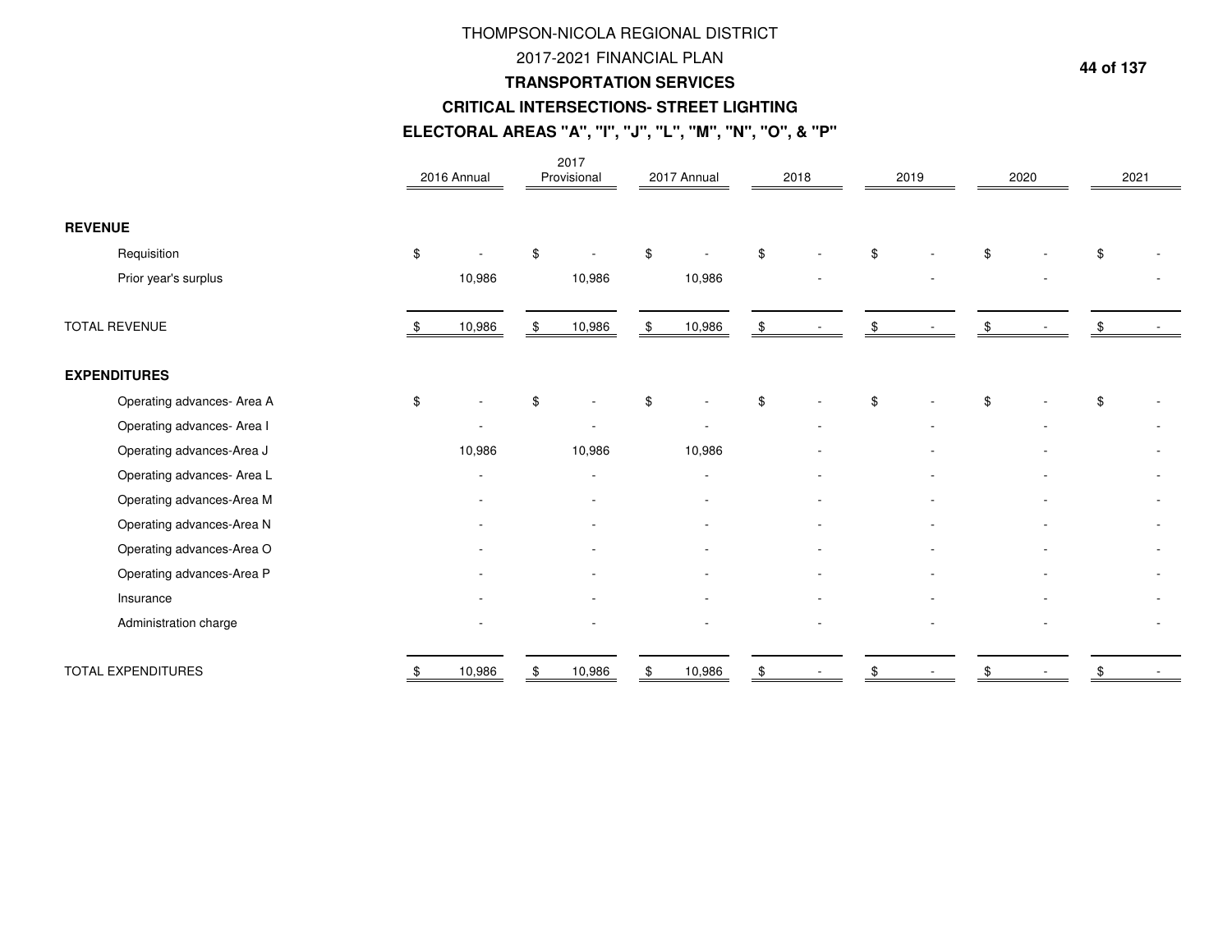# THOMPSON-NICOLA REGIONAL DISTRICT

## 2017-2021 FINANCIAL PLAN

### TRANSPORTATION SERVICES

### CRITICAL INTERSECTIONS- STREET LIGHTING

### ELECTORAL AREAS "A", "I", "J", "L", "M", "N", "O", & "P"

| | 2016 Annual | 2017 Provisional | 2017 Annual | 2018 | 2019 | 2020 | 2021 |
|---|---|---|---|---|---|---|---|
| **REVENUE** | | | | | | | |
| Requisition | $ - | $ - | $ - | $ - | $ - | $ - | $ - |
| Prior year's surplus | 10,986 | 10,986 | 10,986 | - | - | - | - |
| TOTAL REVENUE | $ 10,986 | $ 10,986 | $ 10,986 | $ - | $ - | $ - | $ - |
| **EXPENDITURES** | | | | | | | |
| Operating advances- Area A | $ - | $ - | $ - | $ - | $ - | $ - | $ - |
| Operating advances- Area I | - | - | - | - | - | - | - |
| Operating advances-Area J | 10,986 | 10,986 | 10,986 | - | - | - | - |
| Operating advances- Area L | - | - | - | - | - | - | - |
| Operating advances-Area M | - | - | - | - | - | - | - |
| Operating advances-Area N | - | - | - | - | - | - | - |
| Operating advances-Area O | - | - | - | - | - | - | - |
| Operating advances-Area P | - | - | - | - | - | - | - |
| Insurance | - | - | - | - | - | - | - |
| Administration charge | - | - | - | - | - | - | - |
| TOTAL EXPENDITURES | $ 10,986 | $ 10,986 | $ 10,986 | $ - | $ - | $ - | $ - |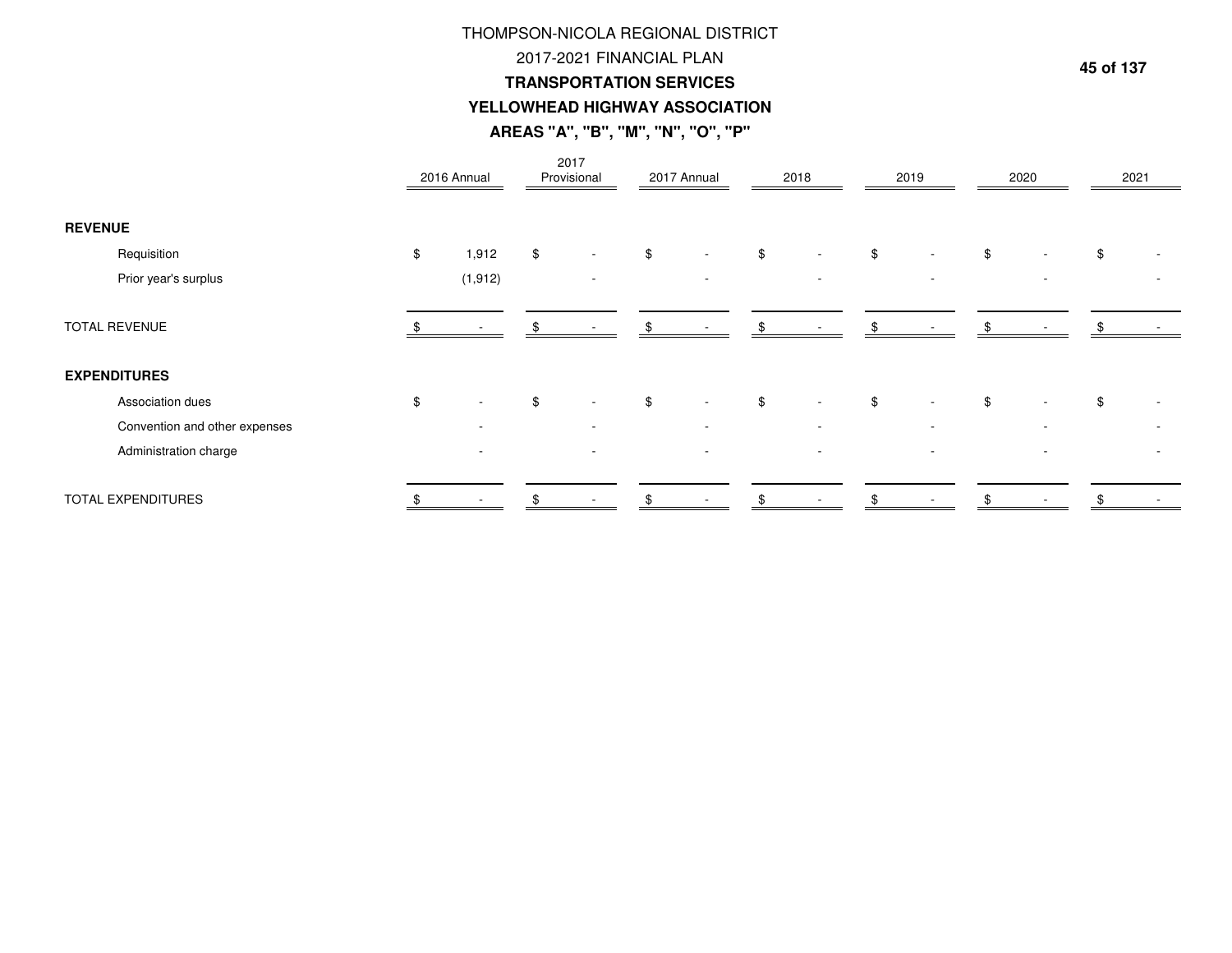# THOMPSON-NICOLA REGIONAL DISTRICT

## 2017-2021 FINANCIAL PLAN

### TRANSPORTATION SERVICES

### YELLOWHEAD HIGHWAY ASSOCIATION

### AREAS "A", "B", "M", "N", "O", "P"

| | 2016 Annual | 2017 Provisional | 2017 Annual | 2018 | 2019 | 2020 | 2021 |
|---|---|---|---|---|---|---|---|
| **REVENUE** | | | | | | | |
| Requisition | $ 1,912 | $ - | $ - | $ - | $ - | $ - | $ - |
| Prior year's surplus | (1,912) | - | - | - | - | - | - |
| TOTAL REVENUE | $ - | $ - | $ - | $ - | $ - | $ - | $ - |
| **EXPENDITURES** | | | | | | | |
| Association dues | $ - | $ - | $ - | $ - | $ - | $ - | $ - |
| Convention and other expenses | - | - | - | - | - | - | - |
| Administration charge | - | - | - | - | - | - | - |
| TOTAL EXPENDITURES | $ - | $ - | $ - | $ - | $ - | $ - | $ - |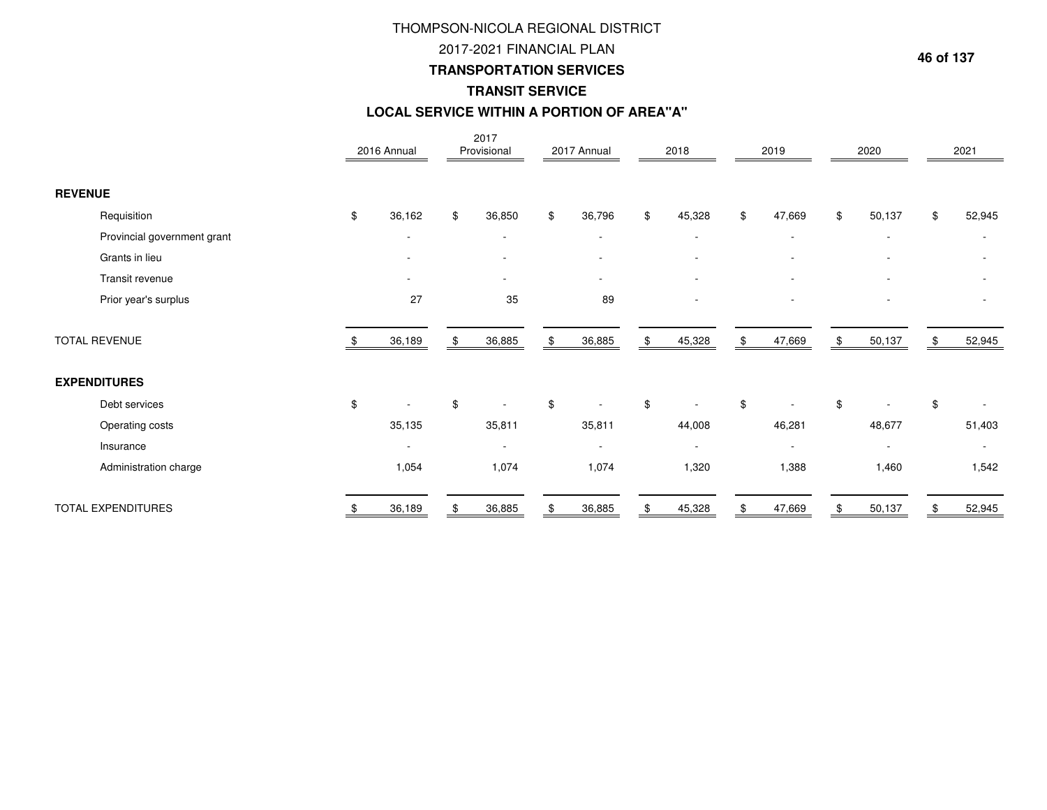# THOMPSON-NICOLA REGIONAL DISTRICT

## 2017-2021 FINANCIAL PLAN

## TRANSPORTATION SERVICES

### TRANSIT SERVICE

### LOCAL SERVICE WITHIN A PORTION OF AREA"A"

| | 2016 Annual | 2017 Provisional | 2017 Annual | 2018 | 2019 | 2020 | 2021 |
|---|---|---|---|---|---|---|---|
| **REVENUE** | | | | | | | |
| Requisition | $ 36,162 | $ 36,850 | $ 36,796 | $ 45,328 | $ 47,669 | $ 50,137 | $ 52,945 |
| Provincial government grant | - | - | - | - | - | - | - |
| Grants in lieu | - | - | - | - | - | - | - |
| Transit revenue | - | - | - | - | - | - | - |
| Prior year's surplus | 27 | 35 | 89 | - | - | - | - |
| TOTAL REVENUE | $ 36,189 | $ 36,885 | $ 36,885 | $ 45,328 | $ 47,669 | $ 50,137 | $ 52,945 |
| **EXPENDITURES** | | | | | | | |
| Debt services | $ - | $ - | $ - | $ - | $ - | $ - | $ - |
| Operating costs | 35,135 | 35,811 | 35,811 | 44,008 | 46,281 | 48,677 | 51,403 |
| Insurance | - | - | - | - | - | - | - |
| Administration charge | 1,054 | 1,074 | 1,074 | 1,320 | 1,388 | 1,460 | 1,542 |
| TOTAL EXPENDITURES | $ 36,189 | $ 36,885 | $ 36,885 | $ 45,328 | $ 47,669 | $ 50,137 | $ 52,945 |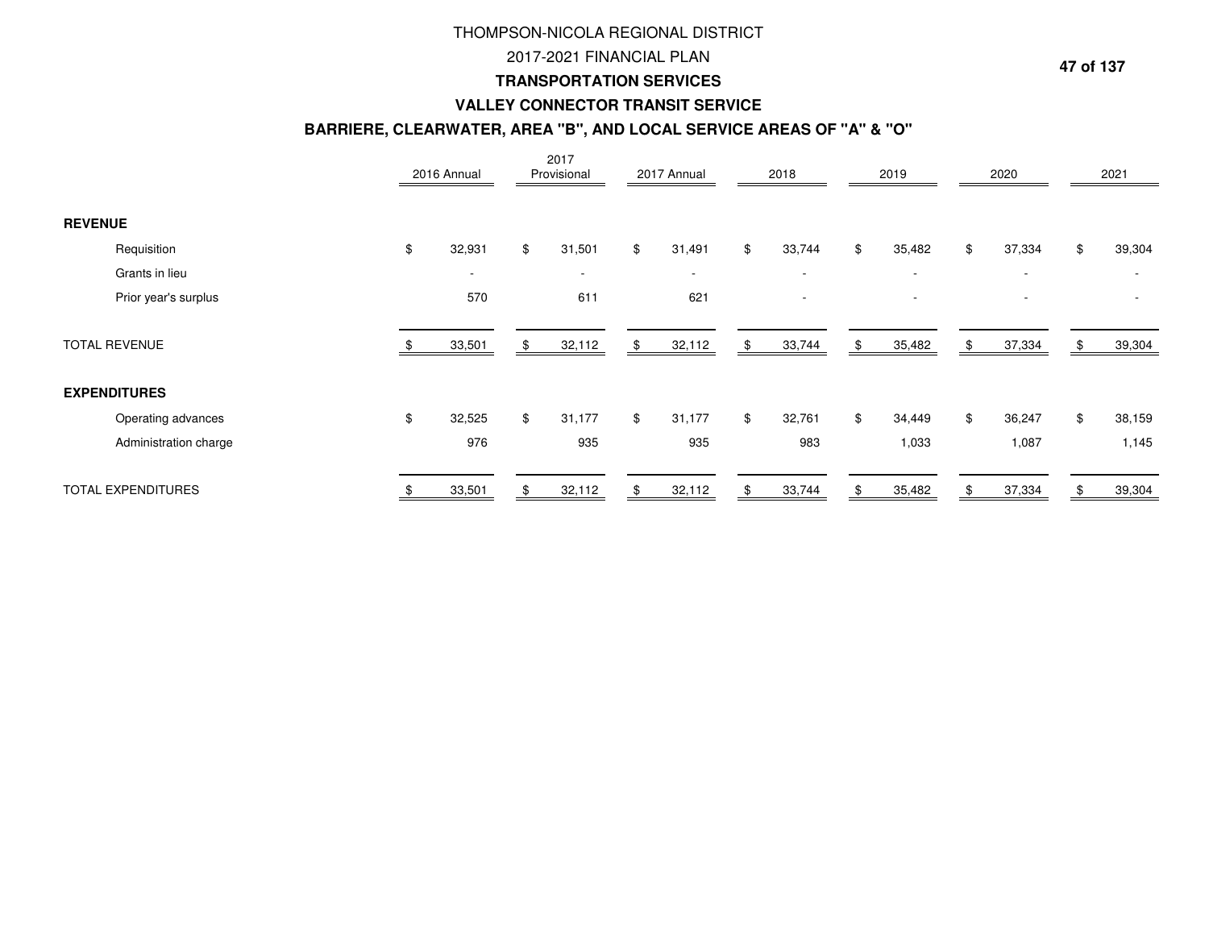# THOMPSON-NICOLA REGIONAL DISTRICT

## 2017-2021 FINANCIAL PLAN

## TRANSPORTATION SERVICES

## VALLEY CONNECTOR TRANSIT SERVICE

## BARRIERE, CLEARWATER, AREA "B", AND LOCAL SERVICE AREAS OF "A" & "O"

| | 2016 Annual | 2017 Provisional | 2017 Annual | 2018 | 2019 | 2020 | 2021 |
|---|---|---|---|---|---|---|---|
| **REVENUE** | | | | | | | |
| Requisition | $ 32,931 | $ 31,501 | $ 31,491 | $ 33,744 | $ 35,482 | $ 37,334 | $ 39,304 |
| Grants in lieu | - | - | - | - | - | - | - |
| Prior year's surplus | 570 | 611 | 621 | - | - | - | - |
| TOTAL REVENUE | $ 33,501 | $ 32,112 | $ 32,112 | $ 33,744 | $ 35,482 | $ 37,334 | $ 39,304 |
| **EXPENDITURES** | | | | | | | |
| Operating advances | $ 32,525 | $ 31,177 | $ 31,177 | $ 32,761 | $ 34,449 | $ 36,247 | $ 38,159 |
| Administration charge | 976 | 935 | 935 | 983 | 1,033 | 1,087 | 1,145 |
| TOTAL EXPENDITURES | $ 33,501 | $ 32,112 | $ 32,112 | $ 33,744 | $ 35,482 | $ 37,334 | $ 39,304 |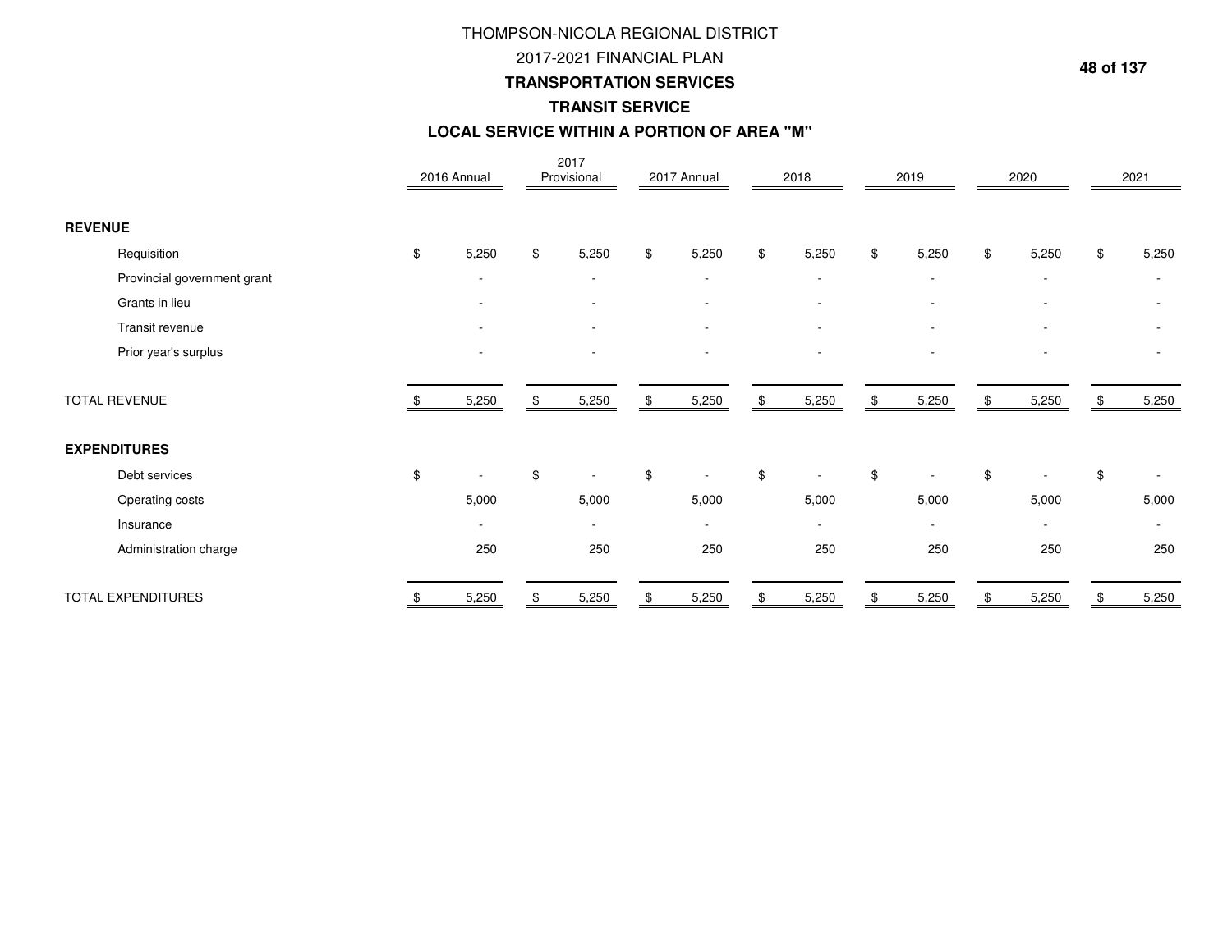# THOMPSON-NICOLA REGIONAL DISTRICT

## 2017-2021 FINANCIAL PLAN

## TRANSPORTATION SERVICES

### TRANSIT SERVICE

### LOCAL SERVICE WITHIN A PORTION OF AREA "M"

| | 2016 Annual | 2017 Provisional | 2017 Annual | 2018 | 2019 | 2020 | 2021 |
|---|---|---|---|---|---|---|---|
| **REVENUE** | | | | | | | |
| Requisition | $ 5,250 | $ 5,250 | $ 5,250 | $ 5,250 | $ 5,250 | $ 5,250 | $ 5,250 |
| Provincial government grant | - | - | - | - | - | - | - |
| Grants in lieu | - | - | - | - | - | - | - |
| Transit revenue | - | - | - | - | - | - | - |
| Prior year's surplus | - | - | - | - | - | - | - |
| TOTAL REVENUE | $ 5,250 | $ 5,250 | $ 5,250 | $ 5,250 | $ 5,250 | $ 5,250 | $ 5,250 |
| **EXPENDITURES** | | | | | | | |
| Debt services | $ - | $ - | $ - | $ - | $ - | $ - | $ - |
| Operating costs | 5,000 | 5,000 | 5,000 | 5,000 | 5,000 | 5,000 | 5,000 |
| Insurance | - | - | - | - | - | - | - |
| Administration charge | 250 | 250 | 250 | 250 | 250 | 250 | 250 |
| TOTAL EXPENDITURES | $ 5,250 | $ 5,250 | $ 5,250 | $ 5,250 | $ 5,250 | $ 5,250 | $ 5,250 |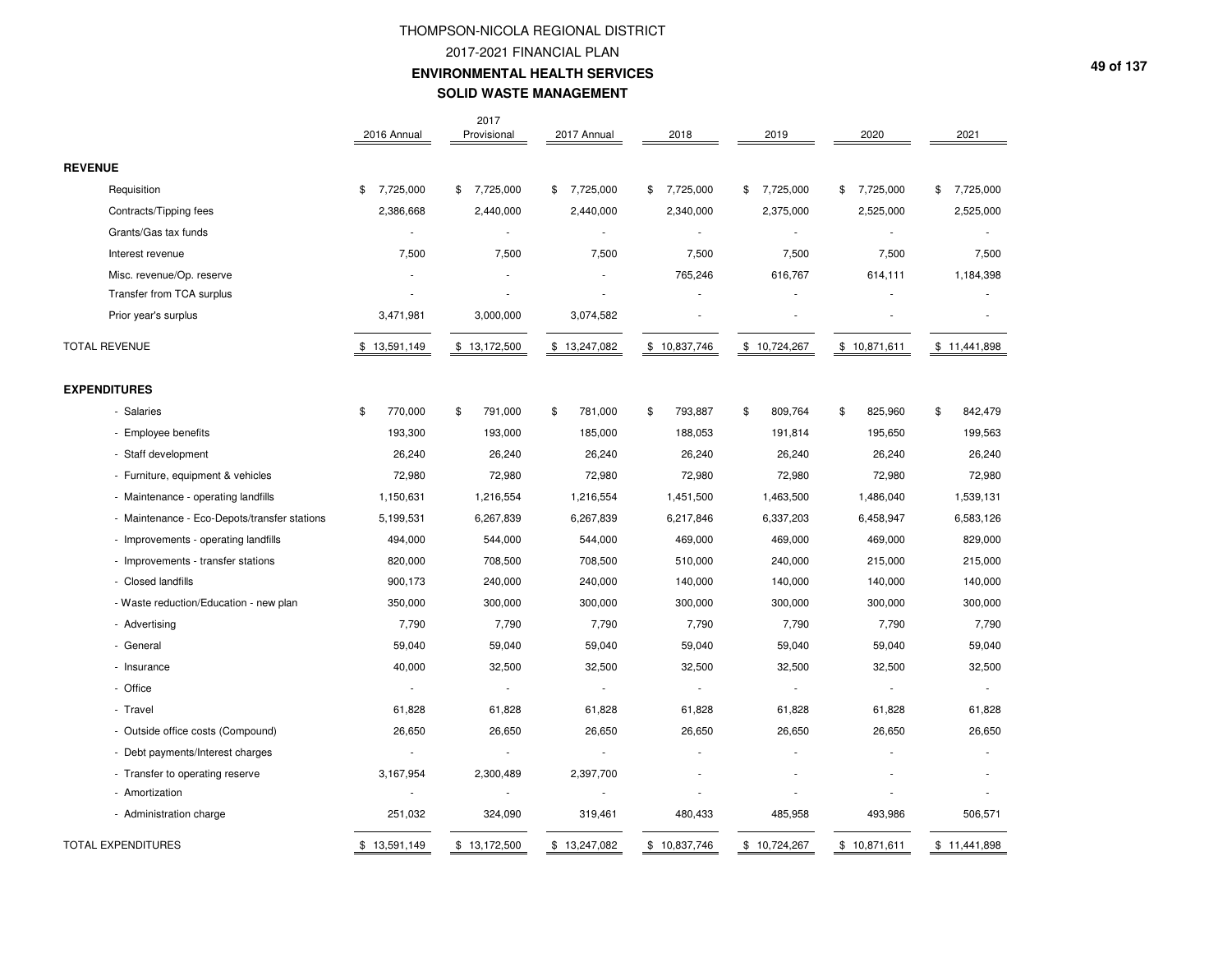# THOMPSON-NICOLA REGIONAL DISTRICT

## 2017-2021 FINANCIAL PLAN

## ENVIRONMENTAL HEALTH SERVICES

## SOLID WASTE MANAGEMENT

| | 2016 Annual | 2017 Provisional | 2017 Annual | 2018 | 2019 | 2020 | 2021 |
|---|---|---|---|---|---|---|---|
| **REVENUE** | | | | | | | |
| Requisition | $ 7,725,000 | $ 7,725,000 | $ 7,725,000 | $ 7,725,000 | $ 7,725,000 | $ 7,725,000 | $ 7,725,000 |
| Contracts/Tipping fees | 2,386,668 | 2,440,000 | 2,440,000 | 2,340,000 | 2,375,000 | 2,525,000 | 2,525,000 |
| Grants/Gas tax funds | - | - | - | - | - | - | - |
| Interest revenue | 7,500 | 7,500 | 7,500 | 7,500 | 7,500 | 7,500 | 7,500 |
| Misc. revenue/Op. reserve | - | - | - | 765,246 | 616,767 | 614,111 | 1,184,398 |
| Transfer from TCA surplus | - | - | - | - | - | - | - |
| Prior year's surplus | 3,471,981 | 3,000,000 | 3,074,582 | - | - | - | - |
| TOTAL REVENUE | $ 13,591,149 | $ 13,172,500 | $ 13,247,082 | $ 10,837,746 | $ 10,724,267 | $ 10,871,611 | $ 11,441,898 |
| **EXPENDITURES** | | | | | | | |
| - Salaries | $ 770,000 | $ 791,000 | $ 781,000 | $ 793,887 | $ 809,764 | $ 825,960 | $ 842,479 |
| - Employee benefits | 193,300 | 193,000 | 185,000 | 188,053 | 191,814 | 195,650 | 199,563 |
| - Staff development | 26,240 | 26,240 | 26,240 | 26,240 | 26,240 | 26,240 | 26,240 |
| - Furniture, equipment & vehicles | 72,980 | 72,980 | 72,980 | 72,980 | 72,980 | 72,980 | 72,980 |
| - Maintenance - operating landfills | 1,150,631 | 1,216,554 | 1,216,554 | 1,451,500 | 1,463,500 | 1,486,040 | 1,539,131 |
| - Maintenance - Eco-Depots/transfer stations | 5,199,531 | 6,267,839 | 6,267,839 | 6,217,846 | 6,337,203 | 6,458,947 | 6,583,126 |
| - Improvements - operating landfills | 494,000 | 544,000 | 544,000 | 469,000 | 469,000 | 469,000 | 829,000 |
| - Improvements - transfer stations | 820,000 | 708,500 | 708,500 | 510,000 | 240,000 | 215,000 | 215,000 |
| - Closed landfills | 900,173 | 240,000 | 240,000 | 140,000 | 140,000 | 140,000 | 140,000 |
| - Waste reduction/Education - new plan | 350,000 | 300,000 | 300,000 | 300,000 | 300,000 | 300,000 | 300,000 |
| - Advertising | 7,790 | 7,790 | 7,790 | 7,790 | 7,790 | 7,790 | 7,790 |
| - General | 59,040 | 59,040 | 59,040 | 59,040 | 59,040 | 59,040 | 59,040 |
| - Insurance | 40,000 | 32,500 | 32,500 | 32,500 | 32,500 | 32,500 | 32,500 |
| - Office | - | - | - | - | - | - | - |
| - Travel | 61,828 | 61,828 | 61,828 | 61,828 | 61,828 | 61,828 | 61,828 |
| - Outside office costs (Compound) | 26,650 | 26,650 | 26,650 | 26,650 | 26,650 | 26,650 | 26,650 |
| - Debt payments/Interest charges | - | - | - | - | - | - | - |
| - Transfer to operating reserve | 3,167,954 | 2,300,489 | 2,397,700 | - | - | - | - |
| - Amortization | - | - | - | - | - | - | - |
| - Administration charge | 251,032 | 324,090 | 319,461 | 480,433 | 485,958 | 493,986 | 506,571 |
| TOTAL EXPENDITURES | $ 13,591,149 | $ 13,172,500 | $ 13,247,082 | $ 10,837,746 | $ 10,724,267 | $ 10,871,611 | $ 11,441,898 |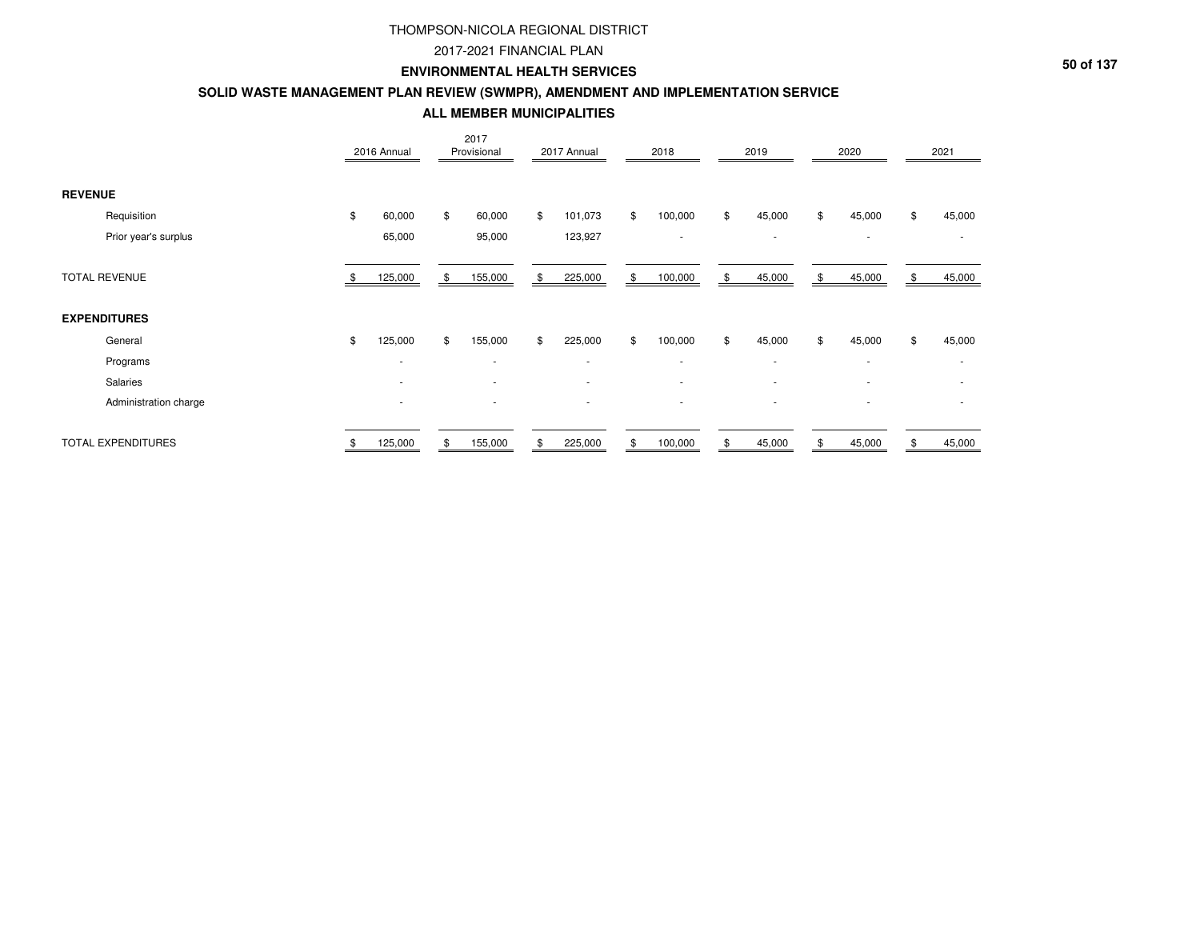# THOMPSON-NICOLA REGIONAL DISTRICT

## 2017-2021 FINANCIAL PLAN

## ENVIRONMENTAL HEALTH SERVICES

## SOLID WASTE MANAGEMENT PLAN REVIEW (SWMPR), AMENDMENT AND IMPLEMENTATION SERVICE

## ALL MEMBER MUNICIPALITIES

| | 2016 Annual | 2017 Provisional | 2017 Annual | 2018 | 2019 | 2020 | 2021 |
|---|---|---|---|---|---|---|---|
| **REVENUE** | | | | | | | |
| Requisition | $ 60,000 | $ 60,000 | $ 101,073 | $ 100,000 | $ 45,000 | $ 45,000 | $ 45,000 |
| Prior year's surplus | 65,000 | 95,000 | 123,927 | - | - | - | - |
| TOTAL REVENUE | $ 125,000 | $ 155,000 | $ 225,000 | $ 100,000 | $ 45,000 | $ 45,000 | $ 45,000 |
| **EXPENDITURES** | | | | | | | |
| General | $ 125,000 | $ 155,000 | $ 225,000 | $ 100,000 | $ 45,000 | $ 45,000 | $ 45,000 |
| Programs | - | - | - | - | - | - | - |
| Salaries | - | - | - | - | - | - | - |
| Administration charge | - | - | - | - | - | - | - |
| TOTAL EXPENDITURES | $ 125,000 | $ 155,000 | $ 225,000 | $ 100,000 | $ 45,000 | $ 45,000 | $ 45,000 |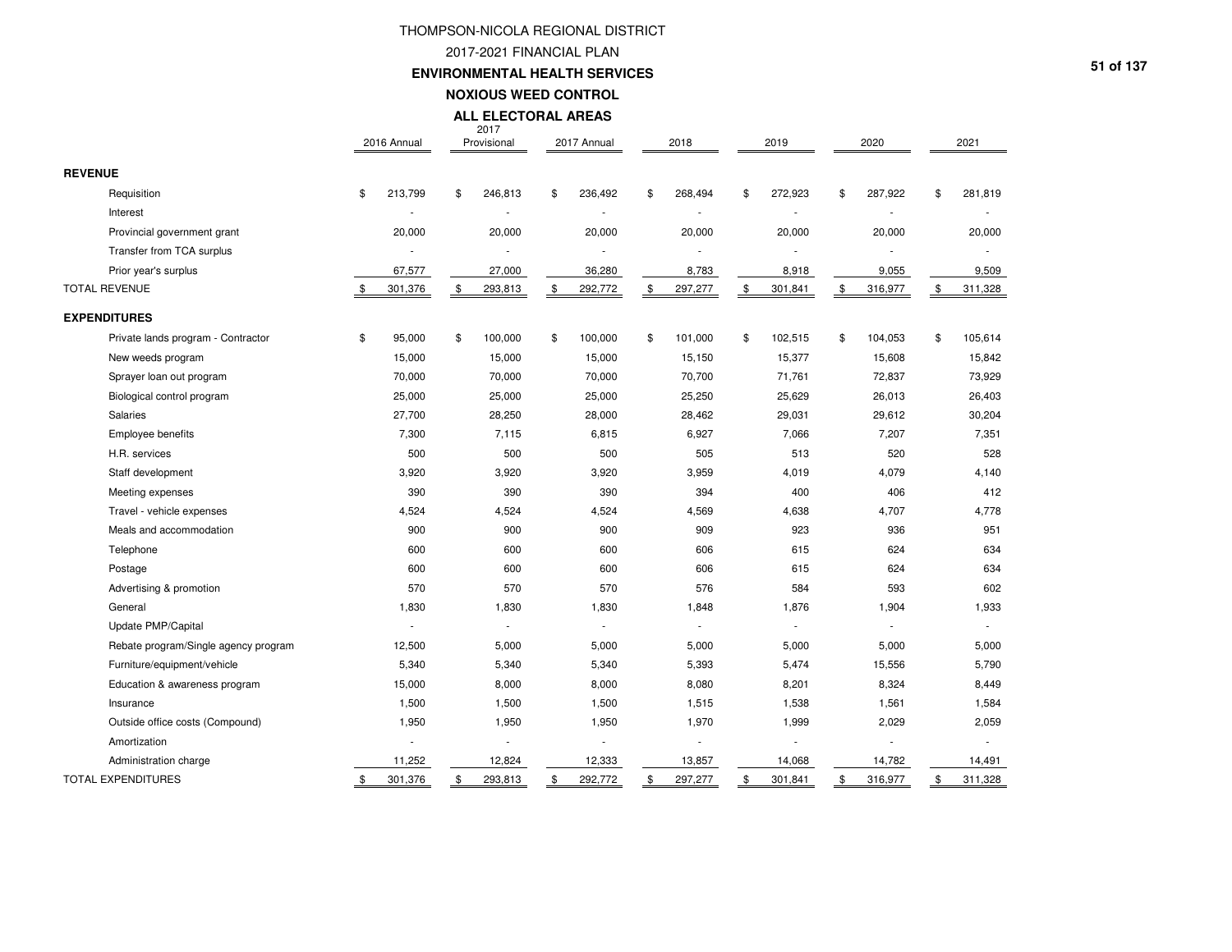# THOMPSON-NICOLA REGIONAL DISTRICT

## 2017-2021 FINANCIAL PLAN

## ENVIRONMENTAL HEALTH SERVICES

### NOXIOUS WEED CONTROL

### ALL ELECTORAL AREAS

| | 2016 Annual | 2017 Provisional | 2017 Annual | 2018 | 2019 | 2020 | 2021 |
|---|---|---|---|---|---|---|---|
| **REVENUE** | | | | | | | |
| Requisition | $ 213,799 | $ 246,813 | $ 236,492 | $ 268,494 | $ 272,923 | $ 287,922 | $ 281,819 |
| Interest | - | - | - | - | - | - | - |
| Provincial government grant | 20,000 | 20,000 | 20,000 | 20,000 | 20,000 | 20,000 | 20,000 |
| Transfer from TCA surplus | - | - | - | - | - | - | - |
| Prior year's surplus | 67,577 | 27,000 | 36,280 | 8,783 | 8,918 | 9,055 | 9,509 |
| TOTAL REVENUE | $ 301,376 | $ 293,813 | $ 292,772 | $ 297,277 | $ 301,841 | $ 316,977 | $ 311,328 |
| **EXPENDITURES** | | | | | | | |
| Private lands program - Contractor | $ 95,000 | $ 100,000 | $ 100,000 | $ 101,000 | $ 102,515 | $ 104,053 | $ 105,614 |
| New weeds program | 15,000 | 15,000 | 15,000 | 15,150 | 15,377 | 15,608 | 15,842 |
| Sprayer loan out program | 70,000 | 70,000 | 70,000 | 70,700 | 71,761 | 72,837 | 73,929 |
| Biological control program | 25,000 | 25,000 | 25,000 | 25,250 | 25,629 | 26,013 | 26,403 |
| Salaries | 27,700 | 28,250 | 28,000 | 28,462 | 29,031 | 29,612 | 30,204 |
| Employee benefits | 7,300 | 7,115 | 6,815 | 6,927 | 7,066 | 7,207 | 7,351 |
| H.R. services | 500 | 500 | 500 | 505 | 513 | 520 | 528 |
| Staff development | 3,920 | 3,920 | 3,920 | 3,959 | 4,019 | 4,079 | 4,140 |
| Meeting expenses | 390 | 390 | 390 | 394 | 400 | 406 | 412 |
| Travel - vehicle expenses | 4,524 | 4,524 | 4,524 | 4,569 | 4,638 | 4,707 | 4,778 |
| Meals and accommodation | 900 | 900 | 900 | 909 | 923 | 936 | 951 |
| Telephone | 600 | 600 | 600 | 606 | 615 | 624 | 634 |
| Postage | 600 | 600 | 600 | 606 | 615 | 624 | 634 |
| Advertising & promotion | 570 | 570 | 570 | 576 | 584 | 593 | 602 |
| General | 1,830 | 1,830 | 1,830 | 1,848 | 1,876 | 1,904 | 1,933 |
| Update PMP/Capital | - | - | - | - | - | - | - |
| Rebate program/Single agency program | 12,500 | 5,000 | 5,000 | 5,000 | 5,000 | 5,000 | 5,000 |
| Furniture/equipment/vehicle | 5,340 | 5,340 | 5,340 | 5,393 | 5,474 | 15,556 | 5,790 |
| Education & awareness program | 15,000 | 8,000 | 8,000 | 8,080 | 8,201 | 8,324 | 8,449 |
| Insurance | 1,500 | 1,500 | 1,500 | 1,515 | 1,538 | 1,561 | 1,584 |
| Outside office costs (Compound) | 1,950 | 1,950 | 1,950 | 1,970 | 1,999 | 2,029 | 2,059 |
| Amortization | - | - | - | - | - | - | - |
| Administration charge | 11,252 | 12,824 | 12,333 | 13,857 | 14,068 | 14,782 | 14,491 |
| TOTAL EXPENDITURES | $ 301,376 | $ 293,813 | $ 292,772 | $ 297,277 | $ 301,841 | $ 316,977 | $ 311,328 |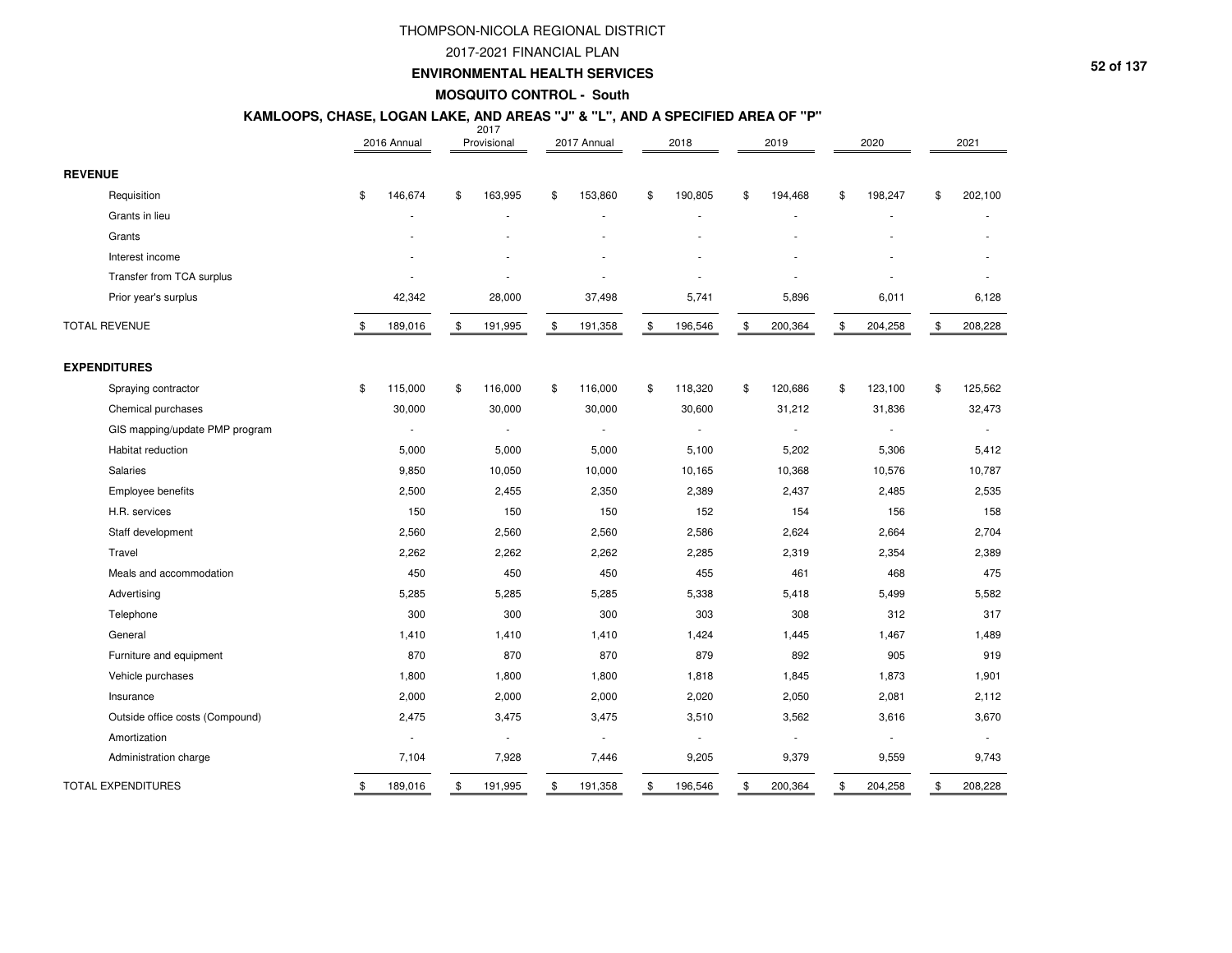# THOMPSON-NICOLA REGIONAL DISTRICT

## 2017-2021 FINANCIAL PLAN

### ENVIRONMENTAL HEALTH SERVICES

### MOSQUITO CONTROL - South

### KAMLOOPS, CHASE, LOGAN LAKE, AND AREAS "J" & "L", AND A SPECIFIED AREA OF "P"

| | 2016 Annual | 2017 Provisional | 2017 Annual | 2018 | 2019 | 2020 | 2021 |
|---|---|---|---|---|---|---|---|
| **REVENUE** | | | | | | | |
| Requisition | $ 146,674 | $ 163,995 | $ 153,860 | $ 190,805 | $ 194,468 | $ 198,247 | $ 202,100 |
| Grants in lieu | - | - | - | - | - | - | - |
| Grants | - | - | - | - | - | - | - |
| Interest income | - | - | - | - | - | - | - |
| Transfer from TCA surplus | - | - | - | - | - | - | - |
| Prior year's surplus | 42,342 | 28,000 | 37,498 | 5,741 | 5,896 | 6,011 | 6,128 |
| TOTAL REVENUE | $ 189,016 | $ 191,995 | $ 191,358 | $ 196,546 | $ 200,364 | $ 204,258 | $ 208,228 |
| **EXPENDITURES** | | | | | | | |
| Spraying contractor | $ 115,000 | $ 116,000 | $ 116,000 | $ 118,320 | $ 120,686 | $ 123,100 | $ 125,562 |
| Chemical purchases | 30,000 | 30,000 | 30,000 | 30,600 | 31,212 | 31,836 | 32,473 |
| GIS mapping/update PMP program | - | - | - | - | - | - | - |
| Habitat reduction | 5,000 | 5,000 | 5,000 | 5,100 | 5,202 | 5,306 | 5,412 |
| Salaries | 9,850 | 10,050 | 10,000 | 10,165 | 10,368 | 10,576 | 10,787 |
| Employee benefits | 2,500 | 2,455 | 2,350 | 2,389 | 2,437 | 2,485 | 2,535 |
| H.R. services | 150 | 150 | 150 | 152 | 154 | 156 | 158 |
| Staff development | 2,560 | 2,560 | 2,560 | 2,586 | 2,624 | 2,664 | 2,704 |
| Travel | 2,262 | 2,262 | 2,262 | 2,285 | 2,319 | 2,354 | 2,389 |
| Meals and accommodation | 450 | 450 | 450 | 455 | 461 | 468 | 475 |
| Advertising | 5,285 | 5,285 | 5,285 | 5,338 | 5,418 | 5,499 | 5,582 |
| Telephone | 300 | 300 | 300 | 303 | 308 | 312 | 317 |
| General | 1,410 | 1,410 | 1,410 | 1,424 | 1,445 | 1,467 | 1,489 |
| Furniture and equipment | 870 | 870 | 870 | 879 | 892 | 905 | 919 |
| Vehicle purchases | 1,800 | 1,800 | 1,800 | 1,818 | 1,845 | 1,873 | 1,901 |
| Insurance | 2,000 | 2,000 | 2,000 | 2,020 | 2,050 | 2,081 | 2,112 |
| Outside office costs (Compound) | 2,475 | 3,475 | 3,475 | 3,510 | 3,562 | 3,616 | 3,670 |
| Amortization | - | - | - | - | - | - | - |
| Administration charge | 7,104 | 7,928 | 7,446 | 9,205 | 9,379 | 9,559 | 9,743 |
| TOTAL EXPENDITURES | $ 189,016 | $ 191,995 | $ 191,358 | $ 196,546 | $ 200,364 | $ 204,258 | $ 208,228 |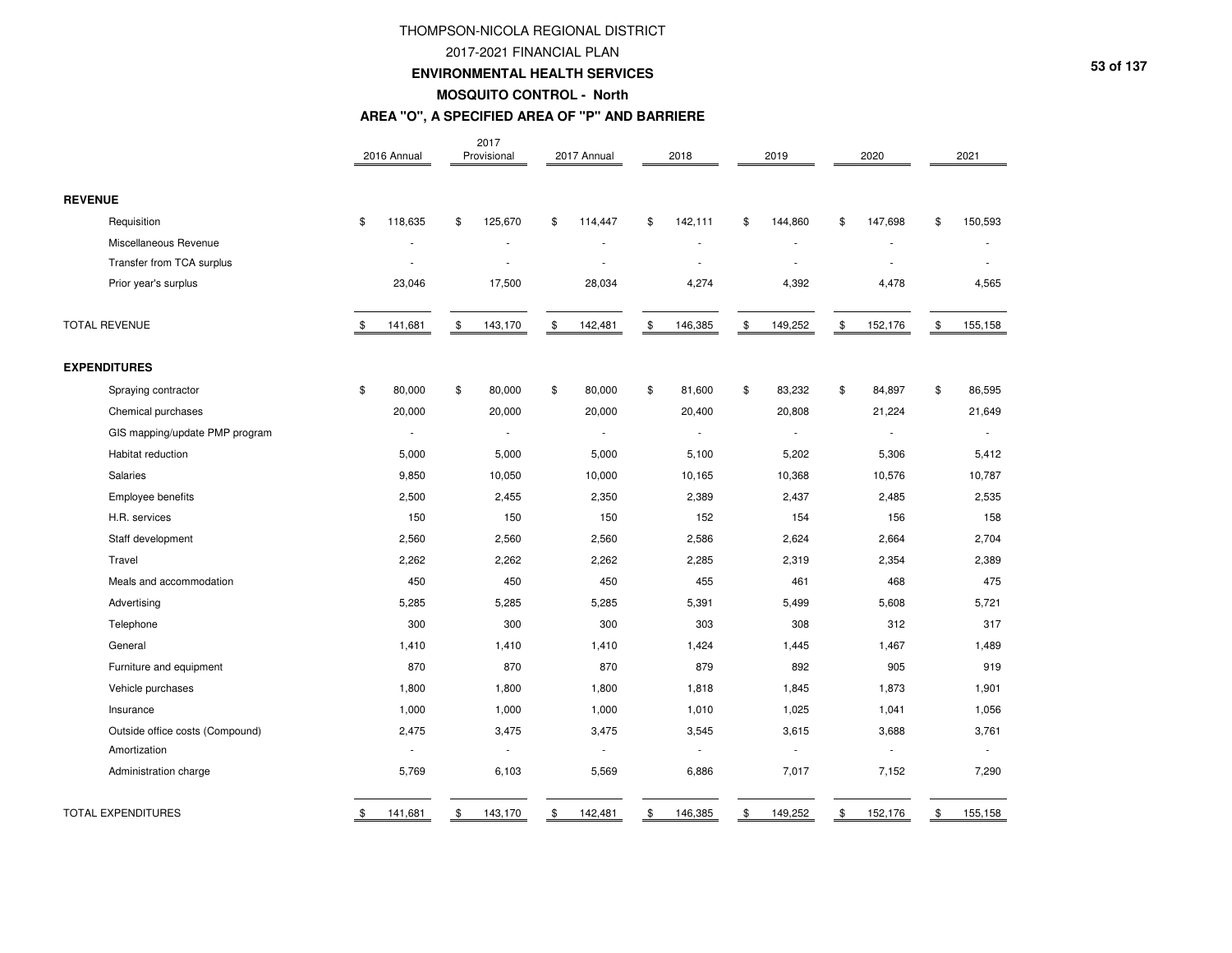# THOMPSON-NICOLA REGIONAL DISTRICT

## 2017-2021 FINANCIAL PLAN

## ENVIRONMENTAL HEALTH SERVICES

### MOSQUITO CONTROL - North

### AREA "O", A SPECIFIED AREA OF "P" AND BARRIERE

| | 2016 Annual | 2017 Provisional | 2017 Annual | 2018 | 2019 | 2020 | 2021 |
|---|---|---|---|---|---|---|---|
| **REVENUE** | | | | | | | |
| Requisition | $ 118,635 | $ 125,670 | $ 114,447 | $ 142,111 | $ 144,860 | $ 147,698 | $ 150,593 |
| Miscellaneous Revenue | - | - | - | - | - | - | - |
| Transfer from TCA surplus | - | - | - | - | - | - | - |
| Prior year's surplus | 23,046 | 17,500 | 28,034 | 4,274 | 4,392 | 4,478 | 4,565 |
| TOTAL REVENUE | $ 141,681 | $ 143,170 | $ 142,481 | $ 146,385 | $ 149,252 | $ 152,176 | $ 155,158 |
| **EXPENDITURES** | | | | | | | |
| Spraying contractor | $ 80,000 | $ 80,000 | $ 80,000 | $ 81,600 | $ 83,232 | $ 84,897 | $ 86,595 |
| Chemical purchases | 20,000 | 20,000 | 20,000 | 20,400 | 20,808 | 21,224 | 21,649 |
| GIS mapping/update PMP program | - | - | - | - | - | - | - |
| Habitat reduction | 5,000 | 5,000 | 5,000 | 5,100 | 5,202 | 5,306 | 5,412 |
| Salaries | 9,850 | 10,050 | 10,000 | 10,165 | 10,368 | 10,576 | 10,787 |
| Employee benefits | 2,500 | 2,455 | 2,350 | 2,389 | 2,437 | 2,485 | 2,535 |
| H.R. services | 150 | 150 | 150 | 152 | 154 | 156 | 158 |
| Staff development | 2,560 | 2,560 | 2,560 | 2,586 | 2,624 | 2,664 | 2,704 |
| Travel | 2,262 | 2,262 | 2,262 | 2,285 | 2,319 | 2,354 | 2,389 |
| Meals and accommodation | 450 | 450 | 450 | 455 | 461 | 468 | 475 |
| Advertising | 5,285 | 5,285 | 5,285 | 5,391 | 5,499 | 5,608 | 5,721 |
| Telephone | 300 | 300 | 300 | 303 | 308 | 312 | 317 |
| General | 1,410 | 1,410 | 1,410 | 1,424 | 1,445 | 1,467 | 1,489 |
| Furniture and equipment | 870 | 870 | 870 | 879 | 892 | 905 | 919 |
| Vehicle purchases | 1,800 | 1,800 | 1,800 | 1,818 | 1,845 | 1,873 | 1,901 |
| Insurance | 1,000 | 1,000 | 1,000 | 1,010 | 1,025 | 1,041 | 1,056 |
| Outside office costs (Compound) | 2,475 | 3,475 | 3,475 | 3,545 | 3,615 | 3,688 | 3,761 |
| Amortization | - | - | - | - | - | - | - |
| Administration charge | 5,769 | 6,103 | 5,569 | 6,886 | 7,017 | 7,152 | 7,290 |
| TOTAL EXPENDITURES | $ 141,681 | $ 143,170 | $ 142,481 | $ 146,385 | $ 149,252 | $ 152,176 | $ 155,158 |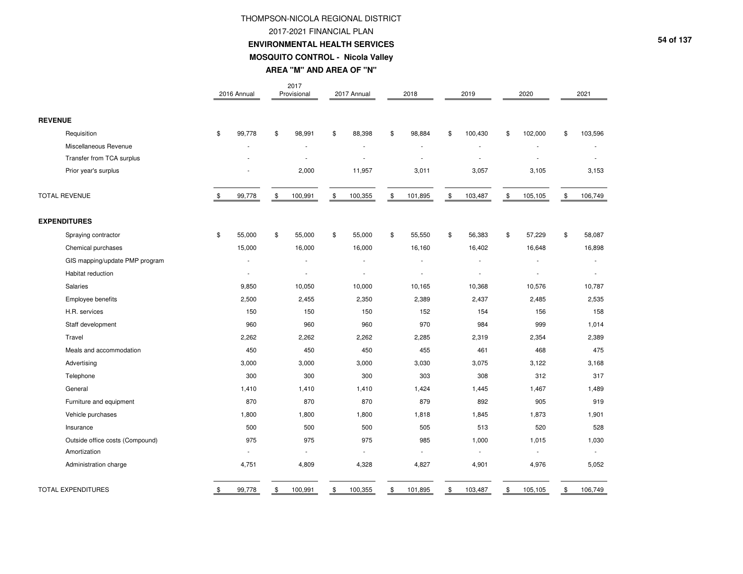# THOMPSON-NICOLA REGIONAL DISTRICT

## 2017-2021 FINANCIAL PLAN

### ENVIRONMENTAL HEALTH SERVICES

### MOSQUITO CONTROL - Nicola Valley

### AREA "M" AND AREA OF "N"

| | 2016 Annual | 2017 Provisional | 2017 Annual | 2018 | 2019 | 2020 | 2021 |
|---|---|---|---|---|---|---|---|
| **REVENUE** | | | | | | | |
| Requisition | $ 99,778 | $ 98,991 | $ 88,398 | $ 98,884 | $ 100,430 | $ 102,000 | $ 103,596 |
| Miscellaneous Revenue | - | - | - | - | - | - | - |
| Transfer from TCA surplus | - | - | - | - | - | - | - |
| Prior year's surplus | - | 2,000 | 11,957 | 3,011 | 3,057 | 3,105 | 3,153 |
| TOTAL REVENUE | $ 99,778 | $ 100,991 | $ 100,355 | $ 101,895 | $ 103,487 | $ 105,105 | $ 106,749 |
| **EXPENDITURES** | | | | | | | |
| Spraying contractor | $ 55,000 | $ 55,000 | $ 55,000 | $ 55,550 | $ 56,383 | $ 57,229 | $ 58,087 |
| Chemical purchases | 15,000 | 16,000 | 16,000 | 16,160 | 16,402 | 16,648 | 16,898 |
| GIS mapping/update PMP program | - | - | - | - | - | - | - |
| Habitat reduction | - | - | - | - | - | - | - |
| Salaries | 9,850 | 10,050 | 10,000 | 10,165 | 10,368 | 10,576 | 10,787 |
| Employee benefits | 2,500 | 2,455 | 2,350 | 2,389 | 2,437 | 2,485 | 2,535 |
| H.R. services | 150 | 150 | 150 | 152 | 154 | 156 | 158 |
| Staff development | 960 | 960 | 960 | 970 | 984 | 999 | 1,014 |
| Travel | 2,262 | 2,262 | 2,262 | 2,285 | 2,319 | 2,354 | 2,389 |
| Meals and accommodation | 450 | 450 | 450 | 455 | 461 | 468 | 475 |
| Advertising | 3,000 | 3,000 | 3,000 | 3,030 | 3,075 | 3,122 | 3,168 |
| Telephone | 300 | 300 | 300 | 303 | 308 | 312 | 317 |
| General | 1,410 | 1,410 | 1,410 | 1,424 | 1,445 | 1,467 | 1,489 |
| Furniture and equipment | 870 | 870 | 870 | 879 | 892 | 905 | 919 |
| Vehicle purchases | 1,800 | 1,800 | 1,800 | 1,818 | 1,845 | 1,873 | 1,901 |
| Insurance | 500 | 500 | 500 | 505 | 513 | 520 | 528 |
| Outside office costs (Compound) | 975 | 975 | 975 | 985 | 1,000 | 1,015 | 1,030 |
| Amortization | - | - | - | - | - | - | - |
| Administration charge | 4,751 | 4,809 | 4,328 | 4,827 | 4,901 | 4,976 | 5,052 |
| TOTAL EXPENDITURES | $ 99,778 | $ 100,991 | $ 100,355 | $ 101,895 | $ 103,487 | $ 105,105 | $ 106,749 |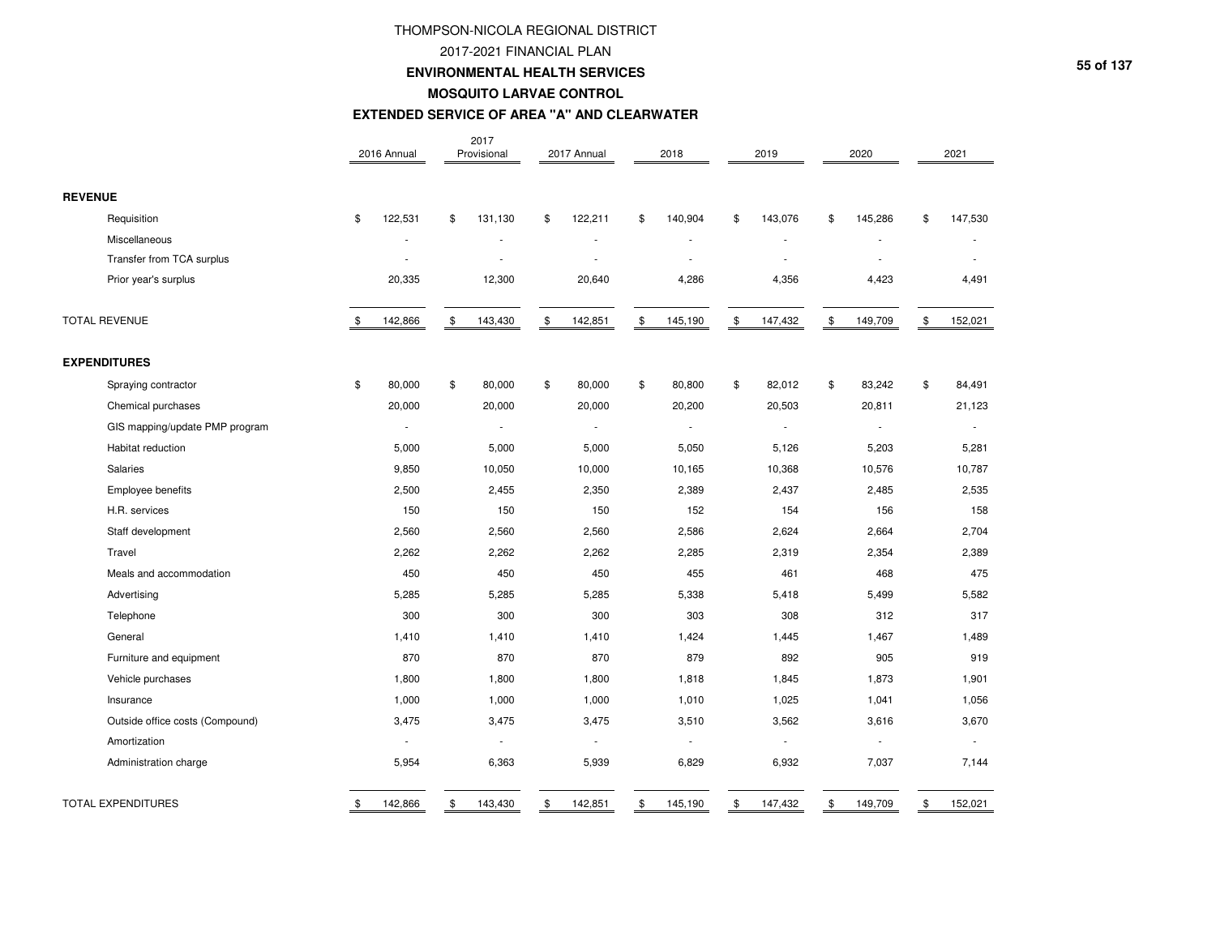# THOMPSON-NICOLA REGIONAL DISTRICT
## 2017-2021 FINANCIAL PLAN
## ENVIRONMENTAL HEALTH SERVICES
## MOSQUITO LARVAE CONTROL
## EXTENDED SERVICE OF AREA "A" AND CLEARWATER

| | 2016 Annual | 2017 Provisional | 2017 Annual | 2018 | 2019 | 2020 | 2021 |
|---|---|---|---|---|---|---|---|
| **REVENUE** | | | | | | | |
| Requisition | $ 122,531 | $ 131,130 | $ 122,211 | $ 140,904 | $ 143,076 | $ 145,286 | $ 147,530 |
| Miscellaneous | - | - | - | - | - | - | - |
| Transfer from TCA surplus | - | - | - | - | - | - | - |
| Prior year's surplus | 20,335 | 12,300 | 20,640 | 4,286 | 4,356 | 4,423 | 4,491 |
| TOTAL REVENUE | $ 142,866 | $ 143,430 | $ 142,851 | $ 145,190 | $ 147,432 | $ 149,709 | $ 152,021 |
| **EXPENDITURES** | | | | | | | |
| Spraying contractor | $ 80,000 | $ 80,000 | $ 80,000 | $ 80,800 | $ 82,012 | $ 83,242 | $ 84,491 |
| Chemical purchases | 20,000 | 20,000 | 20,000 | 20,200 | 20,503 | 20,811 | 21,123 |
| GIS mapping/update PMP program | - | - | - | - | - | - | - |
| Habitat reduction | 5,000 | 5,000 | 5,000 | 5,050 | 5,126 | 5,203 | 5,281 |
| Salaries | 9,850 | 10,050 | 10,000 | 10,165 | 10,368 | 10,576 | 10,787 |
| Employee benefits | 2,500 | 2,455 | 2,350 | 2,389 | 2,437 | 2,485 | 2,535 |
| H.R. services | 150 | 150 | 150 | 152 | 154 | 156 | 158 |
| Staff development | 2,560 | 2,560 | 2,560 | 2,586 | 2,624 | 2,664 | 2,704 |
| Travel | 2,262 | 2,262 | 2,262 | 2,285 | 2,319 | 2,354 | 2,389 |
| Meals and accommodation | 450 | 450 | 450 | 455 | 461 | 468 | 475 |
| Advertising | 5,285 | 5,285 | 5,285 | 5,338 | 5,418 | 5,499 | 5,582 |
| Telephone | 300 | 300 | 300 | 303 | 308 | 312 | 317 |
| General | 1,410 | 1,410 | 1,410 | 1,424 | 1,445 | 1,467 | 1,489 |
| Furniture and equipment | 870 | 870 | 870 | 879 | 892 | 905 | 919 |
| Vehicle purchases | 1,800 | 1,800 | 1,800 | 1,818 | 1,845 | 1,873 | 1,901 |
| Insurance | 1,000 | 1,000 | 1,000 | 1,010 | 1,025 | 1,041 | 1,056 |
| Outside office costs (Compound) | 3,475 | 3,475 | 3,475 | 3,510 | 3,562 | 3,616 | 3,670 |
| Amortization | - | - | - | - | - | - | - |
| Administration charge | 5,954 | 6,363 | 5,939 | 6,829 | 6,932 | 7,037 | 7,144 |
| TOTAL EXPENDITURES | $ 142,866 | $ 143,430 | $ 142,851 | $ 145,190 | $ 147,432 | $ 149,709 | $ 152,021 |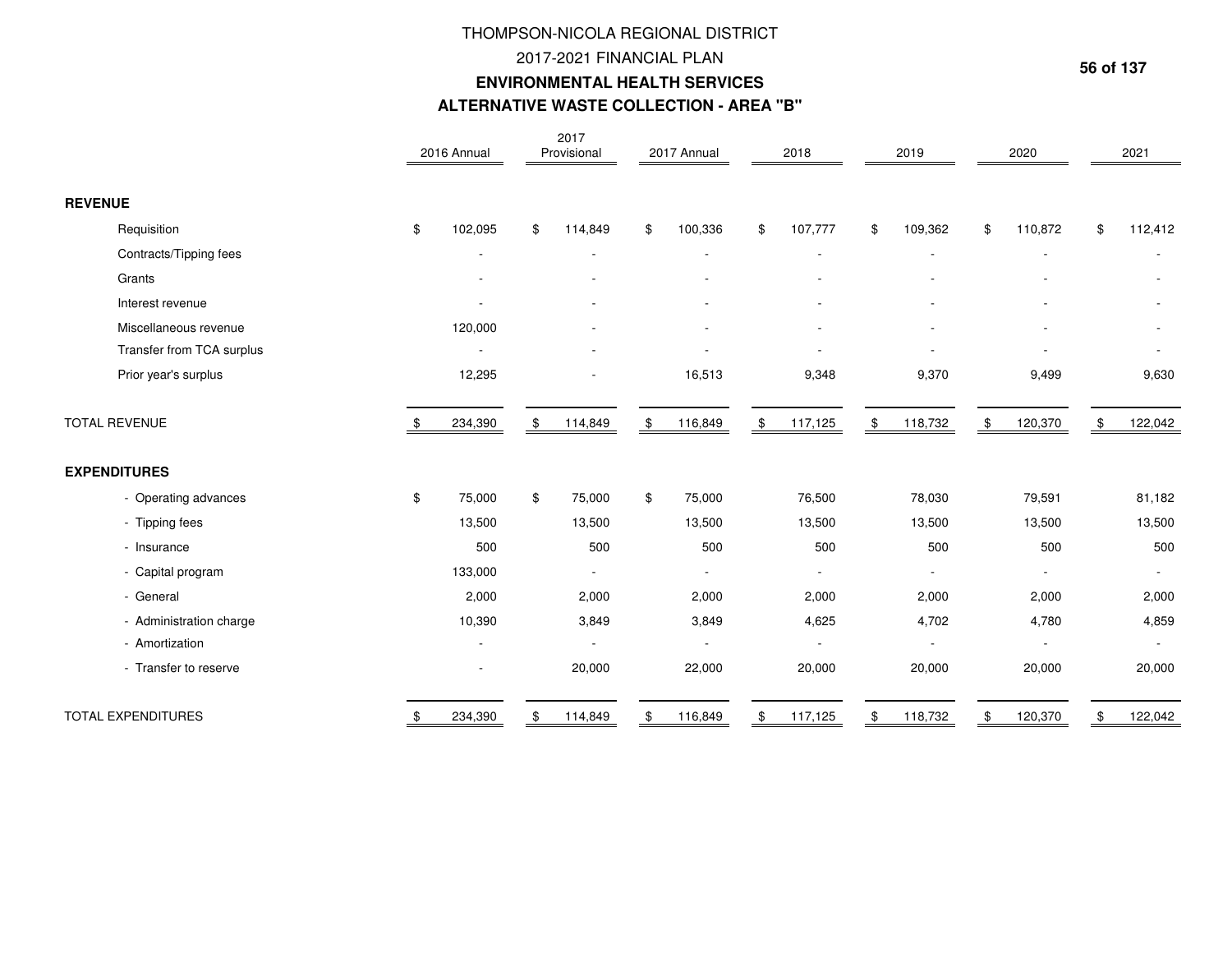# THOMPSON-NICOLA REGIONAL DISTRICT

## 2017-2021 FINANCIAL PLAN

### ENVIRONMENTAL HEALTH SERVICES

### ALTERNATIVE WASTE COLLECTION - AREA "B"

| | 2016 Annual | 2017 Provisional | 2017 Annual | 2018 | 2019 | 2020 | 2021 |
|---|---|---|---|---|---|---|---|
| **REVENUE** | | | | | | | |
| Requisition | $ 102,095 | $ 114,849 | $ 100,336 | $ 107,777 | $ 109,362 | $ 110,872 | $ 112,412 |
| Contracts/Tipping fees | - | - | - | - | - | - | - |
| Grants | - | - | - | - | - | - | - |
| Interest revenue | - | - | - | - | - | - | - |
| Miscellaneous revenue | 120,000 | - | - | - | - | - | - |
| Transfer from TCA surplus | - | - | - | - | - | - | - |
| Prior year's surplus | 12,295 | - | 16,513 | 9,348 | 9,370 | 9,499 | 9,630 |
| TOTAL REVENUE | $ 234,390 | $ 114,849 | $ 116,849 | $ 117,125 | $ 118,732 | $ 120,370 | $ 122,042 |
| **EXPENDITURES** | | | | | | | |
| - Operating advances | $ 75,000 | $ 75,000 | $ 75,000 | 76,500 | 78,030 | 79,591 | 81,182 |
| - Tipping fees | 13,500 | 13,500 | 13,500 | 13,500 | 13,500 | 13,500 | 13,500 |
| - Insurance | 500 | 500 | 500 | 500 | 500 | 500 | 500 |
| - Capital program | 133,000 | - | - | - | - | - | - |
| - General | 2,000 | 2,000 | 2,000 | 2,000 | 2,000 | 2,000 | 2,000 |
| - Administration charge | 10,390 | 3,849 | 3,849 | 4,625 | 4,702 | 4,780 | 4,859 |
| - Amortization | - | - | - | - | - | - | - |
| - Transfer to reserve | - | 20,000 | 22,000 | 20,000 | 20,000 | 20,000 | 20,000 |
| TOTAL EXPENDITURES | $ 234,390 | $ 114,849 | $ 116,849 | $ 117,125 | $ 118,732 | $ 120,370 | $ 122,042 |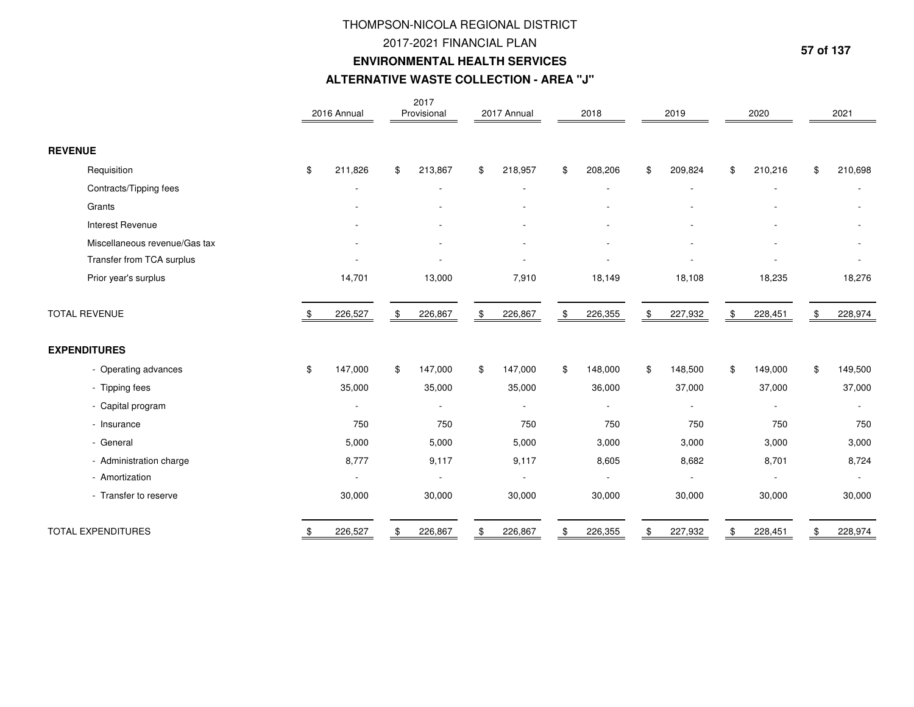# THOMPSON-NICOLA REGIONAL DISTRICT

## 2017-2021 FINANCIAL PLAN

## ENVIRONMENTAL HEALTH SERVICES

## ALTERNATIVE WASTE COLLECTION - AREA "J"

| | 2016 Annual | 2017 Provisional | 2017 Annual | 2018 | 2019 | 2020 | 2021 |
|---|---|---|---|---|---|---|---|
| **REVENUE** | | | | | | | |
| Requisition | $ 211,826 | $ 213,867 | $ 218,957 | $ 208,206 | $ 209,824 | $ 210,216 | $ 210,698 |
| Contracts/Tipping fees | - | - | - | - | - | - | - |
| Grants | - | - | - | - | - | - | - |
| Interest Revenue | - | - | - | - | - | - | - |
| Miscellaneous revenue/Gas tax | - | - | - | - | - | - | - |
| Transfer from TCA surplus | - | - | - | - | - | - | - |
| Prior year's surplus | 14,701 | 13,000 | 7,910 | 18,149 | 18,108 | 18,235 | 18,276 |
| TOTAL REVENUE | $ 226,527 | $ 226,867 | $ 226,867 | $ 226,355 | $ 227,932 | $ 228,451 | $ 228,974 |
| **EXPENDITURES** | | | | | | | |
| - Operating advances | $ 147,000 | $ 147,000 | $ 147,000 | $ 148,000 | $ 148,500 | $ 149,000 | $ 149,500 |
| - Tipping fees | 35,000 | 35,000 | 35,000 | 36,000 | 37,000 | 37,000 | 37,000 |
| - Capital program | - | - | - | - | - | - | - |
| - Insurance | 750 | 750 | 750 | 750 | 750 | 750 | 750 |
| - General | 5,000 | 5,000 | 5,000 | 3,000 | 3,000 | 3,000 | 3,000 |
| - Administration charge | 8,777 | 9,117 | 9,117 | 8,605 | 8,682 | 8,701 | 8,724 |
| - Amortization | - | - | - | - | - | - | - |
| - Transfer to reserve | 30,000 | 30,000 | 30,000 | 30,000 | 30,000 | 30,000 | 30,000 |
| TOTAL EXPENDITURES | $ 226,527 | $ 226,867 | $ 226,867 | $ 226,355 | $ 227,932 | $ 228,451 | $ 228,974 |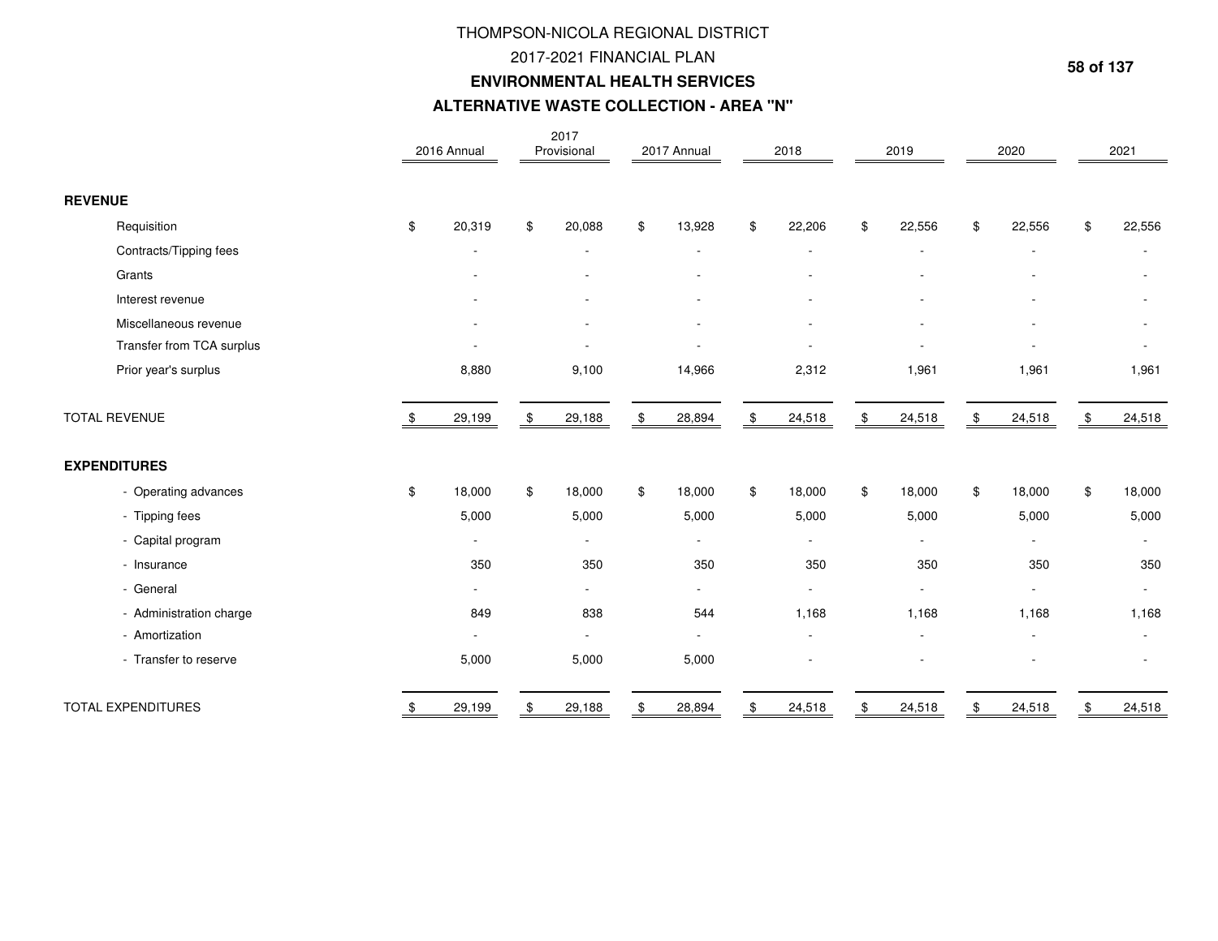# THOMPSON-NICOLA REGIONAL DISTRICT

## 2017-2021 FINANCIAL PLAN

## ENVIRONMENTAL HEALTH SERVICES

## ALTERNATIVE WASTE COLLECTION - AREA "N"

| | 2016 Annual | 2017 Provisional | 2017 Annual | 2018 | 2019 | 2020 | 2021 |
|---|---|---|---|---|---|---|---|
| **REVENUE** | | | | | | | |
| Requisition | $ 20,319 | $ 20,088 | $ 13,928 | $ 22,206 | $ 22,556 | $ 22,556 | $ 22,556 |
| Contracts/Tipping fees | - | - | - | - | - | - | - |
| Grants | - | - | - | - | - | - | - |
| Interest revenue | - | - | - | - | - | - | - |
| Miscellaneous revenue | - | - | - | - | - | - | - |
| Transfer from TCA surplus | - | - | - | - | - | - | - |
| Prior year's surplus | 8,880 | 9,100 | 14,966 | 2,312 | 1,961 | 1,961 | 1,961 |
| TOTAL REVENUE | $ 29,199 | $ 29,188 | $ 28,894 | $ 24,518 | $ 24,518 | $ 24,518 | $ 24,518 |
| **EXPENDITURES** | | | | | | | |
| - Operating advances | $ 18,000 | $ 18,000 | $ 18,000 | $ 18,000 | $ 18,000 | $ 18,000 | $ 18,000 |
| - Tipping fees | 5,000 | 5,000 | 5,000 | 5,000 | 5,000 | 5,000 | 5,000 |
| - Capital program | - | - | - | - | - | - | - |
| - Insurance | 350 | 350 | 350 | 350 | 350 | 350 | 350 |
| - General | - | - | - | - | - | - | - |
| - Administration charge | 849 | 838 | 544 | 1,168 | 1,168 | 1,168 | 1,168 |
| - Amortization | - | - | - | - | - | - | - |
| - Transfer to reserve | 5,000 | 5,000 | 5,000 | - | - | - | - |
| TOTAL EXPENDITURES | $ 29,199 | $ 29,188 | $ 28,894 | $ 24,518 | $ 24,518 | $ 24,518 | $ 24,518 |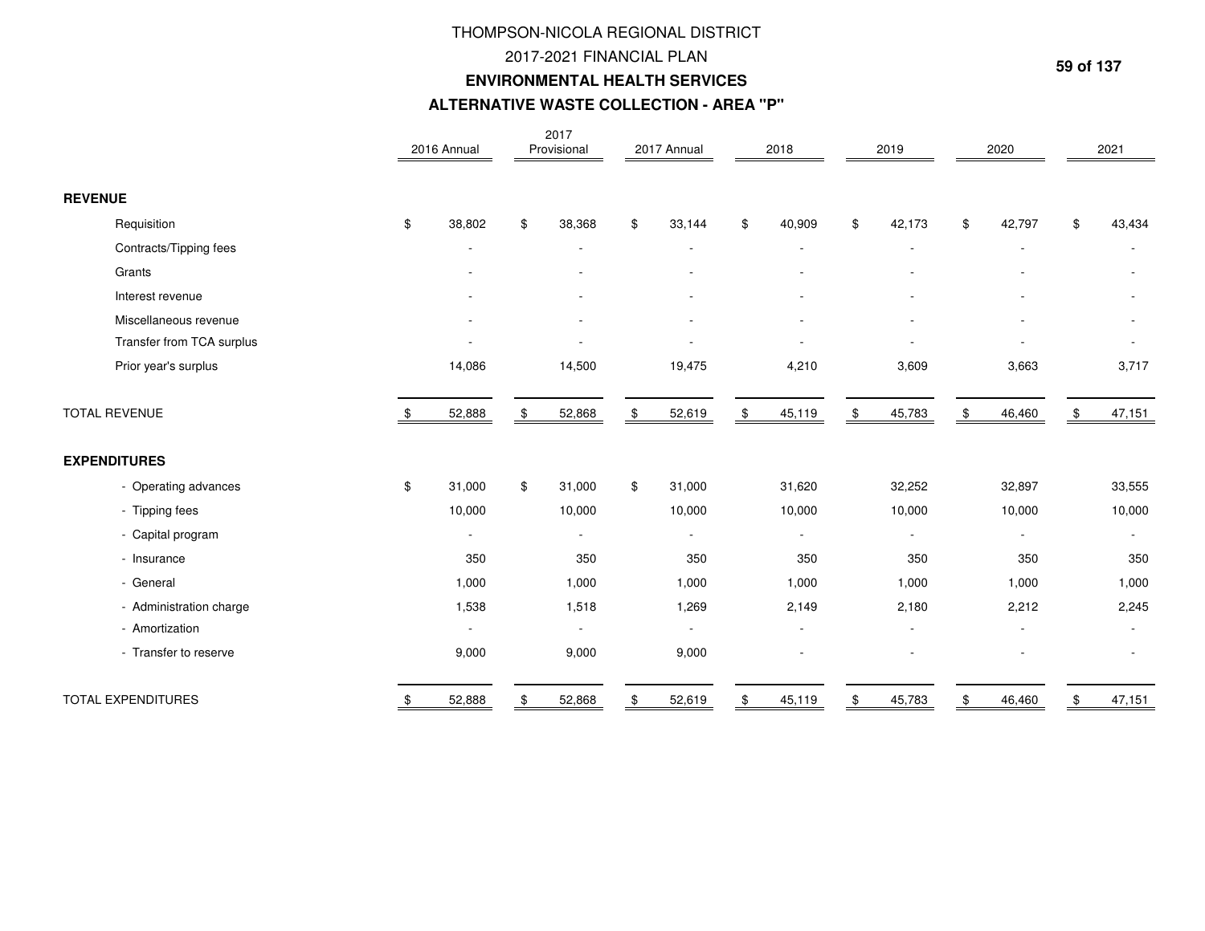# THOMPSON-NICOLA REGIONAL DISTRICT

## 2017-2021 FINANCIAL PLAN

## ENVIRONMENTAL HEALTH SERVICES

## ALTERNATIVE WASTE COLLECTION - AREA "P"

| | 2016 Annual | 2017 Provisional | 2017 Annual | 2018 | 2019 | 2020 | 2021 |
|---|---|---|---|---|---|---|---|
| **REVENUE** | | | | | | | |
| Requisition | $ 38,802 | $ 38,368 | $ 33,144 | $ 40,909 | $ 42,173 | $ 42,797 | $ 43,434 |
| Contracts/Tipping fees | - | - | - | - | - | - | - |
| Grants | - | - | - | - | - | - | - |
| Interest revenue | - | - | - | - | - | - | - |
| Miscellaneous revenue | - | - | - | - | - | - | - |
| Transfer from TCA surplus | - | - | - | - | - | - | - |
| Prior year's surplus | 14,086 | 14,500 | 19,475 | 4,210 | 3,609 | 3,663 | 3,717 |
| TOTAL REVENUE | $ 52,888 | $ 52,868 | $ 52,619 | $ 45,119 | $ 45,783 | $ 46,460 | $ 47,151 |
| **EXPENDITURES** | | | | | | | |
| - Operating advances | $ 31,000 | $ 31,000 | $ 31,000 | 31,620 | 32,252 | 32,897 | 33,555 |
| - Tipping fees | 10,000 | 10,000 | 10,000 | 10,000 | 10,000 | 10,000 | 10,000 |
| - Capital program | - | - | - | - | - | - | - |
| - Insurance | 350 | 350 | 350 | 350 | 350 | 350 | 350 |
| - General | 1,000 | 1,000 | 1,000 | 1,000 | 1,000 | 1,000 | 1,000 |
| - Administration charge | 1,538 | 1,518 | 1,269 | 2,149 | 2,180 | 2,212 | 2,245 |
| - Amortization | - | - | - | - | - | - | - |
| - Transfer to reserve | 9,000 | 9,000 | 9,000 | - | - | - | - |
| TOTAL EXPENDITURES | $ 52,888 | $ 52,868 | $ 52,619 | $ 45,119 | $ 45,783 | $ 46,460 | $ 47,151 |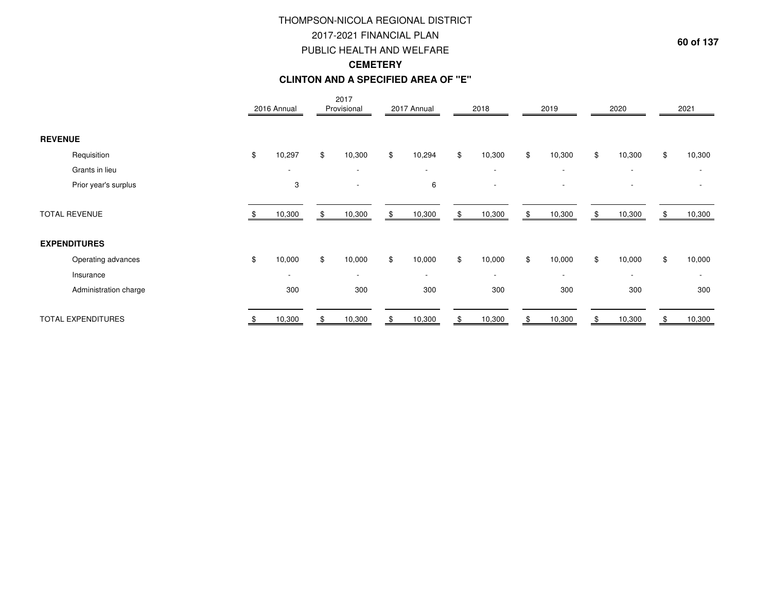# THOMPSON-NICOLA REGIONAL DISTRICT

## 2017-2021 FINANCIAL PLAN

## PUBLIC HEALTH AND WELFARE

### CEMETERY

### CLINTON AND A SPECIFIED AREA OF "E"

| | 2016 Annual | 2017 Provisional | 2017 Annual | 2018 | 2019 | 2020 | 2021 |
|---|---|---|---|---|---|---|---|
| **REVENUE** | | | | | | | |
| Requisition | $ 10,297 | $ 10,300 | $ 10,294 | $ 10,300 | $ 10,300 | $ 10,300 | $ 10,300 |
| Grants in lieu | - | - | - | - | - | - | - |
| Prior year's surplus | 3 | - | 6 | - | - | - | - |
| TOTAL REVENUE | $ 10,300 | $ 10,300 | $ 10,300 | $ 10,300 | $ 10,300 | $ 10,300 | $ 10,300 |
| **EXPENDITURES** | | | | | | | |
| Operating advances | $ 10,000 | $ 10,000 | $ 10,000 | $ 10,000 | $ 10,000 | $ 10,000 | $ 10,000 |
| Insurance | - | - | - | - | - | - | - |
| Administration charge | 300 | 300 | 300 | 300 | 300 | 300 | 300 |
| TOTAL EXPENDITURES | $ 10,300 | $ 10,300 | $ 10,300 | $ 10,300 | $ 10,300 | $ 10,300 | $ 10,300 |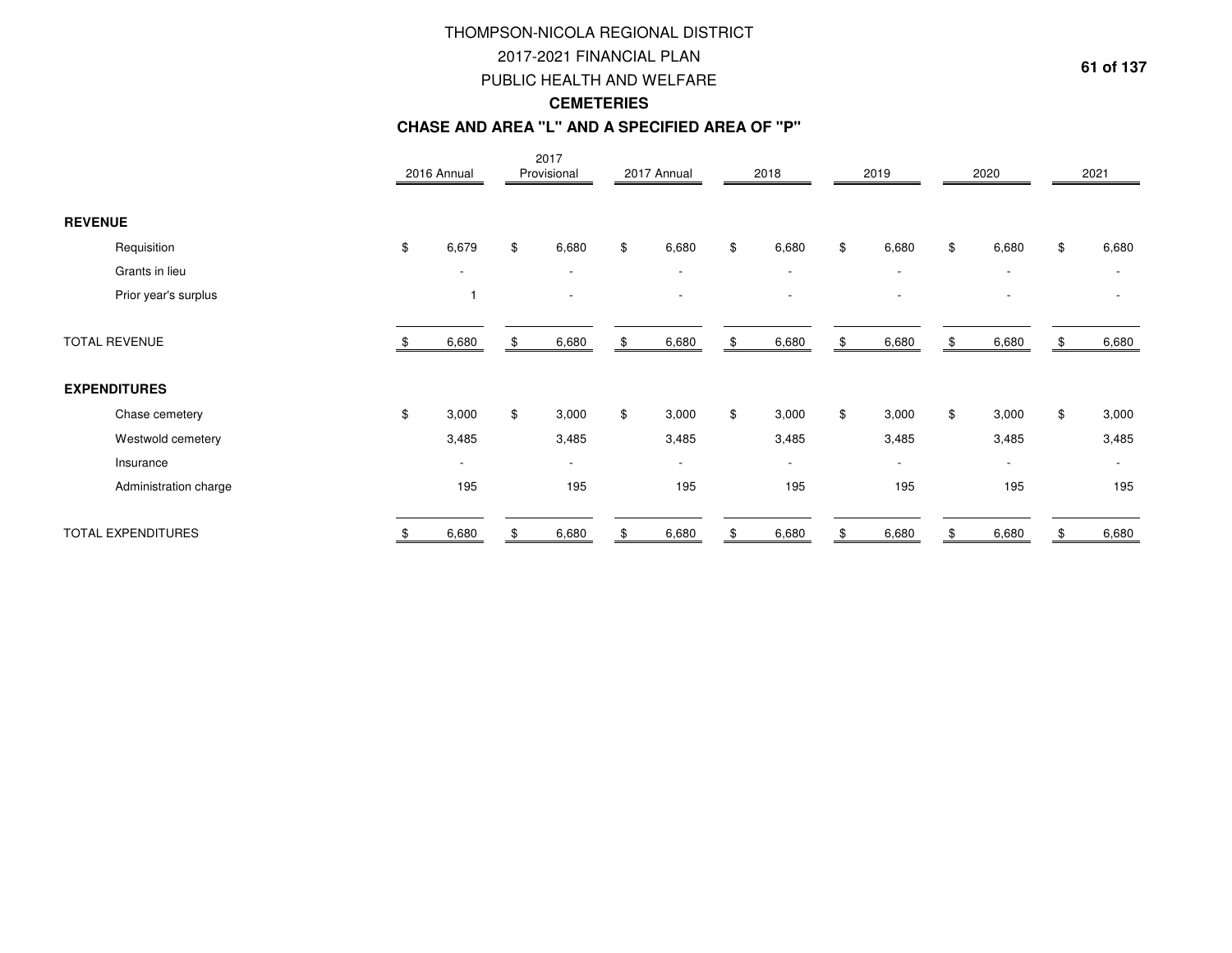# THOMPSON-NICOLA REGIONAL DISTRICT

## 2017-2021 FINANCIAL PLAN

## PUBLIC HEALTH AND WELFARE

### CEMETERIES

### CHASE AND AREA "L" AND A SPECIFIED AREA OF "P"

| | 2016 Annual | 2017 Provisional | 2017 Annual | 2018 | 2019 | 2020 | 2021 |
|---|---|---|---|---|---|---|---|
| **REVENUE** | | | | | | | |
| Requisition | $ 6,679 | $ 6,680 | $ 6,680 | $ 6,680 | $ 6,680 | $ 6,680 | $ 6,680 |
| Grants in lieu | - | - | - | - | - | - | - |
| Prior year's surplus | 1 | - | - | - | - | - | - |
| TOTAL REVENUE | $ 6,680 | $ 6,680 | $ 6,680 | $ 6,680 | $ 6,680 | $ 6,680 | $ 6,680 |
| **EXPENDITURES** | | | | | | | |
| Chase cemetery | $ 3,000 | $ 3,000 | $ 3,000 | $ 3,000 | $ 3,000 | $ 3,000 | $ 3,000 |
| Westwold cemetery | 3,485 | 3,485 | 3,485 | 3,485 | 3,485 | 3,485 | 3,485 |
| Insurance | - | - | - | - | - | - | - |
| Administration charge | 195 | 195 | 195 | 195 | 195 | 195 | 195 |
| TOTAL EXPENDITURES | $ 6,680 | $ 6,680 | $ 6,680 | $ 6,680 | $ 6,680 | $ 6,680 | $ 6,680 |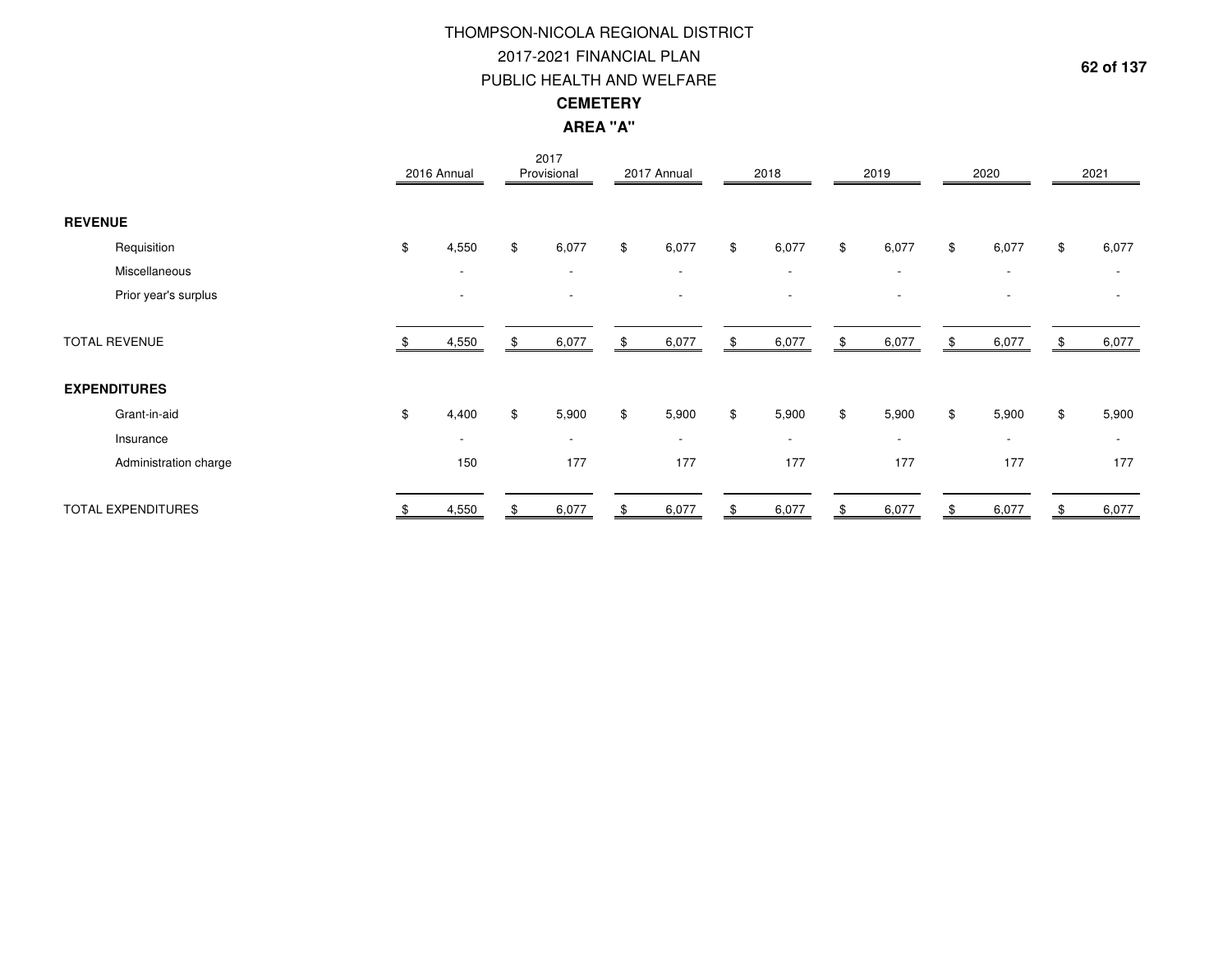# THOMPSON-NICOLA REGIONAL DISTRICT

## 2017-2021 FINANCIAL PLAN

## PUBLIC HEALTH AND WELFARE

### CEMETERY

### AREA "A"

| | 2016 Annual | 2017 Provisional | 2017 Annual | 2018 | 2019 | 2020 | 2021 |
|---|---|---|---|---|---|---|---|
| **REVENUE** | | | | | | | |
| Requisition | $ 4,550 | $ 6,077 | $ 6,077 | $ 6,077 | $ 6,077 | $ 6,077 | $ 6,077 |
| Miscellaneous | - | - | - | - | - | - | - |
| Prior year's surplus | - | - | - | - | - | - | - |
| TOTAL REVENUE | $ 4,550 | $ 6,077 | $ 6,077 | $ 6,077 | $ 6,077 | $ 6,077 | $ 6,077 |
| **EXPENDITURES** | | | | | | | |
| Grant-in-aid | $ 4,400 | $ 5,900 | $ 5,900 | $ 5,900 | $ 5,900 | $ 5,900 | $ 5,900 |
| Insurance | - | - | - | - | - | - | - |
| Administration charge | 150 | 177 | 177 | 177 | 177 | 177 | 177 |
| TOTAL EXPENDITURES | $ 4,550 | $ 6,077 | $ 6,077 | $ 6,077 | $ 6,077 | $ 6,077 | $ 6,077 |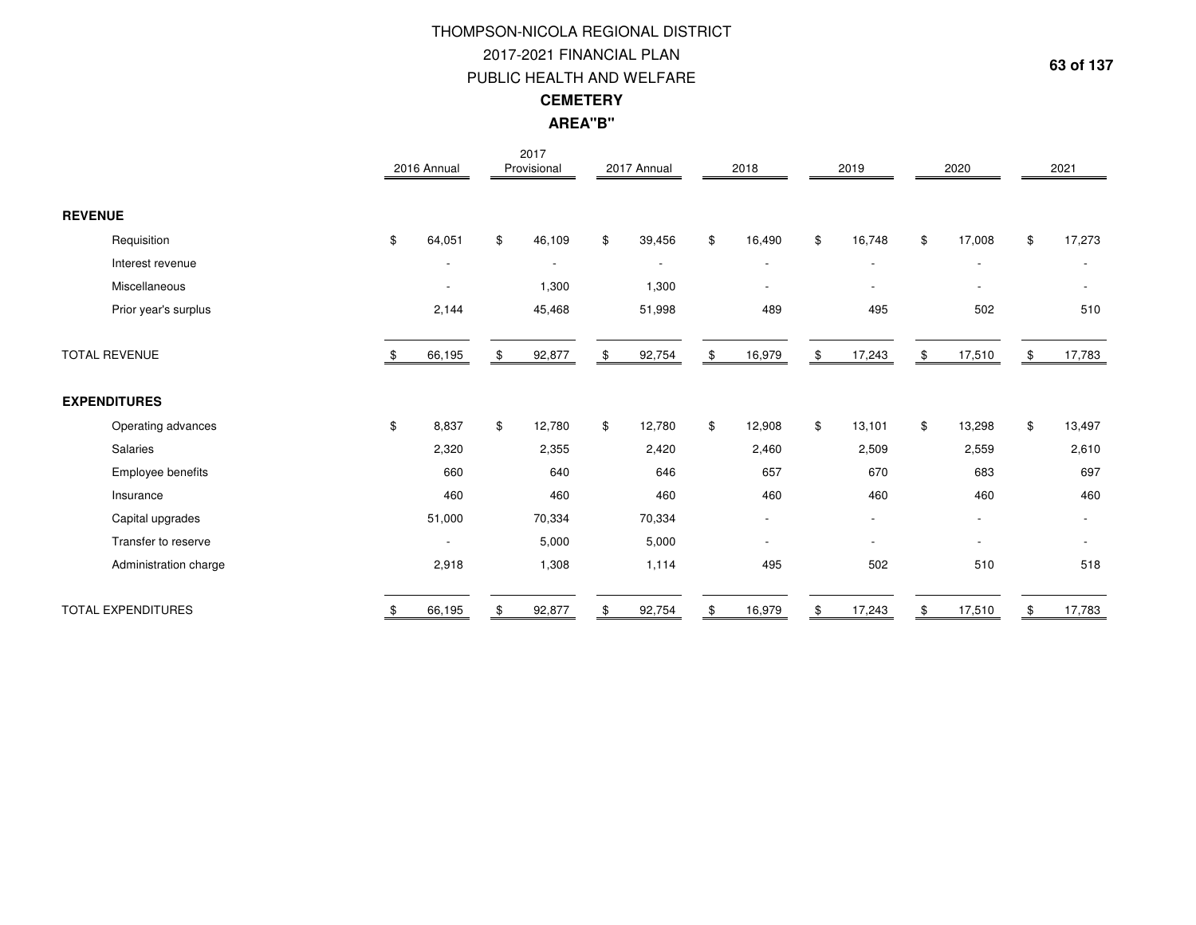# THOMPSON-NICOLA REGIONAL DISTRICT
## 2017-2021 FINANCIAL PLAN
## PUBLIC HEALTH AND WELFARE
### **CEMETERY**
### **AREA"B"**

| | 2016 Annual | 2017 Provisional | 2017 Annual | 2018 | 2019 | 2020 | 2021 |
|---|---|---|---|---|---|---|---|
| **REVENUE** | | | | | | | |
| Requisition | $ 64,051 | $ 46,109 | $ 39,456 | $ 16,490 | $ 16,748 | $ 17,008 | $ 17,273 |
| Interest revenue | - | - | - | - | - | - | - |
| Miscellaneous | - | 1,300 | 1,300 | - | - | - | - |
| Prior year's surplus | 2,144 | 45,468 | 51,998 | 489 | 495 | 502 | 510 |
| TOTAL REVENUE | $ 66,195 | $ 92,877 | $ 92,754 | $ 16,979 | $ 17,243 | $ 17,510 | $ 17,783 |
| **EXPENDITURES** | | | | | | | |
| Operating advances | $ 8,837 | $ 12,780 | $ 12,780 | $ 12,908 | $ 13,101 | $ 13,298 | $ 13,497 |
| Salaries | 2,320 | 2,355 | 2,420 | 2,460 | 2,509 | 2,559 | 2,610 |
| Employee benefits | 660 | 640 | 646 | 657 | 670 | 683 | 697 |
| Insurance | 460 | 460 | 460 | 460 | 460 | 460 | 460 |
| Capital upgrades | 51,000 | 70,334 | 70,334 | - | - | - | - |
| Transfer to reserve | - | 5,000 | 5,000 | - | - | - | - |
| Administration charge | 2,918 | 1,308 | 1,114 | 495 | 502 | 510 | 518 |
| TOTAL EXPENDITURES | $ 66,195 | $ 92,877 | $ 92,754 | $ 16,979 | $ 17,243 | $ 17,510 | $ 17,783 |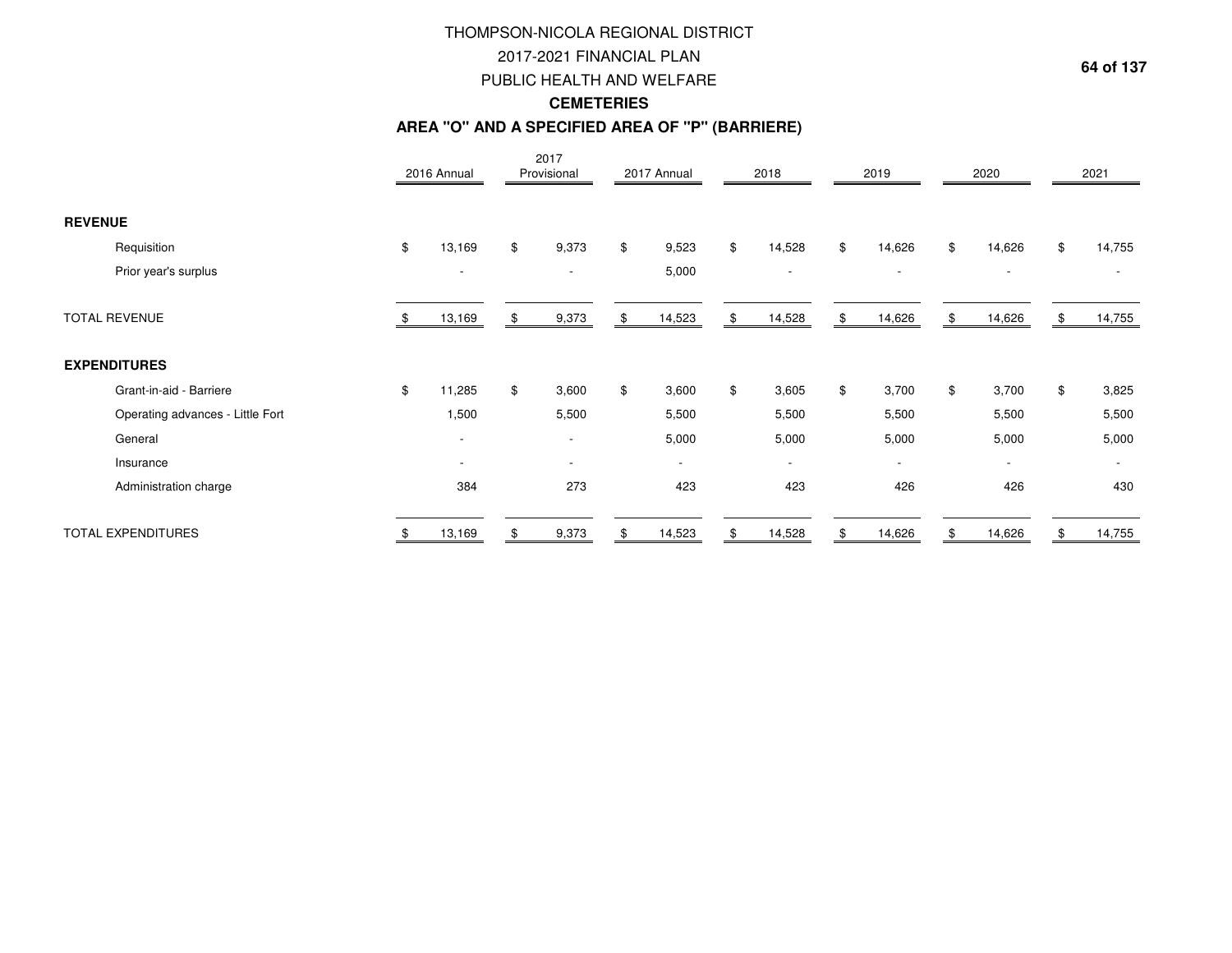# THOMPSON-NICOLA REGIONAL DISTRICT
## 2017-2021 FINANCIAL PLAN
## PUBLIC HEALTH AND WELFARE
### CEMETERIES
### AREA "O" AND A SPECIFIED AREA OF "P" (BARRIERE)

| | 2016 Annual | 2017 Provisional | 2017 Annual | 2018 | 2019 | 2020 | 2021 |
|---|---|---|---|---|---|---|---|
| **REVENUE** | | | | | | | |
| Requisition | $ 13,169 | $ 9,373 | $ 9,523 | $ 14,528 | $ 14,626 | $ 14,626 | $ 14,755 |
| Prior year's surplus | - | - | 5,000 | - | - | - | - |
| TOTAL REVENUE | $ 13,169 | $ 9,373 | $ 14,523 | $ 14,528 | $ 14,626 | $ 14,626 | $ 14,755 |
| **EXPENDITURES** | | | | | | | |
| Grant-in-aid - Barriere | $ 11,285 | $ 3,600 | $ 3,600 | $ 3,605 | $ 3,700 | $ 3,700 | $ 3,825 |
| Operating advances - Little Fort | 1,500 | 5,500 | 5,500 | 5,500 | 5,500 | 5,500 | 5,500 |
| General | - | - | 5,000 | 5,000 | 5,000 | 5,000 | 5,000 |
| Insurance | - | - | - | - | - | - | - |
| Administration charge | 384 | 273 | 423 | 423 | 426 | 426 | 430 |
| TOTAL EXPENDITURES | $ 13,169 | $ 9,373 | $ 14,523 | $ 14,528 | $ 14,626 | $ 14,626 | $ 14,755 |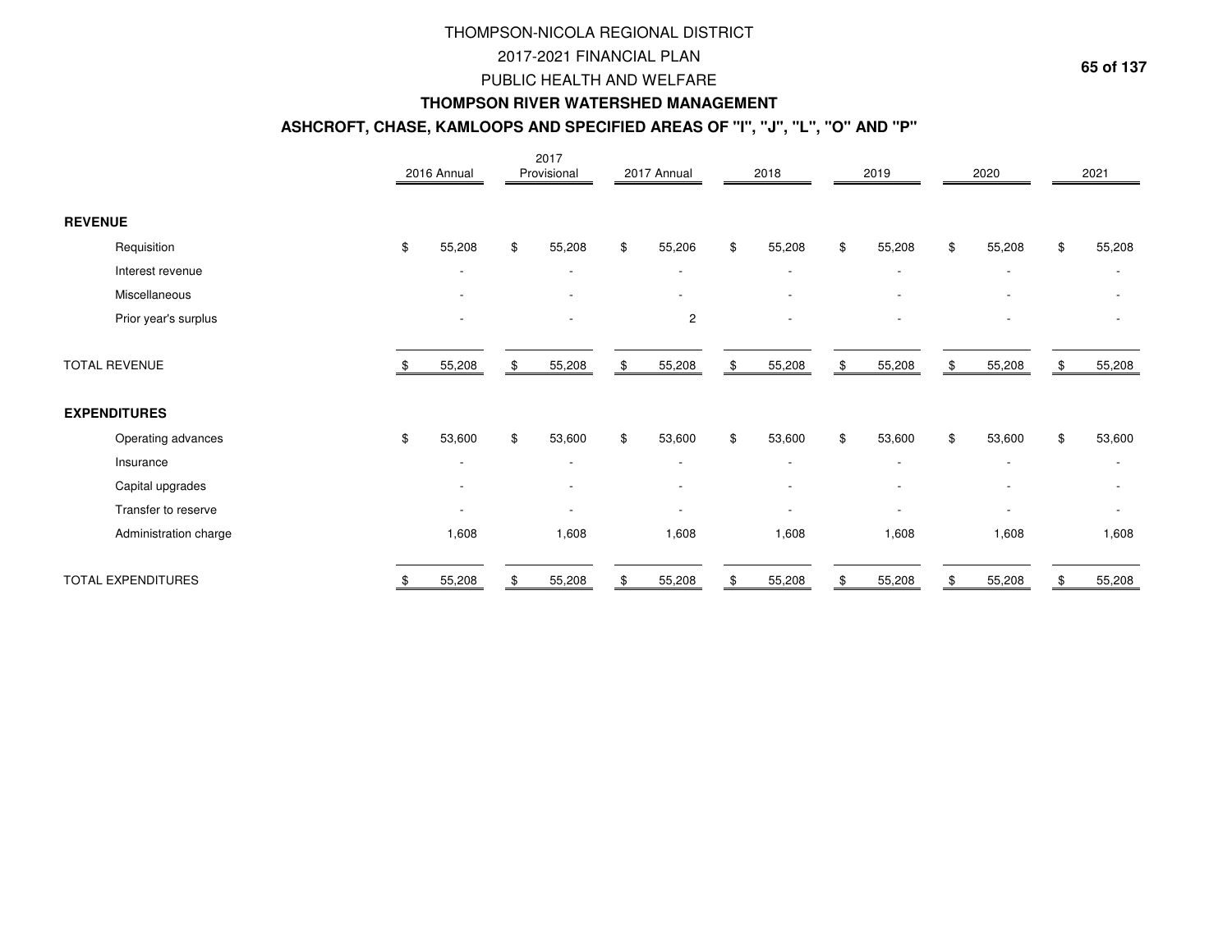# THOMPSON-NICOLA REGIONAL DISTRICT
## 2017-2021 FINANCIAL PLAN
## PUBLIC HEALTH AND WELFARE
### THOMPSON RIVER WATERSHED MANAGEMENT
### ASHCROFT, CHASE, KAMLOOPS AND SPECIFIED AREAS OF "I", "J", "L", "O" AND "P"

| | 2016 Annual | 2017 Provisional | 2017 Annual | 2018 | 2019 | 2020 | 2021 |
|---|---|---|---|---|---|---|---|
| **REVENUE** | | | | | | | |
| Requisition | $ 55,208 | $ 55,208 | $ 55,206 | $ 55,208 | $ 55,208 | $ 55,208 | $ 55,208 |
| Interest revenue | - | - | - | - | - | - | - |
| Miscellaneous | - | - | - | - | - | - | - |
| Prior year's surplus | - | - | 2 | - | - | - | - |
| TOTAL REVENUE | $ 55,208 | $ 55,208 | $ 55,208 | $ 55,208 | $ 55,208 | $ 55,208 | $ 55,208 |
| **EXPENDITURES** | | | | | | | |
| Operating advances | $ 53,600 | $ 53,600 | $ 53,600 | $ 53,600 | $ 53,600 | $ 53,600 | $ 53,600 |
| Insurance | - | - | - | - | - | - | - |
| Capital upgrades | - | - | - | - | - | - | - |
| Transfer to reserve | - | - | - | - | - | - | - |
| Administration charge | 1,608 | 1,608 | 1,608 | 1,608 | 1,608 | 1,608 | 1,608 |
| TOTAL EXPENDITURES | $ 55,208 | $ 55,208 | $ 55,208 | $ 55,208 | $ 55,208 | $ 55,208 | $ 55,208 |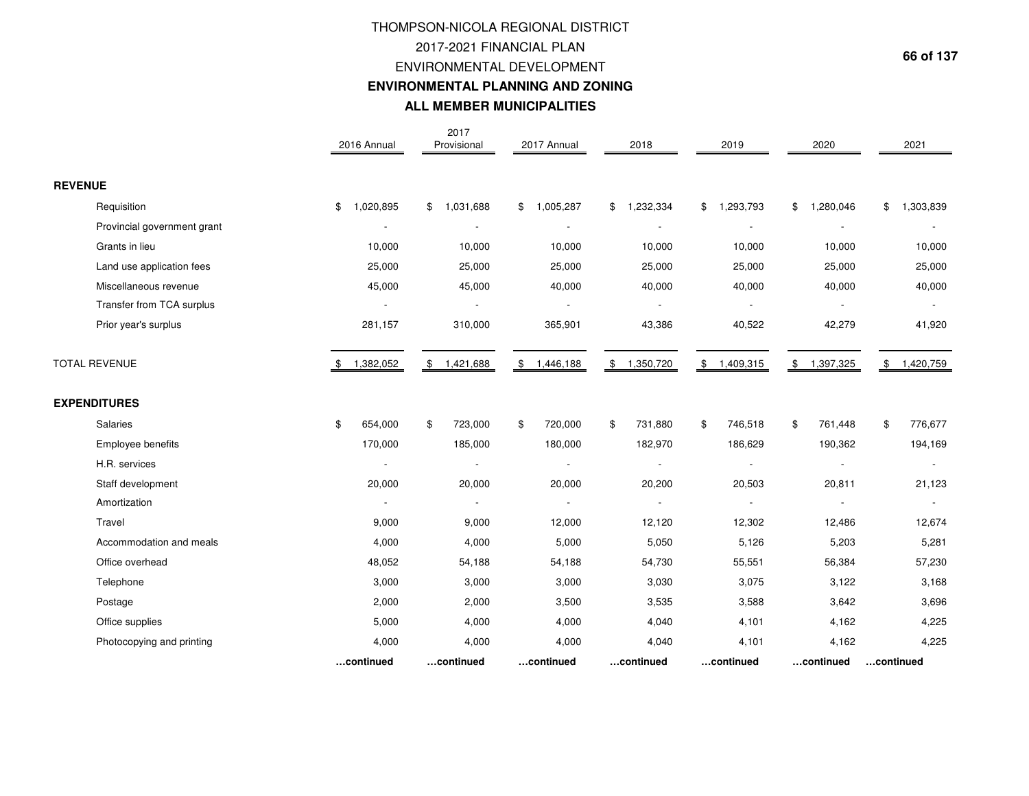# THOMPSON-NICOLA REGIONAL DISTRICT
## 2017-2021 FINANCIAL PLAN
## ENVIRONMENTAL DEVELOPMENT
## ENVIRONMENTAL PLANNING AND ZONING
## ALL MEMBER MUNICIPALITIES

| | 2016 Annual | 2017 Provisional | 2017 Annual | 2018 | 2019 | 2020 | 2021 |
|---|---|---|---|---|---|---|---|
| **REVENUE** | | | | | | | |
| Requisition | $ 1,020,895 | $ 1,031,688 | $ 1,005,287 | $ 1,232,334 | $ 1,293,793 | $ 1,280,046 | $ 1,303,839 |
| Provincial government grant | - | - | - | - | - | - | - |
| Grants in lieu | 10,000 | 10,000 | 10,000 | 10,000 | 10,000 | 10,000 | 10,000 |
| Land use application fees | 25,000 | 25,000 | 25,000 | 25,000 | 25,000 | 25,000 | 25,000 |
| Miscellaneous revenue | 45,000 | 45,000 | 40,000 | 40,000 | 40,000 | 40,000 | 40,000 |
| Transfer from TCA surplus | - | - | - | - | - | - | - |
| Prior year's surplus | 281,157 | 310,000 | 365,901 | 43,386 | 40,522 | 42,279 | 41,920 |
| TOTAL REVENUE | $ 1,382,052 | $ 1,421,688 | $ 1,446,188 | $ 1,350,720 | $ 1,409,315 | $ 1,397,325 | $ 1,420,759 |
| **EXPENDITURES** | | | | | | | |
| Salaries | $ 654,000 | $ 723,000 | $ 720,000 | $ 731,880 | $ 746,518 | $ 761,448 | $ 776,677 |
| Employee benefits | 170,000 | 185,000 | 180,000 | 182,970 | 186,629 | 190,362 | 194,169 |
| H.R. services | - | - | - | - | - | - | - |
| Staff development | 20,000 | 20,000 | 20,000 | 20,200 | 20,503 | 20,811 | 21,123 |
| Amortization | - | - | - | - | - | - | - |
| Travel | 9,000 | 9,000 | 12,000 | 12,120 | 12,302 | 12,486 | 12,674 |
| Accommodation and meals | 4,000 | 4,000 | 5,000 | 5,050 | 5,126 | 5,203 | 5,281 |
| Office overhead | 48,052 | 54,188 | 54,188 | 54,730 | 55,551 | 56,384 | 57,230 |
| Telephone | 3,000 | 3,000 | 3,000 | 3,030 | 3,075 | 3,122 | 3,168 |
| Postage | 2,000 | 2,000 | 3,500 | 3,535 | 3,588 | 3,642 | 3,696 |
| Office supplies | 5,000 | 4,000 | 4,000 | 4,040 | 4,101 | 4,162 | 4,225 |
| Photocopying and printing | 4,000 | 4,000 | 4,000 | 4,040 | 4,101 | 4,162 | 4,225 |
| | **…continued** | **…continued** | **…continued** | **…continued** | **…continued** | **…continued** | **…continued** |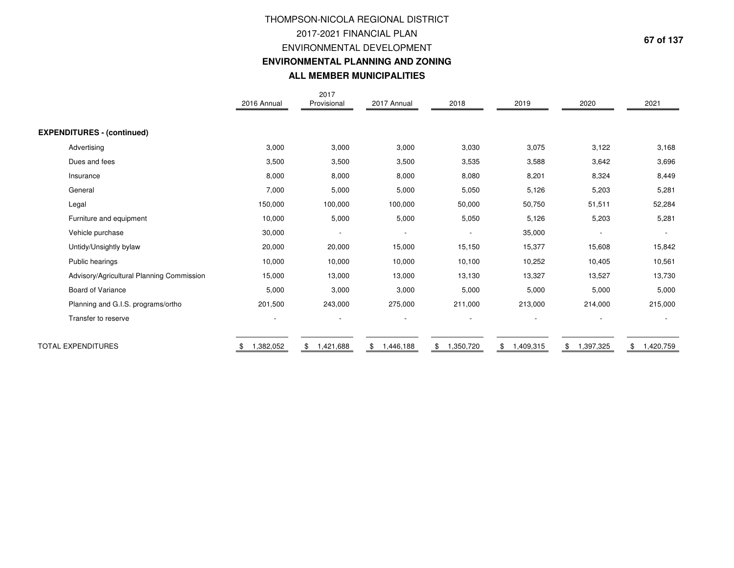# THOMPSON-NICOLA REGIONAL DISTRICT

## 2017-2021 FINANCIAL PLAN

## ENVIRONMENTAL DEVELOPMENT

### ENVIRONMENTAL PLANNING AND ZONING

### ALL MEMBER MUNICIPALITIES

| | 2016 Annual | 2017 Provisional | 2017 Annual | 2018 | 2019 | 2020 | 2021 |
|---|---|---|---|---|---|---|---|
| **EXPENDITURES - (continued)** | | | | | | | |
| Advertising | 3,000 | 3,000 | 3,000 | 3,030 | 3,075 | 3,122 | 3,168 |
| Dues and fees | 3,500 | 3,500 | 3,500 | 3,535 | 3,588 | 3,642 | 3,696 |
| Insurance | 8,000 | 8,000 | 8,000 | 8,080 | 8,201 | 8,324 | 8,449 |
| General | 7,000 | 5,000 | 5,000 | 5,050 | 5,126 | 5,203 | 5,281 |
| Legal | 150,000 | 100,000 | 100,000 | 50,000 | 50,750 | 51,511 | 52,284 |
| Furniture and equipment | 10,000 | 5,000 | 5,000 | 5,050 | 5,126 | 5,203 | 5,281 |
| Vehicle purchase | 30,000 | - | - | - | 35,000 | - | - |
| Untidy/Unsightly bylaw | 20,000 | 20,000 | 15,000 | 15,150 | 15,377 | 15,608 | 15,842 |
| Public hearings | 10,000 | 10,000 | 10,000 | 10,100 | 10,252 | 10,405 | 10,561 |
| Advisory/Agricultural Planning Commission | 15,000 | 13,000 | 13,000 | 13,130 | 13,327 | 13,527 | 13,730 |
| Board of Variance | 5,000 | 3,000 | 3,000 | 5,000 | 5,000 | 5,000 | 5,000 |
| Planning and G.I.S. programs/ortho | 201,500 | 243,000 | 275,000 | 211,000 | 213,000 | 214,000 | 215,000 |
| Transfer to reserve | - | - | - | - | - | - | - |
| TOTAL EXPENDITURES | $ 1,382,052 | $ 1,421,688 | $ 1,446,188 | $ 1,350,720 | $ 1,409,315 | $ 1,397,325 | $ 1,420,759 |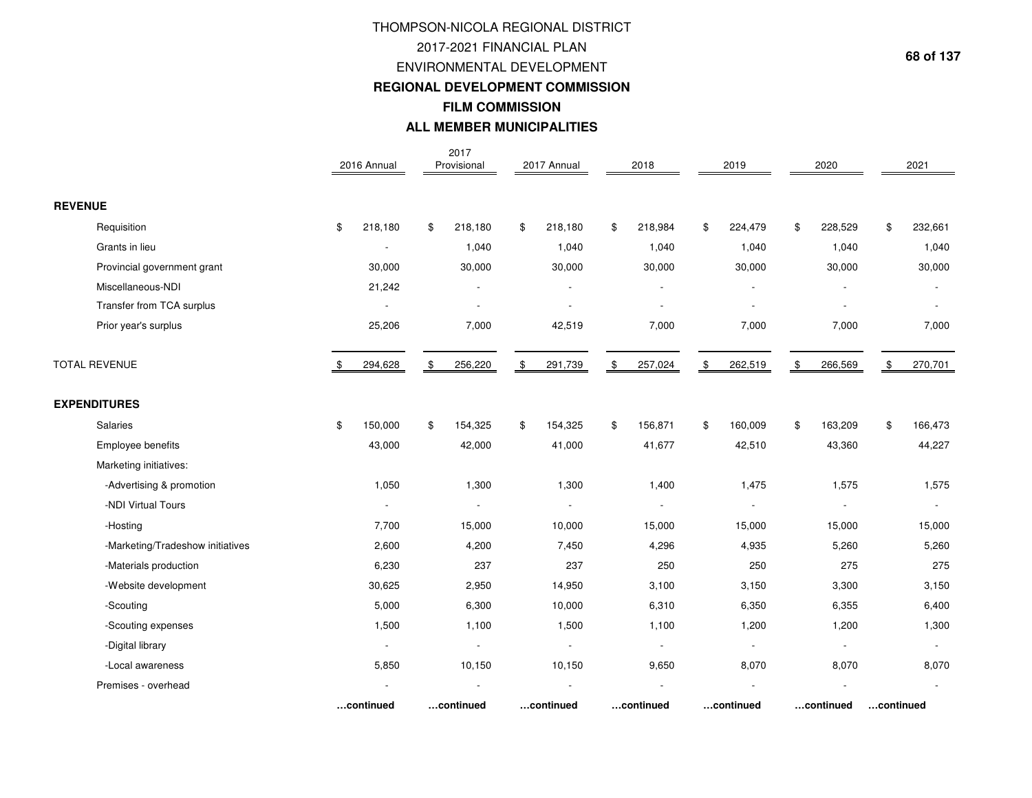# THOMPSON-NICOLA REGIONAL DISTRICT

## 2017-2021 FINANCIAL PLAN

## ENVIRONMENTAL DEVELOPMENT

### REGIONAL DEVELOPMENT COMMISSION

### FILM COMMISSION

### ALL MEMBER MUNICIPALITIES

| | 2016 Annual | 2017 Provisional | 2017 Annual | 2018 | 2019 | 2020 | 2021 |
|---|---|---|---|---|---|---|---|
| **REVENUE** | | | | | | | |
| Requisition | $ 218,180 | $ 218,180 | $ 218,180 | $ 218,984 | $ 224,479 | $ 228,529 | $ 232,661 |
| Grants in lieu | - | 1,040 | 1,040 | 1,040 | 1,040 | 1,040 | 1,040 |
| Provincial government grant | 30,000 | 30,000 | 30,000 | 30,000 | 30,000 | 30,000 | 30,000 |
| Miscellaneous-NDI | 21,242 | - | - | - | - | - | - |
| Transfer from TCA surplus | - | - | - | - | - | - | - |
| Prior year's surplus | 25,206 | 7,000 | 42,519 | 7,000 | 7,000 | 7,000 | 7,000 |
| TOTAL REVENUE | $ 294,628 | $ 256,220 | $ 291,739 | $ 257,024 | $ 262,519 | $ 266,569 | $ 270,701 |
| **EXPENDITURES** | | | | | | | |
| Salaries | $ 150,000 | $ 154,325 | $ 154,325 | $ 156,871 | $ 160,009 | $ 163,209 | $ 166,473 |
| Employee benefits | 43,000 | 42,000 | 41,000 | 41,677 | 42,510 | 43,360 | 44,227 |
| Marketing initiatives: | | | | | | | |
| -Advertising & promotion | 1,050 | 1,300 | 1,300 | 1,400 | 1,475 | 1,575 | 1,575 |
| -NDI Virtual Tours | - | - | - | - | - | - | - |
| -Hosting | 7,700 | 15,000 | 10,000 | 15,000 | 15,000 | 15,000 | 15,000 |
| -Marketing/Tradeshow initiatives | 2,600 | 4,200 | 7,450 | 4,296 | 4,935 | 5,260 | 5,260 |
| -Materials production | 6,230 | 237 | 237 | 250 | 250 | 275 | 275 |
| -Website development | 30,625 | 2,950 | 14,950 | 3,100 | 3,150 | 3,300 | 3,150 |
| -Scouting | 5,000 | 6,300 | 10,000 | 6,310 | 6,350 | 6,355 | 6,400 |
| -Scouting expenses | 1,500 | 1,100 | 1,500 | 1,100 | 1,200 | 1,200 | 1,300 |
| -Digital library | - | - | - | - | - | - | - |
| -Local awareness | 5,850 | 10,150 | 10,150 | 9,650 | 8,070 | 8,070 | 8,070 |
| Premises - overhead | - | - | - | - | - | - | - |
| | **…continued** | **…continued** | **…continued** | **…continued** | **…continued** | **…continued** | **…continued** |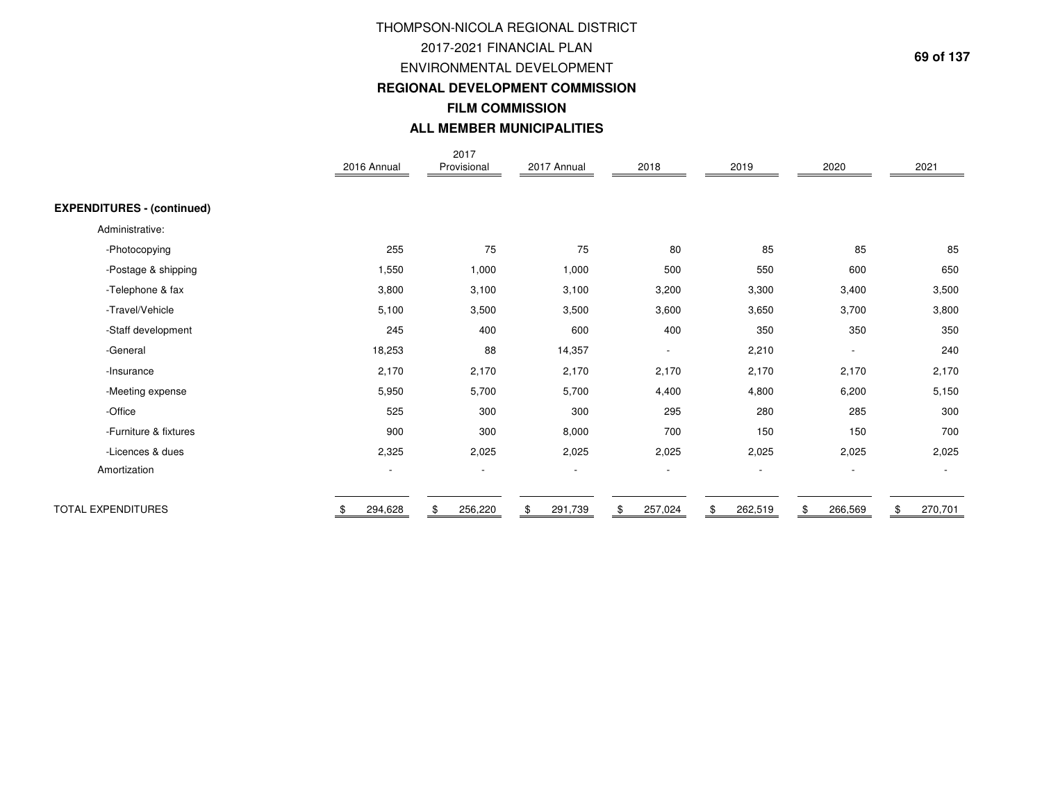# THOMPSON-NICOLA REGIONAL DISTRICT
## 2017-2021 FINANCIAL PLAN
## ENVIRONMENTAL DEVELOPMENT
### REGIONAL DEVELOPMENT COMMISSION
### FILM COMMISSION
### ALL MEMBER MUNICIPALITIES

| | 2016 Annual | 2017 Provisional | 2017 Annual | 2018 | 2019 | 2020 | 2021 |
|---|---|---|---|---|---|---|---|
| **EXPENDITURES - (continued)** | | | | | | | |
| Administrative: | | | | | | | |
| -Photocopying | 255 | 75 | 75 | 80 | 85 | 85 | 85 |
| -Postage & shipping | 1,550 | 1,000 | 1,000 | 500 | 550 | 600 | 650 |
| -Telephone & fax | 3,800 | 3,100 | 3,100 | 3,200 | 3,300 | 3,400 | 3,500 |
| -Travel/Vehicle | 5,100 | 3,500 | 3,500 | 3,600 | 3,650 | 3,700 | 3,800 |
| -Staff development | 245 | 400 | 600 | 400 | 350 | 350 | 350 |
| -General | 18,253 | 88 | 14,357 | - | 2,210 | - | 240 |
| -Insurance | 2,170 | 2,170 | 2,170 | 2,170 | 2,170 | 2,170 | 2,170 |
| -Meeting expense | 5,950 | 5,700 | 5,700 | 4,400 | 4,800 | 6,200 | 5,150 |
| -Office | 525 | 300 | 300 | 295 | 280 | 285 | 300 |
| -Furniture & fixtures | 900 | 300 | 8,000 | 700 | 150 | 150 | 700 |
| -Licences & dues | 2,325 | 2,025 | 2,025 | 2,025 | 2,025 | 2,025 | 2,025 |
| Amortization | - | - | - | - | - | - | - |
| TOTAL EXPENDITURES | $ 294,628 | $ 256,220 | $ 291,739 | $ 257,024 | $ 262,519 | $ 266,569 | $ 270,701 |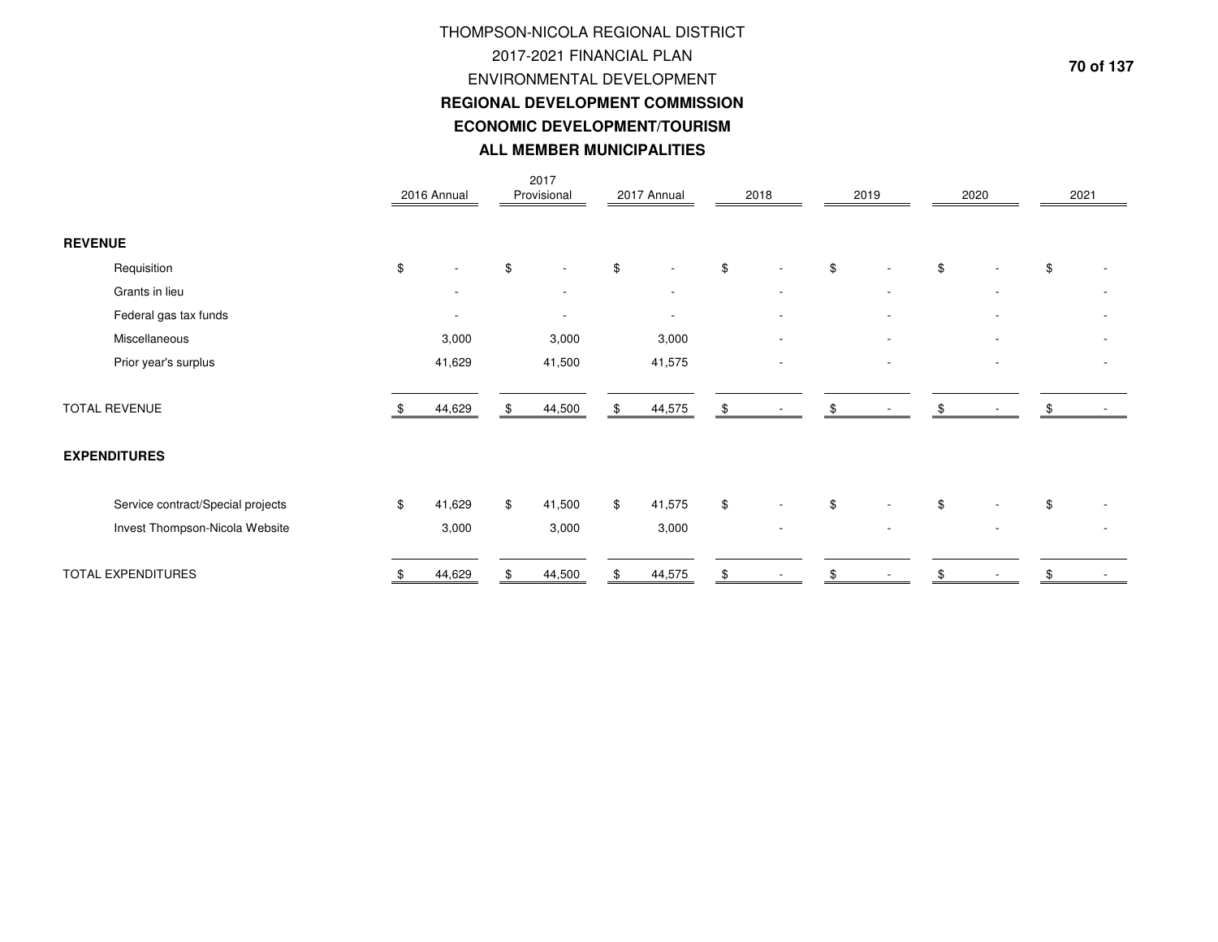# THOMPSON-NICOLA REGIONAL DISTRICT
## 2017-2021 FINANCIAL PLAN
## ENVIRONMENTAL DEVELOPMENT
### REGIONAL DEVELOPMENT COMMISSION
### ECONOMIC DEVELOPMENT/TOURISM
### ALL MEMBER MUNICIPALITIES

| | 2016 Annual | 2017 Provisional | 2017 Annual | 2018 | 2019 | 2020 | 2021 |
|---|---|---|---|---|---|---|---|
| **REVENUE** | | | | | | | |
| Requisition | $ - | $ - | $ - | $ - | $ - | $ - | $ - |
| Grants in lieu | - | - | - | - | - | - | - |
| Federal gas tax funds | - | - | - | - | - | - | - |
| Miscellaneous | 3,000 | 3,000 | 3,000 | - | - | - | - |
| Prior year's surplus | 41,629 | 41,500 | 41,575 | - | - | - | - |
| TOTAL REVENUE | $ 44,629 | $ 44,500 | $ 44,575 | $ - | $ - | $ - | $ - |
| **EXPENDITURES** | | | | | | | |
| Service contract/Special projects | $ 41,629 | $ 41,500 | $ 41,575 | $ - | $ - | $ - | $ - |
| Invest Thompson-Nicola Website | 3,000 | 3,000 | 3,000 | - | - | - | - |
| TOTAL EXPENDITURES | $ 44,629 | $ 44,500 | $ 44,575 | $ - | $ - | $ - | $ - |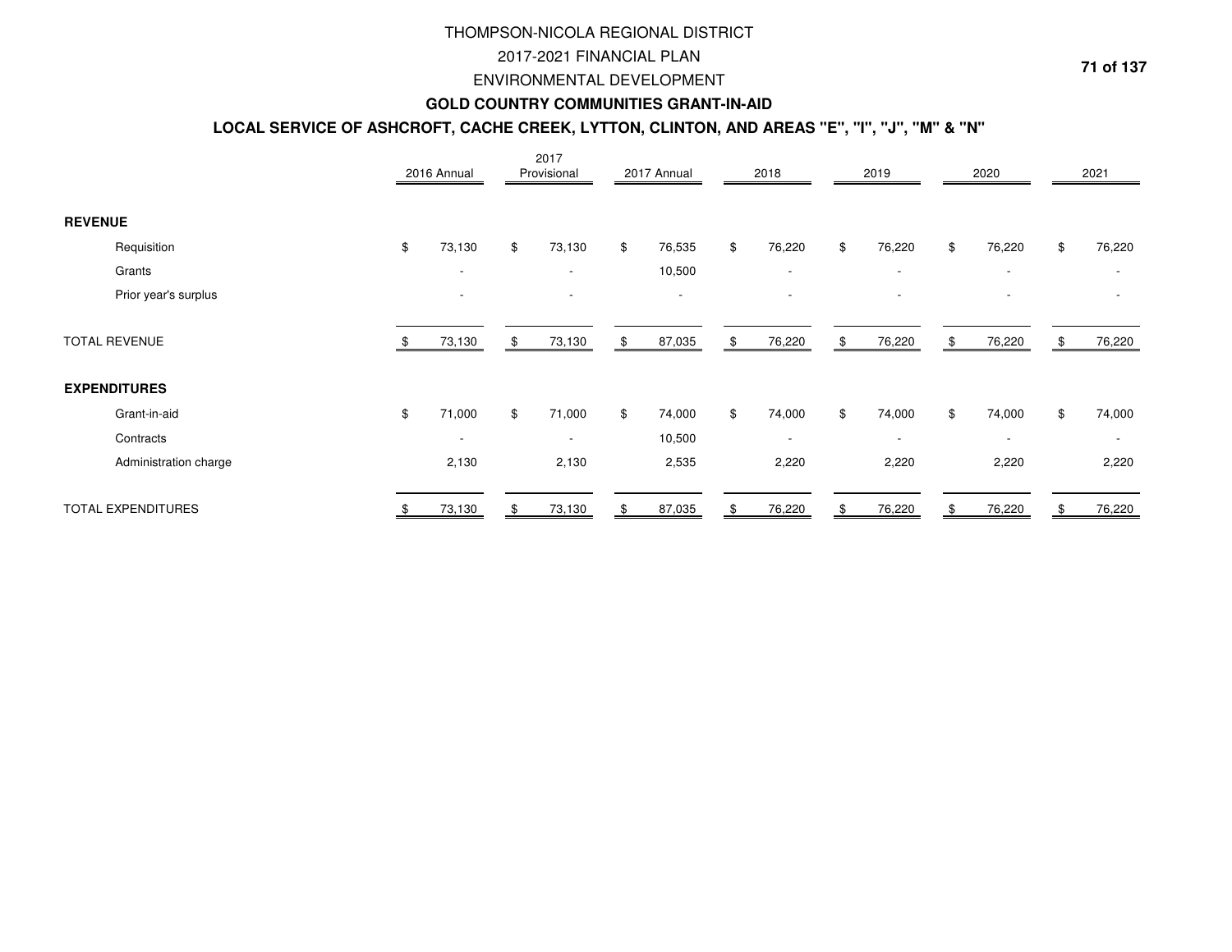# THOMPSON-NICOLA REGIONAL DISTRICT

## 2017-2021 FINANCIAL PLAN

## ENVIRONMENTAL DEVELOPMENT

### GOLD COUNTRY COMMUNITIES GRANT-IN-AID

### LOCAL SERVICE OF ASHCROFT, CACHE CREEK, LYTTON, CLINTON, AND AREAS "E", "I", "J", "M" & "N"

| | 2016 Annual | 2017 Provisional | 2017 Annual | 2018 | 2019 | 2020 | 2021 |
|---|---|---|---|---|---|---|---|
| **REVENUE** | | | | | | | |
| Requisition | $ 73,130 | $ 73,130 | $ 76,535 | $ 76,220 | $ 76,220 | $ 76,220 | $ 76,220 |
| Grants | - | - | 10,500 | - | - | - | - |
| Prior year's surplus | - | - | - | - | - | - | - |
| TOTAL REVENUE | $ 73,130 | $ 73,130 | $ 87,035 | $ 76,220 | $ 76,220 | $ 76,220 | $ 76,220 |
| **EXPENDITURES** | | | | | | | |
| Grant-in-aid | $ 71,000 | $ 71,000 | $ 74,000 | $ 74,000 | $ 74,000 | $ 74,000 | $ 74,000 |
| Contracts | - | - | 10,500 | - | - | - | - |
| Administration charge | 2,130 | 2,130 | 2,535 | 2,220 | 2,220 | 2,220 | 2,220 |
| TOTAL EXPENDITURES | $ 73,130 | $ 73,130 | $ 87,035 | $ 76,220 | $ 76,220 | $ 76,220 | $ 76,220 |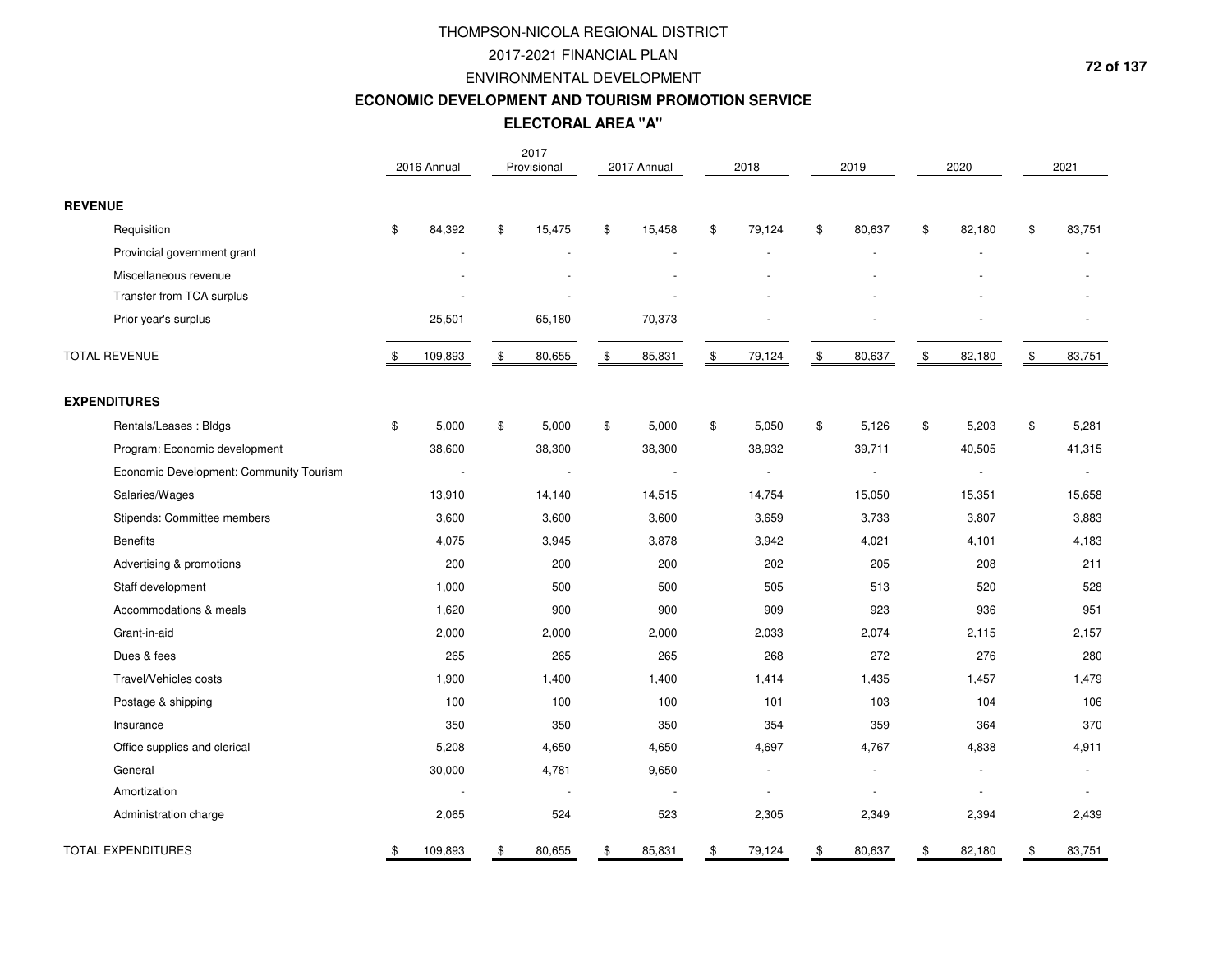# THOMPSON-NICOLA REGIONAL DISTRICT

## 2017-2021 FINANCIAL PLAN

## ENVIRONMENTAL DEVELOPMENT

### ECONOMIC DEVELOPMENT AND TOURISM PROMOTION SERVICE

### ELECTORAL AREA "A"

| | 2016 Annual | 2017 Provisional | 2017 Annual | 2018 | 2019 | 2020 | 2021 |
|---|---|---|---|---|---|---|---|
| **REVENUE** | | | | | | | |
| Requisition | $ 84,392 | $ 15,475 | $ 15,458 | $ 79,124 | $ 80,637 | $ 82,180 | $ 83,751 |
| Provincial government grant | - | - | - | - | - | - | - |
| Miscellaneous revenue | - | - | - | - | - | - | - |
| Transfer from TCA surplus | - | - | - | - | - | - | - |
| Prior year's surplus | 25,501 | 65,180 | 70,373 | - | - | - | - |
| TOTAL REVENUE | $ 109,893 | $ 80,655 | $ 85,831 | $ 79,124 | $ 80,637 | $ 82,180 | $ 83,751 |
| **EXPENDITURES** | | | | | | | |
| Rentals/Leases : Bldgs | $ 5,000 | $ 5,000 | $ 5,000 | $ 5,050 | $ 5,126 | $ 5,203 | $ 5,281 |
| Program: Economic development | 38,600 | 38,300 | 38,300 | 38,932 | 39,711 | 40,505 | 41,315 |
| Economic Development: Community Tourism | - | - | - | - | - | - | - |
| Salaries/Wages | 13,910 | 14,140 | 14,515 | 14,754 | 15,050 | 15,351 | 15,658 |
| Stipends: Committee members | 3,600 | 3,600 | 3,600 | 3,659 | 3,733 | 3,807 | 3,883 |
| Benefits | 4,075 | 3,945 | 3,878 | 3,942 | 4,021 | 4,101 | 4,183 |
| Advertising & promotions | 200 | 200 | 200 | 202 | 205 | 208 | 211 |
| Staff development | 1,000 | 500 | 500 | 505 | 513 | 520 | 528 |
| Accommodations & meals | 1,620 | 900 | 900 | 909 | 923 | 936 | 951 |
| Grant-in-aid | 2,000 | 2,000 | 2,000 | 2,033 | 2,074 | 2,115 | 2,157 |
| Dues & fees | 265 | 265 | 265 | 268 | 272 | 276 | 280 |
| Travel/Vehicles costs | 1,900 | 1,400 | 1,400 | 1,414 | 1,435 | 1,457 | 1,479 |
| Postage & shipping | 100 | 100 | 100 | 101 | 103 | 104 | 106 |
| Insurance | 350 | 350 | 350 | 354 | 359 | 364 | 370 |
| Office supplies and clerical | 5,208 | 4,650 | 4,650 | 4,697 | 4,767 | 4,838 | 4,911 |
| General | 30,000 | 4,781 | 9,650 | - | - | - | - |
| Amortization | - | - | - | - | - | - | - |
| Administration charge | 2,065 | 524 | 523 | 2,305 | 2,349 | 2,394 | 2,439 |
| TOTAL EXPENDITURES | $ 109,893 | $ 80,655 | $ 85,831 | $ 79,124 | $ 80,637 | $ 82,180 | $ 83,751 |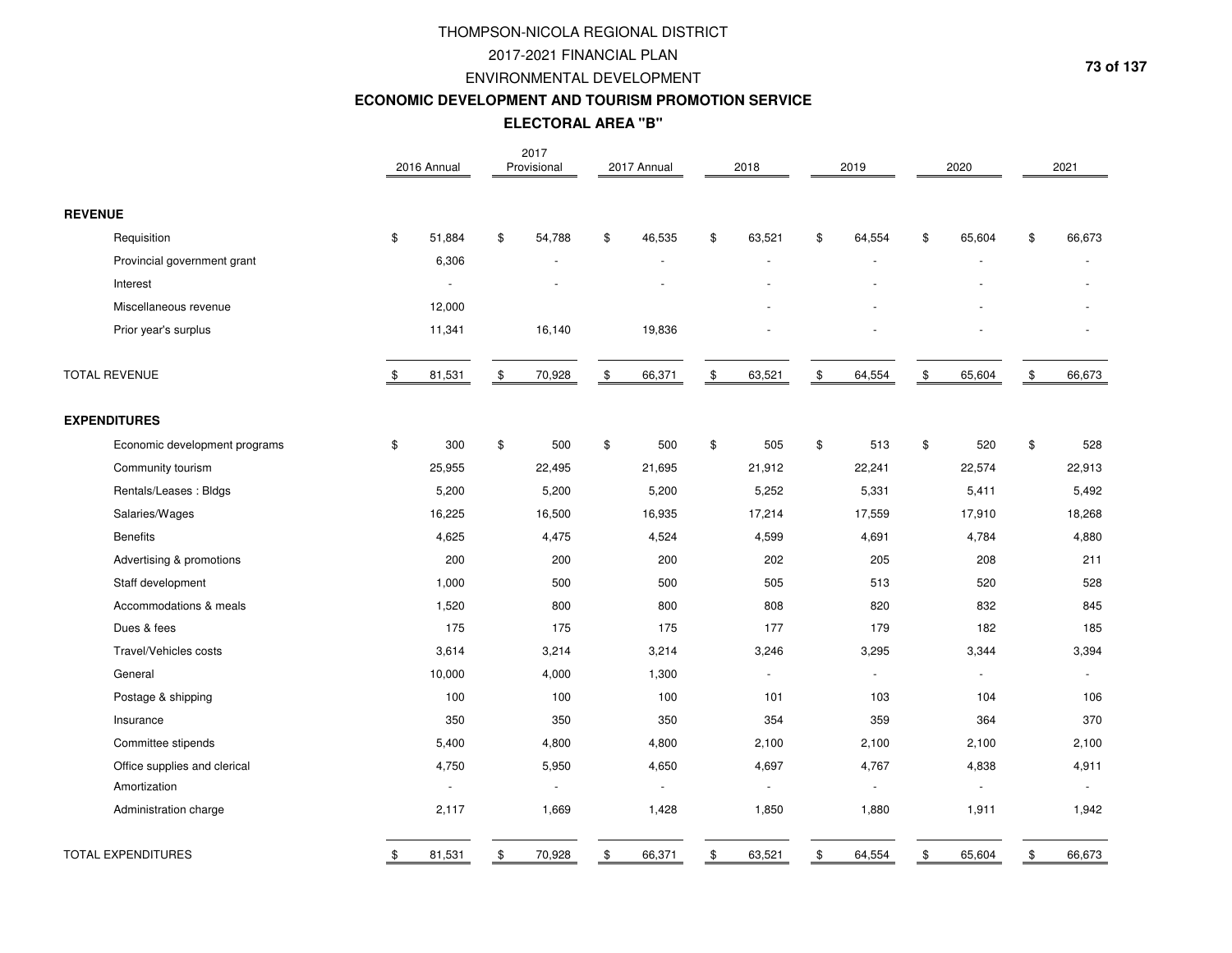# THOMPSON-NICOLA REGIONAL DISTRICT

## 2017-2021 FINANCIAL PLAN

## ENVIRONMENTAL DEVELOPMENT

### ECONOMIC DEVELOPMENT AND TOURISM PROMOTION SERVICE

### ELECTORAL AREA "B"

| | 2016 Annual | 2017 Provisional | 2017 Annual | 2018 | 2019 | 2020 | 2021 |
|---|---|---|---|---|---|---|---|
| **REVENUE** | | | | | | | |
| Requisition | $ 51,884 | $ 54,788 | $ 46,535 | $ 63,521 | $ 64,554 | $ 65,604 | $ 66,673 |
| Provincial government grant | 6,306 | - | - | - | - | - | - |
| Interest | - | - | - | - | - | - | - |
| Miscellaneous revenue | 12,000 | | | - | - | - | - |
| Prior year's surplus | 11,341 | 16,140 | 19,836 | - | - | - | - |
| TOTAL REVENUE | $ 81,531 | $ 70,928 | $ 66,371 | $ 63,521 | $ 64,554 | $ 65,604 | $ 66,673 |
| **EXPENDITURES** | | | | | | | |
| Economic development programs | $ 300 | $ 500 | $ 500 | $ 505 | $ 513 | $ 520 | $ 528 |
| Community tourism | 25,955 | 22,495 | 21,695 | 21,912 | 22,241 | 22,574 | 22,913 |
| Rentals/Leases : Bldgs | 5,200 | 5,200 | 5,200 | 5,252 | 5,331 | 5,411 | 5,492 |
| Salaries/Wages | 16,225 | 16,500 | 16,935 | 17,214 | 17,559 | 17,910 | 18,268 |
| Benefits | 4,625 | 4,475 | 4,524 | 4,599 | 4,691 | 4,784 | 4,880 |
| Advertising & promotions | 200 | 200 | 200 | 202 | 205 | 208 | 211 |
| Staff development | 1,000 | 500 | 500 | 505 | 513 | 520 | 528 |
| Accommodations & meals | 1,520 | 800 | 800 | 808 | 820 | 832 | 845 |
| Dues & fees | 175 | 175 | 175 | 177 | 179 | 182 | 185 |
| Travel/Vehicles costs | 3,614 | 3,214 | 3,214 | 3,246 | 3,295 | 3,344 | 3,394 |
| General | 10,000 | 4,000 | 1,300 | - | - | - | - |
| Postage & shipping | 100 | 100 | 100 | 101 | 103 | 104 | 106 |
| Insurance | 350 | 350 | 350 | 354 | 359 | 364 | 370 |
| Committee stipends | 5,400 | 4,800 | 4,800 | 2,100 | 2,100 | 2,100 | 2,100 |
| Office supplies and clerical | 4,750 | 5,950 | 4,650 | 4,697 | 4,767 | 4,838 | 4,911 |
| Amortization | - | - | - | - | - | - | - |
| Administration charge | 2,117 | 1,669 | 1,428 | 1,850 | 1,880 | 1,911 | 1,942 |
| TOTAL EXPENDITURES | $ 81,531 | $ 70,928 | $ 66,371 | $ 63,521 | $ 64,554 | $ 65,604 | $ 66,673 |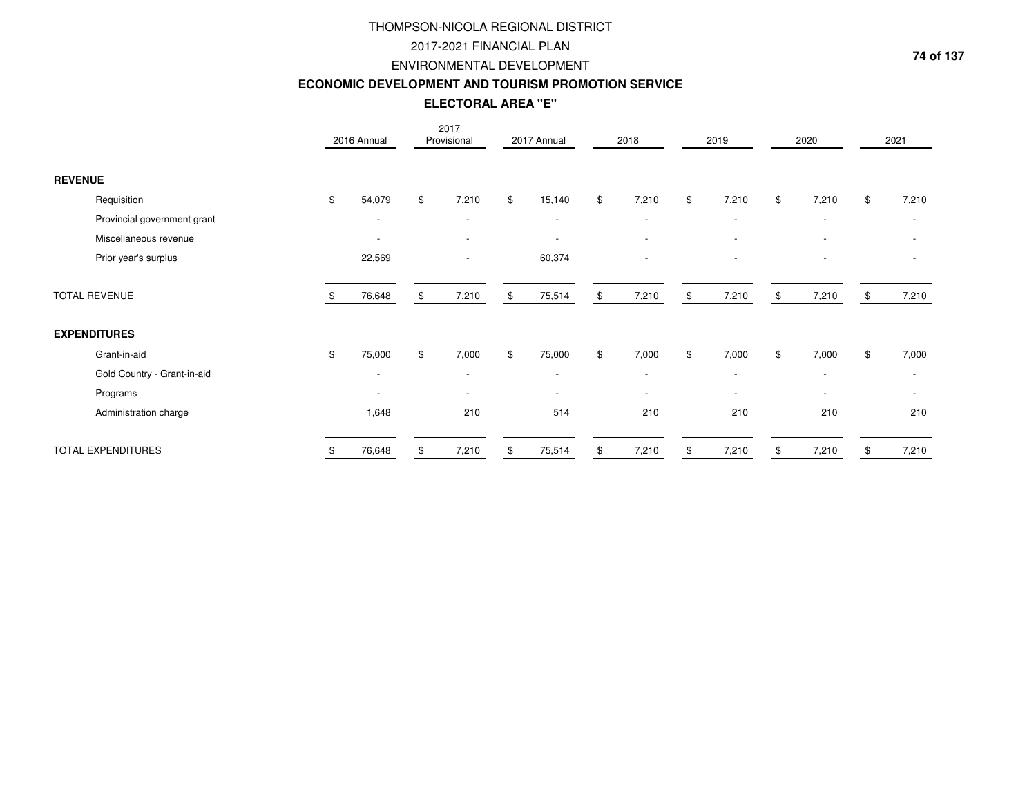# THOMPSON-NICOLA REGIONAL DISTRICT

## 2017-2021 FINANCIAL PLAN

## ENVIRONMENTAL DEVELOPMENT

## ECONOMIC DEVELOPMENT AND TOURISM PROMOTION SERVICE

### ELECTORAL AREA "E"

| | 2016 Annual | 2017 Provisional | 2017 Annual | 2018 | 2019 | 2020 | 2021 |
|---|---|---|---|---|---|---|---|
| **REVENUE** | | | | | | | |
| Requisition | $ 54,079 | $ 7,210 | $ 15,140 | $ 7,210 | $ 7,210 | $ 7,210 | $ 7,210 |
| Provincial government grant | - | - | - | - | - | - | - |
| Miscellaneous revenue | - | - | - | - | - | - | - |
| Prior year's surplus | 22,569 | - | 60,374 | - | - | - | - |
| TOTAL REVENUE | $ 76,648 | $ 7,210 | $ 75,514 | $ 7,210 | $ 7,210 | $ 7,210 | $ 7,210 |
| **EXPENDITURES** | | | | | | | |
| Grant-in-aid | $ 75,000 | $ 7,000 | $ 75,000 | $ 7,000 | $ 7,000 | $ 7,000 | $ 7,000 |
| Gold Country - Grant-in-aid | - | - | - | - | - | - | - |
| Programs | - | - | - | - | - | - | - |
| Administration charge | 1,648 | 210 | 514 | 210 | 210 | 210 | 210 |
| TOTAL EXPENDITURES | $ 76,648 | $ 7,210 | $ 75,514 | $ 7,210 | $ 7,210 | $ 7,210 | $ 7,210 |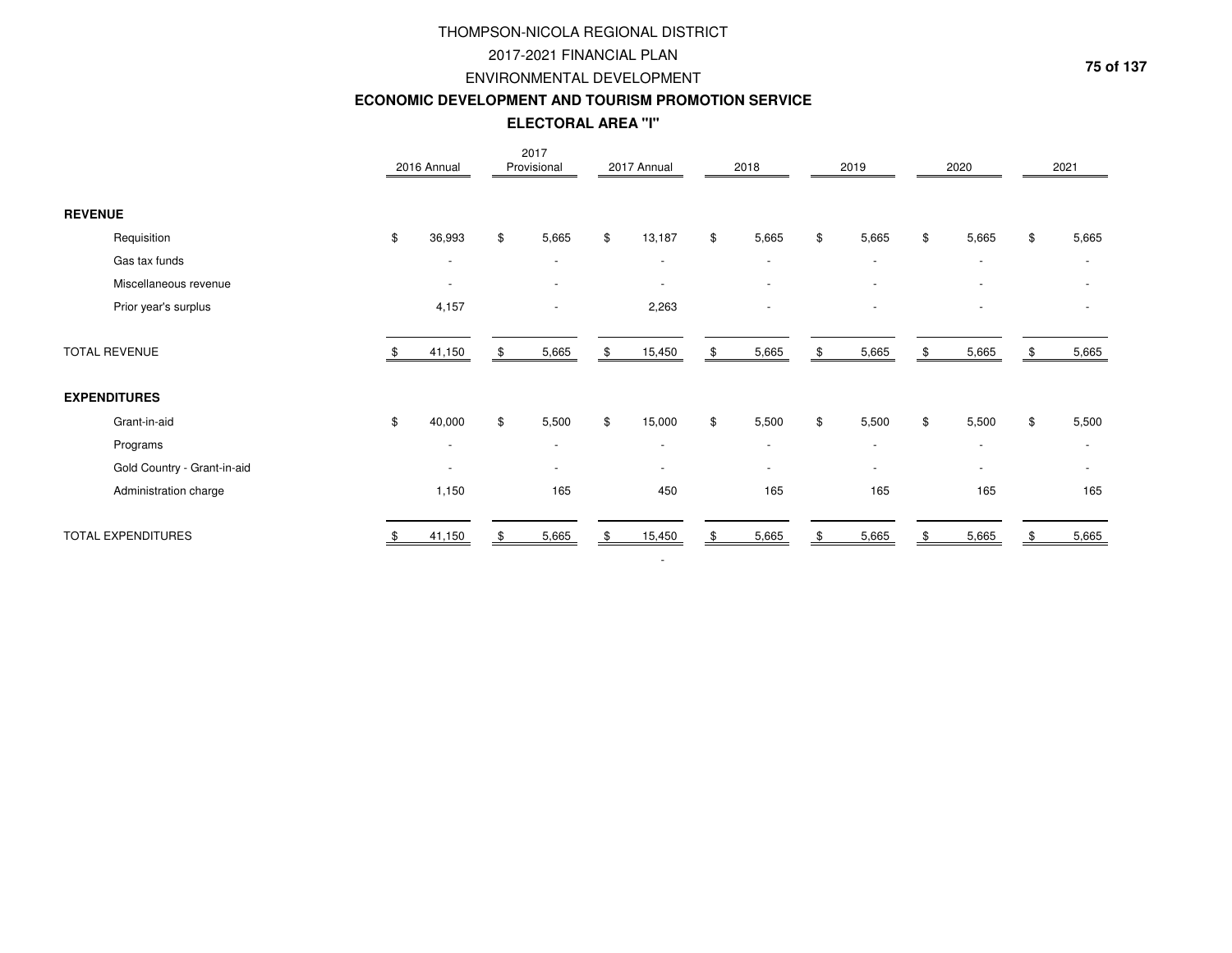# THOMPSON-NICOLA REGIONAL DISTRICT

## 2017-2021 FINANCIAL PLAN

## ENVIRONMENTAL DEVELOPMENT

### ECONOMIC DEVELOPMENT AND TOURISM PROMOTION SERVICE

### ELECTORAL AREA "I"

| | 2016 Annual | 2017 Provisional | 2017 Annual | 2018 | 2019 | 2020 | 2021 |
|---|---|---|---|---|---|---|---|
| **REVENUE** | | | | | | | |
| Requisition | $ 36,993 | $ 5,665 | $ 13,187 | $ 5,665 | $ 5,665 | $ 5,665 | $ 5,665 |
| Gas tax funds | - | - | - | - | - | - | - |
| Miscellaneous revenue | - | - | - | - | - | - | - |
| Prior year's surplus | 4,157 | - | 2,263 | - | - | - | - |
| TOTAL REVENUE | $ 41,150 | $ 5,665 | $ 15,450 | $ 5,665 | $ 5,665 | $ 5,665 | $ 5,665 |
| **EXPENDITURES** | | | | | | | |
| Grant-in-aid | $ 40,000 | $ 5,500 | $ 15,000 | $ 5,500 | $ 5,500 | $ 5,500 | $ 5,500 |
| Programs | - | - | - | - | - | - | - |
| Gold Country - Grant-in-aid | - | - | - | - | - | - | - |
| Administration charge | 1,150 | 165 | 450 | 165 | 165 | 165 | 165 |
| TOTAL EXPENDITURES | $ 41,150 | $ 5,665 | $ 15,450 | $ 5,665 | $ 5,665 | $ 5,665 | $ 5,665 |
| | | | - | | | | |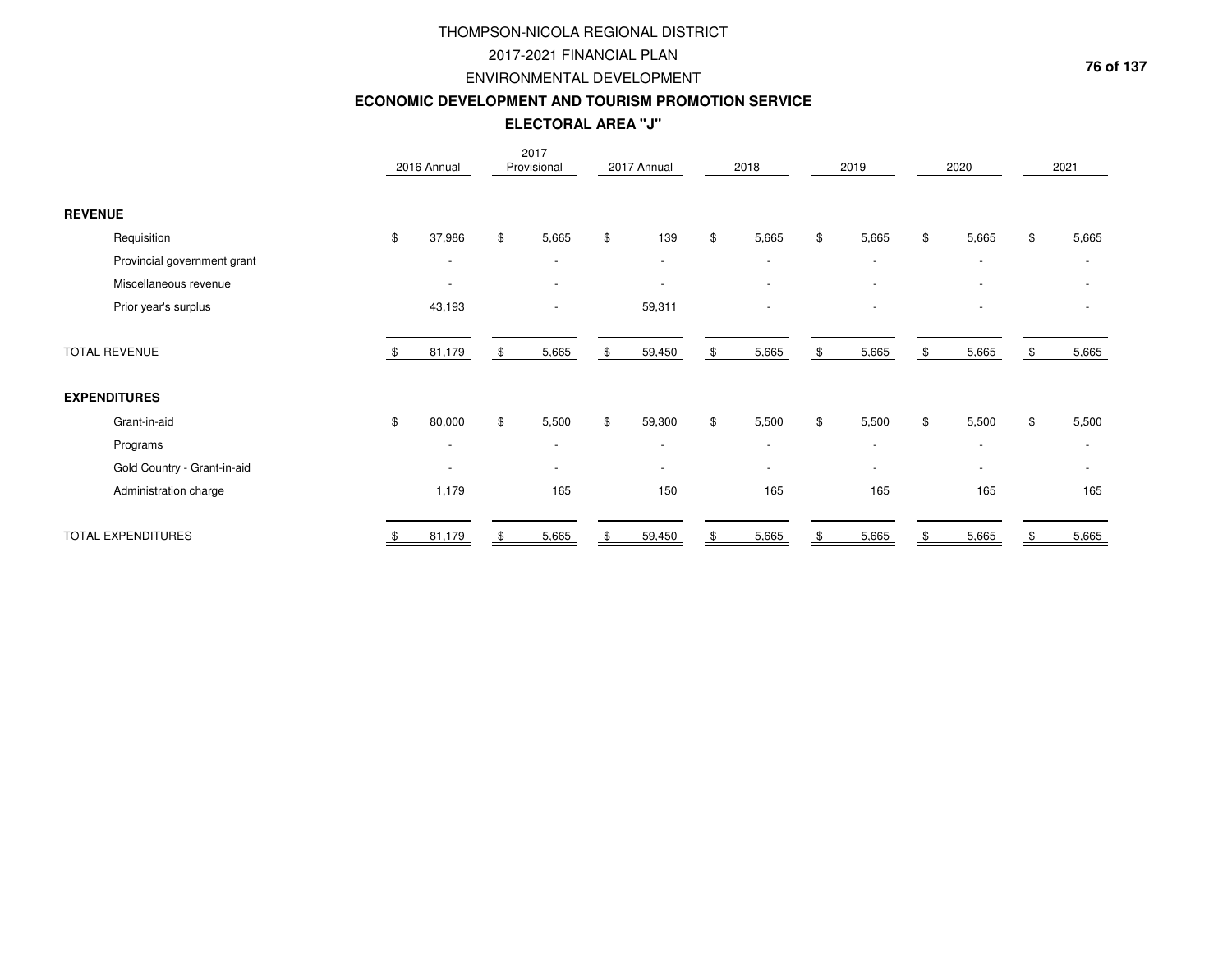# THOMPSON-NICOLA REGIONAL DISTRICT
## 2017-2021 FINANCIAL PLAN
## ENVIRONMENTAL DEVELOPMENT
### ECONOMIC DEVELOPMENT AND TOURISM PROMOTION SERVICE
### ELECTORAL AREA "J"

| | 2016 Annual | 2017 Provisional | 2017 Annual | 2018 | 2019 | 2020 | 2021 |
|---|---|---|---|---|---|---|---|
| **REVENUE** | | | | | | | |
| Requisition | $ 37,986 | $ 5,665 | $ 139 | $ 5,665 | $ 5,665 | $ 5,665 | $ 5,665 |
| Provincial government grant | - | - | - | - | - | - | - |
| Miscellaneous revenue | - | - | - | - | - | - | - |
| Prior year's surplus | 43,193 | - | 59,311 | - | - | - | - |
| TOTAL REVENUE | $ 81,179 | $ 5,665 | $ 59,450 | $ 5,665 | $ 5,665 | $ 5,665 | $ 5,665 |
| **EXPENDITURES** | | | | | | | |
| Grant-in-aid | $ 80,000 | $ 5,500 | $ 59,300 | $ 5,500 | $ 5,500 | $ 5,500 | $ 5,500 |
| Programs | - | - | - | - | - | - | - |
| Gold Country - Grant-in-aid | - | - | - | - | - | - | - |
| Administration charge | 1,179 | 165 | 150 | 165 | 165 | 165 | 165 |
| TOTAL EXPENDITURES | $ 81,179 | $ 5,665 | $ 59,450 | $ 5,665 | $ 5,665 | $ 5,665 | $ 5,665 |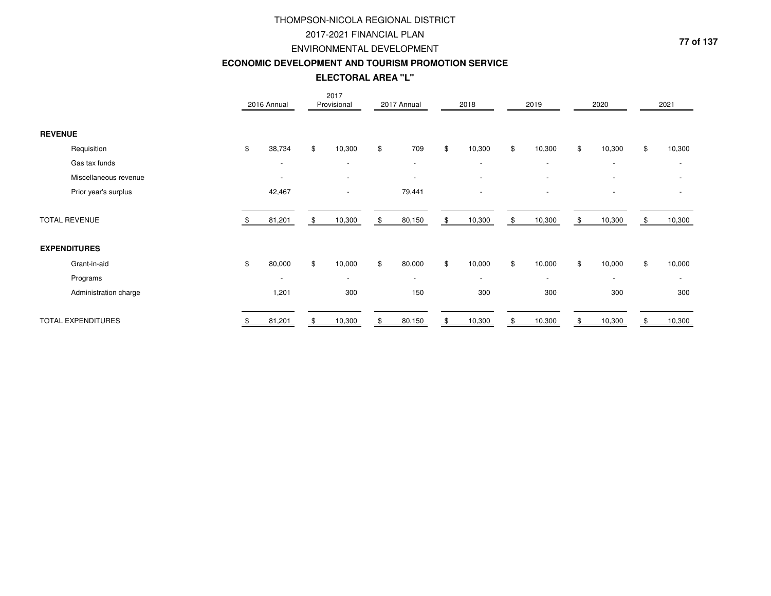# THOMPSON-NICOLA REGIONAL DISTRICT

## 2017-2021 FINANCIAL PLAN

## ENVIRONMENTAL DEVELOPMENT

## ECONOMIC DEVELOPMENT AND TOURISM PROMOTION SERVICE

## ELECTORAL AREA "L"

| | 2016 Annual | 2017 Provisional | 2017 Annual | 2018 | 2019 | 2020 | 2021 |
|---|---|---|---|---|---|---|---|
| **REVENUE** | | | | | | | |
| Requisition | $ 38,734 | $ 10,300 | $ 709 | $ 10,300 | $ 10,300 | $ 10,300 | $ 10,300 |
| Gas tax funds | - | - | - | - | - | - | - |
| Miscellaneous revenue | - | - | - | - | - | - | - |
| Prior year's surplus | 42,467 | - | 79,441 | - | - | - | - |
| TOTAL REVENUE | $ 81,201 | $ 10,300 | $ 80,150 | $ 10,300 | $ 10,300 | $ 10,300 | $ 10,300 |
| **EXPENDITURES** | | | | | | | |
| Grant-in-aid | $ 80,000 | $ 10,000 | $ 80,000 | $ 10,000 | $ 10,000 | $ 10,000 | $ 10,000 |
| Programs | - | - | - | - | - | - | - |
| Administration charge | 1,201 | 300 | 150 | 300 | 300 | 300 | 300 |
| TOTAL EXPENDITURES | $ 81,201 | $ 10,300 | $ 80,150 | $ 10,300 | $ 10,300 | $ 10,300 | $ 10,300 |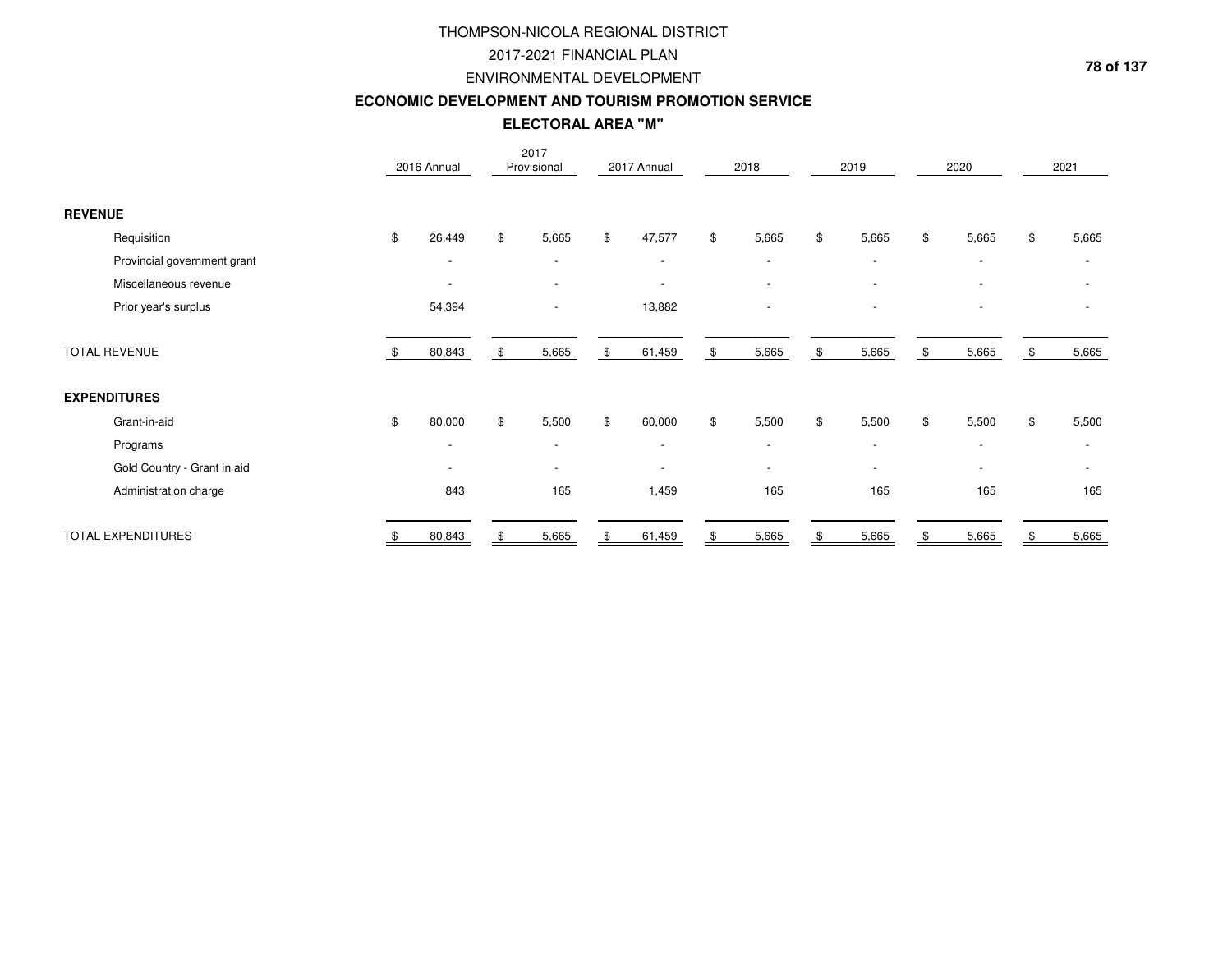# THOMPSON-NICOLA REGIONAL DISTRICT

## 2017-2021 FINANCIAL PLAN

## ENVIRONMENTAL DEVELOPMENT

### ECONOMIC DEVELOPMENT AND TOURISM PROMOTION SERVICE

### ELECTORAL AREA "M"

| | 2016 Annual | 2017 Provisional | 2017 Annual | 2018 | 2019 | 2020 | 2021 |
|---|---|---|---|---|---|---|---|
| **REVENUE** | | | | | | | |
| Requisition | $ 26,449 | $ 5,665 | $ 47,577 | $ 5,665 | $ 5,665 | $ 5,665 | $ 5,665 |
| Provincial government grant | - | - | - | - | - | - | - |
| Miscellaneous revenue | - | - | - | - | - | - | - |
| Prior year's surplus | 54,394 | - | 13,882 | - | - | - | - |
| TOTAL REVENUE | $ 80,843 | $ 5,665 | $ 61,459 | $ 5,665 | $ 5,665 | $ 5,665 | $ 5,665 |
| **EXPENDITURES** | | | | | | | |
| Grant-in-aid | $ 80,000 | $ 5,500 | $ 60,000 | $ 5,500 | $ 5,500 | $ 5,500 | $ 5,500 |
| Programs | - | - | - | - | - | - | - |
| Gold Country - Grant in aid | - | - | - | - | - | - | - |
| Administration charge | 843 | 165 | 1,459 | 165 | 165 | 165 | 165 |
| TOTAL EXPENDITURES | $ 80,843 | $ 5,665 | $ 61,459 | $ 5,665 | $ 5,665 | $ 5,665 | $ 5,665 |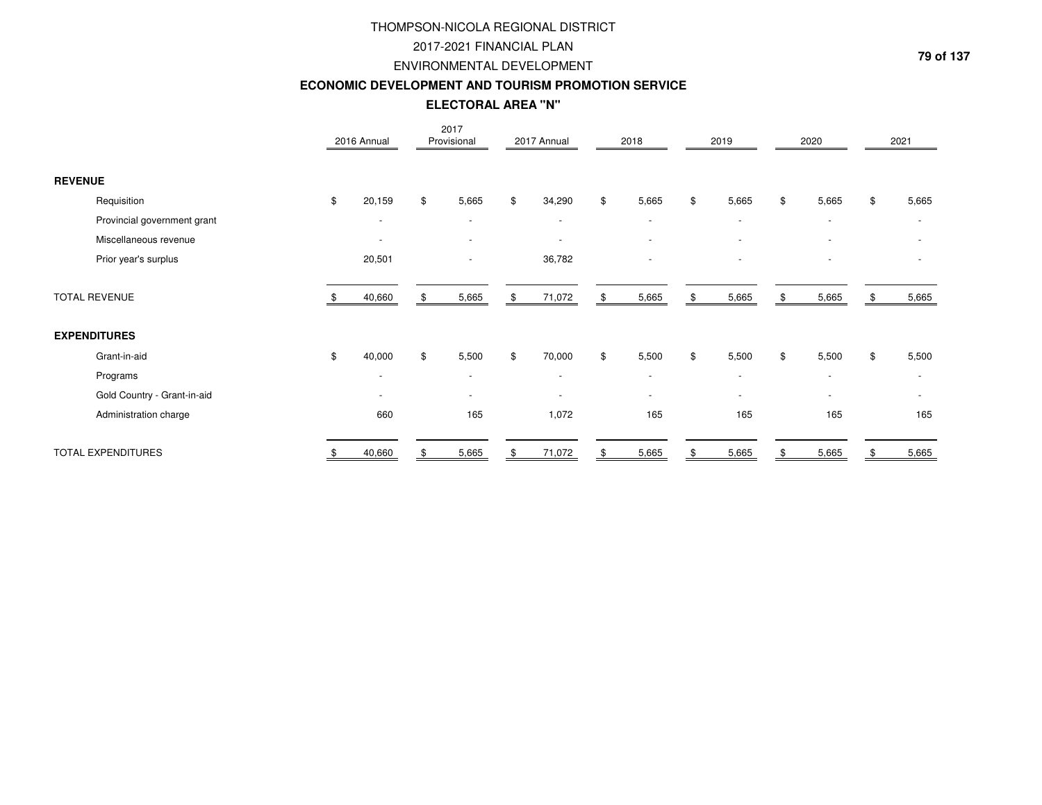# THOMPSON-NICOLA REGIONAL DISTRICT

## 2017-2021 FINANCIAL PLAN

## ENVIRONMENTAL DEVELOPMENT

### ECONOMIC DEVELOPMENT AND TOURISM PROMOTION SERVICE

### ELECTORAL AREA "N"

| | 2016 Annual | 2017 Provisional | 2017 Annual | 2018 | 2019 | 2020 | 2021 |
|---|---|---|---|---|---|---|---|
| **REVENUE** | | | | | | | |
| Requisition | $ 20,159 | $ 5,665 | $ 34,290 | $ 5,665 | $ 5,665 | $ 5,665 | $ 5,665 |
| Provincial government grant | - | - | - | - | - | - | - |
| Miscellaneous revenue | - | - | - | - | - | - | - |
| Prior year's surplus | 20,501 | - | 36,782 | - | - | - | - |
| TOTAL REVENUE | $ 40,660 | $ 5,665 | $ 71,072 | $ 5,665 | $ 5,665 | $ 5,665 | $ 5,665 |
| **EXPENDITURES** | | | | | | | |
| Grant-in-aid | $ 40,000 | $ 5,500 | $ 70,000 | $ 5,500 | $ 5,500 | $ 5,500 | $ 5,500 |
| Programs | - | - | - | - | - | - | - |
| Gold Country - Grant-in-aid | - | - | - | - | - | - | - |
| Administration charge | 660 | 165 | 1,072 | 165 | 165 | 165 | 165 |
| TOTAL EXPENDITURES | $ 40,660 | $ 5,665 | $ 71,072 | $ 5,665 | $ 5,665 | $ 5,665 | $ 5,665 |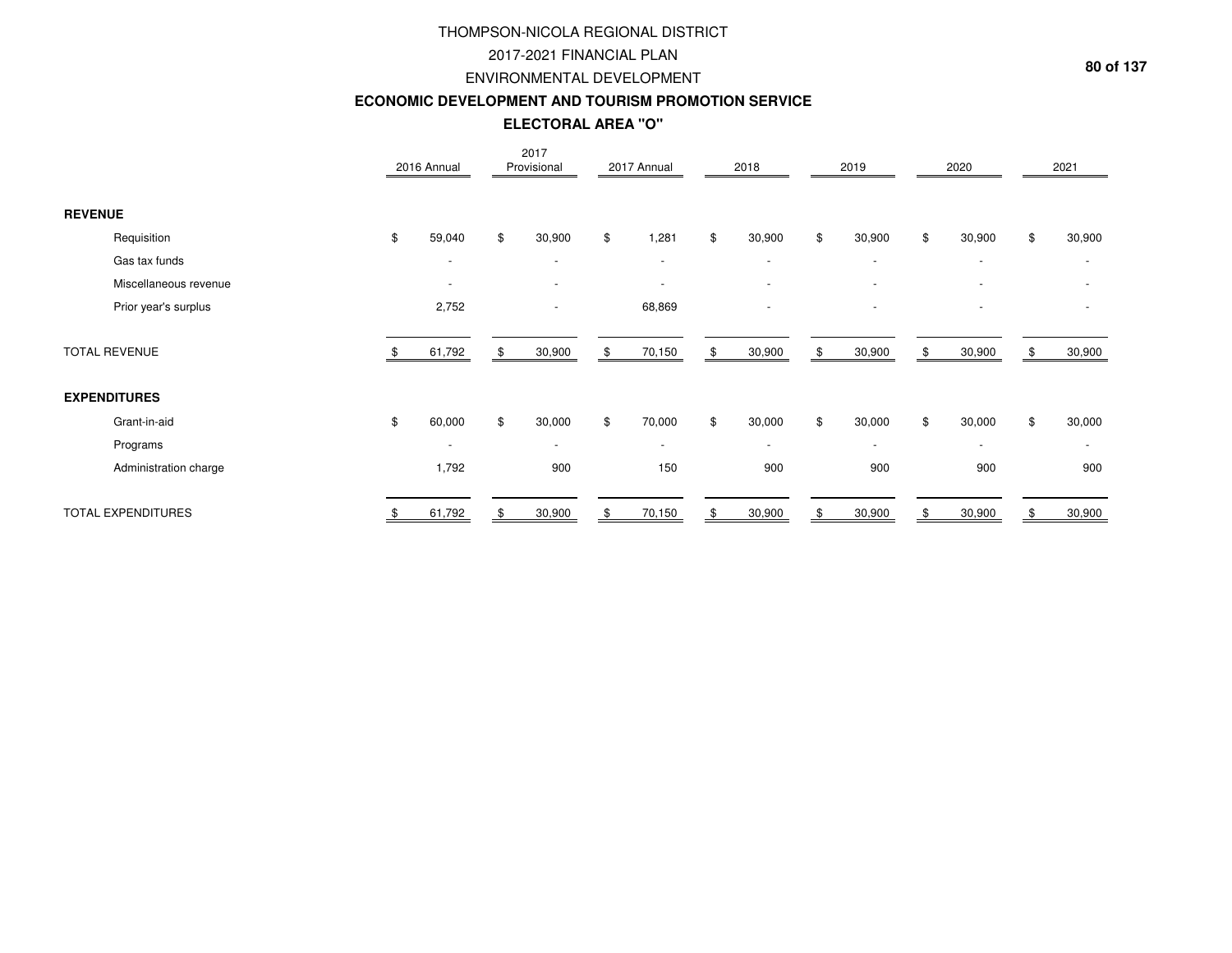THOMPSON-NICOLA REGIONAL DISTRICT

2017-2021 FINANCIAL PLAN

ENVIRONMENTAL DEVELOPMENT

**ECONOMIC DEVELOPMENT AND TOURISM PROMOTION SERVICE**

**ELECTORAL AREA "O"**

| | 2016 Annual | 2017 Provisional | 2017 Annual | 2018 | 2019 | 2020 | 2021 |
|---|---|---|---|---|---|---|---|
| **REVENUE** | | | | | | | |
| Requisition | $ 59,040 | $ 30,900 | $ 1,281 | $ 30,900 | $ 30,900 | $ 30,900 | $ 30,900 |
| Gas tax funds | - | - | - | - | - | - | - |
| Miscellaneous revenue | - | - | - | - | - | - | - |
| Prior year's surplus | 2,752 | - | 68,869 | - | - | - | - |
| TOTAL REVENUE | $ 61,792 | $ 30,900 | $ 70,150 | $ 30,900 | $ 30,900 | $ 30,900 | $ 30,900 |
| **EXPENDITURES** | | | | | | | |
| Grant-in-aid | $ 60,000 | $ 30,000 | $ 70,000 | $ 30,000 | $ 30,000 | $ 30,000 | $ 30,000 |
| Programs | - | - | - | - | - | - | - |
| Administration charge | 1,792 | 900 | 150 | 900 | 900 | 900 | 900 |
| TOTAL EXPENDITURES | $ 61,792 | $ 30,900 | $ 70,150 | $ 30,900 | $ 30,900 | $ 30,900 | $ 30,900 |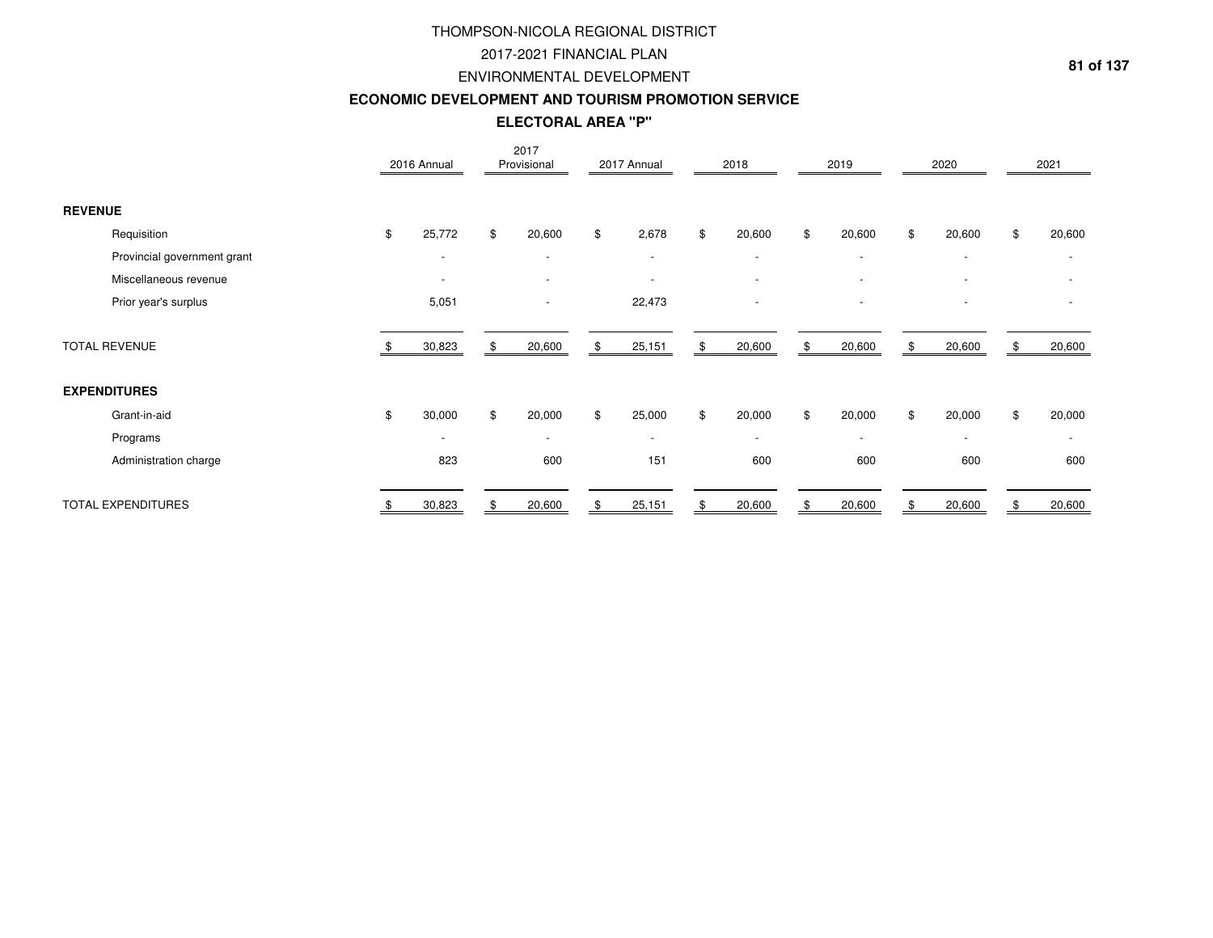# THOMPSON-NICOLA REGIONAL DISTRICT

## 2017-2021 FINANCIAL PLAN

## ENVIRONMENTAL DEVELOPMENT

### ECONOMIC DEVELOPMENT AND TOURISM PROMOTION SERVICE

### ELECTORAL AREA "P"

| | 2016 Annual | 2017 Provisional | 2017 Annual | 2018 | 2019 | 2020 | 2021 |
|---|---|---|---|---|---|---|---|
| **REVENUE** | | | | | | | |
| Requisition | $ 25,772 | $ 20,600 | $ 2,678 | $ 20,600 | $ 20,600 | $ 20,600 | $ 20,600 |
| Provincial government grant | - | - | - | - | - | - | - |
| Miscellaneous revenue | - | - | - | - | - | - | - |
| Prior year's surplus | 5,051 | - | 22,473 | - | - | - | - |
| TOTAL REVENUE | $ 30,823 | $ 20,600 | $ 25,151 | $ 20,600 | $ 20,600 | $ 20,600 | $ 20,600 |
| **EXPENDITURES** | | | | | | | |
| Grant-in-aid | $ 30,000 | $ 20,000 | $ 25,000 | $ 20,000 | $ 20,000 | $ 20,000 | $ 20,000 |
| Programs | - | - | - | - | - | - | - |
| Administration charge | 823 | 600 | 151 | 600 | 600 | 600 | 600 |
| TOTAL EXPENDITURES | $ 30,823 | $ 20,600 | $ 25,151 | $ 20,600 | $ 20,600 | $ 20,600 | $ 20,600 |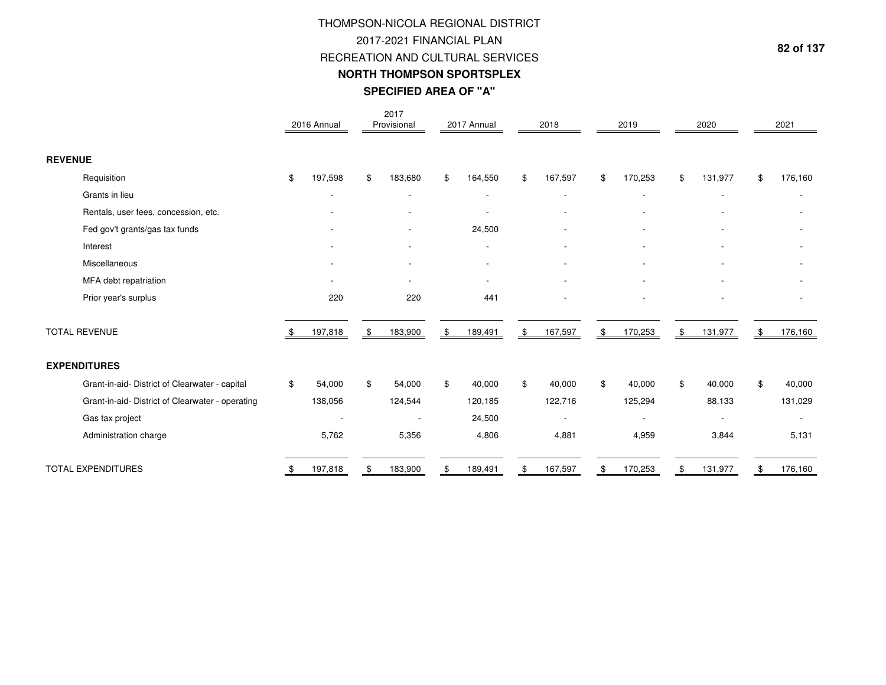# THOMPSON-NICOLA REGIONAL DISTRICT
## 2017-2021 FINANCIAL PLAN
## RECREATION AND CULTURAL SERVICES
### NORTH THOMPSON SPORTSPLEX
### SPECIFIED AREA OF "A"

| | 2016 Annual | 2017 Provisional | 2017 Annual | 2018 | 2019 | 2020 | 2021 |
|---|---|---|---|---|---|---|---|
| **REVENUE** | | | | | | | |
| Requisition | $ 197,598 | $ 183,680 | $ 164,550 | $ 167,597 | $ 170,253 | $ 131,977 | $ 176,160 |
| Grants in lieu | - | - | - | - | - | - | - |
| Rentals, user fees, concession, etc. | - | - | - | - | - | - | - |
| Fed gov't grants/gas tax funds | - | - | 24,500 | - | - | - | - |
| Interest | - | - | - | - | - | - | - |
| Miscellaneous | - | - | - | - | - | - | - |
| MFA debt repatriation | - | - | - | - | - | - | - |
| Prior year's surplus | 220 | 220 | 441 | - | - | - | - |
| TOTAL REVENUE | $ 197,818 | $ 183,900 | $ 189,491 | $ 167,597 | $ 170,253 | $ 131,977 | $ 176,160 |
| **EXPENDITURES** | | | | | | | |
| Grant-in-aid- District of Clearwater - capital | $ 54,000 | $ 54,000 | $ 40,000 | $ 40,000 | $ 40,000 | $ 40,000 | $ 40,000 |
| Grant-in-aid- District of Clearwater - operating | 138,056 | 124,544 | 120,185 | 122,716 | 125,294 | 88,133 | 131,029 |
| Gas tax project | - | - | 24,500 | - | - | - | - |
| Administration charge | 5,762 | 5,356 | 4,806 | 4,881 | 4,959 | 3,844 | 5,131 |
| TOTAL EXPENDITURES | $ 197,818 | $ 183,900 | $ 189,491 | $ 167,597 | $ 170,253 | $ 131,977 | $ 176,160 |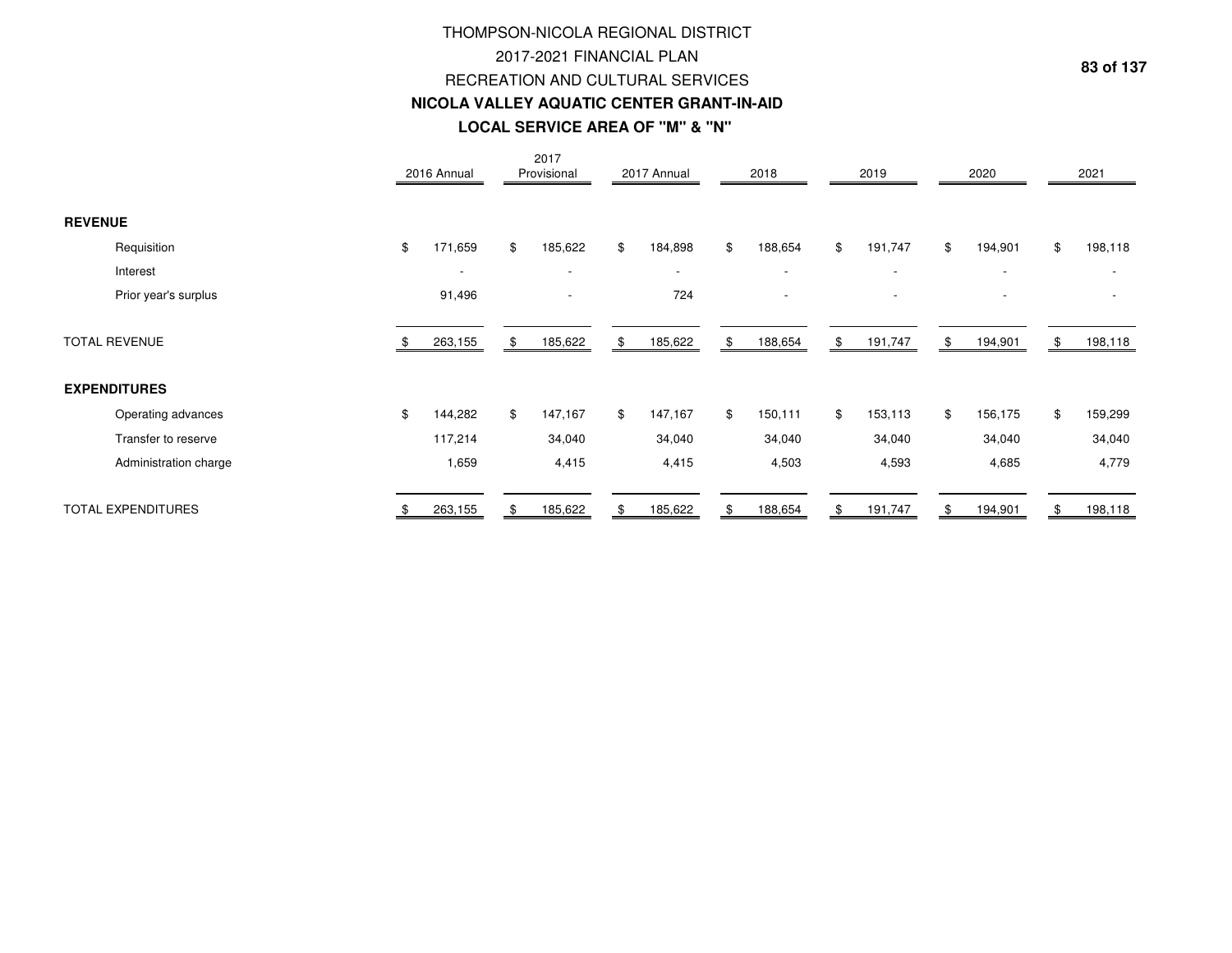# THOMPSON-NICOLA REGIONAL DISTRICT

## 2017-2021 FINANCIAL PLAN

## RECREATION AND CULTURAL SERVICES

### NICOLA VALLEY AQUATIC CENTER GRANT-IN-AID

### LOCAL SERVICE AREA OF "M" & "N"

| | 2016 Annual | 2017 Provisional | 2017 Annual | 2018 | 2019 | 2020 | 2021 |
|---|---|---|---|---|---|---|---|
| **REVENUE** | | | | | | | |
| Requisition | $ 171,659 | $ 185,622 | $ 184,898 | $ 188,654 | $ 191,747 | $ 194,901 | $ 198,118 |
| Interest | - | - | - | - | - | - | - |
| Prior year's surplus | 91,496 | - | 724 | - | - | - | - |
| TOTAL REVENUE | $ 263,155 | $ 185,622 | $ 185,622 | $ 188,654 | $ 191,747 | $ 194,901 | $ 198,118 |
| **EXPENDITURES** | | | | | | | |
| Operating advances | $ 144,282 | $ 147,167 | $ 147,167 | $ 150,111 | $ 153,113 | $ 156,175 | $ 159,299 |
| Transfer to reserve | 117,214 | 34,040 | 34,040 | 34,040 | 34,040 | 34,040 | 34,040 |
| Administration charge | 1,659 | 4,415 | 4,415 | 4,503 | 4,593 | 4,685 | 4,779 |
| TOTAL EXPENDITURES | $ 263,155 | $ 185,622 | $ 185,622 | $ 188,654 | $ 191,747 | $ 194,901 | $ 198,118 |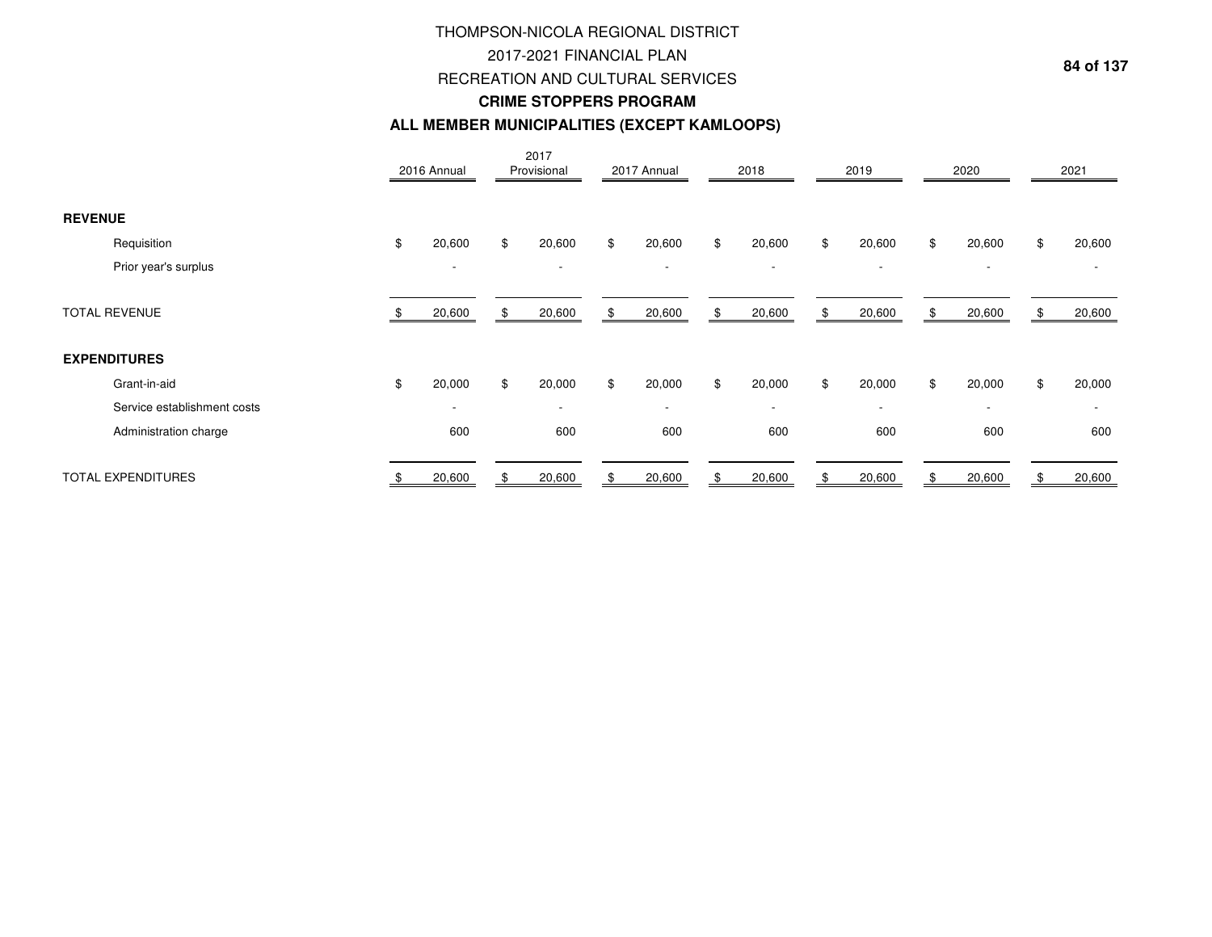# THOMPSON-NICOLA REGIONAL DISTRICT
## 2017-2021 FINANCIAL PLAN
## RECREATION AND CULTURAL SERVICES
### CRIME STOPPERS PROGRAM
### ALL MEMBER MUNICIPALITIES (EXCEPT KAMLOOPS)

| | 2016 Annual | 2017 Provisional | 2017 Annual | 2018 | 2019 | 2020 | 2021 |
|---|---|---|---|---|---|---|---|
| **REVENUE** | | | | | | | |
| Requisition | $ 20,600 | $ 20,600 | $ 20,600 | $ 20,600 | $ 20,600 | $ 20,600 | $ 20,600 |
| Prior year's surplus | - | - | - | - | - | - | - |
| TOTAL REVENUE | $ 20,600 | $ 20,600 | $ 20,600 | $ 20,600 | $ 20,600 | $ 20,600 | $ 20,600 |
| **EXPENDITURES** | | | | | | | |
| Grant-in-aid | $ 20,000 | $ 20,000 | $ 20,000 | $ 20,000 | $ 20,000 | $ 20,000 | $ 20,000 |
| Service establishment costs | - | - | - | - | - | - | - |
| Administration charge | 600 | 600 | 600 | 600 | 600 | 600 | 600 |
| TOTAL EXPENDITURES | $ 20,600 | $ 20,600 | $ 20,600 | $ 20,600 | $ 20,600 | $ 20,600 | $ 20,600 |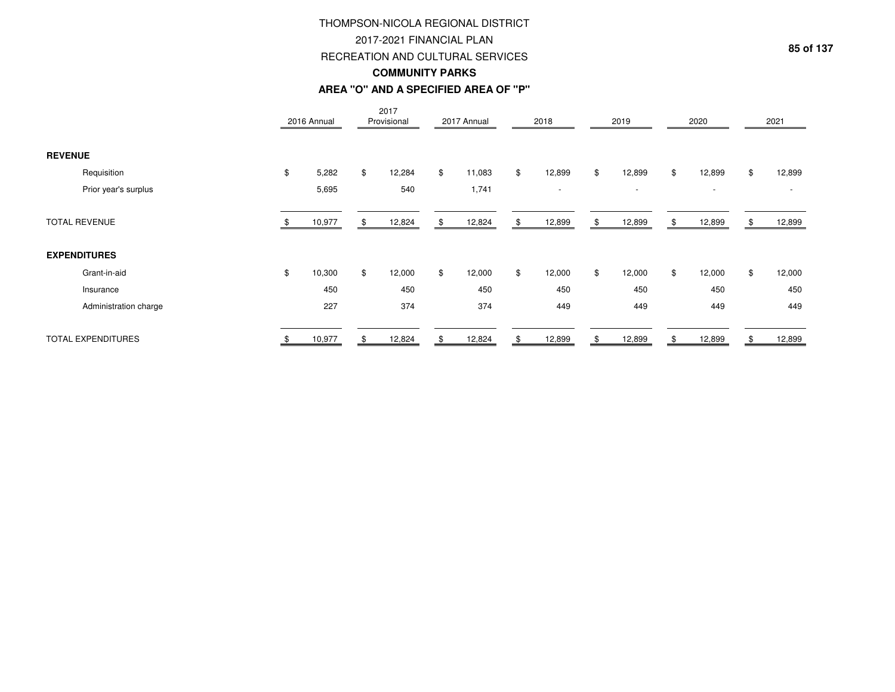# THOMPSON-NICOLA REGIONAL DISTRICT

## 2017-2021 FINANCIAL PLAN

## RECREATION AND CULTURAL SERVICES

### COMMUNITY PARKS

### AREA "O" AND A SPECIFIED AREA OF "P"

| | 2016 Annual | 2017 Provisional | 2017 Annual | 2018 | 2019 | 2020 | 2021 |
|---|---|---|---|---|---|---|---|
| **REVENUE** | | | | | | | |
| Requisition | $ 5,282 | $ 12,284 | $ 11,083 | $ 12,899 | $ 12,899 | $ 12,899 | $ 12,899 |
| Prior year's surplus | 5,695 | 540 | 1,741 | - | - | - | - |
| TOTAL REVENUE | $ 10,977 | $ 12,824 | $ 12,824 | $ 12,899 | $ 12,899 | $ 12,899 | $ 12,899 |
| **EXPENDITURES** | | | | | | | |
| Grant-in-aid | $ 10,300 | $ 12,000 | $ 12,000 | $ 12,000 | $ 12,000 | $ 12,000 | $ 12,000 |
| Insurance | 450 | 450 | 450 | 450 | 450 | 450 | 450 |
| Administration charge | 227 | 374 | 374 | 449 | 449 | 449 | 449 |
| TOTAL EXPENDITURES | $ 10,977 | $ 12,824 | $ 12,824 | $ 12,899 | $ 12,899 | $ 12,899 | $ 12,899 |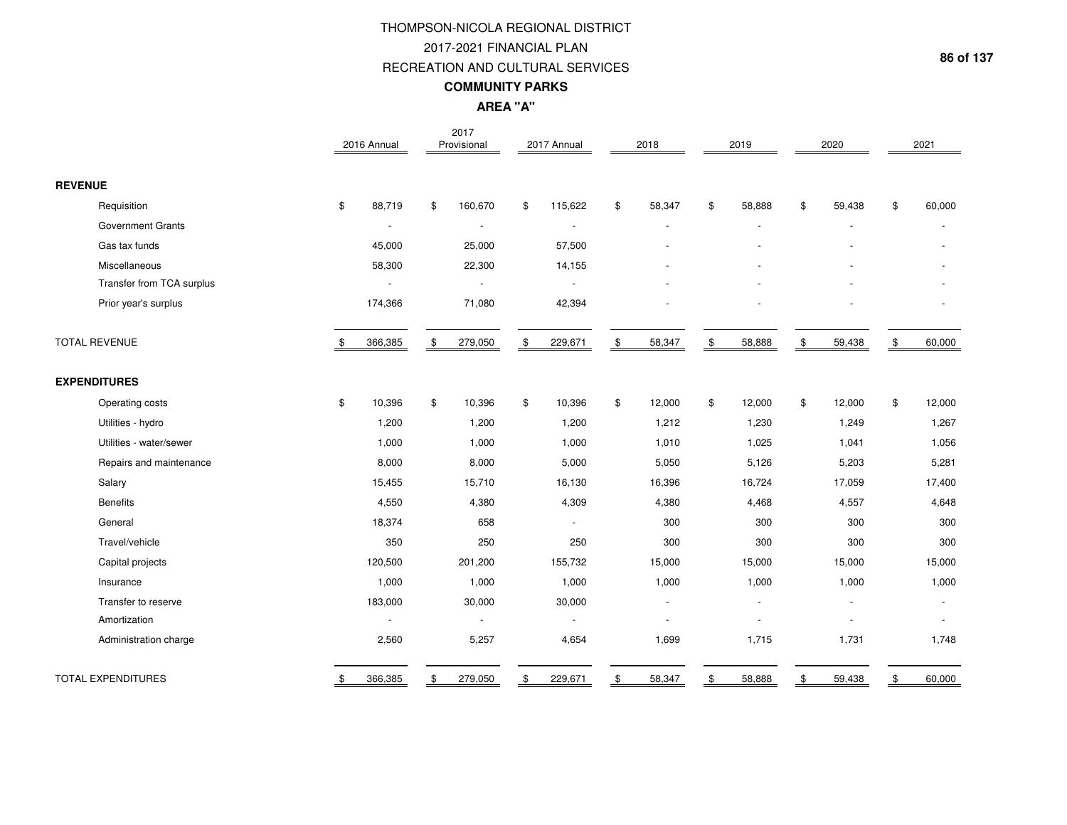# THOMPSON-NICOLA REGIONAL DISTRICT

## 2017-2021 FINANCIAL PLAN

## RECREATION AND CULTURAL SERVICES

### COMMUNITY PARKS

### AREA "A"

| | 2016 Annual | 2017 Provisional | 2017 Annual | 2018 | 2019 | 2020 | 2021 |
|---|---|---|---|---|---|---|---|
| **REVENUE** | | | | | | | |
| Requisition | $ 88,719 | $ 160,670 | $ 115,622 | $ 58,347 | $ 58,888 | $ 59,438 | $ 60,000 |
| Government Grants | - | - | - | - | - | - | - |
| Gas tax funds | 45,000 | 25,000 | 57,500 | - | - | - | - |
| Miscellaneous | 58,300 | 22,300 | 14,155 | - | - | - | - |
| Transfer from TCA surplus | - | - | - | - | - | - | - |
| Prior year's surplus | 174,366 | 71,080 | 42,394 | - | - | - | - |
| TOTAL REVENUE | $ 366,385 | $ 279,050 | $ 229,671 | $ 58,347 | $ 58,888 | $ 59,438 | $ 60,000 |
| **EXPENDITURES** | | | | | | | |
| Operating costs | $ 10,396 | $ 10,396 | $ 10,396 | $ 12,000 | $ 12,000 | $ 12,000 | $ 12,000 |
| Utilities - hydro | 1,200 | 1,200 | 1,200 | 1,212 | 1,230 | 1,249 | 1,267 |
| Utilities - water/sewer | 1,000 | 1,000 | 1,000 | 1,010 | 1,025 | 1,041 | 1,056 |
| Repairs and maintenance | 8,000 | 8,000 | 5,000 | 5,050 | 5,126 | 5,203 | 5,281 |
| Salary | 15,455 | 15,710 | 16,130 | 16,396 | 16,724 | 17,059 | 17,400 |
| Benefits | 4,550 | 4,380 | 4,309 | 4,380 | 4,468 | 4,557 | 4,648 |
| General | 18,374 | 658 | - | 300 | 300 | 300 | 300 |
| Travel/vehicle | 350 | 250 | 250 | 300 | 300 | 300 | 300 |
| Capital projects | 120,500 | 201,200 | 155,732 | 15,000 | 15,000 | 15,000 | 15,000 |
| Insurance | 1,000 | 1,000 | 1,000 | 1,000 | 1,000 | 1,000 | 1,000 |
| Transfer to reserve | 183,000 | 30,000 | 30,000 | - | - | - | - |
| Amortization | - | - | - | - | - | - | - |
| Administration charge | 2,560 | 5,257 | 4,654 | 1,699 | 1,715 | 1,731 | 1,748 |
| TOTAL EXPENDITURES | $ 366,385 | $ 279,050 | $ 229,671 | $ 58,347 | $ 58,888 | $ 59,438 | $ 60,000 |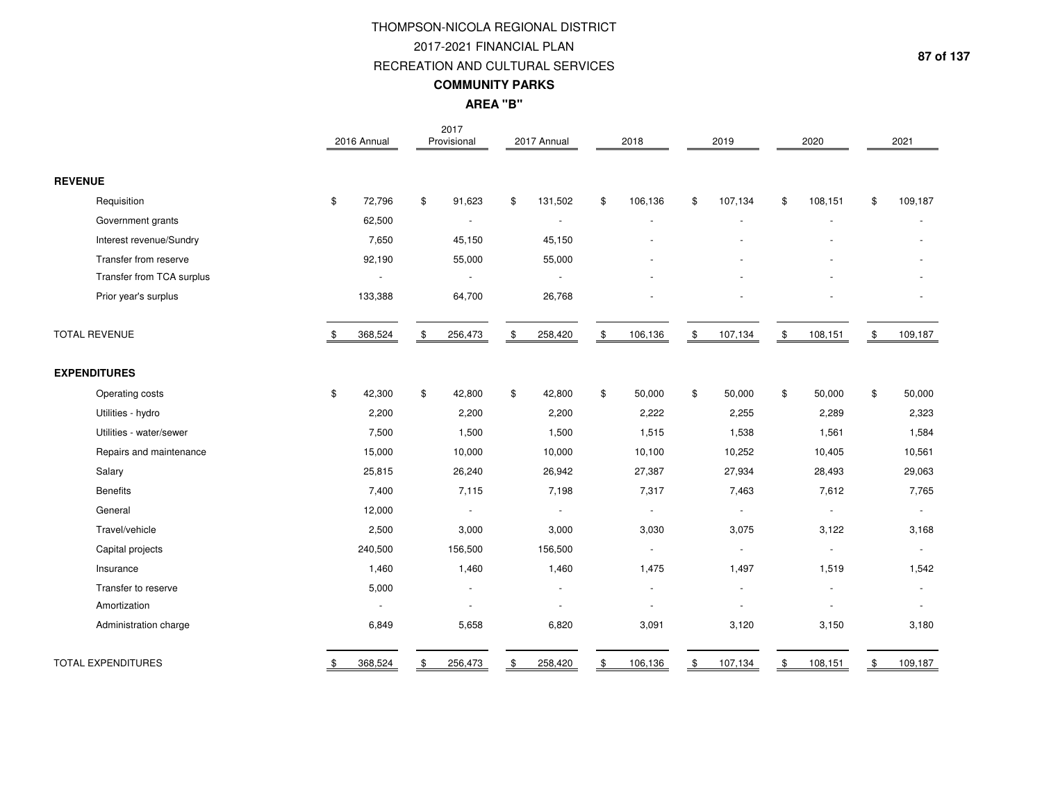# THOMPSON-NICOLA REGIONAL DISTRICT

## 2017-2021 FINANCIAL PLAN

## RECREATION AND CULTURAL SERVICES

### COMMUNITY PARKS

### AREA "B"

| | 2016 Annual | 2017 Provisional | 2017 Annual | 2018 | 2019 | 2020 | 2021 |
|---|---|---|---|---|---|---|---|
| **REVENUE** | | | | | | | |
| Requisition | $ 72,796 | $ 91,623 | $ 131,502 | $ 106,136 | $ 107,134 | $ 108,151 | $ 109,187 |
| Government grants | 62,500 | - | - | - | - | - | - |
| Interest revenue/Sundry | 7,650 | 45,150 | 45,150 | - | - | - | - |
| Transfer from reserve | 92,190 | 55,000 | 55,000 | - | - | - | - |
| Transfer from TCA surplus | - | - | - | - | - | - | - |
| Prior year's surplus | 133,388 | 64,700 | 26,768 | - | - | - | - |
| TOTAL REVENUE | $ 368,524 | $ 256,473 | $ 258,420 | $ 106,136 | $ 107,134 | $ 108,151 | $ 109,187 |
| **EXPENDITURES** | | | | | | | |
| Operating costs | $ 42,300 | $ 42,800 | $ 42,800 | $ 50,000 | $ 50,000 | $ 50,000 | $ 50,000 |
| Utilities - hydro | 2,200 | 2,200 | 2,200 | 2,222 | 2,255 | 2,289 | 2,323 |
| Utilities - water/sewer | 7,500 | 1,500 | 1,500 | 1,515 | 1,538 | 1,561 | 1,584 |
| Repairs and maintenance | 15,000 | 10,000 | 10,000 | 10,100 | 10,252 | 10,405 | 10,561 |
| Salary | 25,815 | 26,240 | 26,942 | 27,387 | 27,934 | 28,493 | 29,063 |
| Benefits | 7,400 | 7,115 | 7,198 | 7,317 | 7,463 | 7,612 | 7,765 |
| General | 12,000 | - | - | - | - | - | - |
| Travel/vehicle | 2,500 | 3,000 | 3,000 | 3,030 | 3,075 | 3,122 | 3,168 |
| Capital projects | 240,500 | 156,500 | 156,500 | - | - | - | - |
| Insurance | 1,460 | 1,460 | 1,460 | 1,475 | 1,497 | 1,519 | 1,542 |
| Transfer to reserve | 5,000 | - | - | - | - | - | - |
| Amortization | - | - | - | - | - | - | - |
| Administration charge | 6,849 | 5,658 | 6,820 | 3,091 | 3,120 | 3,150 | 3,180 |
| TOTAL EXPENDITURES | $ 368,524 | $ 256,473 | $ 258,420 | $ 106,136 | $ 107,134 | $ 108,151 | $ 109,187 |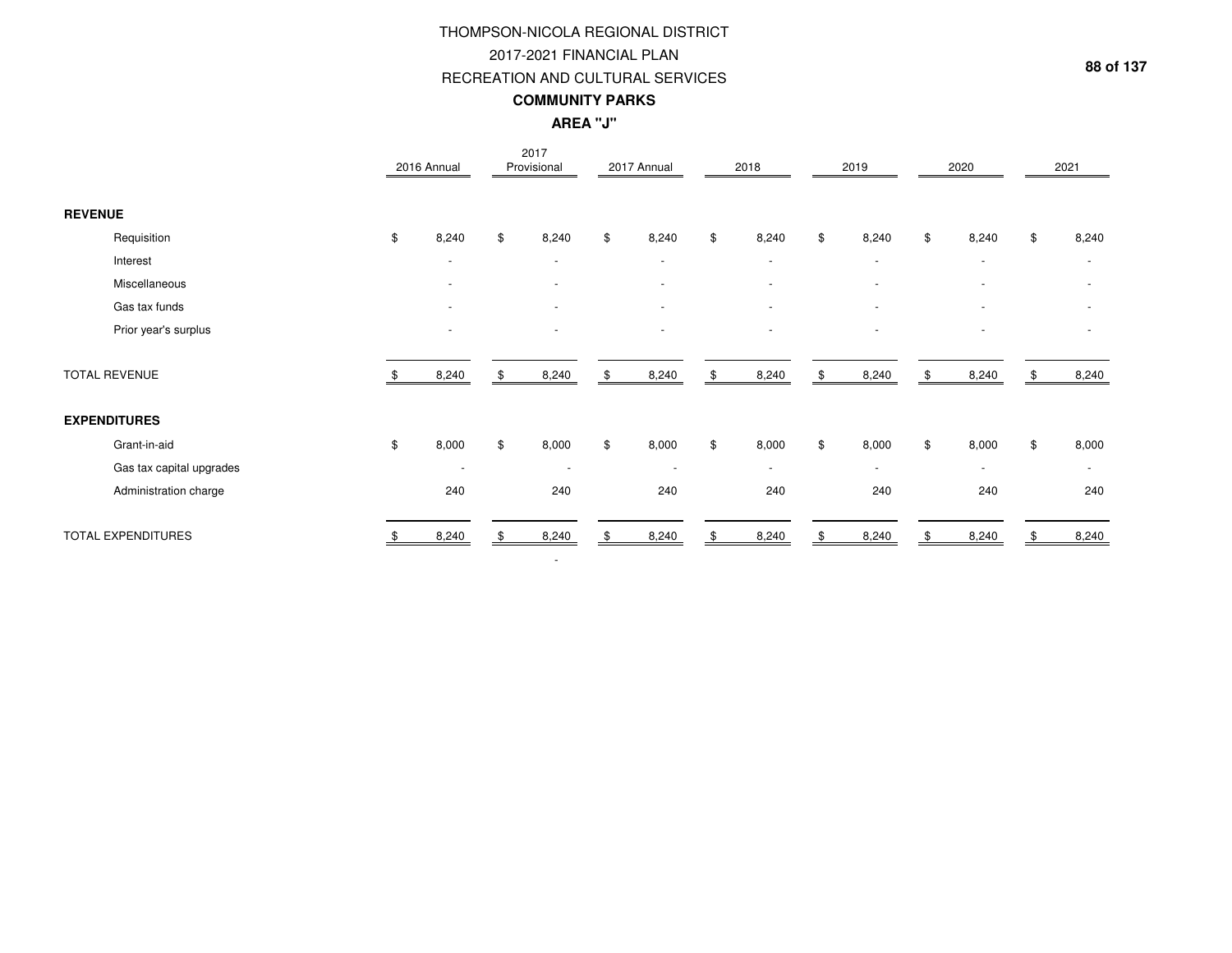# THOMPSON-NICOLA REGIONAL DISTRICT
## 2017-2021 FINANCIAL PLAN
## RECREATION AND CULTURAL SERVICES
### COMMUNITY PARKS
### AREA "J"

| | 2016 Annual | 2017 Provisional | 2017 Annual | 2018 | 2019 | 2020 | 2021 |
|---|---|---|---|---|---|---|---|
| **REVENUE** | | | | | | | |
| Requisition | $ 8,240 | $ 8,240 | $ 8,240 | $ 8,240 | $ 8,240 | $ 8,240 | $ 8,240 |
| Interest | - | - | - | - | - | - | - |
| Miscellaneous | - | - | - | - | - | - | - |
| Gas tax funds | - | - | - | - | - | - | - |
| Prior year's surplus | - | - | - | - | - | - | - |
| TOTAL REVENUE | $ 8,240 | $ 8,240 | $ 8,240 | $ 8,240 | $ 8,240 | $ 8,240 | $ 8,240 |
| **EXPENDITURES** | | | | | | | |
| Grant-in-aid | $ 8,000 | $ 8,000 | $ 8,000 | $ 8,000 | $ 8,000 | $ 8,000 | $ 8,000 |
| Gas tax capital upgrades | - | - | - | - | - | - | - |
| Administration charge | 240 | 240 | 240 | 240 | 240 | 240 | 240 |
| TOTAL EXPENDITURES | $ 8,240 | $ 8,240 | $ 8,240 | $ 8,240 | $ 8,240 | $ 8,240 | $ 8,240 |
| | | - | | | | | |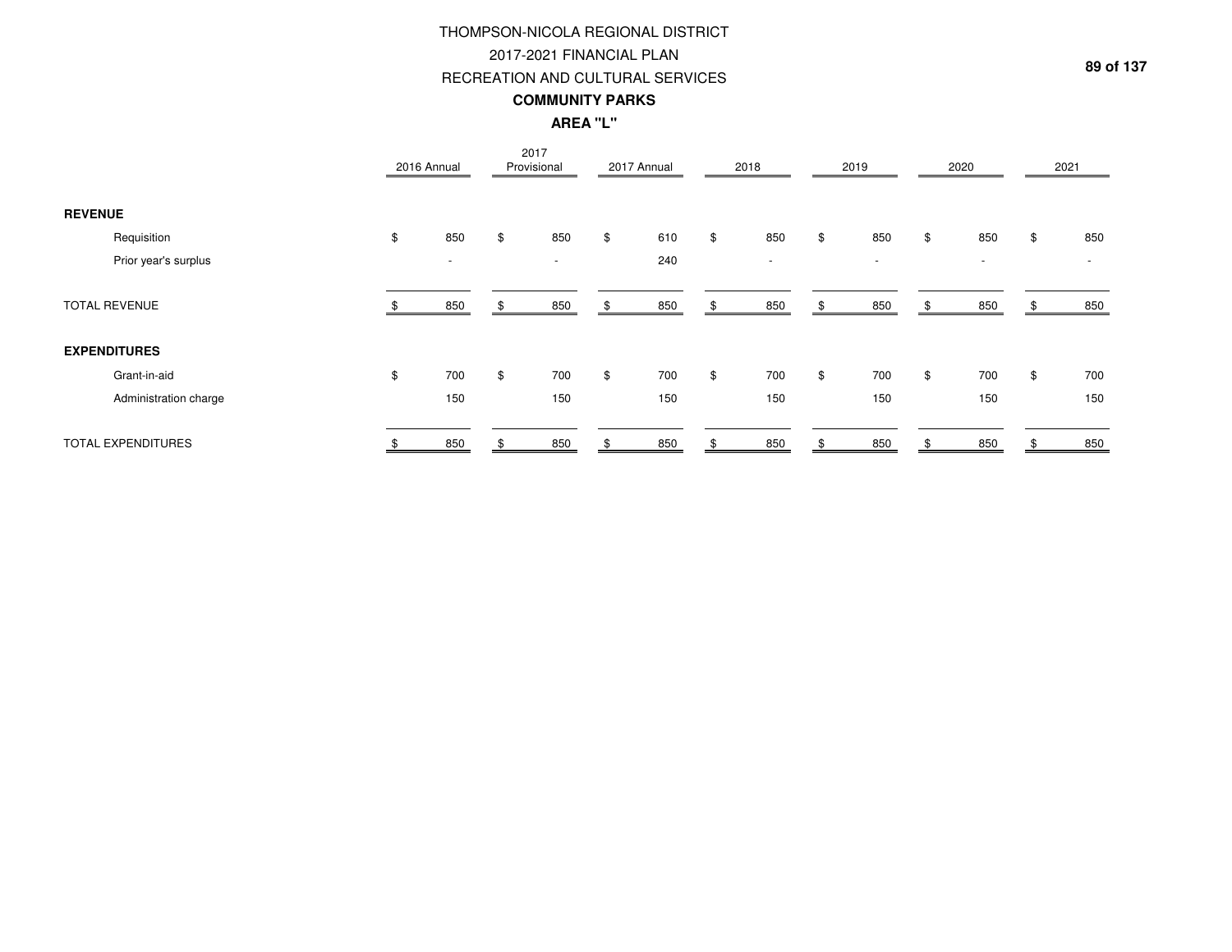# THOMPSON-NICOLA REGIONAL DISTRICT
## 2017-2021 FINANCIAL PLAN
## RECREATION AND CULTURAL SERVICES
### COMMUNITY PARKS
### AREA "L"

| | 2016 Annual | 2017 Provisional | 2017 Annual | 2018 | 2019 | 2020 | 2021 |
|---|---|---|---|---|---|---|---|
| **REVENUE** | | | | | | | |
| Requisition | $ 850 | $ 850 | $ 610 | $ 850 | $ 850 | $ 850 | $ 850 |
| Prior year's surplus | - | - | 240 | - | - | - | - |
| TOTAL REVENUE | $ 850 | $ 850 | $ 850 | $ 850 | $ 850 | $ 850 | $ 850 |
| **EXPENDITURES** | | | | | | | |
| Grant-in-aid | $ 700 | $ 700 | $ 700 | $ 700 | $ 700 | $ 700 | $ 700 |
| Administration charge | 150 | 150 | 150 | 150 | 150 | 150 | 150 |
| TOTAL EXPENDITURES | $ 850 | $ 850 | $ 850 | $ 850 | $ 850 | $ 850 | $ 850 |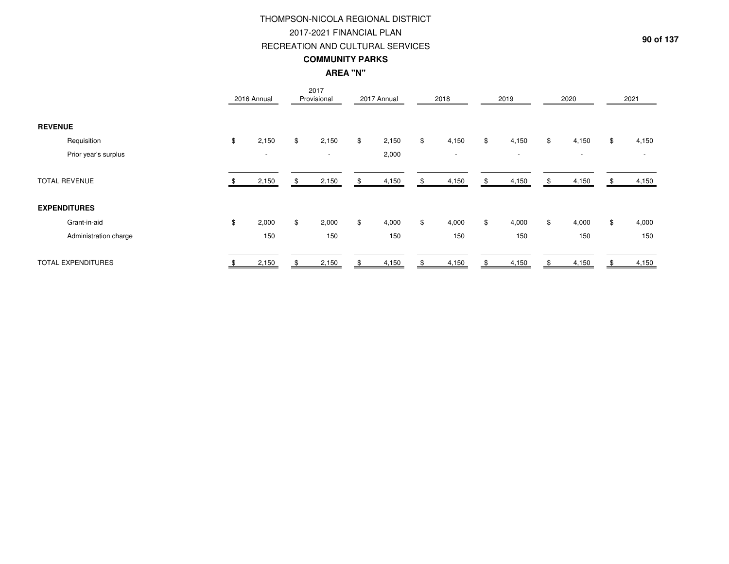# THOMPSON-NICOLA REGIONAL DISTRICT
## 2017-2021 FINANCIAL PLAN
## RECREATION AND CULTURAL SERVICES
### COMMUNITY PARKS
### AREA "N"

| | 2016 Annual | 2017 Provisional | 2017 Annual | 2018 | 2019 | 2020 | 2021 |
|---|---|---|---|---|---|---|---|
| **REVENUE** | | | | | | | |
| Requisition | $ 2,150 | $ 2,150 | $ 2,150 | $ 4,150 | $ 4,150 | $ 4,150 | $ 4,150 |
| Prior year's surplus | - | - | 2,000 | - | - | - | - |
| TOTAL REVENUE | $ 2,150 | $ 2,150 | $ 4,150 | $ 4,150 | $ 4,150 | $ 4,150 | $ 4,150 |
| **EXPENDITURES** | | | | | | | |
| Grant-in-aid | $ 2,000 | $ 2,000 | $ 4,000 | $ 4,000 | $ 4,000 | $ 4,000 | $ 4,000 |
| Administration charge | 150 | 150 | 150 | 150 | 150 | 150 | 150 |
| TOTAL EXPENDITURES | $ 2,150 | $ 2,150 | $ 4,150 | $ 4,150 | $ 4,150 | $ 4,150 | $ 4,150 |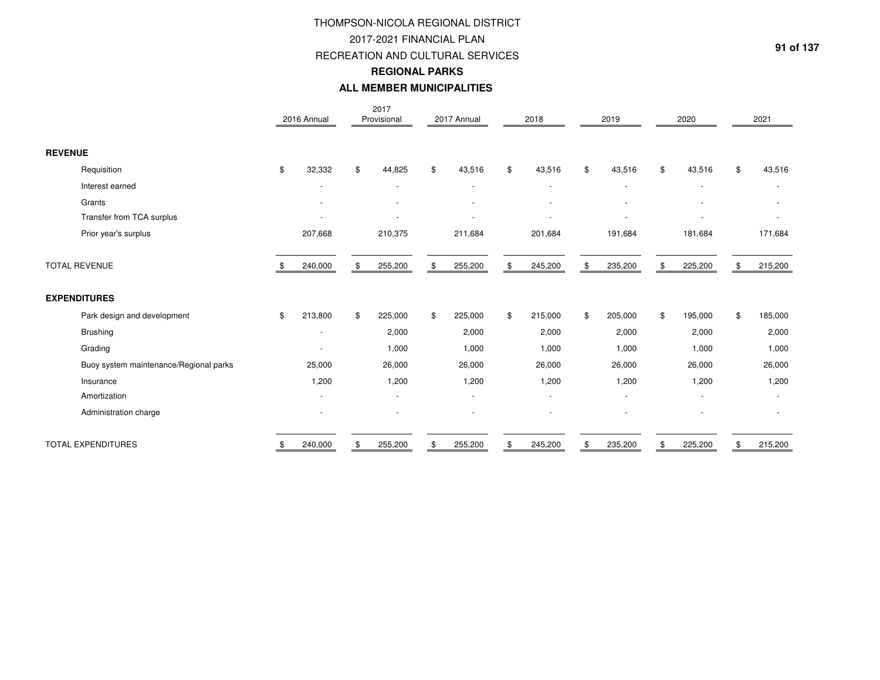# THOMPSON-NICOLA REGIONAL DISTRICT

## 2017-2021 FINANCIAL PLAN

## RECREATION AND CULTURAL SERVICES

### REGIONAL PARKS

### ALL MEMBER MUNICIPALITIES

| | 2016 Annual | 2017 Provisional | 2017 Annual | 2018 | 2019 | 2020 | 2021 |
|---|---|---|---|---|---|---|---|
| **REVENUE** | | | | | | | |
| Requisition | $ 32,332 | $ 44,825 | $ 43,516 | $ 43,516 | $ 43,516 | $ 43,516 | $ 43,516 |
| Interest earned | - | - | - | - | - | - | - |
| Grants | - | - | - | - | - | - | - |
| Transfer from TCA surplus | - | - | - | - | - | - | - |
| Prior year's surplus | 207,668 | 210,375 | 211,684 | 201,684 | 191,684 | 181,684 | 171,684 |
| TOTAL REVENUE | $ 240,000 | $ 255,200 | $ 255,200 | $ 245,200 | $ 235,200 | $ 225,200 | $ 215,200 |
| **EXPENDITURES** | | | | | | | |
| Park design and development | $ 213,800 | $ 225,000 | $ 225,000 | $ 215,000 | $ 205,000 | $ 195,000 | $ 185,000 |
| Brushing | - | 2,000 | 2,000 | 2,000 | 2,000 | 2,000 | 2,000 |
| Grading | - | 1,000 | 1,000 | 1,000 | 1,000 | 1,000 | 1,000 |
| Buoy system maintenance/Regional parks | 25,000 | 26,000 | 26,000 | 26,000 | 26,000 | 26,000 | 26,000 |
| Insurance | 1,200 | 1,200 | 1,200 | 1,200 | 1,200 | 1,200 | 1,200 |
| Amortization | - | - | - | - | - | - | - |
| Administration charge | - | - | - | - | - | - | - |
| TOTAL EXPENDITURES | $ 240,000 | $ 255,200 | $ 255,200 | $ 245,200 | $ 235,200 | $ 225,200 | $ 215,200 |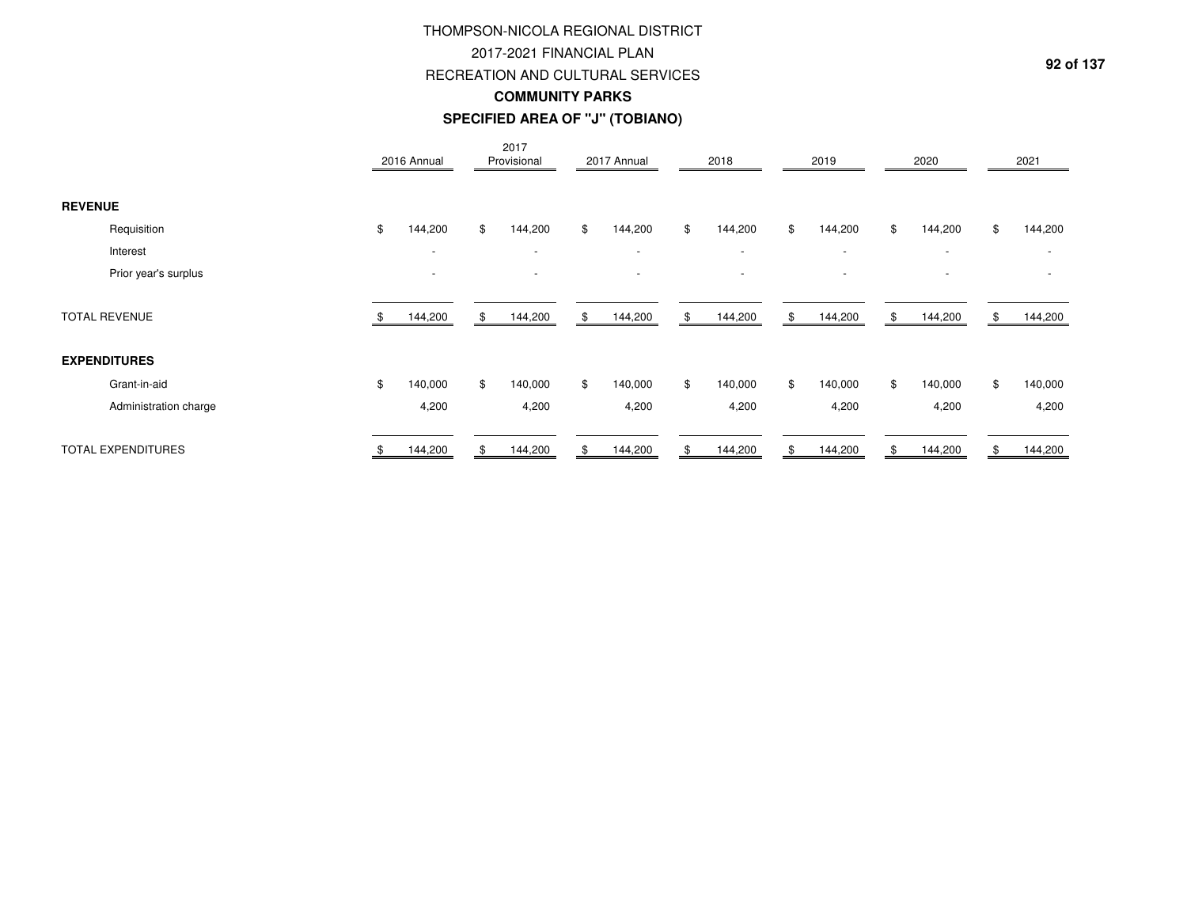# THOMPSON-NICOLA REGIONAL DISTRICT
## 2017-2021 FINANCIAL PLAN
## RECREATION AND CULTURAL SERVICES
### COMMUNITY PARKS
### SPECIFIED AREA OF "J" (TOBIANO)

| | 2016 Annual | 2017 Provisional | 2017 Annual | 2018 | 2019 | 2020 | 2021 |
|---|---|---|---|---|---|---|---|
| **REVENUE** | | | | | | | |
| Requisition | $ 144,200 | $ 144,200 | $ 144,200 | $ 144,200 | $ 144,200 | $ 144,200 | $ 144,200 |
| Interest | - | - | - | - | - | - | - |
| Prior year's surplus | - | - | - | - | - | - | - |
| TOTAL REVENUE | $ 144,200 | $ 144,200 | $ 144,200 | $ 144,200 | $ 144,200 | $ 144,200 | $ 144,200 |
| **EXPENDITURES** | | | | | | | |
| Grant-in-aid | $ 140,000 | $ 140,000 | $ 140,000 | $ 140,000 | $ 140,000 | $ 140,000 | $ 140,000 |
| Administration charge | 4,200 | 4,200 | 4,200 | 4,200 | 4,200 | 4,200 | 4,200 |
| TOTAL EXPENDITURES | $ 144,200 | $ 144,200 | $ 144,200 | $ 144,200 | $ 144,200 | $ 144,200 | $ 144,200 |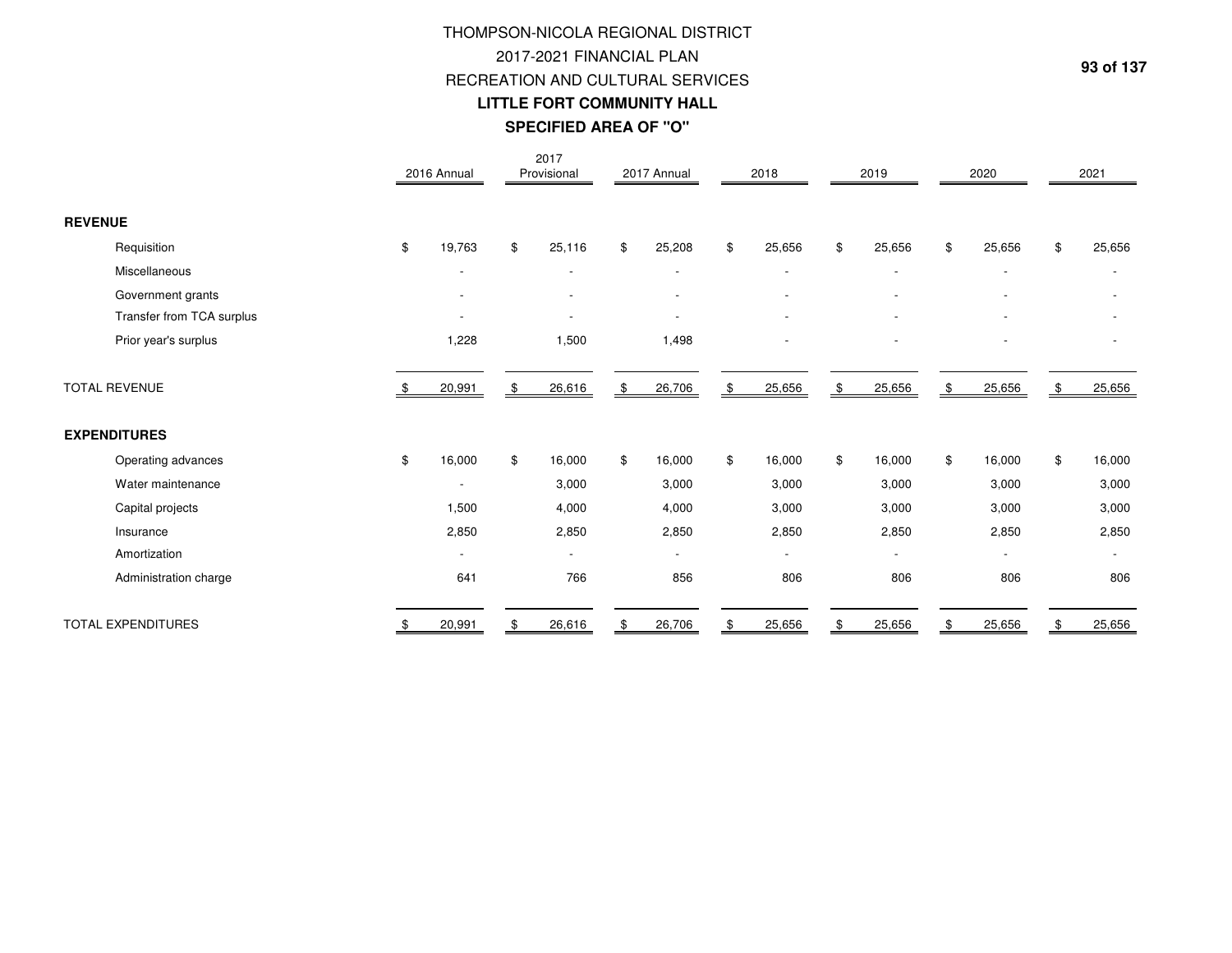# THOMPSON-NICOLA REGIONAL DISTRICT
## 2017-2021 FINANCIAL PLAN
## RECREATION AND CULTURAL SERVICES
## **LITTLE FORT COMMUNITY HALL**
## **SPECIFIED AREA OF "O"**

| | 2016 Annual | 2017 Provisional | 2017 Annual | 2018 | 2019 | 2020 | 2021 |
|---|---|---|---|---|---|---|---|
| **REVENUE** | | | | | | | |
| Requisition | $ 19,763 | $ 25,116 | $ 25,208 | $ 25,656 | $ 25,656 | $ 25,656 | $ 25,656 |
| Miscellaneous | - | - | - | - | - | - | - |
| Government grants | - | - | - | - | - | - | - |
| Transfer from TCA surplus | - | - | - | - | - | - | - |
| Prior year's surplus | 1,228 | 1,500 | 1,498 | - | - | - | - |
| TOTAL REVENUE | $ 20,991 | $ 26,616 | $ 26,706 | $ 25,656 | $ 25,656 | $ 25,656 | $ 25,656 |
| **EXPENDITURES** | | | | | | | |
| Operating advances | $ 16,000 | $ 16,000 | $ 16,000 | $ 16,000 | $ 16,000 | $ 16,000 | $ 16,000 |
| Water maintenance | - | 3,000 | 3,000 | 3,000 | 3,000 | 3,000 | 3,000 |
| Capital projects | 1,500 | 4,000 | 4,000 | 3,000 | 3,000 | 3,000 | 3,000 |
| Insurance | 2,850 | 2,850 | 2,850 | 2,850 | 2,850 | 2,850 | 2,850 |
| Amortization | - | - | - | - | - | - | - |
| Administration charge | 641 | 766 | 856 | 806 | 806 | 806 | 806 |
| TOTAL EXPENDITURES | $ 20,991 | $ 26,616 | $ 26,706 | $ 25,656 | $ 25,656 | $ 25,656 | $ 25,656 |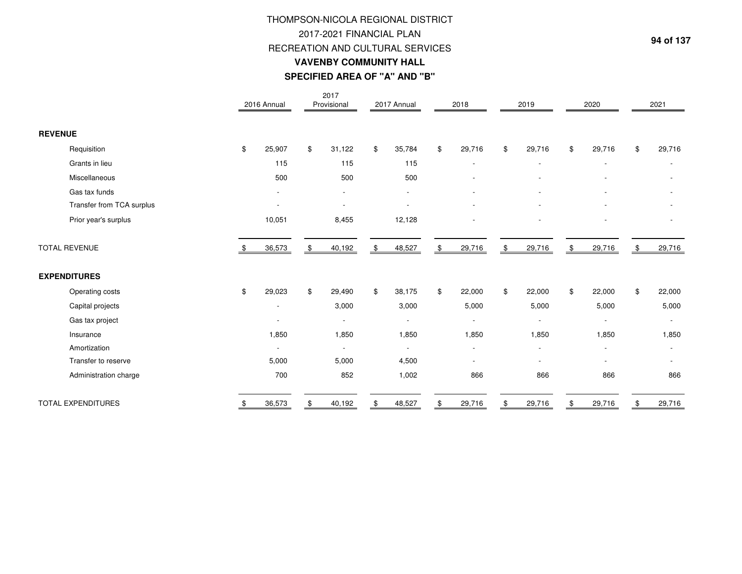# THOMPSON-NICOLA REGIONAL DISTRICT
## 2017-2021 FINANCIAL PLAN
## RECREATION AND CULTURAL SERVICES
### VAVENBY COMMUNITY HALL
### SPECIFIED AREA OF "A" AND "B"

| | 2016 Annual | 2017 Provisional | 2017 Annual | 2018 | 2019 | 2020 | 2021 |
|---|---|---|---|---|---|---|---|
| **REVENUE** | | | | | | | |
| Requisition | $ 25,907 | $ 31,122 | $ 35,784 | $ 29,716 | $ 29,716 | $ 29,716 | $ 29,716 |
| Grants in lieu | 115 | 115 | 115 | - | - | - | - |
| Miscellaneous | 500 | 500 | 500 | - | - | - | - |
| Gas tax funds | - | - | - | - | - | - | - |
| Transfer from TCA surplus | - | - | - | - | - | - | - |
| Prior year's surplus | 10,051 | 8,455 | 12,128 | - | - | - | - |
| TOTAL REVENUE | $ 36,573 | $ 40,192 | $ 48,527 | $ 29,716 | $ 29,716 | $ 29,716 | $ 29,716 |
| **EXPENDITURES** | | | | | | | |
| Operating costs | $ 29,023 | $ 29,490 | $ 38,175 | $ 22,000 | $ 22,000 | $ 22,000 | $ 22,000 |
| Capital projects | - | 3,000 | 3,000 | 5,000 | 5,000 | 5,000 | 5,000 |
| Gas tax project | - | - | - | - | - | - | - |
| Insurance | 1,850 | 1,850 | 1,850 | 1,850 | 1,850 | 1,850 | 1,850 |
| Amortization | - | - | - | - | - | - | - |
| Transfer to reserve | 5,000 | 5,000 | 4,500 | - | - | - | - |
| Administration charge | 700 | 852 | 1,002 | 866 | 866 | 866 | 866 |
| TOTAL EXPENDITURES | $ 36,573 | $ 40,192 | $ 48,527 | $ 29,716 | $ 29,716 | $ 29,716 | $ 29,716 |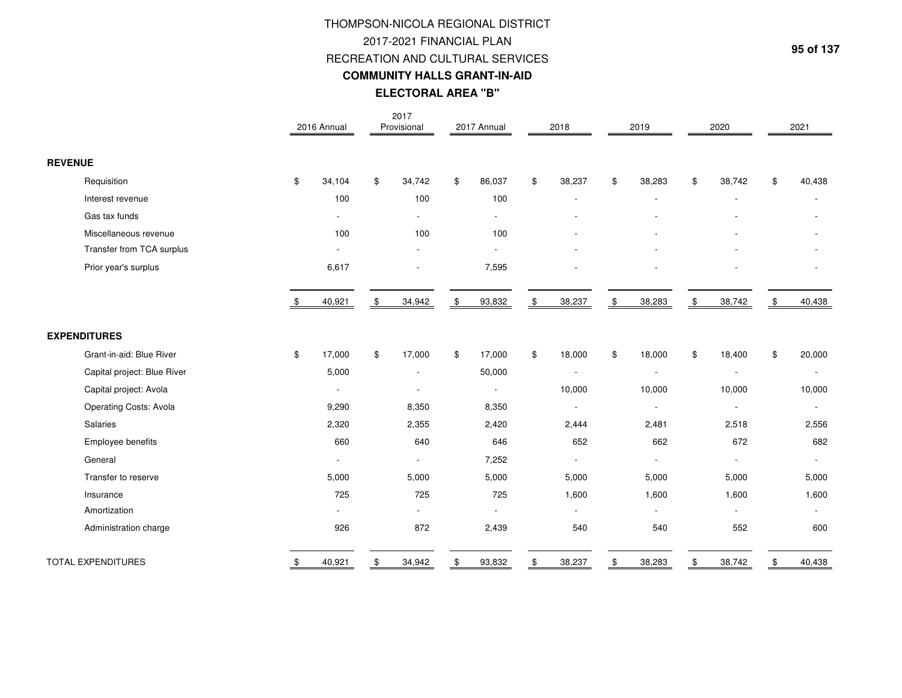# THOMPSON-NICOLA REGIONAL DISTRICT

## 2017-2021 FINANCIAL PLAN

## RECREATION AND CULTURAL SERVICES

### COMMUNITY HALLS GRANT-IN-AID

### ELECTORAL AREA "B"

| | 2016 Annual | 2017 Provisional | 2017 Annual | 2018 | 2019 | 2020 | 2021 |
|---|---|---|---|---|---|---|---|
| **REVENUE** | | | | | | | |
| Requisition | $ 34,104 | $ 34,742 | $ 86,037 | $ 38,237 | $ 38,283 | $ 38,742 | $ 40,438 |
| Interest revenue | 100 | 100 | 100 | - | - | - | - |
| Gas tax funds | - | - | - | - | - | - | - |
| Miscellaneous revenue | 100 | 100 | 100 | - | - | - | - |
| Transfer from TCA surplus | - | - | - | - | - | - | - |
| Prior year's surplus | 6,617 | - | 7,595 | - | - | - | - |
| | $ 40,921 | $ 34,942 | $ 93,832 | $ 38,237 | $ 38,283 | $ 38,742 | $ 40,438 |
| **EXPENDITURES** | | | | | | | |
| Grant-in-aid: Blue River | $ 17,000 | $ 17,000 | $ 17,000 | $ 18,000 | $ 18,000 | $ 18,400 | $ 20,000 |
| Capital project: Blue River | 5,000 | - | 50,000 | - | - | - | - |
| Capital project: Avola | - | - | - | 10,000 | 10,000 | 10,000 | 10,000 |
| Operating Costs: Avola | 9,290 | 8,350 | 8,350 | - | - | - | - |
| Salaries | 2,320 | 2,355 | 2,420 | 2,444 | 2,481 | 2,518 | 2,556 |
| Employee benefits | 660 | 640 | 646 | 652 | 662 | 672 | 682 |
| General | - | - | 7,252 | - | - | - | - |
| Transfer to reserve | 5,000 | 5,000 | 5,000 | 5,000 | 5,000 | 5,000 | 5,000 |
| Insurance | 725 | 725 | 725 | 1,600 | 1,600 | 1,600 | 1,600 |
| Amortization | - | - | - | - | - | - | - |
| Administration charge | 926 | 872 | 2,439 | 540 | 540 | 552 | 600 |
| TOTAL EXPENDITURES | $ 40,921 | $ 34,942 | $ 93,832 | $ 38,237 | $ 38,283 | $ 38,742 | $ 40,438 |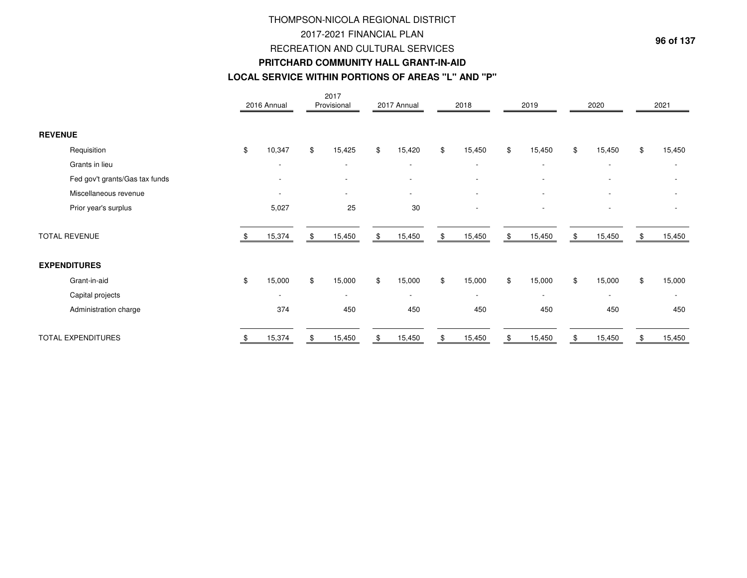# THOMPSON-NICOLA REGIONAL DISTRICT

## 2017-2021 FINANCIAL PLAN

## RECREATION AND CULTURAL SERVICES

### PRITCHARD COMMUNITY HALL GRANT-IN-AID

### LOCAL SERVICE WITHIN PORTIONS OF AREAS "L" AND "P"

| | 2016 Annual | 2017 Provisional | 2017 Annual | 2018 | 2019 | 2020 | 2021 |
|---|---|---|---|---|---|---|---|
| **REVENUE** | | | | | | | |
| Requisition | $ 10,347 | $ 15,425 | $ 15,420 | $ 15,450 | $ 15,450 | $ 15,450 | $ 15,450 |
| Grants in lieu | - | - | - | - | - | - | - |
| Fed gov't grants/Gas tax funds | - | - | - | - | - | - | - |
| Miscellaneous revenue | - | - | - | - | - | - | - |
| Prior year's surplus | 5,027 | 25 | 30 | - | - | - | - |
| TOTAL REVENUE | $ 15,374 | $ 15,450 | $ 15,450 | $ 15,450 | $ 15,450 | $ 15,450 | $ 15,450 |
| **EXPENDITURES** | | | | | | | |
| Grant-in-aid | $ 15,000 | $ 15,000 | $ 15,000 | $ 15,000 | $ 15,000 | $ 15,000 | $ 15,000 |
| Capital projects | - | - | - | - | - | - | - |
| Administration charge | 374 | 450 | 450 | 450 | 450 | 450 | 450 |
| TOTAL EXPENDITURES | $ 15,374 | $ 15,450 | $ 15,450 | $ 15,450 | $ 15,450 | $ 15,450 | $ 15,450 |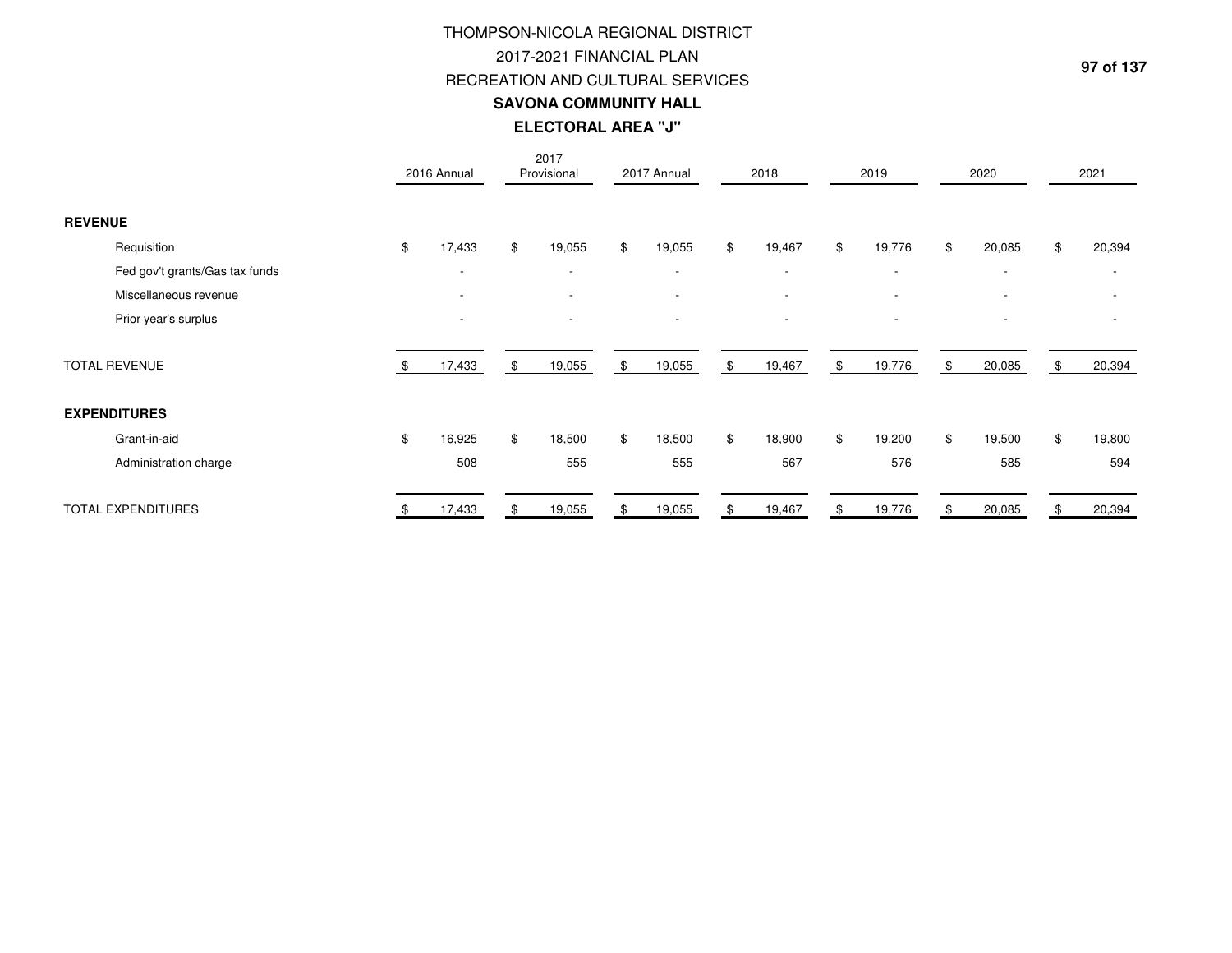# THOMPSON-NICOLA REGIONAL DISTRICT
## 2017-2021 FINANCIAL PLAN
## RECREATION AND CULTURAL SERVICES
### **SAVONA COMMUNITY HALL**
### **ELECTORAL AREA "J"**

| | 2016 Annual | 2017 Provisional | 2017 Annual | 2018 | 2019 | 2020 | 2021 |
|---|---|---|---|---|---|---|---|
| **REVENUE** | | | | | | | |
| Requisition | $ 17,433 | $ 19,055 | $ 19,055 | $ 19,467 | $ 19,776 | $ 20,085 | $ 20,394 |
| Fed gov't grants/Gas tax funds | - | - | - | - | - | - | - |
| Miscellaneous revenue | - | - | - | - | - | - | - |
| Prior year's surplus | - | - | - | - | - | - | - |
| TOTAL REVENUE | $ 17,433 | $ 19,055 | $ 19,055 | $ 19,467 | $ 19,776 | $ 20,085 | $ 20,394 |
| **EXPENDITURES** | | | | | | | |
| Grant-in-aid | $ 16,925 | $ 18,500 | $ 18,500 | $ 18,900 | $ 19,200 | $ 19,500 | $ 19,800 |
| Administration charge | 508 | 555 | 555 | 567 | 576 | 585 | 594 |
| TOTAL EXPENDITURES | $ 17,433 | $ 19,055 | $ 19,055 | $ 19,467 | $ 19,776 | $ 20,085 | $ 20,394 |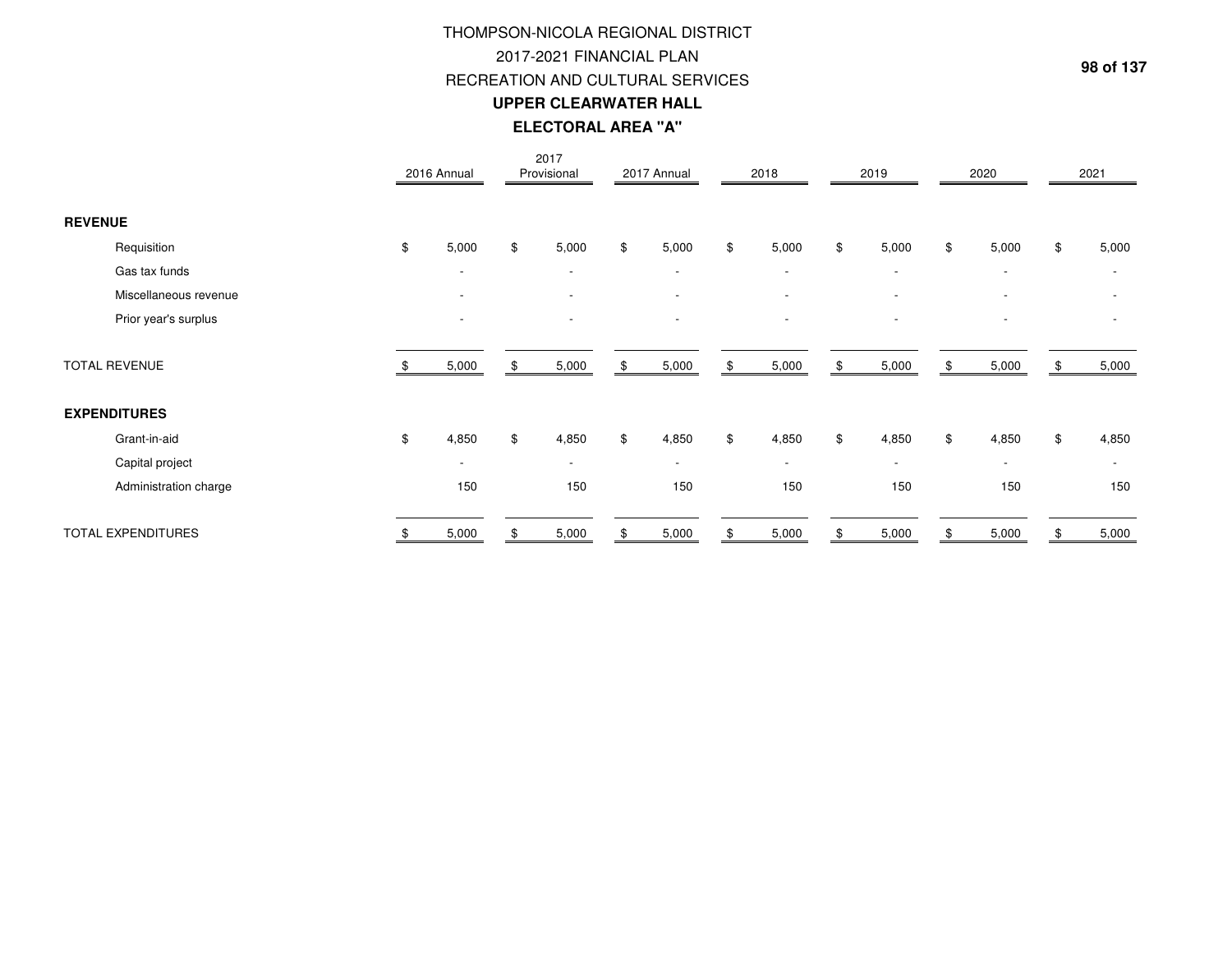# THOMPSON-NICOLA REGIONAL DISTRICT
## 2017-2021 FINANCIAL PLAN
## RECREATION AND CULTURAL SERVICES
## **UPPER CLEARWATER HALL**
## **ELECTORAL AREA "A"**

| | 2016 Annual | 2017 Provisional | 2017 Annual | 2018 | 2019 | 2020 | 2021 |
|---|---|---|---|---|---|---|---|
| **REVENUE** | | | | | | | |
| Requisition | $ 5,000 | $ 5,000 | $ 5,000 | $ 5,000 | $ 5,000 | $ 5,000 | $ 5,000 |
| Gas tax funds | - | - | - | - | - | - | - |
| Miscellaneous revenue | - | - | - | - | - | - | - |
| Prior year's surplus | - | - | - | - | - | - | - |
| TOTAL REVENUE | $ 5,000 | $ 5,000 | $ 5,000 | $ 5,000 | $ 5,000 | $ 5,000 | $ 5,000 |
| **EXPENDITURES** | | | | | | | |
| Grant-in-aid | $ 4,850 | $ 4,850 | $ 4,850 | $ 4,850 | $ 4,850 | $ 4,850 | $ 4,850 |
| Capital project | - | - | - | - | - | - | - |
| Administration charge | 150 | 150 | 150 | 150 | 150 | 150 | 150 |
| TOTAL EXPENDITURES | $ 5,000 | $ 5,000 | $ 5,000 | $ 5,000 | $ 5,000 | $ 5,000 | $ 5,000 |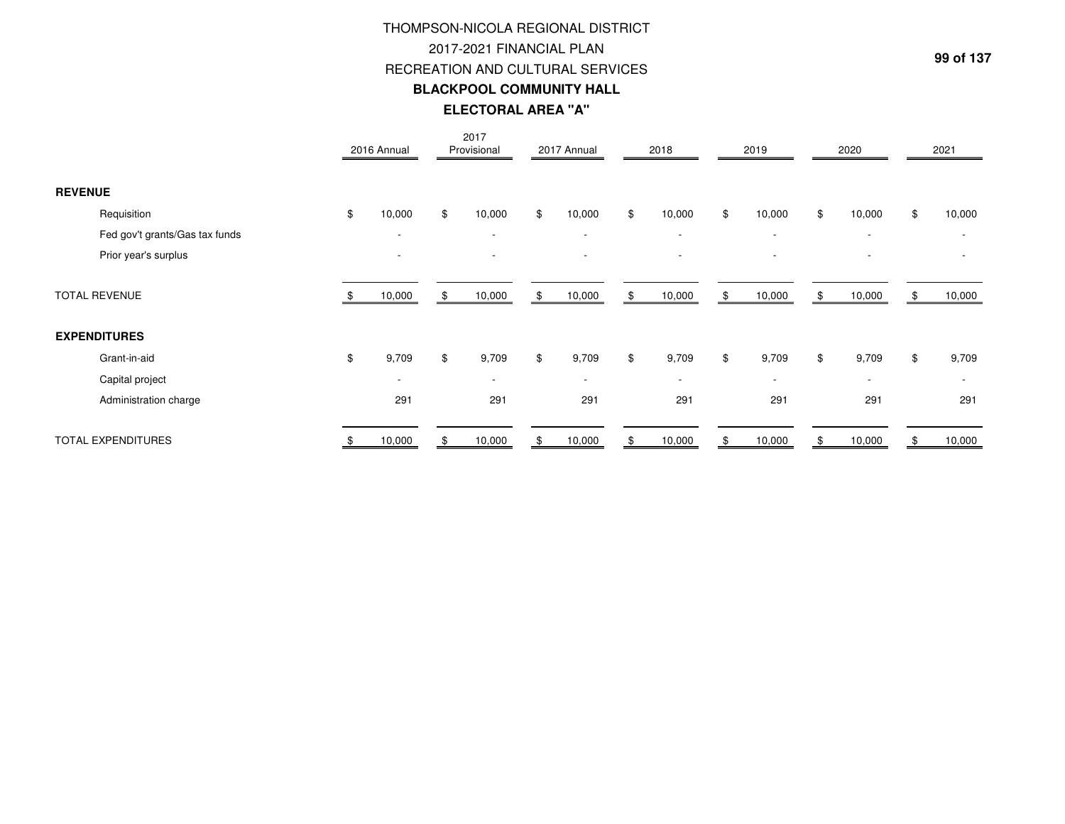# THOMPSON-NICOLA REGIONAL DISTRICT

## 2017-2021 FINANCIAL PLAN

## RECREATION AND CULTURAL SERVICES

## BLACKPOOL COMMUNITY HALL

## ELECTORAL AREA "A"

| | 2016 Annual | 2017 Provisional | 2017 Annual | 2018 | 2019 | 2020 | 2021 |
|---|---|---|---|---|---|---|---|
| **REVENUE** | | | | | | | |
| Requisition | $ 10,000 | $ 10,000 | $ 10,000 | $ 10,000 | $ 10,000 | $ 10,000 | $ 10,000 |
| Fed gov't grants/Gas tax funds | - | - | - | - | - | - | - |
| Prior year's surplus | - | - | - | - | - | - | - |
| TOTAL REVENUE | $ 10,000 | $ 10,000 | $ 10,000 | $ 10,000 | $ 10,000 | $ 10,000 | $ 10,000 |
| **EXPENDITURES** | | | | | | | |
| Grant-in-aid | $ 9,709 | $ 9,709 | $ 9,709 | $ 9,709 | $ 9,709 | $ 9,709 | $ 9,709 |
| Capital project | - | - | - | - | - | - | - |
| Administration charge | 291 | 291 | 291 | 291 | 291 | 291 | 291 |
| TOTAL EXPENDITURES | $ 10,000 | $ 10,000 | $ 10,000 | $ 10,000 | $ 10,000 | $ 10,000 | $ 10,000 |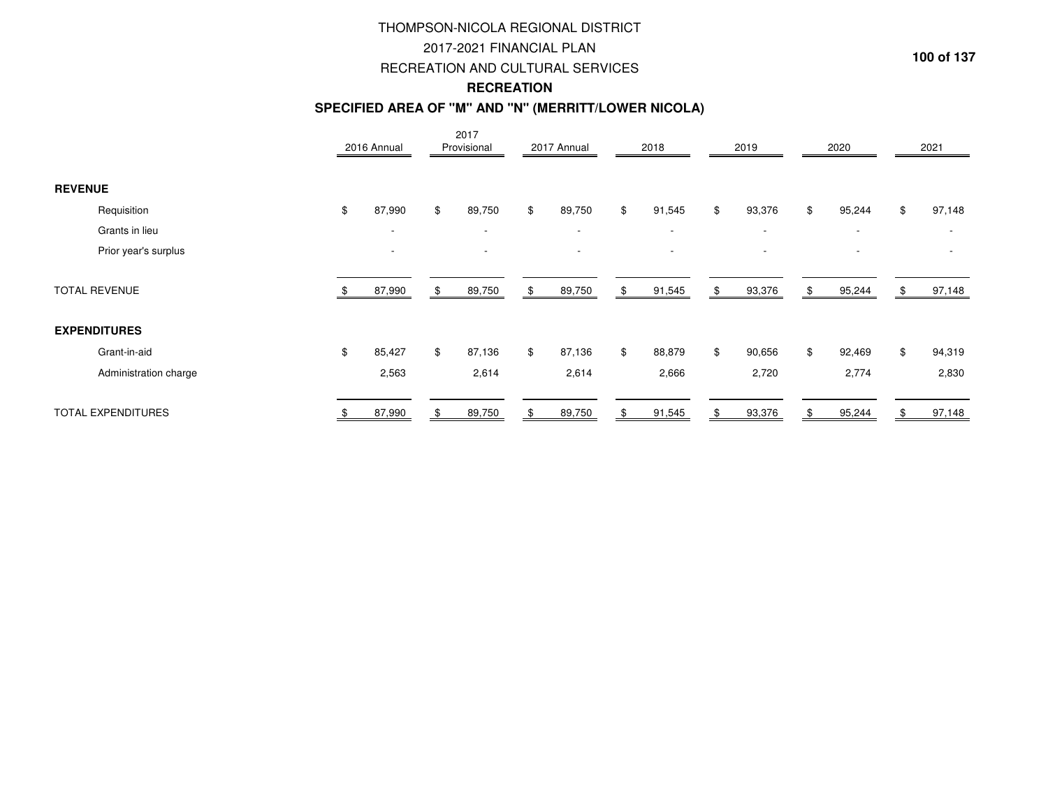# THOMPSON-NICOLA REGIONAL DISTRICT
## 2017-2021 FINANCIAL PLAN
## RECREATION AND CULTURAL SERVICES
### RECREATION
### SPECIFIED AREA OF "M" AND "N" (MERRITT/LOWER NICOLA)

| | 2016 Annual | 2017 Provisional | 2017 Annual | 2018 | 2019 | 2020 | 2021 |
|---|---|---|---|---|---|---|---|
| **REVENUE** | | | | | | | |
| Requisition | $ 87,990 | $ 89,750 | $ 89,750 | $ 91,545 | $ 93,376 | $ 95,244 | $ 97,148 |
| Grants in lieu | - | - | - | - | - | - | - |
| Prior year's surplus | - | - | - | - | - | - | - |
| TOTAL REVENUE | $ 87,990 | $ 89,750 | $ 89,750 | $ 91,545 | $ 93,376 | $ 95,244 | $ 97,148 |
| **EXPENDITURES** | | | | | | | |
| Grant-in-aid | $ 85,427 | $ 87,136 | $ 87,136 | $ 88,879 | $ 90,656 | $ 92,469 | $ 94,319 |
| Administration charge | 2,563 | 2,614 | 2,614 | 2,666 | 2,720 | 2,774 | 2,830 |
| TOTAL EXPENDITURES | $ 87,990 | $ 89,750 | $ 89,750 | $ 91,545 | $ 93,376 | $ 95,244 | $ 97,148 |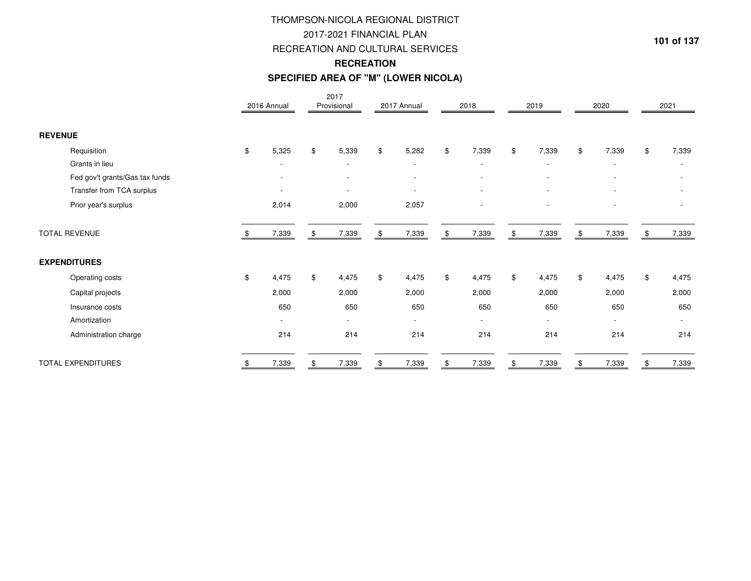# THOMPSON-NICOLA REGIONAL DISTRICT

## 2017-2021 FINANCIAL PLAN

## RECREATION AND CULTURAL SERVICES

### RECREATION

### SPECIFIED AREA OF "M" (LOWER NICOLA)

| | 2016 Annual | 2017 Provisional | 2017 Annual | 2018 | 2019 | 2020 | 2021 |
|---|---|---|---|---|---|---|---|
| **REVENUE** | | | | | | | |
| Requisition | $ 5,325 | $ 5,339 | $ 5,282 | $ 7,339 | $ 7,339 | $ 7,339 | $ 7,339 |
| Grants in lieu | - | - | - | - | - | - | - |
| Fed gov't grants/Gas tax funds | - | - | - | - | - | - | - |
| Transfer from TCA surplus | - | - | - | - | - | - | - |
| Prior year's surplus | 2,014 | 2,000 | 2,057 | - | - | - | - |
| TOTAL REVENUE | $ 7,339 | $ 7,339 | $ 7,339 | $ 7,339 | $ 7,339 | $ 7,339 | $ 7,339 |
| **EXPENDITURES** | | | | | | | |
| Operating costs | $ 4,475 | $ 4,475 | $ 4,475 | $ 4,475 | $ 4,475 | $ 4,475 | $ 4,475 |
| Capital projects | 2,000 | 2,000 | 2,000 | 2,000 | 2,000 | 2,000 | 2,000 |
| Insurance costs | 650 | 650 | 650 | 650 | 650 | 650 | 650 |
| Amortization | - | - | - | - | - | - | - |
| Administration charge | 214 | 214 | 214 | 214 | 214 | 214 | 214 |
| TOTAL EXPENDITURES | $ 7,339 | $ 7,339 | $ 7,339 | $ 7,339 | $ 7,339 | $ 7,339 | $ 7,339 |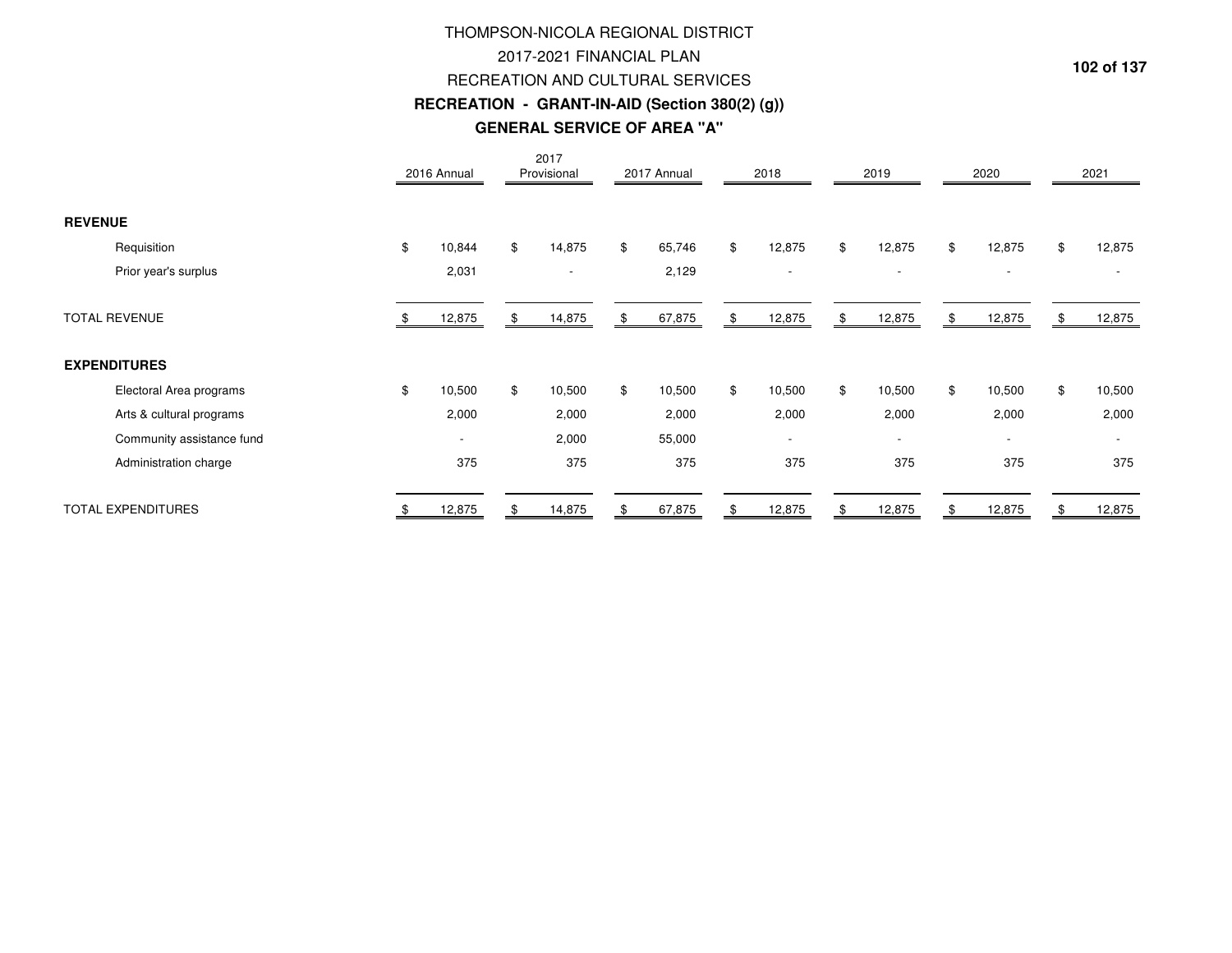# THOMPSON-NICOLA REGIONAL DISTRICT

## 2017-2021 FINANCIAL PLAN

## RECREATION AND CULTURAL SERVICES

### RECREATION - GRANT-IN-AID (Section 380(2) (g))

### GENERAL SERVICE OF AREA "A"

| | 2016 Annual | 2017 Provisional | 2017 Annual | 2018 | 2019 | 2020 | 2021 |
|---|---|---|---|---|---|---|---|
| **REVENUE** | | | | | | | |
| Requisition | $ 10,844 | $ 14,875 | $ 65,746 | $ 12,875 | $ 12,875 | $ 12,875 | $ 12,875 |
| Prior year's surplus | 2,031 | - | 2,129 | - | - | - | - |
| TOTAL REVENUE | $ 12,875 | $ 14,875 | $ 67,875 | $ 12,875 | $ 12,875 | $ 12,875 | $ 12,875 |
| **EXPENDITURES** | | | | | | | |
| Electoral Area programs | $ 10,500 | $ 10,500 | $ 10,500 | $ 10,500 | $ 10,500 | $ 10,500 | $ 10,500 |
| Arts & cultural programs | 2,000 | 2,000 | 2,000 | 2,000 | 2,000 | 2,000 | 2,000 |
| Community assistance fund | - | 2,000 | 55,000 | - | - | - | - |
| Administration charge | 375 | 375 | 375 | 375 | 375 | 375 | 375 |
| TOTAL EXPENDITURES | $ 12,875 | $ 14,875 | $ 67,875 | $ 12,875 | $ 12,875 | $ 12,875 | $ 12,875 |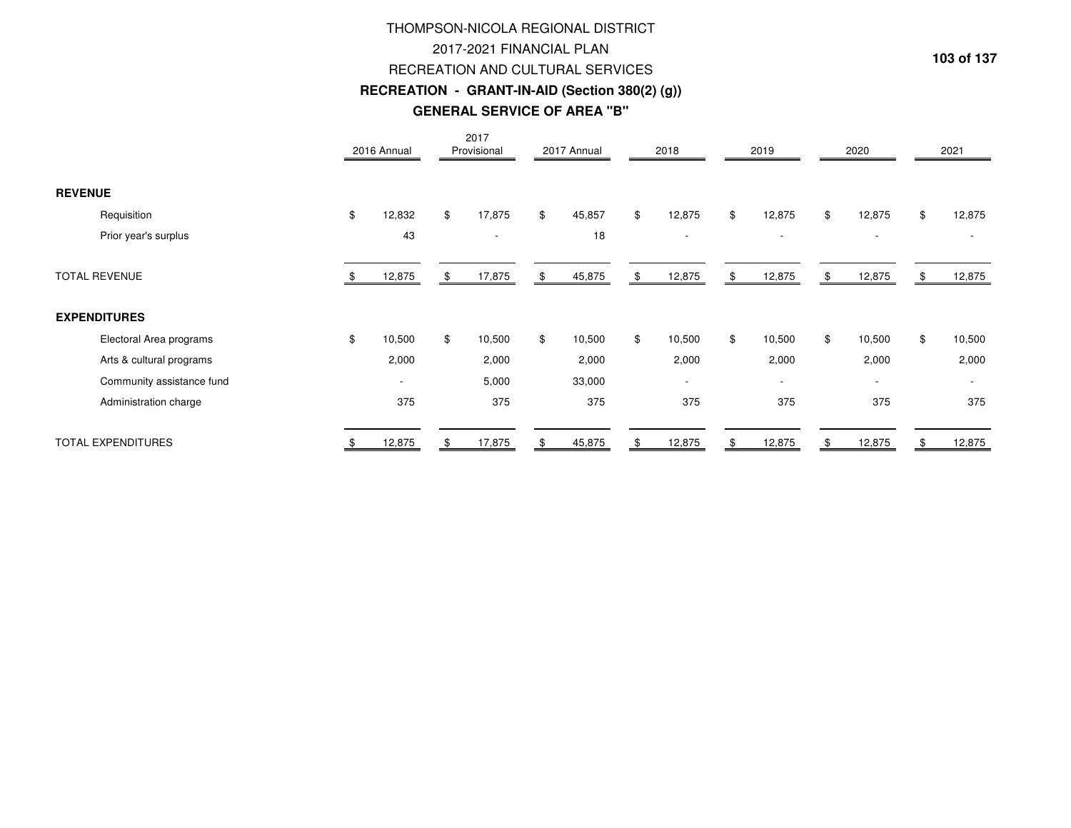# THOMPSON-NICOLA REGIONAL DISTRICT
## 2017-2021 FINANCIAL PLAN
## RECREATION AND CULTURAL SERVICES
### **RECREATION - GRANT-IN-AID (Section 380(2) (g))**
### **GENERAL SERVICE OF AREA "B"**

| | 2016 Annual | 2017 Provisional | 2017 Annual | 2018 | 2019 | 2020 | 2021 |
|---|---|---|---|---|---|---|---|
| **REVENUE** | | | | | | | |
| Requisition | $ 12,832 | $ 17,875 | $ 45,857 | $ 12,875 | $ 12,875 | $ 12,875 | $ 12,875 |
| Prior year's surplus | 43 | - | 18 | - | - | - | - |
| TOTAL REVENUE | $ 12,875 | $ 17,875 | $ 45,875 | $ 12,875 | $ 12,875 | $ 12,875 | $ 12,875 |
| **EXPENDITURES** | | | | | | | |
| Electoral Area programs | $ 10,500 | $ 10,500 | $ 10,500 | $ 10,500 | $ 10,500 | $ 10,500 | $ 10,500 |
| Arts & cultural programs | 2,000 | 2,000 | 2,000 | 2,000 | 2,000 | 2,000 | 2,000 |
| Community assistance fund | - | 5,000 | 33,000 | - | - | - | - |
| Administration charge | 375 | 375 | 375 | 375 | 375 | 375 | 375 |
| TOTAL EXPENDITURES | $ 12,875 | $ 17,875 | $ 45,875 | $ 12,875 | $ 12,875 | $ 12,875 | $ 12,875 |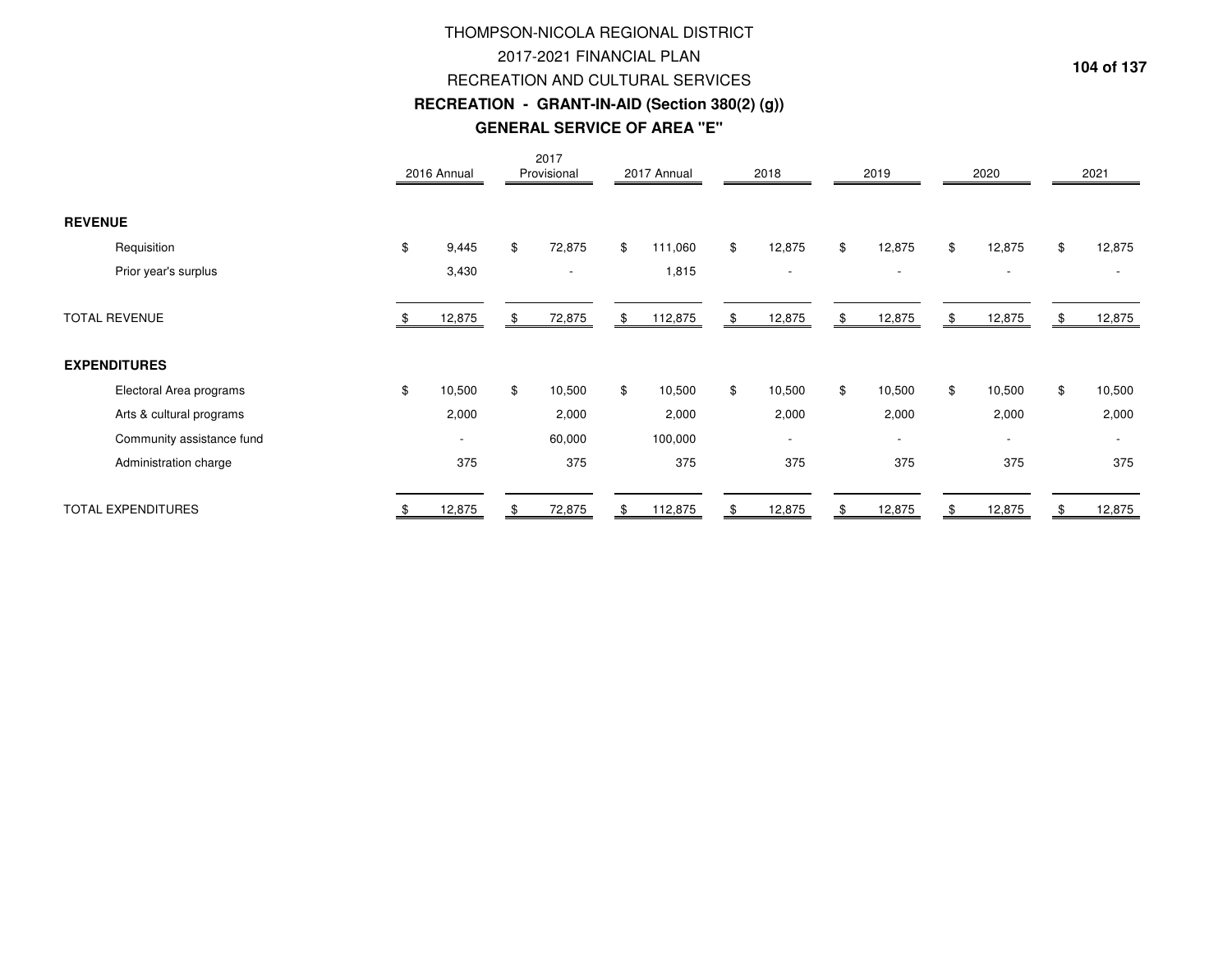# THOMPSON-NICOLA REGIONAL DISTRICT
## 2017-2021 FINANCIAL PLAN
## RECREATION AND CULTURAL SERVICES
### RECREATION - GRANT-IN-AID (Section 380(2) (g))
### GENERAL SERVICE OF AREA "E"

| | 2016 Annual | 2017 Provisional | 2017 Annual | 2018 | 2019 | 2020 | 2021 |
|---|---|---|---|---|---|---|---|
| **REVENUE** | | | | | | | |
| Requisition | $ 9,445 | $ 72,875 | $ 111,060 | $ 12,875 | $ 12,875 | $ 12,875 | $ 12,875 |
| Prior year's surplus | 3,430 | - | 1,815 | - | - | - | - |
| TOTAL REVENUE | $ 12,875 | $ 72,875 | $ 112,875 | $ 12,875 | $ 12,875 | $ 12,875 | $ 12,875 |
| **EXPENDITURES** | | | | | | | |
| Electoral Area programs | $ 10,500 | $ 10,500 | $ 10,500 | $ 10,500 | $ 10,500 | $ 10,500 | $ 10,500 |
| Arts & cultural programs | 2,000 | 2,000 | 2,000 | 2,000 | 2,000 | 2,000 | 2,000 |
| Community assistance fund | - | 60,000 | 100,000 | - | - | - | - |
| Administration charge | 375 | 375 | 375 | 375 | 375 | 375 | 375 |
| TOTAL EXPENDITURES | $ 12,875 | $ 72,875 | $ 112,875 | $ 12,875 | $ 12,875 | $ 12,875 | $ 12,875 |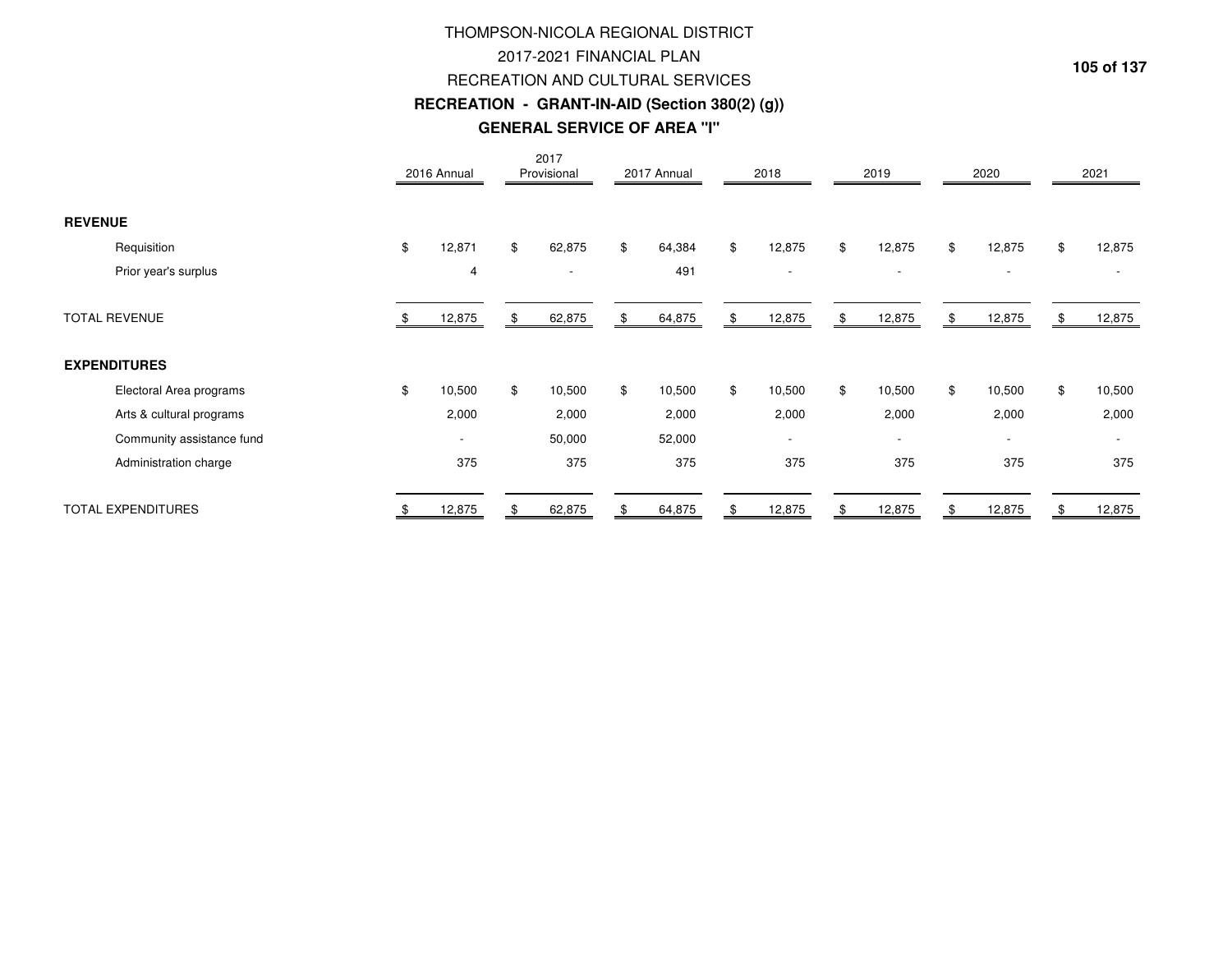# THOMPSON-NICOLA REGIONAL DISTRICT

## 2017-2021 FINANCIAL PLAN

## RECREATION AND CULTURAL SERVICES

### RECREATION - GRANT-IN-AID (Section 380(2) (g))

### GENERAL SERVICE OF AREA "I"

| | 2016 Annual | 2017 Provisional | 2017 Annual | 2018 | 2019 | 2020 | 2021 |
|---|---|---|---|---|---|---|---|
| **REVENUE** | | | | | | | |
| Requisition | $ 12,871 | $ 62,875 | $ 64,384 | $ 12,875 | $ 12,875 | $ 12,875 | $ 12,875 |
| Prior year's surplus | 4 | - | 491 | - | - | - | - |
| TOTAL REVENUE | $ 12,875 | $ 62,875 | $ 64,875 | $ 12,875 | $ 12,875 | $ 12,875 | $ 12,875 |
| **EXPENDITURES** | | | | | | | |
| Electoral Area programs | $ 10,500 | $ 10,500 | $ 10,500 | $ 10,500 | $ 10,500 | $ 10,500 | $ 10,500 |
| Arts & cultural programs | 2,000 | 2,000 | 2,000 | 2,000 | 2,000 | 2,000 | 2,000 |
| Community assistance fund | - | 50,000 | 52,000 | - | - | - | - |
| Administration charge | 375 | 375 | 375 | 375 | 375 | 375 | 375 |
| TOTAL EXPENDITURES | $ 12,875 | $ 62,875 | $ 64,875 | $ 12,875 | $ 12,875 | $ 12,875 | $ 12,875 |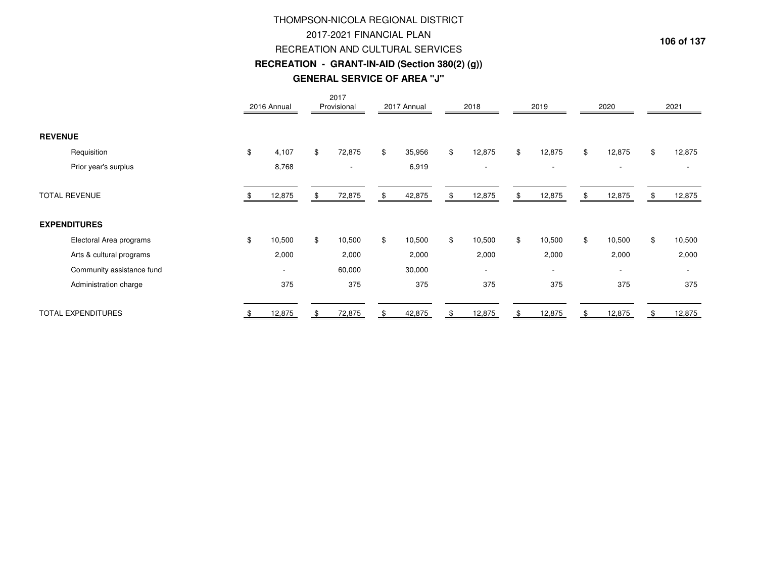# THOMPSON-NICOLA REGIONAL DISTRICT

## 2017-2021 FINANCIAL PLAN

## RECREATION AND CULTURAL SERVICES

### RECREATION - GRANT-IN-AID (Section 380(2) (g))

### GENERAL SERVICE OF AREA "J"

| | 2016 Annual | 2017 Provisional | 2017 Annual | 2018 | 2019 | 2020 | 2021 |
|---|---|---|---|---|---|---|---|
| **REVENUE** | | | | | | | |
| Requisition | $ 4,107 | $ 72,875 | $ 35,956 | $ 12,875 | $ 12,875 | $ 12,875 | $ 12,875 |
| Prior year's surplus | 8,768 | - | 6,919 | - | - | - | - |
| TOTAL REVENUE | $ 12,875 | $ 72,875 | $ 42,875 | $ 12,875 | $ 12,875 | $ 12,875 | $ 12,875 |
| **EXPENDITURES** | | | | | | | |
| Electoral Area programs | $ 10,500 | $ 10,500 | $ 10,500 | $ 10,500 | $ 10,500 | $ 10,500 | $ 10,500 |
| Arts & cultural programs | 2,000 | 2,000 | 2,000 | 2,000 | 2,000 | 2,000 | 2,000 |
| Community assistance fund | - | 60,000 | 30,000 | - | - | - | - |
| Administration charge | 375 | 375 | 375 | 375 | 375 | 375 | 375 |
| TOTAL EXPENDITURES | $ 12,875 | $ 72,875 | $ 42,875 | $ 12,875 | $ 12,875 | $ 12,875 | $ 12,875 |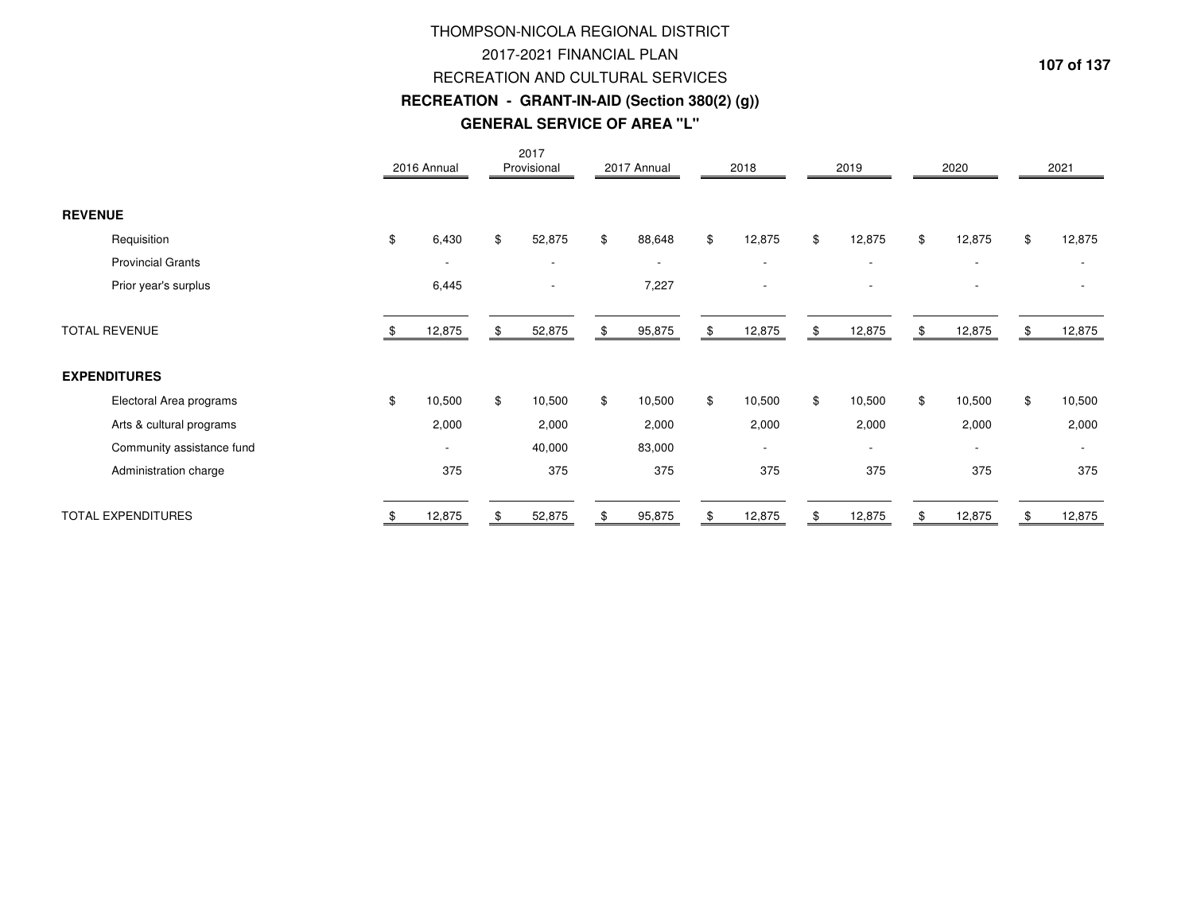# THOMPSON-NICOLA REGIONAL DISTRICT

## 2017-2021 FINANCIAL PLAN

## RECREATION AND CULTURAL SERVICES

### RECREATION - GRANT-IN-AID (Section 380(2) (g))

### GENERAL SERVICE OF AREA "L"

| | 2016 Annual | 2017 Provisional | 2017 Annual | 2018 | 2019 | 2020 | 2021 |
|---|---|---|---|---|---|---|---|
| **REVENUE** | | | | | | | |
| Requisition | $ 6,430 | $ 52,875 | $ 88,648 | $ 12,875 | $ 12,875 | $ 12,875 | $ 12,875 |
| Provincial Grants | - | - | - | - | - | - | - |
| Prior year's surplus | 6,445 | - | 7,227 | - | - | - | - |
| TOTAL REVENUE | $ 12,875 | $ 52,875 | $ 95,875 | $ 12,875 | $ 12,875 | $ 12,875 | $ 12,875 |
| **EXPENDITURES** | | | | | | | |
| Electoral Area programs | $ 10,500 | $ 10,500 | $ 10,500 | $ 10,500 | $ 10,500 | $ 10,500 | $ 10,500 |
| Arts & cultural programs | 2,000 | 2,000 | 2,000 | 2,000 | 2,000 | 2,000 | 2,000 |
| Community assistance fund | - | 40,000 | 83,000 | - | - | - | - |
| Administration charge | 375 | 375 | 375 | 375 | 375 | 375 | 375 |
| TOTAL EXPENDITURES | $ 12,875 | $ 52,875 | $ 95,875 | $ 12,875 | $ 12,875 | $ 12,875 | $ 12,875 |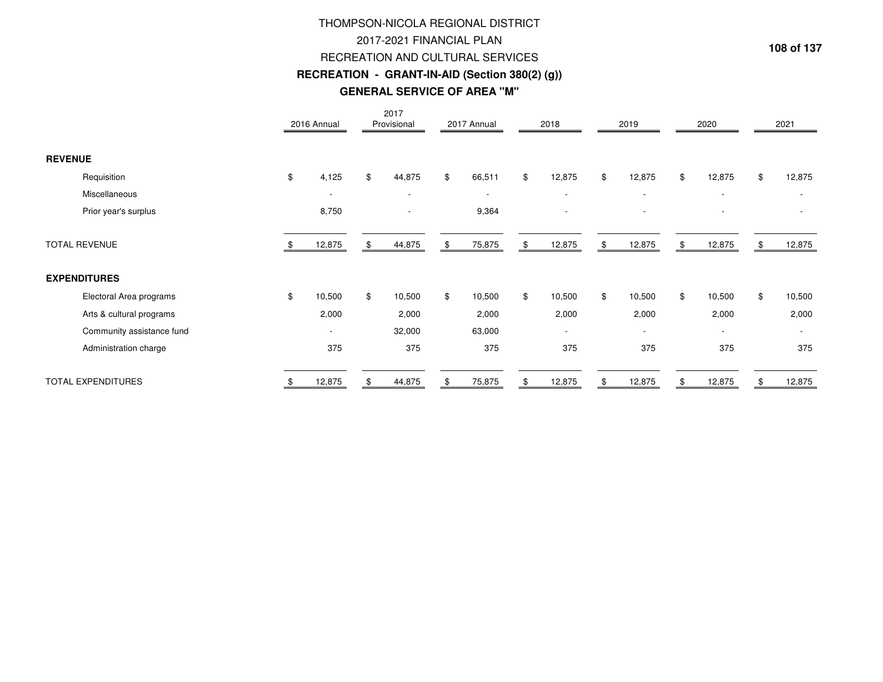# THOMPSON-NICOLA REGIONAL DISTRICT
## 2017-2021 FINANCIAL PLAN
## RECREATION AND CULTURAL SERVICES
### RECREATION - GRANT-IN-AID (Section 380(2) (g))
### GENERAL SERVICE OF AREA "M"

| | 2016 Annual | 2017 Provisional | 2017 Annual | 2018 | 2019 | 2020 | 2021 |
|---|---|---|---|---|---|---|---|
| **REVENUE** | | | | | | | |
| Requisition | $ 4,125 | $ 44,875 | $ 66,511 | $ 12,875 | $ 12,875 | $ 12,875 | $ 12,875 |
| Miscellaneous | - | - | - | - | - | - | - |
| Prior year's surplus | 8,750 | - | 9,364 | - | - | - | - |
| TOTAL REVENUE | $ 12,875 | $ 44,875 | $ 75,875 | $ 12,875 | $ 12,875 | $ 12,875 | $ 12,875 |
| **EXPENDITURES** | | | | | | | |
| Electoral Area programs | $ 10,500 | $ 10,500 | $ 10,500 | $ 10,500 | $ 10,500 | $ 10,500 | $ 10,500 |
| Arts & cultural programs | 2,000 | 2,000 | 2,000 | 2,000 | 2,000 | 2,000 | 2,000 |
| Community assistance fund | - | 32,000 | 63,000 | - | - | - | - |
| Administration charge | 375 | 375 | 375 | 375 | 375 | 375 | 375 |
| TOTAL EXPENDITURES | $ 12,875 | $ 44,875 | $ 75,875 | $ 12,875 | $ 12,875 | $ 12,875 | $ 12,875 |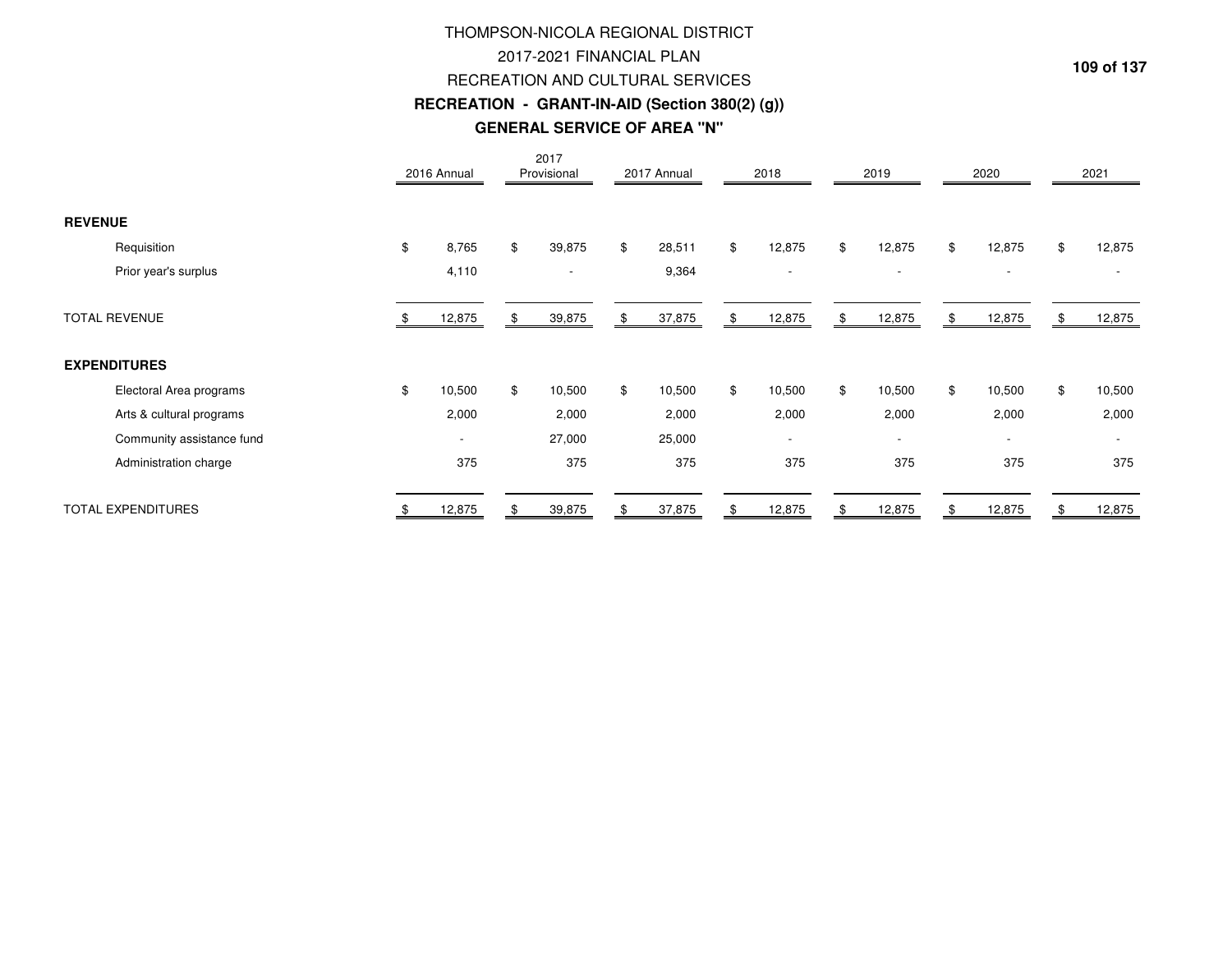# THOMPSON-NICOLA REGIONAL DISTRICT

## 2017-2021 FINANCIAL PLAN

## RECREATION AND CULTURAL SERVICES

### RECREATION - GRANT-IN-AID (Section 380(2) (g))

### GENERAL SERVICE OF AREA "N"

| | 2016 Annual | 2017 Provisional | 2017 Annual | 2018 | 2019 | 2020 | 2021 |
|---|---|---|---|---|---|---|---|
| **REVENUE** | | | | | | | |
| Requisition | $ 8,765 | $ 39,875 | $ 28,511 | $ 12,875 | $ 12,875 | $ 12,875 | $ 12,875 |
| Prior year's surplus | 4,110 | - | 9,364 | - | - | - | - |
| TOTAL REVENUE | $ 12,875 | $ 39,875 | $ 37,875 | $ 12,875 | $ 12,875 | $ 12,875 | $ 12,875 |
| **EXPENDITURES** | | | | | | | |
| Electoral Area programs | $ 10,500 | $ 10,500 | $ 10,500 | $ 10,500 | $ 10,500 | $ 10,500 | $ 10,500 |
| Arts & cultural programs | 2,000 | 2,000 | 2,000 | 2,000 | 2,000 | 2,000 | 2,000 |
| Community assistance fund | - | 27,000 | 25,000 | - | - | - | - |
| Administration charge | 375 | 375 | 375 | 375 | 375 | 375 | 375 |
| TOTAL EXPENDITURES | $ 12,875 | $ 39,875 | $ 37,875 | $ 12,875 | $ 12,875 | $ 12,875 | $ 12,875 |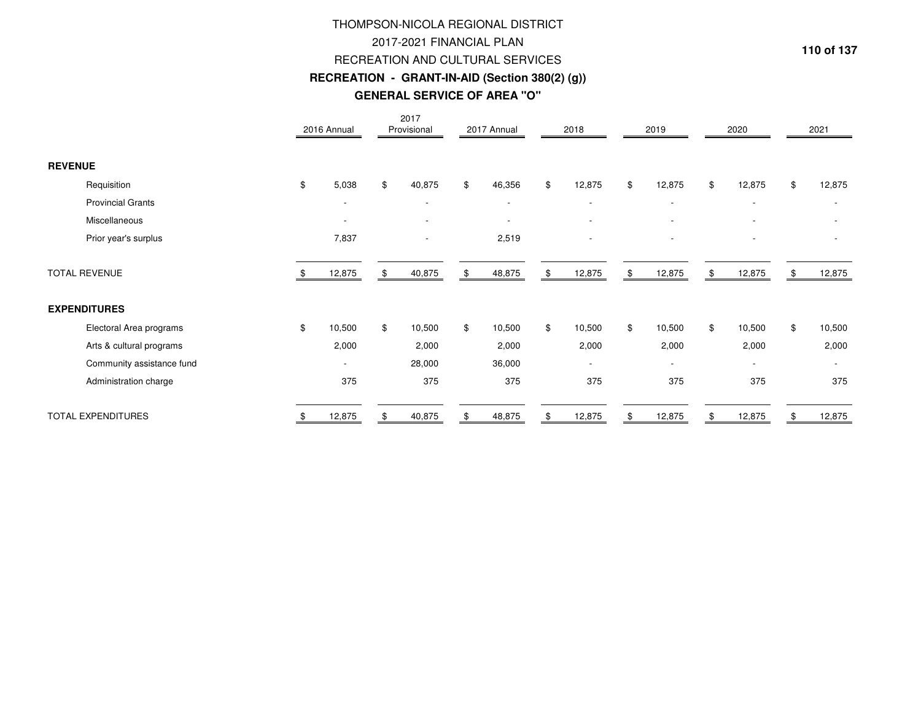# THOMPSON-NICOLA REGIONAL DISTRICT

## 2017-2021 FINANCIAL PLAN

## RECREATION AND CULTURAL SERVICES

### RECREATION - GRANT-IN-AID (Section 380(2) (g))

### GENERAL SERVICE OF AREA "O"

| | 2016 Annual | 2017 Provisional | 2017 Annual | 2018 | 2019 | 2020 | 2021 |
|---|---|---|---|---|---|---|---|
| **REVENUE** | | | | | | | |
| Requisition | $ 5,038 | $ 40,875 | $ 46,356 | $ 12,875 | $ 12,875 | $ 12,875 | $ 12,875 |
| Provincial Grants | - | - | - | - | - | - | - |
| Miscellaneous | - | - | - | - | - | - | - |
| Prior year's surplus | 7,837 | - | 2,519 | - | - | - | - |
| TOTAL REVENUE | $ 12,875 | $ 40,875 | $ 48,875 | $ 12,875 | $ 12,875 | $ 12,875 | $ 12,875 |
| **EXPENDITURES** | | | | | | | |
| Electoral Area programs | $ 10,500 | $ 10,500 | $ 10,500 | $ 10,500 | $ 10,500 | $ 10,500 | $ 10,500 |
| Arts & cultural programs | 2,000 | 2,000 | 2,000 | 2,000 | 2,000 | 2,000 | 2,000 |
| Community assistance fund | - | 28,000 | 36,000 | - | - | - | - |
| Administration charge | 375 | 375 | 375 | 375 | 375 | 375 | 375 |
| TOTAL EXPENDITURES | $ 12,875 | $ 40,875 | $ 48,875 | $ 12,875 | $ 12,875 | $ 12,875 | $ 12,875 |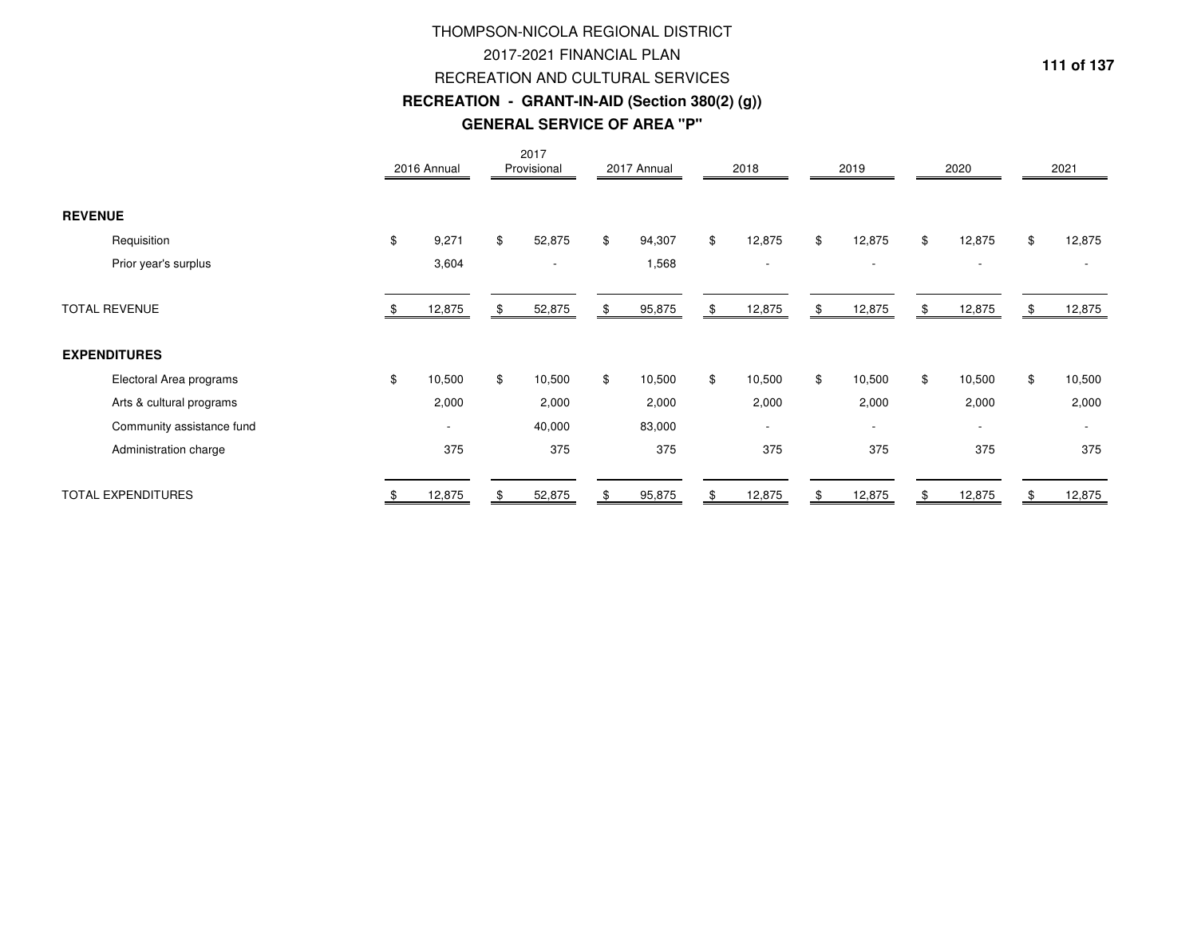# THOMPSON-NICOLA REGIONAL DISTRICT

## 2017-2021 FINANCIAL PLAN

## RECREATION AND CULTURAL SERVICES

### RECREATION - GRANT-IN-AID (Section 380(2) (g))

### GENERAL SERVICE OF AREA "P"

| | 2016 Annual | 2017 Provisional | 2017 Annual | 2018 | 2019 | 2020 | 2021 |
|---|---|---|---|---|---|---|---|
| **REVENUE** | | | | | | | |
| Requisition | $ 9,271 | $ 52,875 | $ 94,307 | $ 12,875 | $ 12,875 | $ 12,875 | $ 12,875 |
| Prior year's surplus | 3,604 | - | 1,568 | - | - | - | - |
| TOTAL REVENUE | $ 12,875 | $ 52,875 | $ 95,875 | $ 12,875 | $ 12,875 | $ 12,875 | $ 12,875 |
| **EXPENDITURES** | | | | | | | |
| Electoral Area programs | $ 10,500 | $ 10,500 | $ 10,500 | $ 10,500 | $ 10,500 | $ 10,500 | $ 10,500 |
| Arts & cultural programs | 2,000 | 2,000 | 2,000 | 2,000 | 2,000 | 2,000 | 2,000 |
| Community assistance fund | - | 40,000 | 83,000 | - | - | - | - |
| Administration charge | 375 | 375 | 375 | 375 | 375 | 375 | 375 |
| TOTAL EXPENDITURES | $ 12,875 | $ 52,875 | $ 95,875 | $ 12,875 | $ 12,875 | $ 12,875 | $ 12,875 |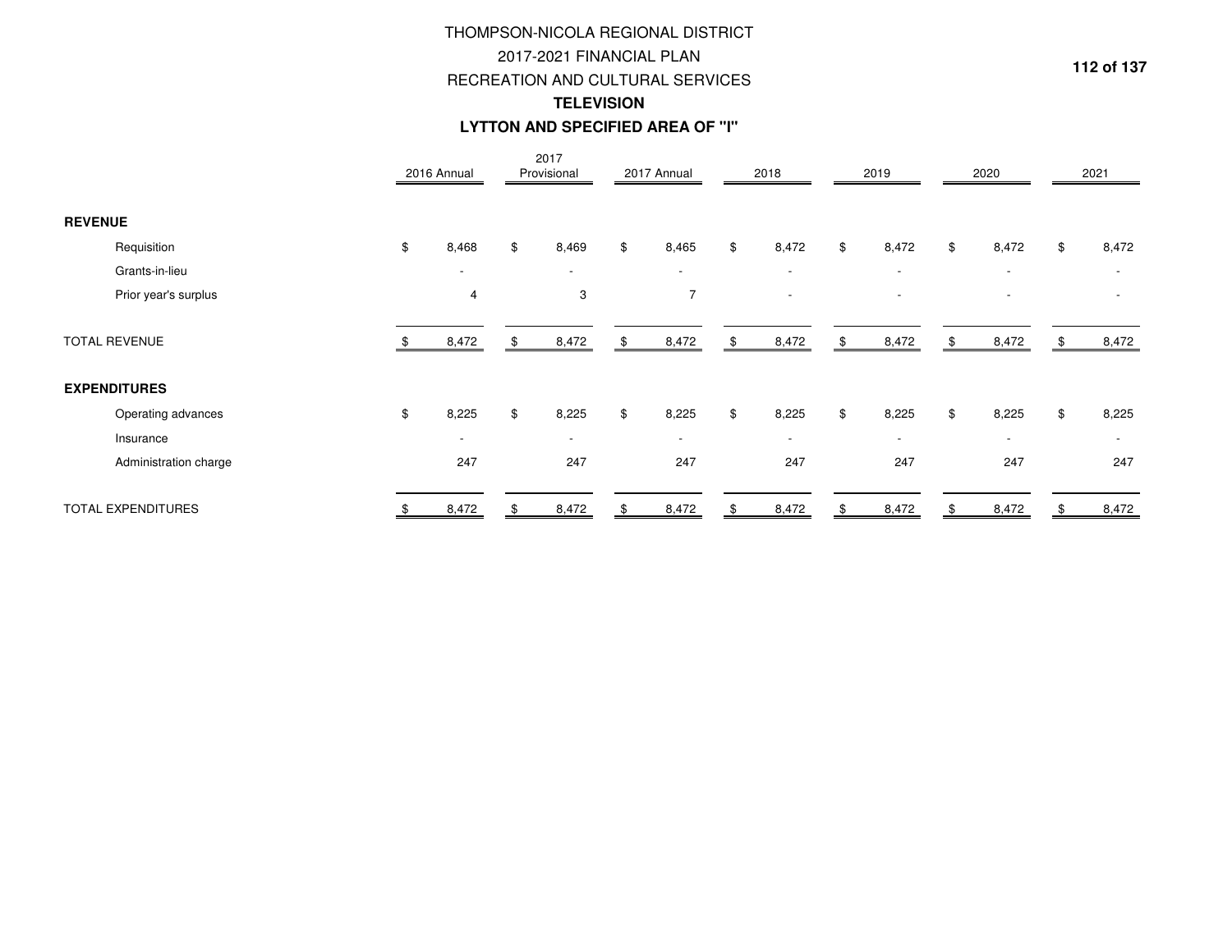# THOMPSON-NICOLA REGIONAL DISTRICT
## 2017-2021 FINANCIAL PLAN
## RECREATION AND CULTURAL SERVICES
### TELEVISION
### LYTTON AND SPECIFIED AREA OF "I"

| | 2016 Annual | 2017 Provisional | 2017 Annual | 2018 | 2019 | 2020 | 2021 |
|---|---|---|---|---|---|---|---|
| **REVENUE** | | | | | | | |
| Requisition | $ 8,468 | $ 8,469 | $ 8,465 | $ 8,472 | $ 8,472 | $ 8,472 | $ 8,472 |
| Grants-in-lieu | - | - | - | - | - | - | - |
| Prior year's surplus | 4 | 3 | 7 | - | - | - | - |
| TOTAL REVENUE | $ 8,472 | $ 8,472 | $ 8,472 | $ 8,472 | $ 8,472 | $ 8,472 | $ 8,472 |
| **EXPENDITURES** | | | | | | | |
| Operating advances | $ 8,225 | $ 8,225 | $ 8,225 | $ 8,225 | $ 8,225 | $ 8,225 | $ 8,225 |
| Insurance | - | - | - | - | - | - | - |
| Administration charge | 247 | 247 | 247 | 247 | 247 | 247 | 247 |
| TOTAL EXPENDITURES | $ 8,472 | $ 8,472 | $ 8,472 | $ 8,472 | $ 8,472 | $ 8,472 | $ 8,472 |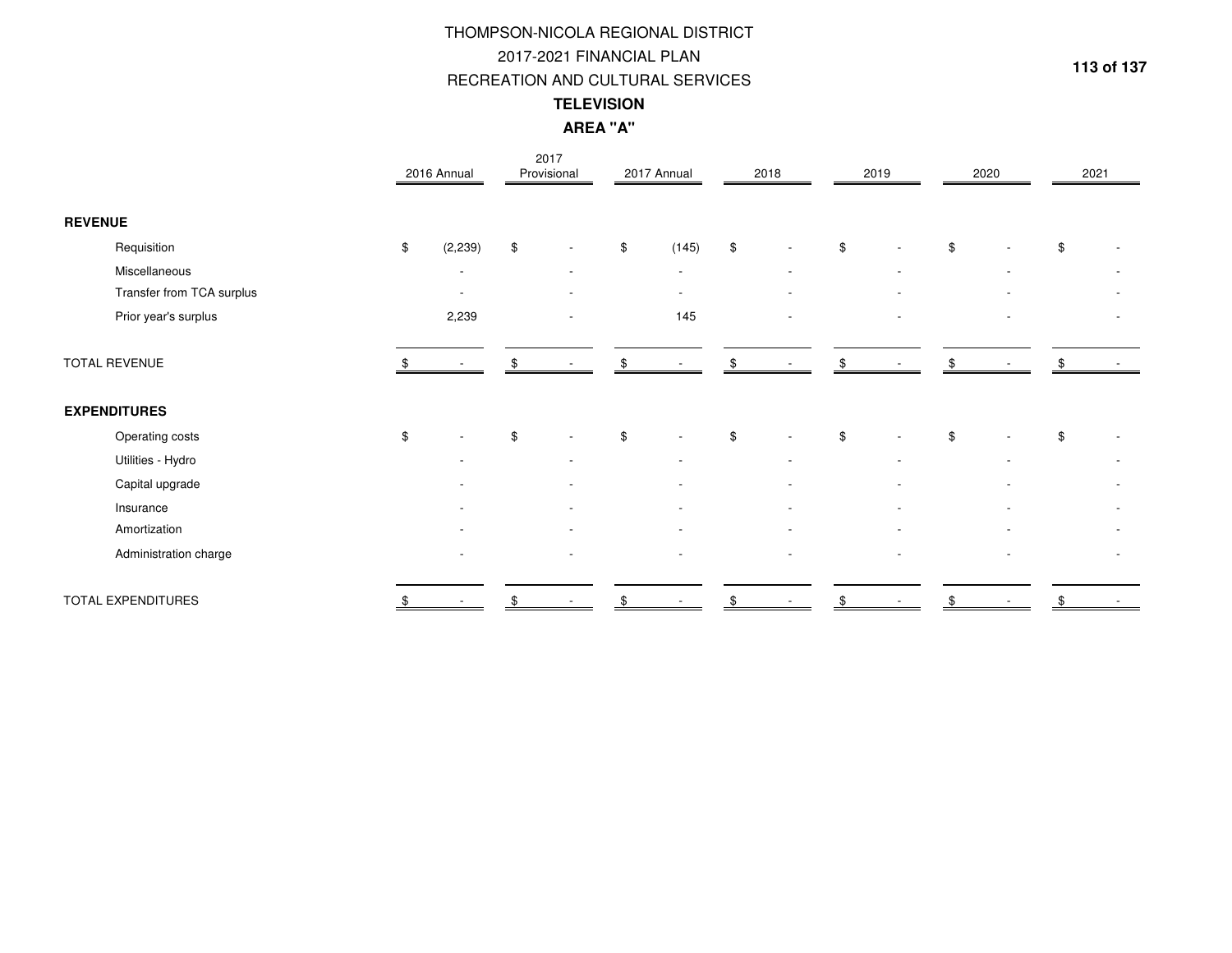# THOMPSON-NICOLA REGIONAL DISTRICT

## 2017-2021 FINANCIAL PLAN

## RECREATION AND CULTURAL SERVICES

### TELEVISION

### AREA "A"

| | 2016 Annual | 2017 Provisional | 2017 Annual | 2018 | 2019 | 2020 | 2021 |
|---|---|---|---|---|---|---|---|
| **REVENUE** | | | | | | | |
| Requisition | $ (2,239) | $ - | $ (145) | $ - | $ - | $ - | $ - |
| Miscellaneous | - | - | - | - | - | - | - |
| Transfer from TCA surplus | - | - | - | - | - | - | - |
| Prior year's surplus | 2,239 | - | 145 | - | - | - | - |
| TOTAL REVENUE | $ - | $ - | $ - | $ - | $ - | $ - | $ - |
| **EXPENDITURES** | | | | | | | |
| Operating costs | $ - | $ - | $ - | $ - | $ - | $ - | $ - |
| Utilities - Hydro | - | - | - | - | - | - | - |
| Capital upgrade | - | - | - | - | - | - | - |
| Insurance | - | - | - | - | - | - | - |
| Amortization | - | - | - | - | - | - | - |
| Administration charge | - | - | - | - | - | - | - |
| TOTAL EXPENDITURES | $ - | $ - | $ - | $ - | $ - | $ - | $ - |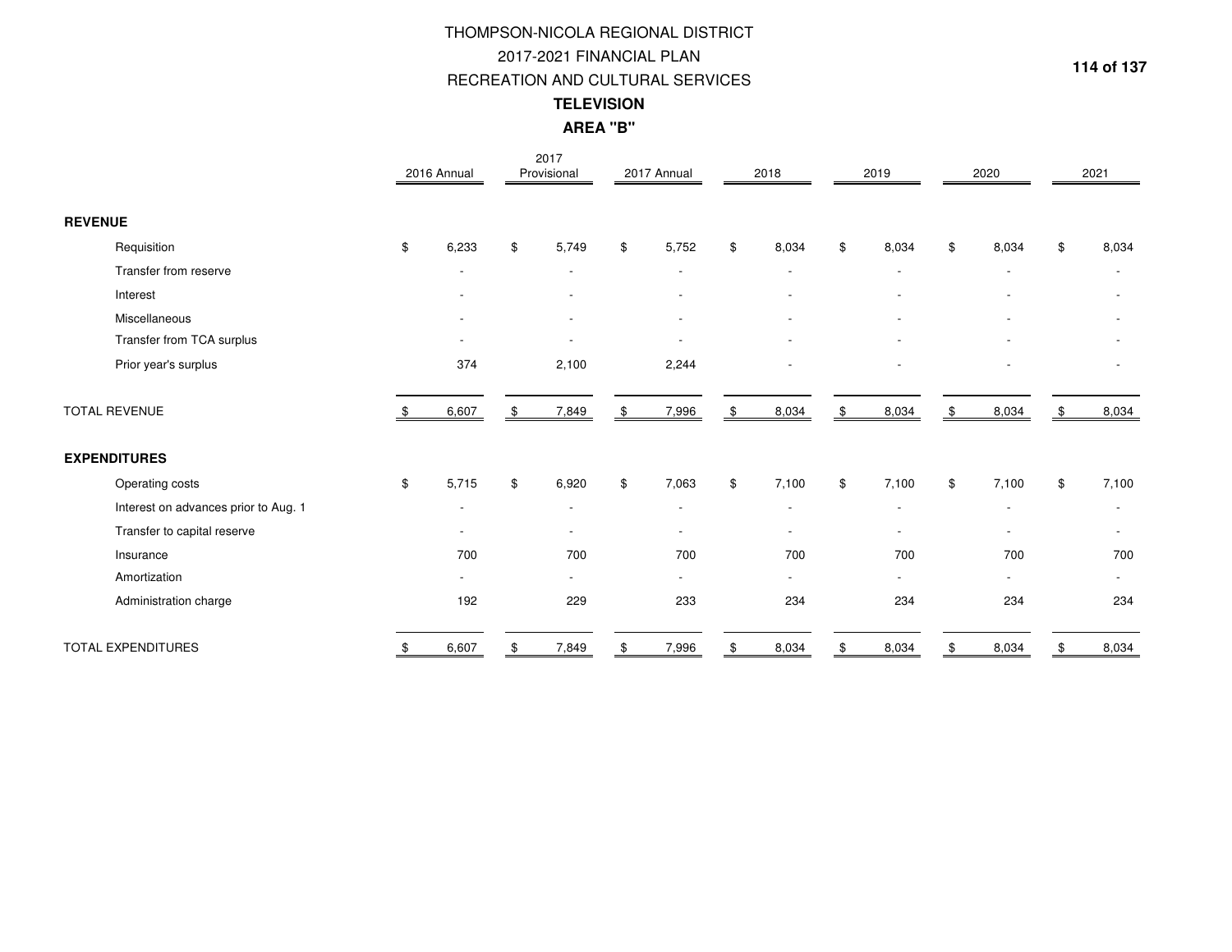# THOMPSON-NICOLA REGIONAL DISTRICT
## 2017-2021 FINANCIAL PLAN
## RECREATION AND CULTURAL SERVICES
### TELEVISION
### AREA "B"

| | 2016 Annual | 2017 Provisional | 2017 Annual | 2018 | 2019 | 2020 | 2021 |
|---|---|---|---|---|---|---|---|
| **REVENUE** | | | | | | | |
| Requisition | $ 6,233 | $ 5,749 | $ 5,752 | $ 8,034 | $ 8,034 | $ 8,034 | $ 8,034 |
| Transfer from reserve | - | - | - | - | - | - | - |
| Interest | - | - | - | - | - | - | - |
| Miscellaneous | - | - | - | - | - | - | - |
| Transfer from TCA surplus | - | - | - | - | - | - | - |
| Prior year's surplus | 374 | 2,100 | 2,244 | - | - | - | - |
| TOTAL REVENUE | $ 6,607 | $ 7,849 | $ 7,996 | $ 8,034 | $ 8,034 | $ 8,034 | $ 8,034 |
| **EXPENDITURES** | | | | | | | |
| Operating costs | $ 5,715 | $ 6,920 | $ 7,063 | $ 7,100 | $ 7,100 | $ 7,100 | $ 7,100 |
| Interest on advances prior to Aug. 1 | - | - | - | - | - | - | - |
| Transfer to capital reserve | - | - | - | - | - | - | - |
| Insurance | 700 | 700 | 700 | 700 | 700 | 700 | 700 |
| Amortization | - | - | - | - | - | - | - |
| Administration charge | 192 | 229 | 233 | 234 | 234 | 234 | 234 |
| TOTAL EXPENDITURES | $ 6,607 | $ 7,849 | $ 7,996 | $ 8,034 | $ 8,034 | $ 8,034 | $ 8,034 |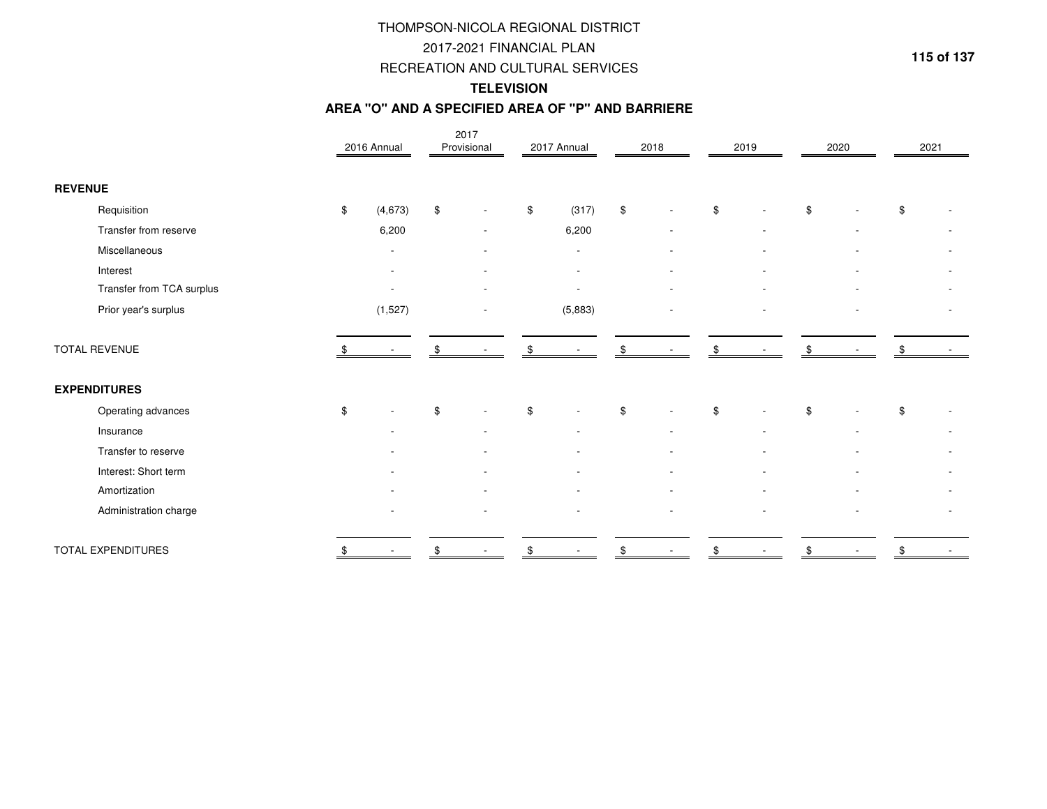# THOMPSON-NICOLA REGIONAL DISTRICT
## 2017-2021 FINANCIAL PLAN
## RECREATION AND CULTURAL SERVICES
### TELEVISION
### AREA "O" AND A SPECIFIED AREA OF "P" AND BARRIERE

| | 2016 Annual | 2017 Provisional | 2017 Annual | 2018 | 2019 | 2020 | 2021 |
|---|---|---|---|---|---|---|---|
| **REVENUE** | | | | | | | |
| Requisition | $ (4,673) | $ - | $ (317) | $ - | $ - | $ - | $ - |
| Transfer from reserve | 6,200 | - | 6,200 | - | - | - | - |
| Miscellaneous | - | - | - | - | - | - | - |
| Interest | - | - | - | - | - | - | - |
| Transfer from TCA surplus | - | - | - | - | - | - | - |
| Prior year's surplus | (1,527) | - | (5,883) | - | - | - | - |
| TOTAL REVENUE | $ - | $ - | $ - | $ - | $ - | $ - | $ - |
| **EXPENDITURES** | | | | | | | |
| Operating advances | $ - | $ - | $ - | $ - | $ - | $ - | $ - |
| Insurance | - | - | - | - | - | - | - |
| Transfer to reserve | - | - | - | - | - | - | - |
| Interest: Short term | - | - | - | - | - | - | - |
| Amortization | - | - | - | - | - | - | - |
| Administration charge | - | - | - | - | - | - | - |
| TOTAL EXPENDITURES | $ - | $ - | $ - | $ - | $ - | $ - | $ - |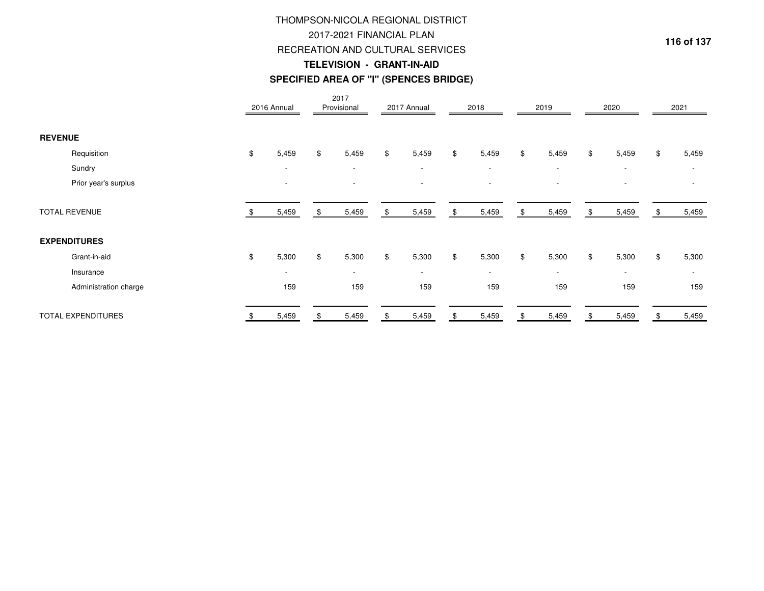# THOMPSON-NICOLA REGIONAL DISTRICT

## 2017-2021 FINANCIAL PLAN

## RECREATION AND CULTURAL SERVICES

### TELEVISION - GRANT-IN-AID

### SPECIFIED AREA OF "I" (SPENCES BRIDGE)

| | 2016 Annual | 2017 Provisional | 2017 Annual | 2018 | 2019 | 2020 | 2021 |
|---|---|---|---|---|---|---|---|
| **REVENUE** | | | | | | | |
| Requisition | $ 5,459 | $ 5,459 | $ 5,459 | $ 5,459 | $ 5,459 | $ 5,459 | $ 5,459 |
| Sundry | - | - | - | - | - | - | - |
| Prior year's surplus | - | - | - | - | - | - | - |
| TOTAL REVENUE | $ 5,459 | $ 5,459 | $ 5,459 | $ 5,459 | $ 5,459 | $ 5,459 | $ 5,459 |
| **EXPENDITURES** | | | | | | | |
| Grant-in-aid | $ 5,300 | $ 5,300 | $ 5,300 | $ 5,300 | $ 5,300 | $ 5,300 | $ 5,300 |
| Insurance | - | - | - | - | - | - | - |
| Administration charge | 159 | 159 | 159 | 159 | 159 | 159 | 159 |
| TOTAL EXPENDITURES | $ 5,459 | $ 5,459 | $ 5,459 | $ 5,459 | $ 5,459 | $ 5,459 | $ 5,459 |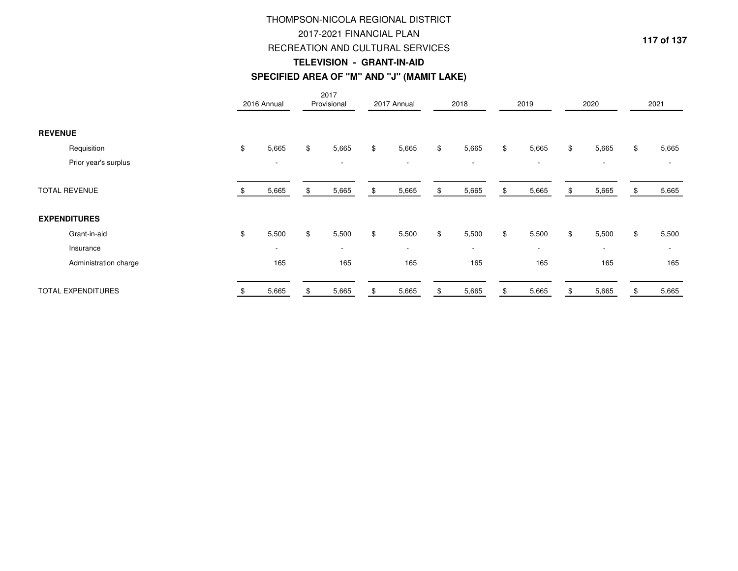# THOMPSON-NICOLA REGIONAL DISTRICT
## 2017-2021 FINANCIAL PLAN
## RECREATION AND CULTURAL SERVICES
### TELEVISION - GRANT-IN-AID
### SPECIFIED AREA OF "M" AND "J" (MAMIT LAKE)

| | 2016 Annual | 2017 Provisional | 2017 Annual | 2018 | 2019 | 2020 | 2021 |
|---|---|---|---|---|---|---|---|
| **REVENUE** | | | | | | | |
| Requisition | $ 5,665 | $ 5,665 | $ 5,665 | $ 5,665 | $ 5,665 | $ 5,665 | $ 5,665 |
| Prior year's surplus | - | - | - | - | - | - | - |
| TOTAL REVENUE | $ 5,665 | $ 5,665 | $ 5,665 | $ 5,665 | $ 5,665 | $ 5,665 | $ 5,665 |
| **EXPENDITURES** | | | | | | | |
| Grant-in-aid | $ 5,500 | $ 5,500 | $ 5,500 | $ 5,500 | $ 5,500 | $ 5,500 | $ 5,500 |
| Insurance | - | - | - | - | - | - | - |
| Administration charge | 165 | 165 | 165 | 165 | 165 | 165 | 165 |
| TOTAL EXPENDITURES | $ 5,665 | $ 5,665 | $ 5,665 | $ 5,665 | $ 5,665 | $ 5,665 | $ 5,665 |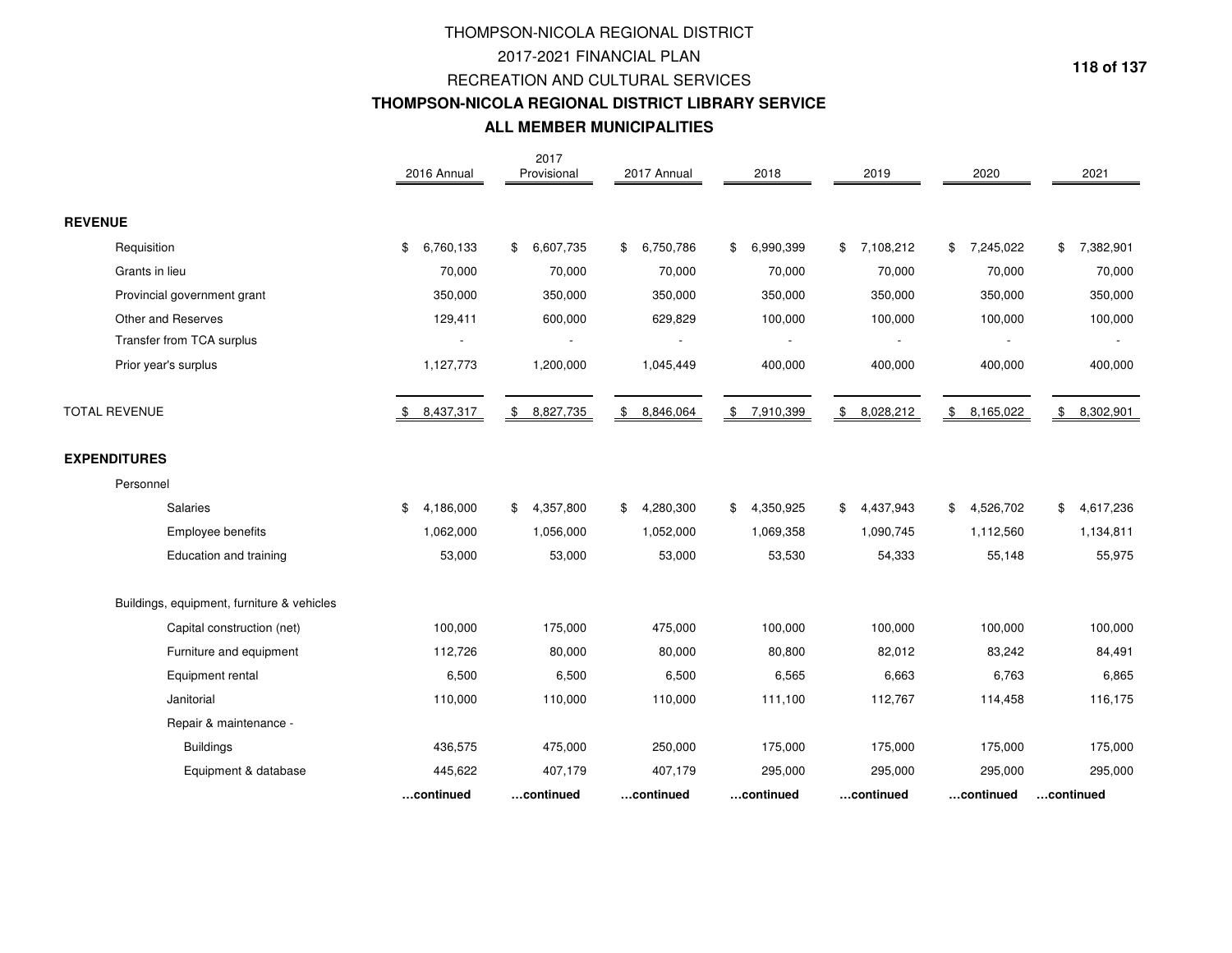# THOMPSON-NICOLA REGIONAL DISTRICT
## 2017-2021 FINANCIAL PLAN
## RECREATION AND CULTURAL SERVICES
### THOMPSON-NICOLA REGIONAL DISTRICT LIBRARY SERVICE
### ALL MEMBER MUNICIPALITIES

| | 2016 Annual | 2017 Provisional | 2017 Annual | 2018 | 2019 | 2020 | 2021 |
|---|---|---|---|---|---|---|---|
| **REVENUE** | | | | | | | |
| Requisition | $ 6,760,133 | $ 6,607,735 | $ 6,750,786 | $ 6,990,399 | $ 7,108,212 | $ 7,245,022 | $ 7,382,901 |
| Grants in lieu | 70,000 | 70,000 | 70,000 | 70,000 | 70,000 | 70,000 | 70,000 |
| Provincial government grant | 350,000 | 350,000 | 350,000 | 350,000 | 350,000 | 350,000 | 350,000 |
| Other and Reserves | 129,411 | 600,000 | 629,829 | 100,000 | 100,000 | 100,000 | 100,000 |
| Transfer from TCA surplus | - | - | - | - | - | - | - |
| Prior year's surplus | 1,127,773 | 1,200,000 | 1,045,449 | 400,000 | 400,000 | 400,000 | 400,000 |
| TOTAL REVENUE | $ 8,437,317 | $ 8,827,735 | $ 8,846,064 | $ 7,910,399 | $ 8,028,212 | $ 8,165,022 | $ 8,302,901 |
| **EXPENDITURES** | | | | | | | |
| Personnel | | | | | | | |
| Salaries | $ 4,186,000 | $ 4,357,800 | $ 4,280,300 | $ 4,350,925 | $ 4,437,943 | $ 4,526,702 | $ 4,617,236 |
| Employee benefits | 1,062,000 | 1,056,000 | 1,052,000 | 1,069,358 | 1,090,745 | 1,112,560 | 1,134,811 |
| Education and training | 53,000 | 53,000 | 53,000 | 53,530 | 54,333 | 55,148 | 55,975 |
| Buildings, equipment, furniture & vehicles | | | | | | | |
| Capital construction (net) | 100,000 | 175,000 | 475,000 | 100,000 | 100,000 | 100,000 | 100,000 |
| Furniture and equipment | 112,726 | 80,000 | 80,000 | 80,800 | 82,012 | 83,242 | 84,491 |
| Equipment rental | 6,500 | 6,500 | 6,500 | 6,565 | 6,663 | 6,763 | 6,865 |
| Janitorial | 110,000 | 110,000 | 110,000 | 111,100 | 112,767 | 114,458 | 116,175 |
| Repair & maintenance - | | | | | | | |
| Buildings | 436,575 | 475,000 | 250,000 | 175,000 | 175,000 | 175,000 | 175,000 |
| Equipment & database | 445,622 | 407,179 | 407,179 | 295,000 | 295,000 | 295,000 | 295,000 |
| | **…continued** | **…continued** | **…continued** | **…continued** | **…continued** | **…continued** | **…continued** |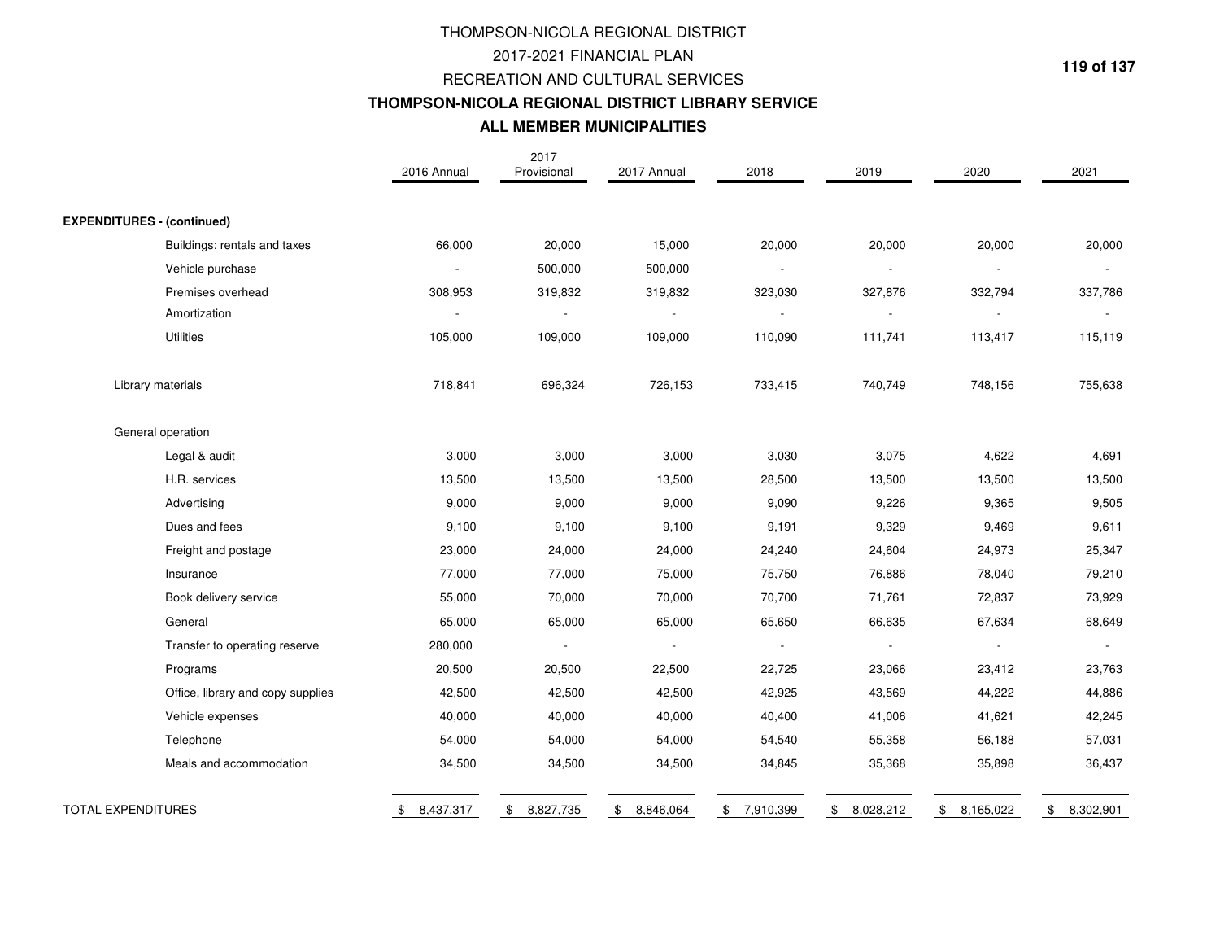# THOMPSON-NICOLA REGIONAL DISTRICT

## 2017-2021 FINANCIAL PLAN

## RECREATION AND CULTURAL SERVICES

## THOMPSON-NICOLA REGIONAL DISTRICT LIBRARY SERVICE

## ALL MEMBER MUNICIPALITIES

| | 2016 Annual | 2017 Provisional | 2017 Annual | 2018 | 2019 | 2020 | 2021 |
|---|---|---|---|---|---|---|---|
| **EXPENDITURES - (continued)** | | | | | | | |
| Buildings: rentals and taxes | 66,000 | 20,000 | 15,000 | 20,000 | 20,000 | 20,000 | 20,000 |
| Vehicle purchase | - | 500,000 | 500,000 | - | - | - | - |
| Premises overhead | 308,953 | 319,832 | 319,832 | 323,030 | 327,876 | 332,794 | 337,786 |
| Amortization | - | - | - | - | - | - | - |
| Utilities | 105,000 | 109,000 | 109,000 | 110,090 | 111,741 | 113,417 | 115,119 |
| Library materials | 718,841 | 696,324 | 726,153 | 733,415 | 740,749 | 748,156 | 755,638 |
| General operation | | | | | | | |
| Legal & audit | 3,000 | 3,000 | 3,000 | 3,030 | 3,075 | 4,622 | 4,691 |
| H.R. services | 13,500 | 13,500 | 13,500 | 28,500 | 13,500 | 13,500 | 13,500 |
| Advertising | 9,000 | 9,000 | 9,000 | 9,090 | 9,226 | 9,365 | 9,505 |
| Dues and fees | 9,100 | 9,100 | 9,100 | 9,191 | 9,329 | 9,469 | 9,611 |
| Freight and postage | 23,000 | 24,000 | 24,000 | 24,240 | 24,604 | 24,973 | 25,347 |
| Insurance | 77,000 | 77,000 | 75,000 | 75,750 | 76,886 | 78,040 | 79,210 |
| Book delivery service | 55,000 | 70,000 | 70,000 | 70,700 | 71,761 | 72,837 | 73,929 |
| General | 65,000 | 65,000 | 65,000 | 65,650 | 66,635 | 67,634 | 68,649 |
| Transfer to operating reserve | 280,000 | - | - | - | - | - | - |
| Programs | 20,500 | 20,500 | 22,500 | 22,725 | 23,066 | 23,412 | 23,763 |
| Office, library and copy supplies | 42,500 | 42,500 | 42,500 | 42,925 | 43,569 | 44,222 | 44,886 |
| Vehicle expenses | 40,000 | 40,000 | 40,000 | 40,400 | 41,006 | 41,621 | 42,245 |
| Telephone | 54,000 | 54,000 | 54,000 | 54,540 | 55,358 | 56,188 | 57,031 |
| Meals and accommodation | 34,500 | 34,500 | 34,500 | 34,845 | 35,368 | 35,898 | 36,437 |
| TOTAL EXPENDITURES | $ 8,437,317 | $ 8,827,735 | $ 8,846,064 | $ 7,910,399 | $ 8,028,212 | $ 8,165,022 | $ 8,302,901 |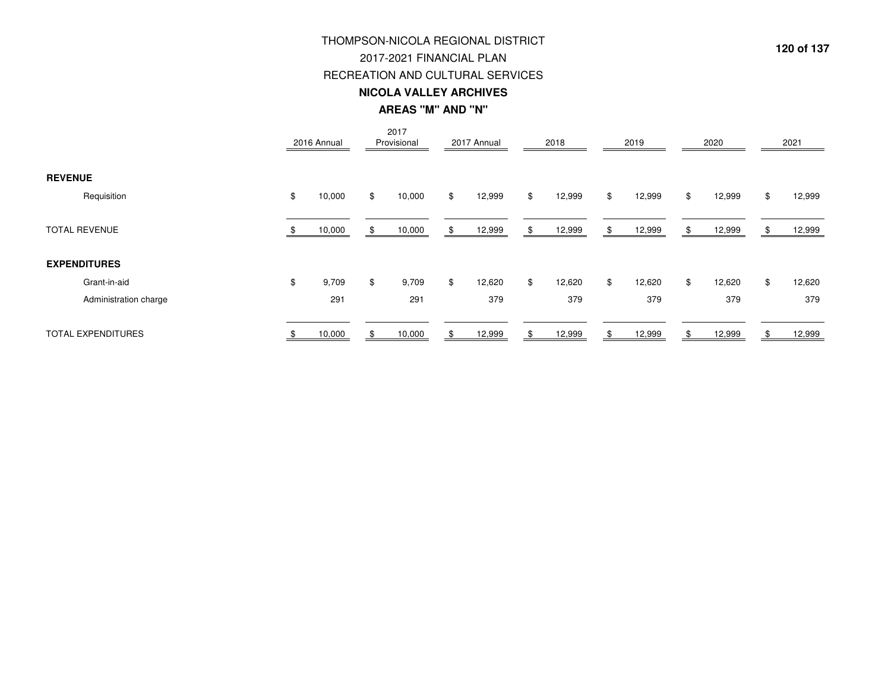# THOMPSON-NICOLA REGIONAL DISTRICT
## 2017-2021 FINANCIAL PLAN
## RECREATION AND CULTURAL SERVICES
## **NICOLA VALLEY ARCHIVES**
## **AREAS "M" AND "N"**

| | 2016 Annual | 2017 Provisional | 2017 Annual | 2018 | 2019 | 2020 | 2021 |
|---|---|---|---|---|---|---|---|
| **REVENUE** | | | | | | | |
| Requisition | $ 10,000 | $ 10,000 | $ 12,999 | $ 12,999 | $ 12,999 | $ 12,999 | $ 12,999 |
| TOTAL REVENUE | $ 10,000 | $ 10,000 | $ 12,999 | $ 12,999 | $ 12,999 | $ 12,999 | $ 12,999 |
| **EXPENDITURES** | | | | | | | |
| Grant-in-aid | $ 9,709 | $ 9,709 | $ 12,620 | $ 12,620 | $ 12,620 | $ 12,620 | $ 12,620 |
| Administration charge | 291 | 291 | 379 | 379 | 379 | 379 | 379 |
| TOTAL EXPENDITURES | $ 10,000 | $ 10,000 | $ 12,999 | $ 12,999 | $ 12,999 | $ 12,999 | $ 12,999 |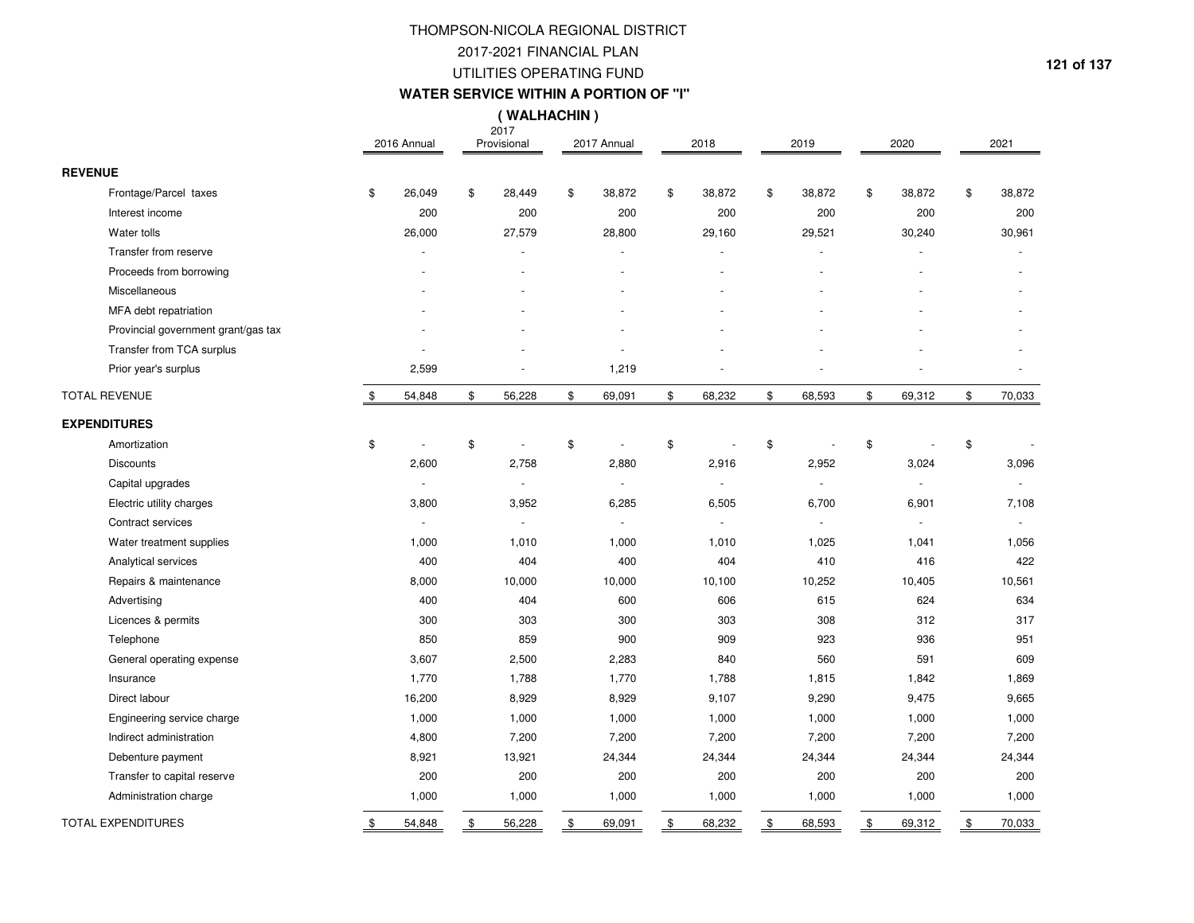# THOMPSON-NICOLA REGIONAL DISTRICT

## 2017-2021 FINANCIAL PLAN

## UTILITIES OPERATING FUND

### WATER SERVICE WITHIN A PORTION OF "I"

### ( WALHACHIN )

| | 2016 Annual | 2017 Provisional | 2017 Annual | 2018 | 2019 | 2020 | 2021 |
|---|---|---|---|---|---|---|---|
| **REVENUE** | | | | | | | |
| Frontage/Parcel taxes | $ 26,049 | $ 28,449 | $ 38,872 | $ 38,872 | $ 38,872 | $ 38,872 | $ 38,872 |
| Interest income | 200 | 200 | 200 | 200 | 200 | 200 | 200 |
| Water tolls | 26,000 | 27,579 | 28,800 | 29,160 | 29,521 | 30,240 | 30,961 |
| Transfer from reserve | - | - | - | - | - | - | - |
| Proceeds from borrowing | - | - | - | - | - | - | - |
| Miscellaneous | - | - | - | - | - | - | - |
| MFA debt repatriation | - | - | - | - | - | - | - |
| Provincial government grant/gas tax | - | - | - | - | - | - | - |
| Transfer from TCA surplus | - | - | - | - | - | - | - |
| Prior year's surplus | 2,599 | - | 1,219 | - | - | - | - |
| TOTAL REVENUE | $ 54,848 | $ 56,228 | $ 69,091 | $ 68,232 | $ 68,593 | $ 69,312 | $ 70,033 |
| **EXPENDITURES** | | | | | | | |
| Amortization | $ - | $ - | $ - | $ - | $ - | $ - | $ - |
| Discounts | 2,600 | 2,758 | 2,880 | 2,916 | 2,952 | 3,024 | 3,096 |
| Capital upgrades | - | - | - | - | - | - | - |
| Electric utility charges | 3,800 | 3,952 | 6,285 | 6,505 | 6,700 | 6,901 | 7,108 |
| Contract services | - | - | - | - | - | - | - |
| Water treatment supplies | 1,000 | 1,010 | 1,000 | 1,010 | 1,025 | 1,041 | 1,056 |
| Analytical services | 400 | 404 | 400 | 404 | 410 | 416 | 422 |
| Repairs & maintenance | 8,000 | 10,000 | 10,000 | 10,100 | 10,252 | 10,405 | 10,561 |
| Advertising | 400 | 404 | 600 | 606 | 615 | 624 | 634 |
| Licences & permits | 300 | 303 | 300 | 303 | 308 | 312 | 317 |
| Telephone | 850 | 859 | 900 | 909 | 923 | 936 | 951 |
| General operating expense | 3,607 | 2,500 | 2,283 | 840 | 560 | 591 | 609 |
| Insurance | 1,770 | 1,788 | 1,770 | 1,788 | 1,815 | 1,842 | 1,869 |
| Direct labour | 16,200 | 8,929 | 8,929 | 9,107 | 9,290 | 9,475 | 9,665 |
| Engineering service charge | 1,000 | 1,000 | 1,000 | 1,000 | 1,000 | 1,000 | 1,000 |
| Indirect administration | 4,800 | 7,200 | 7,200 | 7,200 | 7,200 | 7,200 | 7,200 |
| Debenture payment | 8,921 | 13,921 | 24,344 | 24,344 | 24,344 | 24,344 | 24,344 |
| Transfer to capital reserve | 200 | 200 | 200 | 200 | 200 | 200 | 200 |
| Administration charge | 1,000 | 1,000 | 1,000 | 1,000 | 1,000 | 1,000 | 1,000 |
| TOTAL EXPENDITURES | $ 54,848 | $ 56,228 | $ 69,091 | $ 68,232 | $ 68,593 | $ 69,312 | $ 70,033 |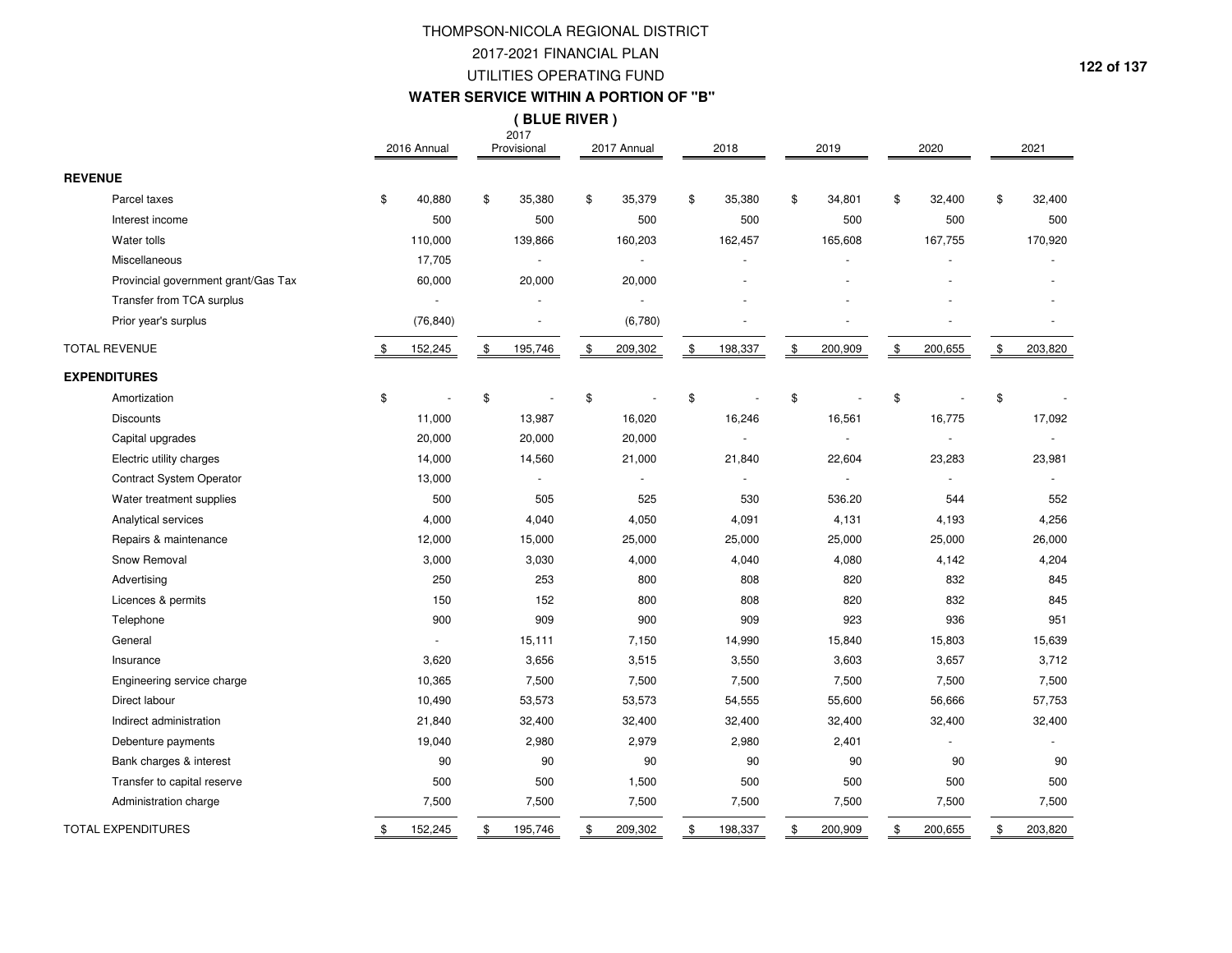# THOMPSON-NICOLA REGIONAL DISTRICT
## 2017-2021 FINANCIAL PLAN
## UTILITIES OPERATING FUND
### WATER SERVICE WITHIN A PORTION OF "B"
### ( BLUE RIVER )

| | 2016 Annual | 2017 Provisional | 2017 Annual | 2018 | 2019 | 2020 | 2021 |
|---|---|---|---|---|---|---|---|
| **REVENUE** | | | | | | | |
| Parcel taxes | $ 40,880 | $ 35,380 | $ 35,379 | $ 35,380 | $ 34,801 | $ 32,400 | $ 32,400 |
| Interest income | 500 | 500 | 500 | 500 | 500 | 500 | 500 |
| Water tolls | 110,000 | 139,866 | 160,203 | 162,457 | 165,608 | 167,755 | 170,920 |
| Miscellaneous | 17,705 | - | - | - | - | - | - |
| Provincial government grant/Gas Tax | 60,000 | 20,000 | 20,000 | - | - | - | - |
| Transfer from TCA surplus | - | - | - | - | - | - | - |
| Prior year's surplus | (76,840) | - | (6,780) | - | - | - | - |
| TOTAL REVENUE | $ 152,245 | $ 195,746 | $ 209,302 | $ 198,337 | $ 200,909 | $ 200,655 | $ 203,820 |
| **EXPENDITURES** | | | | | | | |
| Amortization | $ - | $ - | $ - | $ - | $ - | $ - | $ - |
| Discounts | 11,000 | 13,987 | 16,020 | 16,246 | 16,561 | 16,775 | 17,092 |
| Capital upgrades | 20,000 | 20,000 | 20,000 | - | - | - | - |
| Electric utility charges | 14,000 | 14,560 | 21,000 | 21,840 | 22,604 | 23,283 | 23,981 |
| Contract System Operator | 13,000 | - | - | - | - | - | - |
| Water treatment supplies | 500 | 505 | 525 | 530 | 536.20 | 544 | 552 |
| Analytical services | 4,000 | 4,040 | 4,050 | 4,091 | 4,131 | 4,193 | 4,256 |
| Repairs & maintenance | 12,000 | 15,000 | 25,000 | 25,000 | 25,000 | 25,000 | 26,000 |
| Snow Removal | 3,000 | 3,030 | 4,000 | 4,040 | 4,080 | 4,142 | 4,204 |
| Advertising | 250 | 253 | 800 | 808 | 820 | 832 | 845 |
| Licences & permits | 150 | 152 | 800 | 808 | 820 | 832 | 845 |
| Telephone | 900 | 909 | 900 | 909 | 923 | 936 | 951 |
| General | - | 15,111 | 7,150 | 14,990 | 15,840 | 15,803 | 15,639 |
| Insurance | 3,620 | 3,656 | 3,515 | 3,550 | 3,603 | 3,657 | 3,712 |
| Engineering service charge | 10,365 | 7,500 | 7,500 | 7,500 | 7,500 | 7,500 | 7,500 |
| Direct labour | 10,490 | 53,573 | 53,573 | 54,555 | 55,600 | 56,666 | 57,753 |
| Indirect administration | 21,840 | 32,400 | 32,400 | 32,400 | 32,400 | 32,400 | 32,400 |
| Debenture payments | 19,040 | 2,980 | 2,979 | 2,980 | 2,401 | - | - |
| Bank charges & interest | 90 | 90 | 90 | 90 | 90 | 90 | 90 |
| Transfer to capital reserve | 500 | 500 | 1,500 | 500 | 500 | 500 | 500 |
| Administration charge | 7,500 | 7,500 | 7,500 | 7,500 | 7,500 | 7,500 | 7,500 |
| TOTAL EXPENDITURES | $ 152,245 | $ 195,746 | $ 209,302 | $ 198,337 | $ 200,909 | $ 200,655 | $ 203,820 |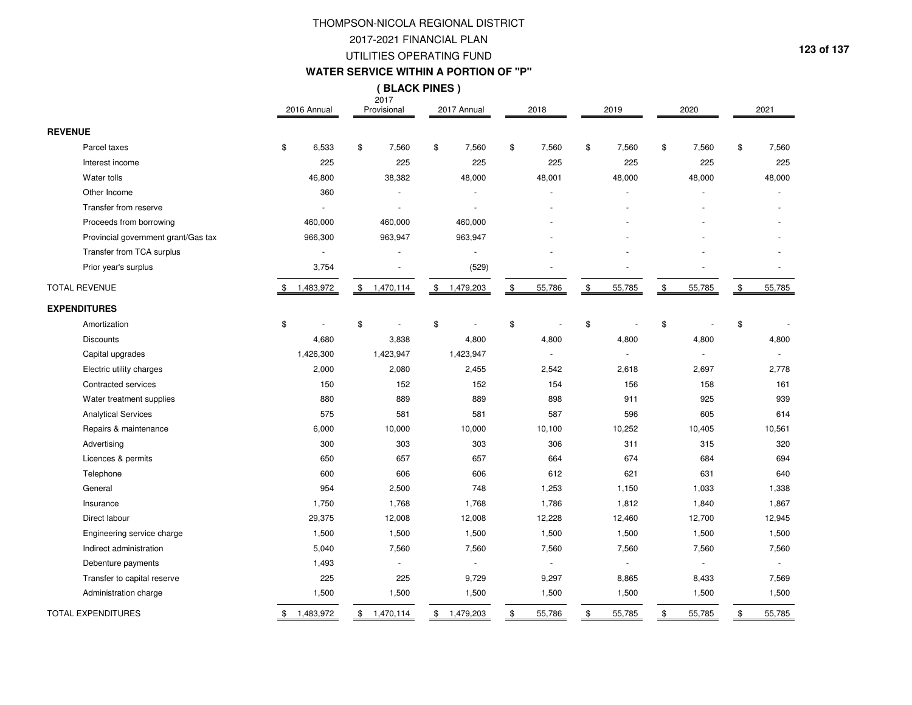# THOMPSON-NICOLA REGIONAL DISTRICT

## 2017-2021 FINANCIAL PLAN

## UTILITIES OPERATING FUND

### WATER SERVICE WITHIN A PORTION OF "P"

### ( BLACK PINES )

| | 2016 Annual | 2017 Provisional | 2017 Annual | 2018 | 2019 | 2020 | 2021 |
|---|---|---|---|---|---|---|---|
| **REVENUE** | | | | | | | |
| Parcel taxes | $ 6,533 | $ 7,560 | $ 7,560 | $ 7,560 | $ 7,560 | $ 7,560 | $ 7,560 |
| Interest income | 225 | 225 | 225 | 225 | 225 | 225 | 225 |
| Water tolls | 46,800 | 38,382 | 48,000 | 48,001 | 48,000 | 48,000 | 48,000 |
| Other Income | 360 | - | - | - | - | - | - |
| Transfer from reserve | - | - | - | - | - | - | - |
| Proceeds from borrowing | 460,000 | 460,000 | 460,000 | - | - | - | - |
| Provincial government grant/Gas tax | 966,300 | 963,947 | 963,947 | - | - | - | - |
| Transfer from TCA surplus | - | - | - | - | - | - | - |
| Prior year's surplus | 3,754 | - | (529) | - | - | - | - |
| TOTAL REVENUE | $ 1,483,972 | $ 1,470,114 | $ 1,479,203 | $ 55,786 | $ 55,785 | $ 55,785 | $ 55,785 |
| **EXPENDITURES** | | | | | | | |
| Amortization | $ - | $ - | $ - | $ - | $ - | $ - | $ - |
| Discounts | 4,680 | 3,838 | 4,800 | 4,800 | 4,800 | 4,800 | 4,800 |
| Capital upgrades | 1,426,300 | 1,423,947 | 1,423,947 | - | - | - | - |
| Electric utility charges | 2,000 | 2,080 | 2,455 | 2,542 | 2,618 | 2,697 | 2,778 |
| Contracted services | 150 | 152 | 152 | 154 | 156 | 158 | 161 |
| Water treatment supplies | 880 | 889 | 889 | 898 | 911 | 925 | 939 |
| Analytical Services | 575 | 581 | 581 | 587 | 596 | 605 | 614 |
| Repairs & maintenance | 6,000 | 10,000 | 10,000 | 10,100 | 10,252 | 10,405 | 10,561 |
| Advertising | 300 | 303 | 303 | 306 | 311 | 315 | 320 |
| Licences & permits | 650 | 657 | 657 | 664 | 674 | 684 | 694 |
| Telephone | 600 | 606 | 606 | 612 | 621 | 631 | 640 |
| General | 954 | 2,500 | 748 | 1,253 | 1,150 | 1,033 | 1,338 |
| Insurance | 1,750 | 1,768 | 1,768 | 1,786 | 1,812 | 1,840 | 1,867 |
| Direct labour | 29,375 | 12,008 | 12,008 | 12,228 | 12,460 | 12,700 | 12,945 |
| Engineering service charge | 1,500 | 1,500 | 1,500 | 1,500 | 1,500 | 1,500 | 1,500 |
| Indirect administration | 5,040 | 7,560 | 7,560 | 7,560 | 7,560 | 7,560 | 7,560 |
| Debenture payments | 1,493 | - | - | - | - | - | - |
| Transfer to capital reserve | 225 | 225 | 9,729 | 9,297 | 8,865 | 8,433 | 7,569 |
| Administration charge | 1,500 | 1,500 | 1,500 | 1,500 | 1,500 | 1,500 | 1,500 |
| TOTAL EXPENDITURES | $ 1,483,972 | $ 1,470,114 | $ 1,479,203 | $ 55,786 | $ 55,785 | $ 55,785 | $ 55,785 |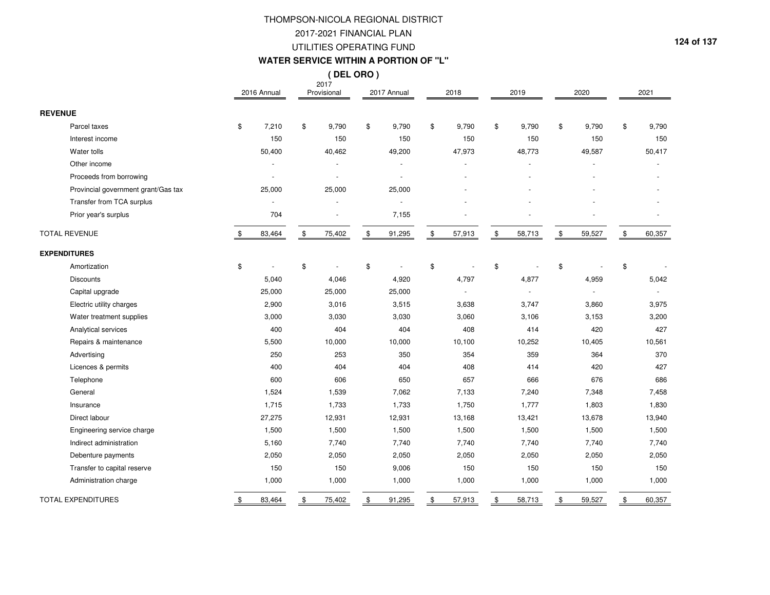# THOMPSON-NICOLA REGIONAL DISTRICT

## 2017-2021 FINANCIAL PLAN

## UTILITIES OPERATING FUND

## WATER SERVICE WITHIN A PORTION OF "L"

## ( DEL ORO )

| | 2016 Annual | 2017 Provisional | 2017 Annual | 2018 | 2019 | 2020 | 2021 |
|---|---|---|---|---|---|---|---|
| **REVENUE** | | | | | | | |
| Parcel taxes | $ 7,210 | $ 9,790 | $ 9,790 | $ 9,790 | $ 9,790 | $ 9,790 | $ 9,790 |
| Interest income | 150 | 150 | 150 | 150 | 150 | 150 | 150 |
| Water tolls | 50,400 | 40,462 | 49,200 | 47,973 | 48,773 | 49,587 | 50,417 |
| Other income | - | - | - | - | - | - | - |
| Proceeds from borrowing | - | - | - | - | - | - | - |
| Provincial government grant/Gas tax | 25,000 | 25,000 | 25,000 | - | - | - | - |
| Transfer from TCA surplus | - | - | - | - | - | - | - |
| Prior year's surplus | 704 | - | 7,155 | - | - | - | - |
| TOTAL REVENUE | $ 83,464 | $ 75,402 | $ 91,295 | $ 57,913 | $ 58,713 | $ 59,527 | $ 60,357 |
| **EXPENDITURES** | | | | | | | |
| Amortization | $ - | $ - | $ - | $ - | $ - | $ - | $ - |
| Discounts | 5,040 | 4,046 | 4,920 | 4,797 | 4,877 | 4,959 | 5,042 |
| Capital upgrade | 25,000 | 25,000 | 25,000 | - | - | - | - |
| Electric utility charges | 2,900 | 3,016 | 3,515 | 3,638 | 3,747 | 3,860 | 3,975 |
| Water treatment supplies | 3,000 | 3,030 | 3,030 | 3,060 | 3,106 | 3,153 | 3,200 |
| Analytical services | 400 | 404 | 404 | 408 | 414 | 420 | 427 |
| Repairs & maintenance | 5,500 | 10,000 | 10,000 | 10,100 | 10,252 | 10,405 | 10,561 |
| Advertising | 250 | 253 | 350 | 354 | 359 | 364 | 370 |
| Licences & permits | 400 | 404 | 404 | 408 | 414 | 420 | 427 |
| Telephone | 600 | 606 | 650 | 657 | 666 | 676 | 686 |
| General | 1,524 | 1,539 | 7,062 | 7,133 | 7,240 | 7,348 | 7,458 |
| Insurance | 1,715 | 1,733 | 1,733 | 1,750 | 1,777 | 1,803 | 1,830 |
| Direct labour | 27,275 | 12,931 | 12,931 | 13,168 | 13,421 | 13,678 | 13,940 |
| Engineering service charge | 1,500 | 1,500 | 1,500 | 1,500 | 1,500 | 1,500 | 1,500 |
| Indirect administration | 5,160 | 7,740 | 7,740 | 7,740 | 7,740 | 7,740 | 7,740 |
| Debenture payments | 2,050 | 2,050 | 2,050 | 2,050 | 2,050 | 2,050 | 2,050 |
| Transfer to capital reserve | 150 | 150 | 9,006 | 150 | 150 | 150 | 150 |
| Administration charge | 1,000 | 1,000 | 1,000 | 1,000 | 1,000 | 1,000 | 1,000 |
| TOTAL EXPENDITURES | $ 83,464 | $ 75,402 | $ 91,295 | $ 57,913 | $ 58,713 | $ 59,527 | $ 60,357 |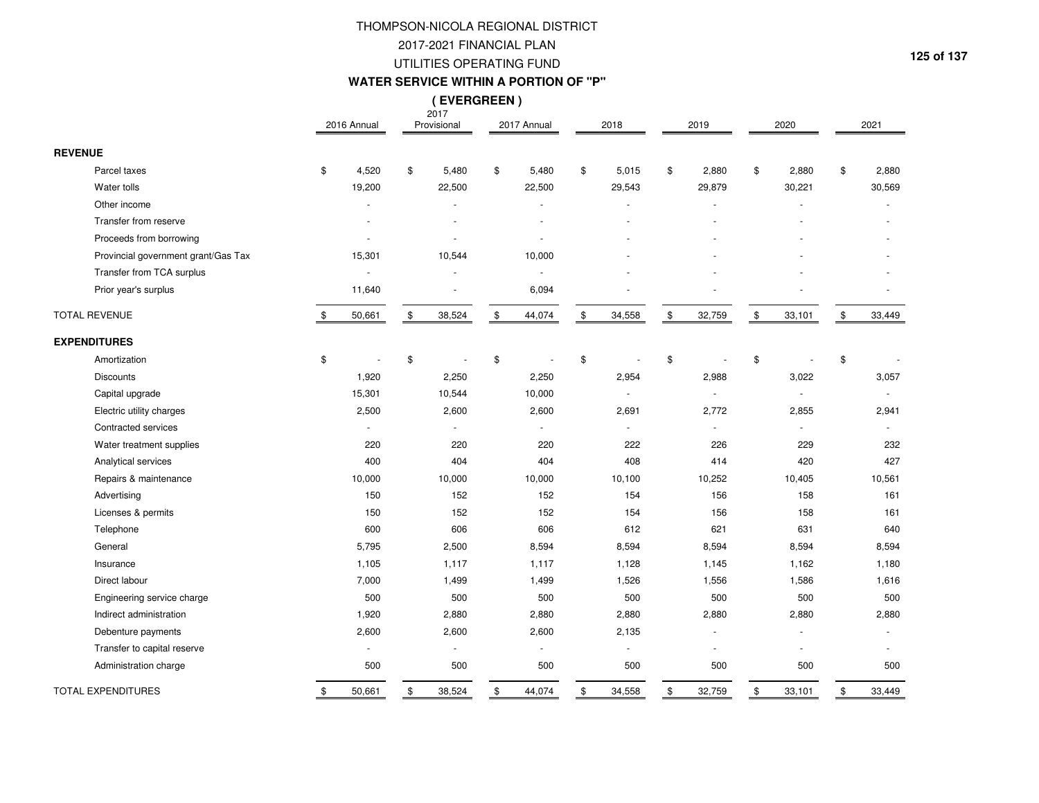# THOMPSON-NICOLA REGIONAL DISTRICT

## 2017-2021 FINANCIAL PLAN

## UTILITIES OPERATING FUND

## WATER SERVICE WITHIN A PORTION OF "P"

## ( EVERGREEN )

| | 2016 Annual | 2017 Provisional | 2017 Annual | 2018 | 2019 | 2020 | 2021 |
|---|---|---|---|---|---|---|---|
| **REVENUE** | | | | | | | |
| Parcel taxes | $ 4,520 | $ 5,480 | $ 5,480 | $ 5,015 | $ 2,880 | $ 2,880 | $ 2,880 |
| Water tolls | 19,200 | 22,500 | 22,500 | 29,543 | 29,879 | 30,221 | 30,569 |
| Other income | - | - | - | - | - | - | - |
| Transfer from reserve | - | - | - | - | - | - | - |
| Proceeds from borrowing | - | - | - | - | - | - | - |
| Provincial government grant/Gas Tax | 15,301 | 10,544 | 10,000 | - | - | - | - |
| Transfer from TCA surplus | - | - | - | - | - | - | - |
| Prior year's surplus | 11,640 | - | 6,094 | - | - | - | - |
| TOTAL REVENUE | $ 50,661 | $ 38,524 | $ 44,074 | $ 34,558 | $ 32,759 | $ 33,101 | $ 33,449 |
| **EXPENDITURES** | | | | | | | |
| Amortization | $ - | $ - | $ - | $ - | $ - | $ - | $ - |
| Discounts | 1,920 | 2,250 | 2,250 | 2,954 | 2,988 | 3,022 | 3,057 |
| Capital upgrade | 15,301 | 10,544 | 10,000 | - | - | - | - |
| Electric utility charges | 2,500 | 2,600 | 2,600 | 2,691 | 2,772 | 2,855 | 2,941 |
| Contracted services | - | - | - | - | - | - | - |
| Water treatment supplies | 220 | 220 | 220 | 222 | 226 | 229 | 232 |
| Analytical services | 400 | 404 | 404 | 408 | 414 | 420 | 427 |
| Repairs & maintenance | 10,000 | 10,000 | 10,000 | 10,100 | 10,252 | 10,405 | 10,561 |
| Advertising | 150 | 152 | 152 | 154 | 156 | 158 | 161 |
| Licenses & permits | 150 | 152 | 152 | 154 | 156 | 158 | 161 |
| Telephone | 600 | 606 | 606 | 612 | 621 | 631 | 640 |
| General | 5,795 | 2,500 | 8,594 | 8,594 | 8,594 | 8,594 | 8,594 |
| Insurance | 1,105 | 1,117 | 1,117 | 1,128 | 1,145 | 1,162 | 1,180 |
| Direct labour | 7,000 | 1,499 | 1,499 | 1,526 | 1,556 | 1,586 | 1,616 |
| Engineering service charge | 500 | 500 | 500 | 500 | 500 | 500 | 500 |
| Indirect administration | 1,920 | 2,880 | 2,880 | 2,880 | 2,880 | 2,880 | 2,880 |
| Debenture payments | 2,600 | 2,600 | 2,600 | 2,135 | - | - | - |
| Transfer to capital reserve | - | - | - | - | - | - | - |
| Administration charge | 500 | 500 | 500 | 500 | 500 | 500 | 500 |
| TOTAL EXPENDITURES | $ 50,661 | $ 38,524 | $ 44,074 | $ 34,558 | $ 32,759 | $ 33,101 | $ 33,449 |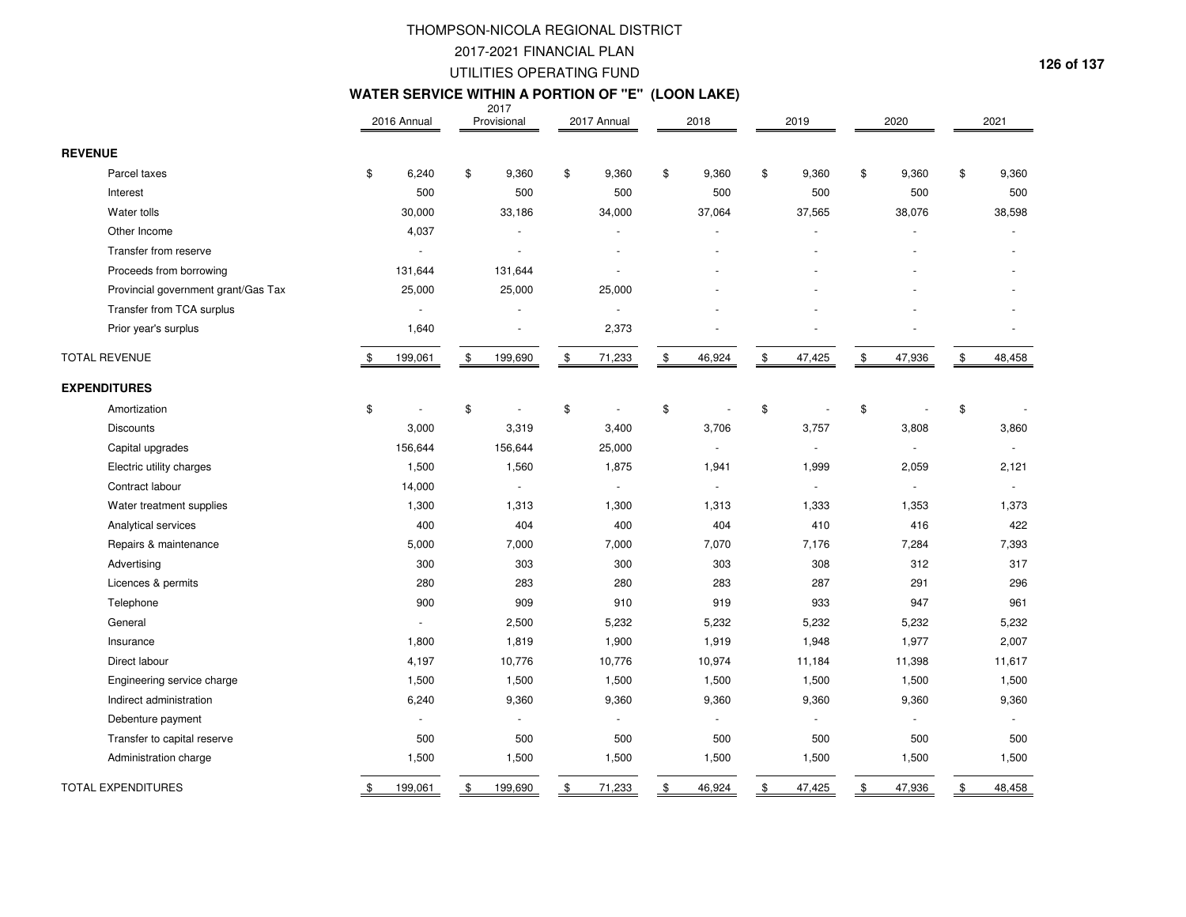# THOMPSON-NICOLA REGIONAL DISTRICT

## 2017-2021 FINANCIAL PLAN

## UTILITIES OPERATING FUND

### WATER SERVICE WITHIN A PORTION OF "E" (LOON LAKE)

| | 2016 Annual | 2017 Provisional | 2017 Annual | 2018 | 2019 | 2020 | 2021 |
|---|---|---|---|---|---|---|---|
| **REVENUE** | | | | | | | |
| Parcel taxes | $ 6,240 | $ 9,360 | $ 9,360 | $ 9,360 | $ 9,360 | $ 9,360 | $ 9,360 |
| Interest | 500 | 500 | 500 | 500 | 500 | 500 | 500 |
| Water tolls | 30,000 | 33,186 | 34,000 | 37,064 | 37,565 | 38,076 | 38,598 |
| Other Income | 4,037 | - | - | - | - | - | - |
| Transfer from reserve | - | - | - | - | - | - | - |
| Proceeds from borrowing | 131,644 | 131,644 | - | - | - | - | - |
| Provincial government grant/Gas Tax | 25,000 | 25,000 | 25,000 | - | - | - | - |
| Transfer from TCA surplus | - | - | - | - | - | - | - |
| Prior year's surplus | 1,640 | - | 2,373 | - | - | - | - |
| TOTAL REVENUE | $ 199,061 | $ 199,690 | $ 71,233 | $ 46,924 | $ 47,425 | $ 47,936 | $ 48,458 |
| **EXPENDITURES** | | | | | | | |
| Amortization | $ - | $ - | $ - | $ - | $ - | $ - | $ - |
| Discounts | 3,000 | 3,319 | 3,400 | 3,706 | 3,757 | 3,808 | 3,860 |
| Capital upgrades | 156,644 | 156,644 | 25,000 | - | - | - | - |
| Electric utility charges | 1,500 | 1,560 | 1,875 | 1,941 | 1,999 | 2,059 | 2,121 |
| Contract labour | 14,000 | - | - | - | - | - | - |
| Water treatment supplies | 1,300 | 1,313 | 1,300 | 1,313 | 1,333 | 1,353 | 1,373 |
| Analytical services | 400 | 404 | 400 | 404 | 410 | 416 | 422 |
| Repairs & maintenance | 5,000 | 7,000 | 7,000 | 7,070 | 7,176 | 7,284 | 7,393 |
| Advertising | 300 | 303 | 300 | 303 | 308 | 312 | 317 |
| Licences & permits | 280 | 283 | 280 | 283 | 287 | 291 | 296 |
| Telephone | 900 | 909 | 910 | 919 | 933 | 947 | 961 |
| General | - | 2,500 | 5,232 | 5,232 | 5,232 | 5,232 | 5,232 |
| Insurance | 1,800 | 1,819 | 1,900 | 1,919 | 1,948 | 1,977 | 2,007 |
| Direct labour | 4,197 | 10,776 | 10,776 | 10,974 | 11,184 | 11,398 | 11,617 |
| Engineering service charge | 1,500 | 1,500 | 1,500 | 1,500 | 1,500 | 1,500 | 1,500 |
| Indirect administration | 6,240 | 9,360 | 9,360 | 9,360 | 9,360 | 9,360 | 9,360 |
| Debenture payment | - | - | - | - | - | - | - |
| Transfer to capital reserve | 500 | 500 | 500 | 500 | 500 | 500 | 500 |
| Administration charge | 1,500 | 1,500 | 1,500 | 1,500 | 1,500 | 1,500 | 1,500 |
| TOTAL EXPENDITURES | $ 199,061 | $ 199,690 | $ 71,233 | $ 46,924 | $ 47,425 | $ 47,936 | $ 48,458 |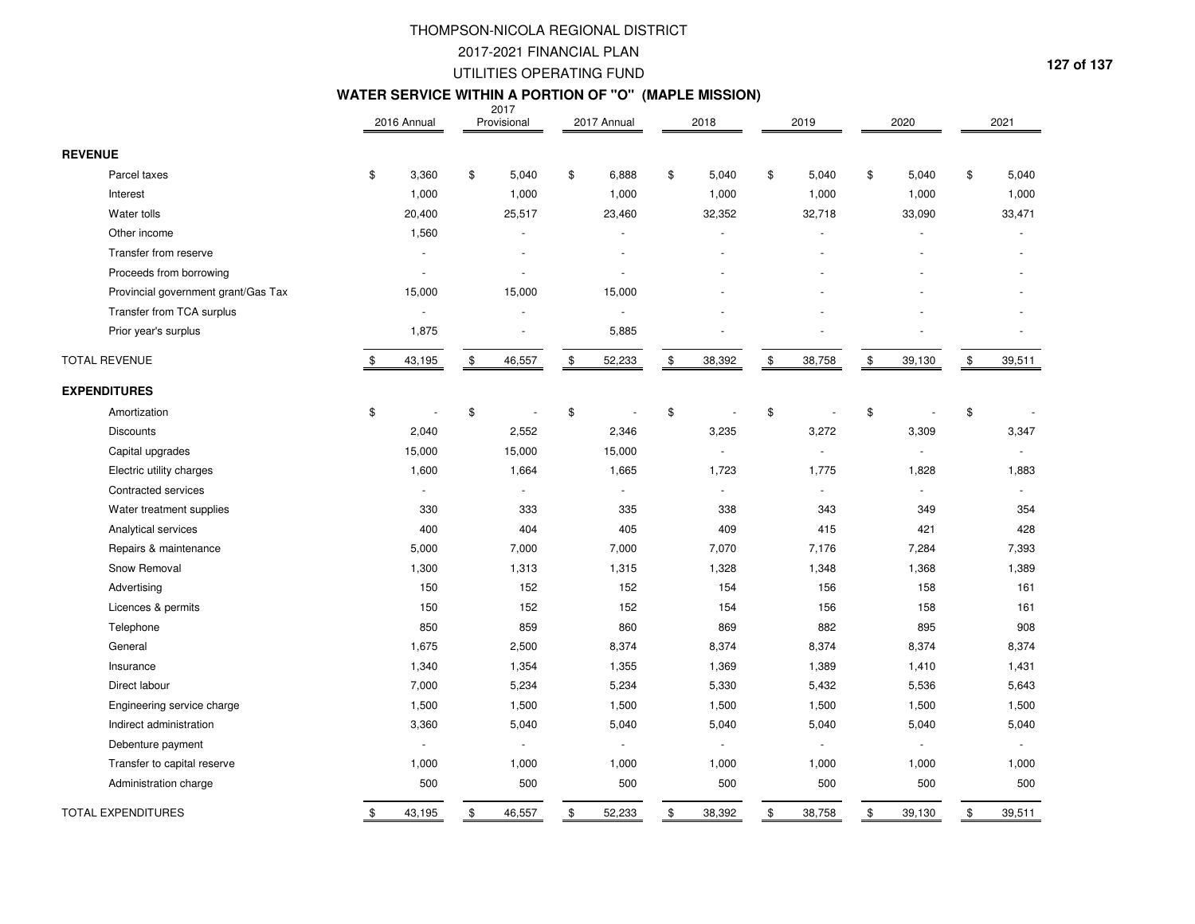# THOMPSON-NICOLA REGIONAL DISTRICT

## 2017-2021 FINANCIAL PLAN

## UTILITIES OPERATING FUND

### WATER SERVICE WITHIN A PORTION OF "O" (MAPLE MISSION)

| | 2016 Annual | 2017 Provisional | 2017 Annual | 2018 | 2019 | 2020 | 2021 |
|---|---|---|---|---|---|---|---|
| **REVENUE** | | | | | | | |
| Parcel taxes | $ 3,360 | $ 5,040 | $ 6,888 | $ 5,040 | $ 5,040 | $ 5,040 | $ 5,040 |
| Interest | 1,000 | 1,000 | 1,000 | 1,000 | 1,000 | 1,000 | 1,000 |
| Water tolls | 20,400 | 25,517 | 23,460 | 32,352 | 32,718 | 33,090 | 33,471 |
| Other income | 1,560 | - | - | - | - | - | - |
| Transfer from reserve | - | - | - | - | - | - | - |
| Proceeds from borrowing | - | - | - | - | - | - | - |
| Provincial government grant/Gas Tax | 15,000 | 15,000 | 15,000 | - | - | - | - |
| Transfer from TCA surplus | - | - | - | - | - | - | - |
| Prior year's surplus | 1,875 | - | 5,885 | - | - | - | - |
| TOTAL REVENUE | $ 43,195 | $ 46,557 | $ 52,233 | $ 38,392 | $ 38,758 | $ 39,130 | $ 39,511 |
| **EXPENDITURES** | | | | | | | |
| Amortization | $ - | $ - | $ - | $ - | $ - | $ - | $ - |
| Discounts | 2,040 | 2,552 | 2,346 | 3,235 | 3,272 | 3,309 | 3,347 |
| Capital upgrades | 15,000 | 15,000 | 15,000 | - | - | - | - |
| Electric utility charges | 1,600 | 1,664 | 1,665 | 1,723 | 1,775 | 1,828 | 1,883 |
| Contracted services | - | - | - | - | - | - | - |
| Water treatment supplies | 330 | 333 | 335 | 338 | 343 | 349 | 354 |
| Analytical services | 400 | 404 | 405 | 409 | 415 | 421 | 428 |
| Repairs & maintenance | 5,000 | 7,000 | 7,000 | 7,070 | 7,176 | 7,284 | 7,393 |
| Snow Removal | 1,300 | 1,313 | 1,315 | 1,328 | 1,348 | 1,368 | 1,389 |
| Advertising | 150 | 152 | 152 | 154 | 156 | 158 | 161 |
| Licences & permits | 150 | 152 | 152 | 154 | 156 | 158 | 161 |
| Telephone | 850 | 859 | 860 | 869 | 882 | 895 | 908 |
| General | 1,675 | 2,500 | 8,374 | 8,374 | 8,374 | 8,374 | 8,374 |
| Insurance | 1,340 | 1,354 | 1,355 | 1,369 | 1,389 | 1,410 | 1,431 |
| Direct labour | 7,000 | 5,234 | 5,234 | 5,330 | 5,432 | 5,536 | 5,643 |
| Engineering service charge | 1,500 | 1,500 | 1,500 | 1,500 | 1,500 | 1,500 | 1,500 |
| Indirect administration | 3,360 | 5,040 | 5,040 | 5,040 | 5,040 | 5,040 | 5,040 |
| Debenture payment | - | - | - | - | - | - | - |
| Transfer to capital reserve | 1,000 | 1,000 | 1,000 | 1,000 | 1,000 | 1,000 | 1,000 |
| Administration charge | 500 | 500 | 500 | 500 | 500 | 500 | 500 |
| TOTAL EXPENDITURES | $ 43,195 | $ 46,557 | $ 52,233 | $ 38,392 | $ 38,758 | $ 39,130 | $ 39,511 |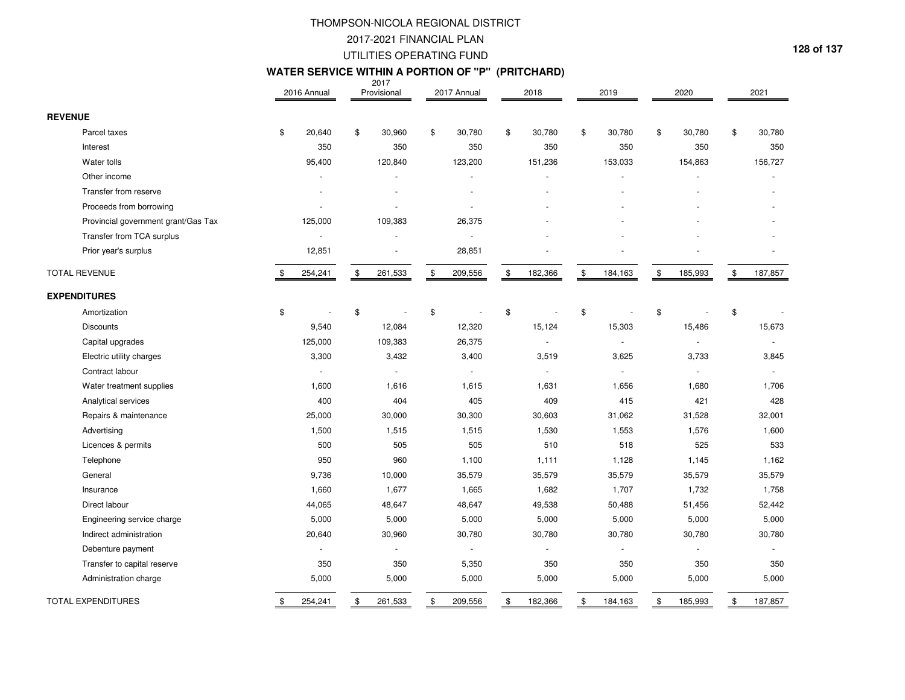# THOMPSON-NICOLA REGIONAL DISTRICT

## 2017-2021 FINANCIAL PLAN

## UTILITIES OPERATING FUND

### WATER SERVICE WITHIN A PORTION OF "P" (PRITCHARD)

| | 2016 Annual | 2017 Provisional | 2017 Annual | 2018 | 2019 | 2020 | 2021 |
|---|---|---|---|---|---|---|---|
| **REVENUE** | | | | | | | |
| Parcel taxes | $ 20,640 | $ 30,960 | $ 30,780 | $ 30,780 | $ 30,780 | $ 30,780 | $ 30,780 |
| Interest | 350 | 350 | 350 | 350 | 350 | 350 | 350 |
| Water tolls | 95,400 | 120,840 | 123,200 | 151,236 | 153,033 | 154,863 | 156,727 |
| Other income | - | - | - | - | - | - | - |
| Transfer from reserve | - | - | - | - | - | - | - |
| Proceeds from borrowing | - | - | - | - | - | - | - |
| Provincial government grant/Gas Tax | 125,000 | 109,383 | 26,375 | - | - | - | - |
| Transfer from TCA surplus | - | - | - | - | - | - | - |
| Prior year's surplus | 12,851 | - | 28,851 | - | - | - | - |
| TOTAL REVENUE | $ 254,241 | $ 261,533 | $ 209,556 | $ 182,366 | $ 184,163 | $ 185,993 | $ 187,857 |
| **EXPENDITURES** | | | | | | | |
| Amortization | $ - | $ - | $ - | $ - | $ - | $ - | $ - |
| Discounts | 9,540 | 12,084 | 12,320 | 15,124 | 15,303 | 15,486 | 15,673 |
| Capital upgrades | 125,000 | 109,383 | 26,375 | - | - | - | - |
| Electric utility charges | 3,300 | 3,432 | 3,400 | 3,519 | 3,625 | 3,733 | 3,845 |
| Contract labour | - | - | - | - | - | - | - |
| Water treatment supplies | 1,600 | 1,616 | 1,615 | 1,631 | 1,656 | 1,680 | 1,706 |
| Analytical services | 400 | 404 | 405 | 409 | 415 | 421 | 428 |
| Repairs & maintenance | 25,000 | 30,000 | 30,300 | 30,603 | 31,062 | 31,528 | 32,001 |
| Advertising | 1,500 | 1,515 | 1,515 | 1,530 | 1,553 | 1,576 | 1,600 |
| Licences & permits | 500 | 505 | 505 | 510 | 518 | 525 | 533 |
| Telephone | 950 | 960 | 1,100 | 1,111 | 1,128 | 1,145 | 1,162 |
| General | 9,736 | 10,000 | 35,579 | 35,579 | 35,579 | 35,579 | 35,579 |
| Insurance | 1,660 | 1,677 | 1,665 | 1,682 | 1,707 | 1,732 | 1,758 |
| Direct labour | 44,065 | 48,647 | 48,647 | 49,538 | 50,488 | 51,456 | 52,442 |
| Engineering service charge | 5,000 | 5,000 | 5,000 | 5,000 | 5,000 | 5,000 | 5,000 |
| Indirect administration | 20,640 | 30,960 | 30,780 | 30,780 | 30,780 | 30,780 | 30,780 |
| Debenture payment | - | - | - | - | - | - | - |
| Transfer to capital reserve | 350 | 350 | 5,350 | 350 | 350 | 350 | 350 |
| Administration charge | 5,000 | 5,000 | 5,000 | 5,000 | 5,000 | 5,000 | 5,000 |
| TOTAL EXPENDITURES | $ 254,241 | $ 261,533 | $ 209,556 | $ 182,366 | $ 184,163 | $ 185,993 | $ 187,857 |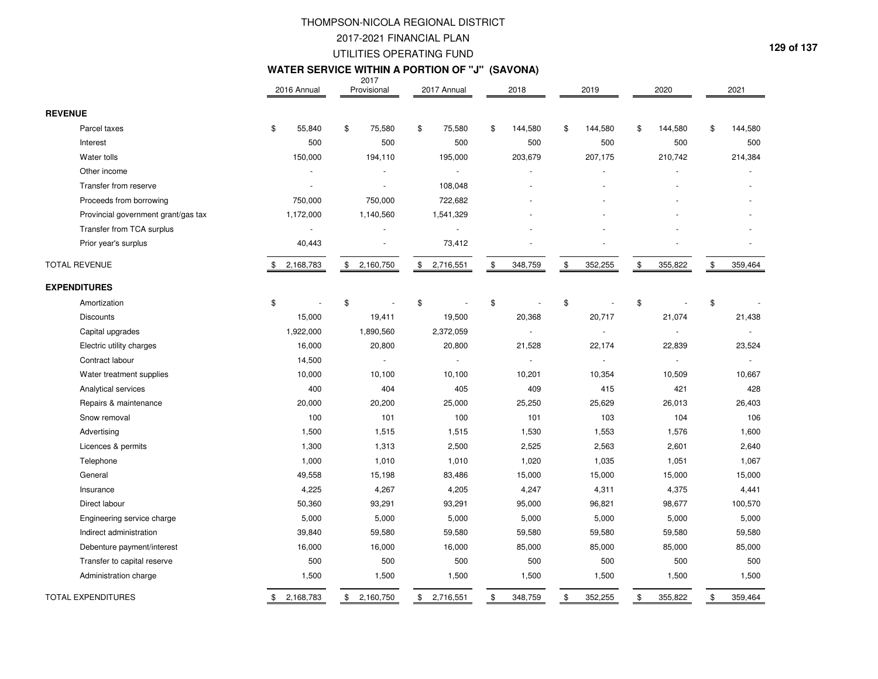# THOMPSON-NICOLA REGIONAL DISTRICT

## 2017-2021 FINANCIAL PLAN

## UTILITIES OPERATING FUND

### WATER SERVICE WITHIN A PORTION OF "J" (SAVONA)

| | 2016 Annual | 2017 Provisional | 2017 Annual | 2018 | 2019 | 2020 | 2021 |
|---|---|---|---|---|---|---|---|
| **REVENUE** | | | | | | | |
| Parcel taxes | $ 55,840 | $ 75,580 | $ 75,580 | $ 144,580 | $ 144,580 | $ 144,580 | $ 144,580 |
| Interest | 500 | 500 | 500 | 500 | 500 | 500 | 500 |
| Water tolls | 150,000 | 194,110 | 195,000 | 203,679 | 207,175 | 210,742 | 214,384 |
| Other income | - | - | - | - | - | - | - |
| Transfer from reserve | - | - | 108,048 | - | - | - | - |
| Proceeds from borrowing | 750,000 | 750,000 | 722,682 | - | - | - | - |
| Provincial government grant/gas tax | 1,172,000 | 1,140,560 | 1,541,329 | - | - | - | - |
| Transfer from TCA surplus | - | - | - | - | - | - | - |
| Prior year's surplus | 40,443 | - | 73,412 | - | - | - | - |
| TOTAL REVENUE | $ 2,168,783 | $ 2,160,750 | $ 2,716,551 | $ 348,759 | $ 352,255 | $ 355,822 | $ 359,464 |
| **EXPENDITURES** | | | | | | | |
| Amortization | $ - | $ - | $ - | $ - | $ - | $ - | $ - |
| Discounts | 15,000 | 19,411 | 19,500 | 20,368 | 20,717 | 21,074 | 21,438 |
| Capital upgrades | 1,922,000 | 1,890,560 | 2,372,059 | - | - | - | - |
| Electric utility charges | 16,000 | 20,800 | 20,800 | 21,528 | 22,174 | 22,839 | 23,524 |
| Contract labour | 14,500 | - | - | - | - | - | - |
| Water treatment supplies | 10,000 | 10,100 | 10,100 | 10,201 | 10,354 | 10,509 | 10,667 |
| Analytical services | 400 | 404 | 405 | 409 | 415 | 421 | 428 |
| Repairs & maintenance | 20,000 | 20,200 | 25,000 | 25,250 | 25,629 | 26,013 | 26,403 |
| Snow removal | 100 | 101 | 100 | 101 | 103 | 104 | 106 |
| Advertising | 1,500 | 1,515 | 1,515 | 1,530 | 1,553 | 1,576 | 1,600 |
| Licences & permits | 1,300 | 1,313 | 2,500 | 2,525 | 2,563 | 2,601 | 2,640 |
| Telephone | 1,000 | 1,010 | 1,010 | 1,020 | 1,035 | 1,051 | 1,067 |
| General | 49,558 | 15,198 | 83,486 | 15,000 | 15,000 | 15,000 | 15,000 |
| Insurance | 4,225 | 4,267 | 4,205 | 4,247 | 4,311 | 4,375 | 4,441 |
| Direct labour | 50,360 | 93,291 | 93,291 | 95,000 | 96,821 | 98,677 | 100,570 |
| Engineering service charge | 5,000 | 5,000 | 5,000 | 5,000 | 5,000 | 5,000 | 5,000 |
| Indirect administration | 39,840 | 59,580 | 59,580 | 59,580 | 59,580 | 59,580 | 59,580 |
| Debenture payment/interest | 16,000 | 16,000 | 16,000 | 85,000 | 85,000 | 85,000 | 85,000 |
| Transfer to capital reserve | 500 | 500 | 500 | 500 | 500 | 500 | 500 |
| Administration charge | 1,500 | 1,500 | 1,500 | 1,500 | 1,500 | 1,500 | 1,500 |
| TOTAL EXPENDITURES | $ 2,168,783 | $ 2,160,750 | $ 2,716,551 | $ 348,759 | $ 352,255 | $ 355,822 | $ 359,464 |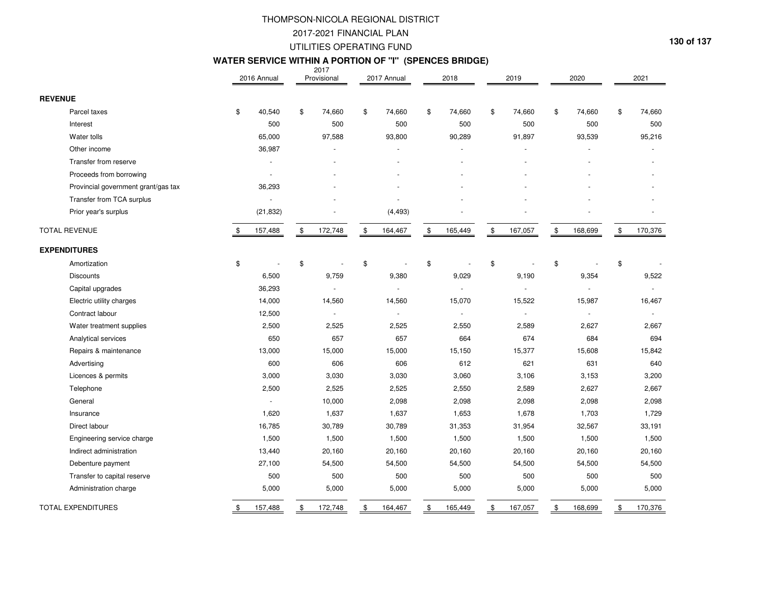# THOMPSON-NICOLA REGIONAL DISTRICT

## 2017-2021 FINANCIAL PLAN

## UTILITIES OPERATING FUND

### WATER SERVICE WITHIN A PORTION OF "I" (SPENCES BRIDGE)

| | 2016 Annual | 2017 Provisional | 2017 Annual | 2018 | 2019 | 2020 | 2021 |
|---|---|---|---|---|---|---|---|
| **REVENUE** | | | | | | | |
| Parcel taxes | $ 40,540 | $ 74,660 | $ 74,660 | $ 74,660 | $ 74,660 | $ 74,660 | $ 74,660 |
| Interest | 500 | 500 | 500 | 500 | 500 | 500 | 500 |
| Water tolls | 65,000 | 97,588 | 93,800 | 90,289 | 91,897 | 93,539 | 95,216 |
| Other income | 36,987 | - | - | - | - | - | - |
| Transfer from reserve | - | - | - | - | - | - | - |
| Proceeds from borrowing | - | - | - | - | - | - | - |
| Provincial government grant/gas tax | 36,293 | - | - | - | - | - | - |
| Transfer from TCA surplus | - | - | - | - | - | - | - |
| Prior year's surplus | (21,832) | - | (4,493) | - | - | - | - |
| TOTAL REVENUE | $ 157,488 | $ 172,748 | $ 164,467 | $ 165,449 | $ 167,057 | $ 168,699 | $ 170,376 |
| **EXPENDITURES** | | | | | | | |
| Amortization | $ - | $ - | $ - | $ - | $ - | $ - | $ - |
| Discounts | 6,500 | 9,759 | 9,380 | 9,029 | 9,190 | 9,354 | 9,522 |
| Capital upgrades | 36,293 | - | - | - | - | - | - |
| Electric utility charges | 14,000 | 14,560 | 14,560 | 15,070 | 15,522 | 15,987 | 16,467 |
| Contract labour | 12,500 | - | - | - | - | - | - |
| Water treatment supplies | 2,500 | 2,525 | 2,525 | 2,550 | 2,589 | 2,627 | 2,667 |
| Analytical services | 650 | 657 | 657 | 664 | 674 | 684 | 694 |
| Repairs & maintenance | 13,000 | 15,000 | 15,000 | 15,150 | 15,377 | 15,608 | 15,842 |
| Advertising | 600 | 606 | 606 | 612 | 621 | 631 | 640 |
| Licences & permits | 3,000 | 3,030 | 3,030 | 3,060 | 3,106 | 3,153 | 3,200 |
| Telephone | 2,500 | 2,525 | 2,525 | 2,550 | 2,589 | 2,627 | 2,667 |
| General | - | 10,000 | 2,098 | 2,098 | 2,098 | 2,098 | 2,098 |
| Insurance | 1,620 | 1,637 | 1,637 | 1,653 | 1,678 | 1,703 | 1,729 |
| Direct labour | 16,785 | 30,789 | 30,789 | 31,353 | 31,954 | 32,567 | 33,191 |
| Engineering service charge | 1,500 | 1,500 | 1,500 | 1,500 | 1,500 | 1,500 | 1,500 |
| Indirect administration | 13,440 | 20,160 | 20,160 | 20,160 | 20,160 | 20,160 | 20,160 |
| Debenture payment | 27,100 | 54,500 | 54,500 | 54,500 | 54,500 | 54,500 | 54,500 |
| Transfer to capital reserve | 500 | 500 | 500 | 500 | 500 | 500 | 500 |
| Administration charge | 5,000 | 5,000 | 5,000 | 5,000 | 5,000 | 5,000 | 5,000 |
| TOTAL EXPENDITURES | $ 157,488 | $ 172,748 | $ 164,467 | $ 165,449 | $ 167,057 | $ 168,699 | $ 170,376 |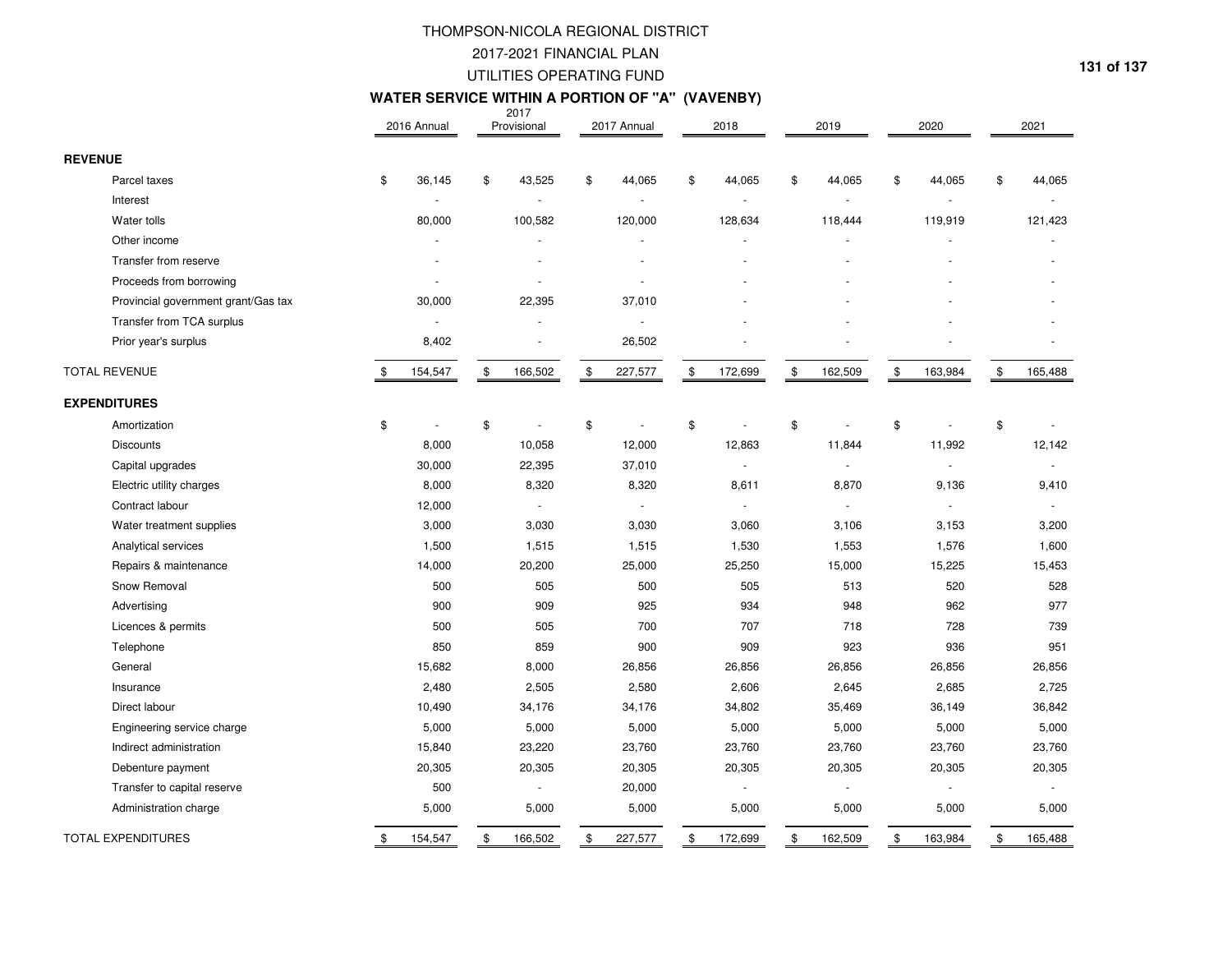# THOMPSON-NICOLA REGIONAL DISTRICT
## 2017-2021 FINANCIAL PLAN
## UTILITIES OPERATING FUND
### WATER SERVICE WITHIN A PORTION OF "A" (VAVENBY)

| | 2016 Annual | 2017 Provisional | 2017 Annual | 2018 | 2019 | 2020 | 2021 |
|---|---|---|---|---|---|---|---|
| **REVENUE** | | | | | | | |
| Parcel taxes | $ 36,145 | $ 43,525 | $ 44,065 | $ 44,065 | $ 44,065 | $ 44,065 | $ 44,065 |
| Interest | - | - | - | - | - | - | - |
| Water tolls | 80,000 | 100,582 | 120,000 | 128,634 | 118,444 | 119,919 | 121,423 |
| Other income | - | - | - | - | - | - | - |
| Transfer from reserve | - | - | - | - | - | - | - |
| Proceeds from borrowing | - | - | - | - | - | - | - |
| Provincial government grant/Gas tax | 30,000 | 22,395 | 37,010 | - | - | - | - |
| Transfer from TCA surplus | - | - | - | - | - | - | - |
| Prior year's surplus | 8,402 | - | 26,502 | - | - | - | - |
| TOTAL REVENUE | $ 154,547 | $ 166,502 | $ 227,577 | $ 172,699 | $ 162,509 | $ 163,984 | $ 165,488 |
| **EXPENDITURES** | | | | | | | |
| Amortization | $ - | $ - | $ - | $ - | $ - | $ - | $ - |
| Discounts | 8,000 | 10,058 | 12,000 | 12,863 | 11,844 | 11,992 | 12,142 |
| Capital upgrades | 30,000 | 22,395 | 37,010 | - | - | - | - |
| Electric utility charges | 8,000 | 8,320 | 8,320 | 8,611 | 8,870 | 9,136 | 9,410 |
| Contract labour | 12,000 | - | - | - | - | - | - |
| Water treatment supplies | 3,000 | 3,030 | 3,030 | 3,060 | 3,106 | 3,153 | 3,200 |
| Analytical services | 1,500 | 1,515 | 1,515 | 1,530 | 1,553 | 1,576 | 1,600 |
| Repairs & maintenance | 14,000 | 20,200 | 25,000 | 25,250 | 15,000 | 15,225 | 15,453 |
| Snow Removal | 500 | 505 | 500 | 505 | 513 | 520 | 528 |
| Advertising | 900 | 909 | 925 | 934 | 948 | 962 | 977 |
| Licences & permits | 500 | 505 | 700 | 707 | 718 | 728 | 739 |
| Telephone | 850 | 859 | 900 | 909 | 923 | 936 | 951 |
| General | 15,682 | 8,000 | 26,856 | 26,856 | 26,856 | 26,856 | 26,856 |
| Insurance | 2,480 | 2,505 | 2,580 | 2,606 | 2,645 | 2,685 | 2,725 |
| Direct labour | 10,490 | 34,176 | 34,176 | 34,802 | 35,469 | 36,149 | 36,842 |
| Engineering service charge | 5,000 | 5,000 | 5,000 | 5,000 | 5,000 | 5,000 | 5,000 |
| Indirect administration | 15,840 | 23,220 | 23,760 | 23,760 | 23,760 | 23,760 | 23,760 |
| Debenture payment | 20,305 | 20,305 | 20,305 | 20,305 | 20,305 | 20,305 | 20,305 |
| Transfer to capital reserve | 500 | - | 20,000 | - | - | - | - |
| Administration charge | 5,000 | 5,000 | 5,000 | 5,000 | 5,000 | 5,000 | 5,000 |
| TOTAL EXPENDITURES | $ 154,547 | $ 166,502 | $ 227,577 | $ 172,699 | $ 162,509 | $ 163,984 | $ 165,488 |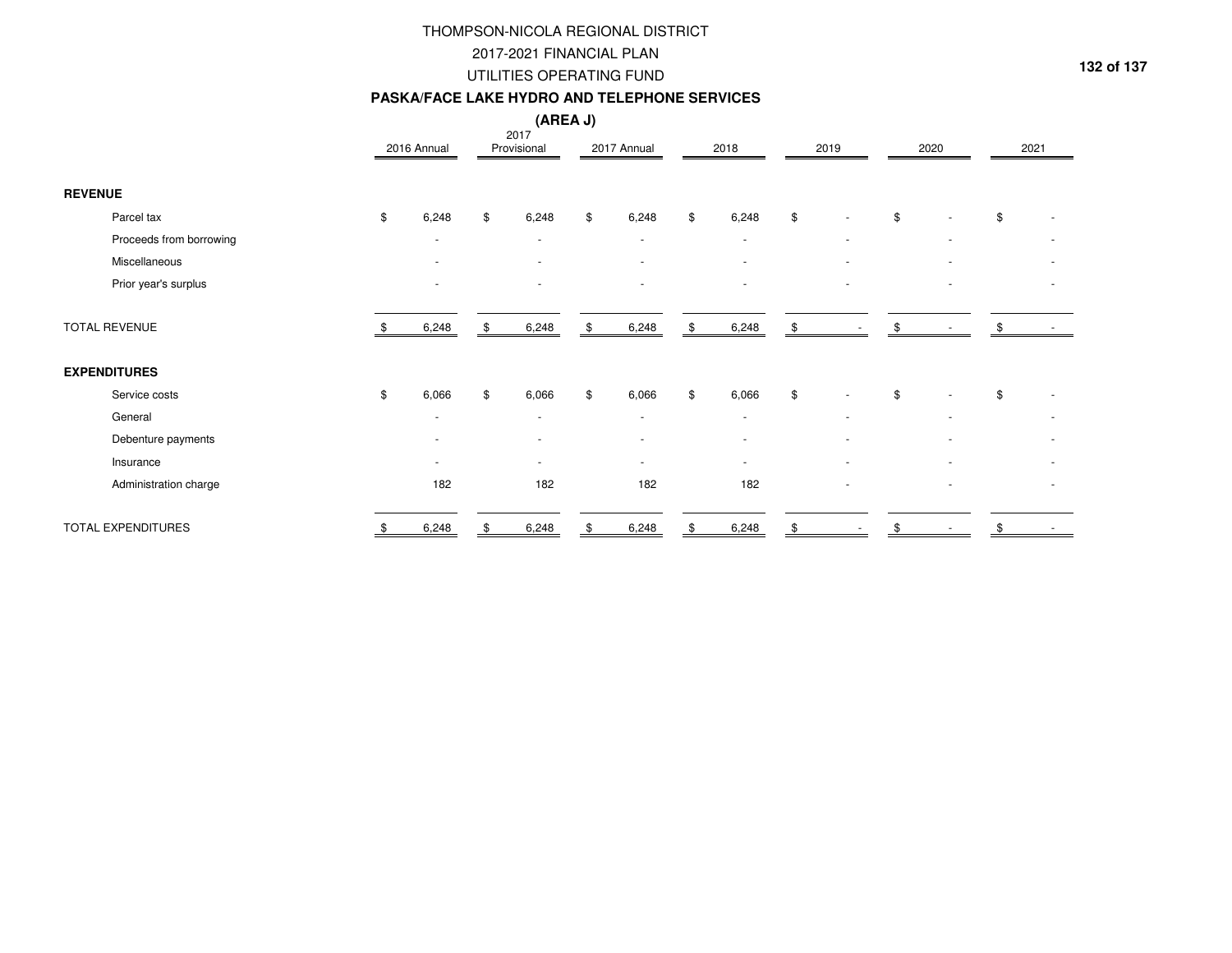# THOMPSON-NICOLA REGIONAL DISTRICT

## 2017-2021 FINANCIAL PLAN

## UTILITIES OPERATING FUND

### PASKA/FACE LAKE HYDRO AND TELEPHONE SERVICES

### (AREA J)

| | 2016 Annual | 2017 Provisional | 2017 Annual | 2018 | 2019 | 2020 | 2021 |
|---|---|---|---|---|---|---|---|
| **REVENUE** | | | | | | | |
| Parcel tax | $ 6,248 | $ 6,248 | $ 6,248 | $ 6,248 | $ - | $ - | $ - |
| Proceeds from borrowing | - | - | - | - | - | - | - |
| Miscellaneous | - | - | - | - | - | - | - |
| Prior year's surplus | - | - | - | - | - | - | - |
| TOTAL REVENUE | $ 6,248 | $ 6,248 | $ 6,248 | $ 6,248 | $ - | $ - | $ - |
| **EXPENDITURES** | | | | | | | |
| Service costs | $ 6,066 | $ 6,066 | $ 6,066 | $ 6,066 | $ - | $ - | $ - |
| General | - | - | - | - | - | - | - |
| Debenture payments | - | - | - | - | - | - | - |
| Insurance | - | - | - | - | - | - | - |
| Administration charge | 182 | 182 | 182 | 182 | - | - | - |
| TOTAL EXPENDITURES | $ 6,248 | $ 6,248 | $ 6,248 | $ 6,248 | $ - | $ - | $ - |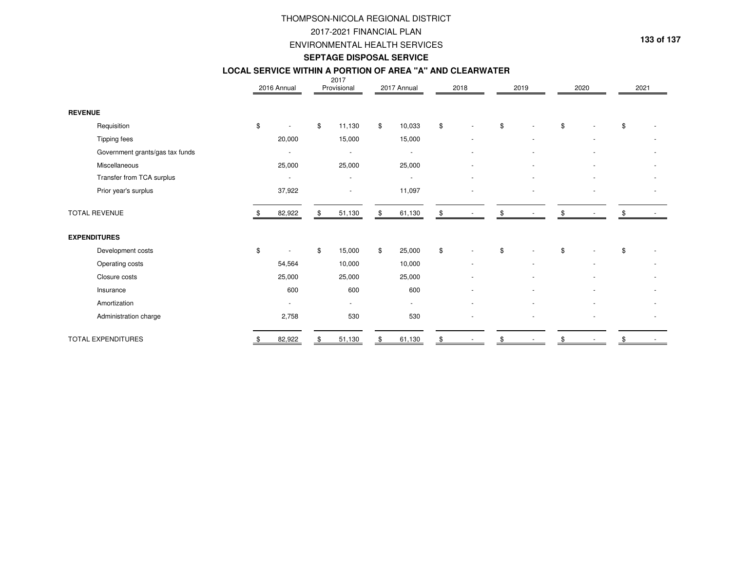# THOMPSON-NICOLA REGIONAL DISTRICT

## 2017-2021 FINANCIAL PLAN

## ENVIRONMENTAL HEALTH SERVICES

### SEPTAGE DISPOSAL SERVICE

### LOCAL SERVICE WITHIN A PORTION OF AREA "A" AND CLEARWATER

| | 2016 Annual | 2017 Provisional | 2017 Annual | 2018 | 2019 | 2020 | 2021 |
|---|---|---|---|---|---|---|---|
| **REVENUE** | | | | | | | |
| Requisition | $ - | $ 11,130 | $ 10,033 | $ - | $ - | $ - | $ - |
| Tipping fees | 20,000 | 15,000 | 15,000 | - | - | - | - |
| Government grants/gas tax funds | - | - | - | - | - | - | - |
| Miscellaneous | 25,000 | 25,000 | 25,000 | - | - | - | - |
| Transfer from TCA surplus | - | - | - | - | - | - | - |
| Prior year's surplus | 37,922 | - | 11,097 | - | - | - | - |
| TOTAL REVENUE | $ 82,922 | $ 51,130 | $ 61,130 | $ - | $ - | $ - | $ - |
| **EXPENDITURES** | | | | | | | |
| Development costs | $ - | $ 15,000 | $ 25,000 | $ - | $ - | $ - | $ - |
| Operating costs | 54,564 | 10,000 | 10,000 | - | - | - | - |
| Closure costs | 25,000 | 25,000 | 25,000 | - | - | - | - |
| Insurance | 600 | 600 | 600 | - | - | - | - |
| Amortization | - | - | - | - | - | - | - |
| Administration charge | 2,758 | 530 | 530 | - | - | - | - |
| TOTAL EXPENDITURES | $ 82,922 | $ 51,130 | $ 61,130 | $ - | $ - | $ - | $ - |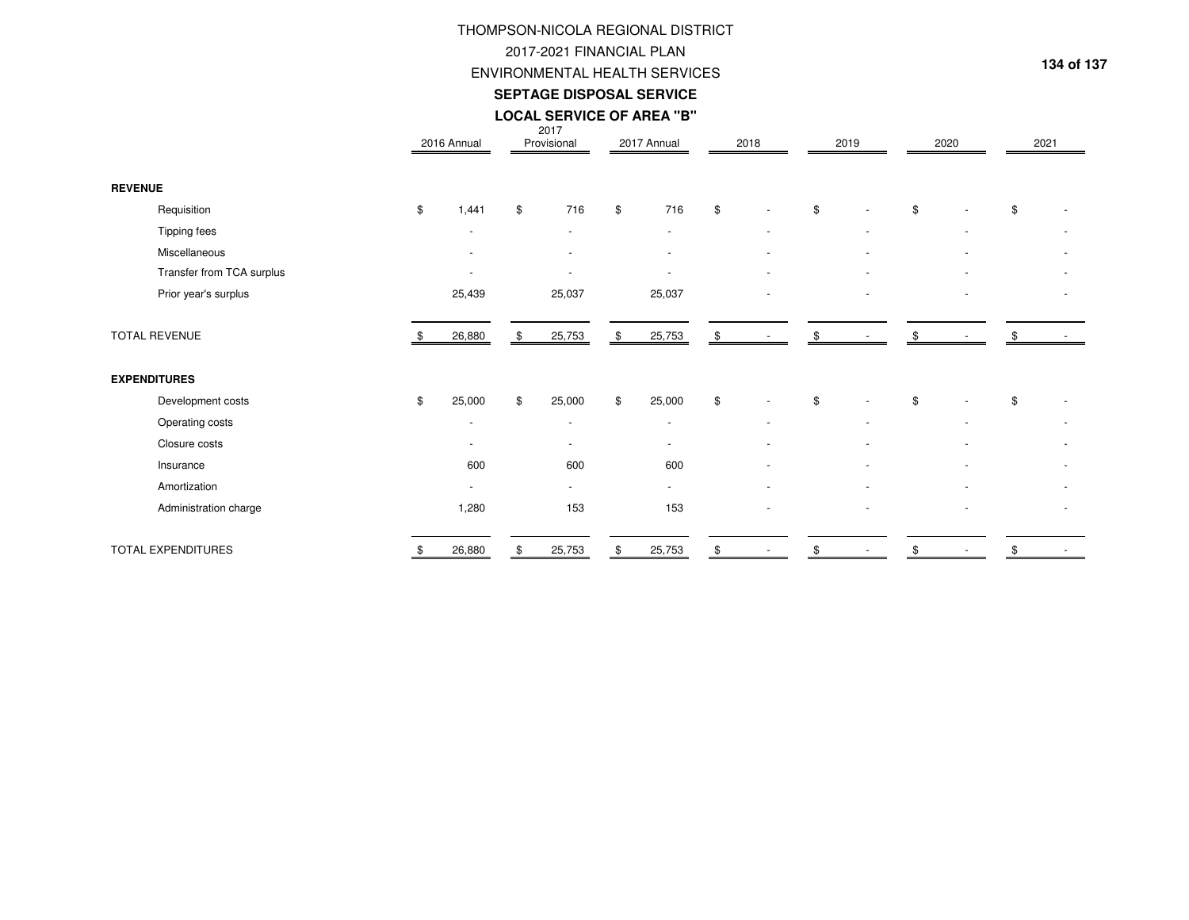# THOMPSON-NICOLA REGIONAL DISTRICT

## 2017-2021 FINANCIAL PLAN

## ENVIRONMENTAL HEALTH SERVICES

### SEPTAGE DISPOSAL SERVICE

### LOCAL SERVICE OF AREA "B"

| | 2016 Annual | 2017 Provisional | 2017 Annual | 2018 | 2019 | 2020 | 2021 |
|---|---|---|---|---|---|---|---|
| **REVENUE** | | | | | | | |
| Requisition | $ 1,441 | $ 716 | $ 716 | $ - | $ - | $ - | $ - |
| Tipping fees | - | - | - | - | - | - | - |
| Miscellaneous | - | - | - | - | - | - | - |
| Transfer from TCA surplus | - | - | - | - | - | - | - |
| Prior year's surplus | 25,439 | 25,037 | 25,037 | - | - | - | - |
| TOTAL REVENUE | $ 26,880 | $ 25,753 | $ 25,753 | $ - | $ - | $ - | $ - |
| **EXPENDITURES** | | | | | | | |
| Development costs | $ 25,000 | $ 25,000 | $ 25,000 | $ - | $ - | $ - | $ - |
| Operating costs | - | - | - | - | - | - | - |
| Closure costs | - | - | - | - | - | - | - |
| Insurance | 600 | 600 | 600 | - | - | - | - |
| Amortization | - | - | - | - | - | - | - |
| Administration charge | 1,280 | 153 | 153 | - | - | - | - |
| TOTAL EXPENDITURES | $ 26,880 | $ 25,753 | $ 25,753 | $ - | $ - | $ - | $ - |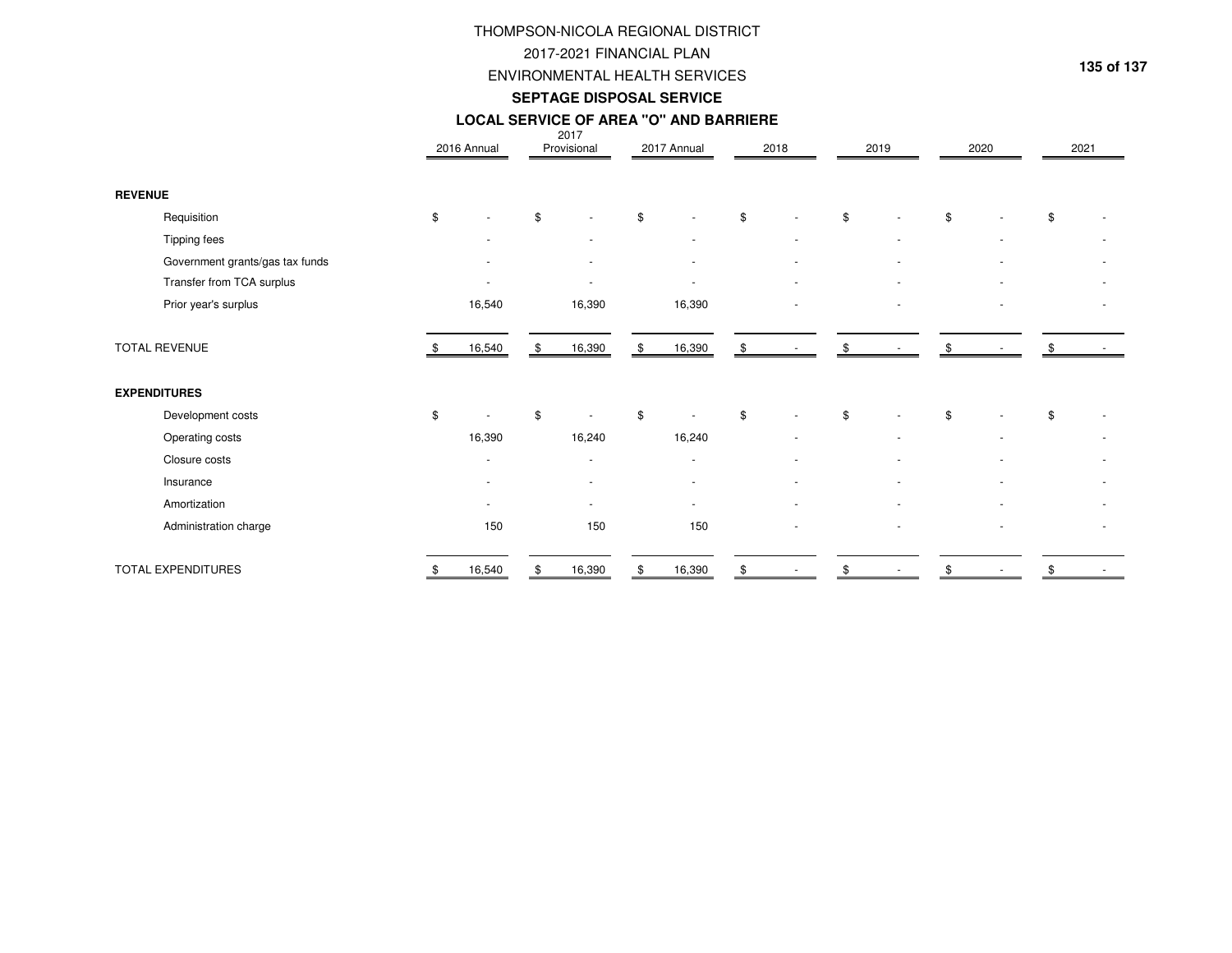# THOMPSON-NICOLA REGIONAL DISTRICT

## 2017-2021 FINANCIAL PLAN

## ENVIRONMENTAL HEALTH SERVICES

### SEPTAGE DISPOSAL SERVICE

### LOCAL SERVICE OF AREA "O" AND BARRIERE

| | 2016 Annual | 2017 Provisional | 2017 Annual | 2018 | 2019 | 2020 | 2021 |
|---|---|---|---|---|---|---|---|
| **REVENUE** | | | | | | | |
| Requisition | $ - | $ - | $ - | $ - | $ - | $ - | $ - |
| Tipping fees | - | - | - | - | - | - | - |
| Government grants/gas tax funds | - | - | - | - | - | - | - |
| Transfer from TCA surplus | - | - | - | - | - | - | - |
| Prior year's surplus | 16,540 | 16,390 | 16,390 | - | - | - | - |
| TOTAL REVENUE | $ 16,540 | $ 16,390 | $ 16,390 | $ - | $ - | $ - | $ - |
| **EXPENDITURES** | | | | | | | |
| Development costs | $ - | $ - | $ - | $ - | $ - | $ - | $ - |
| Operating costs | 16,390 | 16,240 | 16,240 | - | - | - | - |
| Closure costs | - | - | - | - | - | - | - |
| Insurance | - | - | - | - | - | - | - |
| Amortization | - | - | - | - | - | - | - |
| Administration charge | 150 | 150 | 150 | - | - | - | - |
| TOTAL EXPENDITURES | $ 16,540 | $ 16,390 | $ 16,390 | $ - | $ - | $ - | $ - |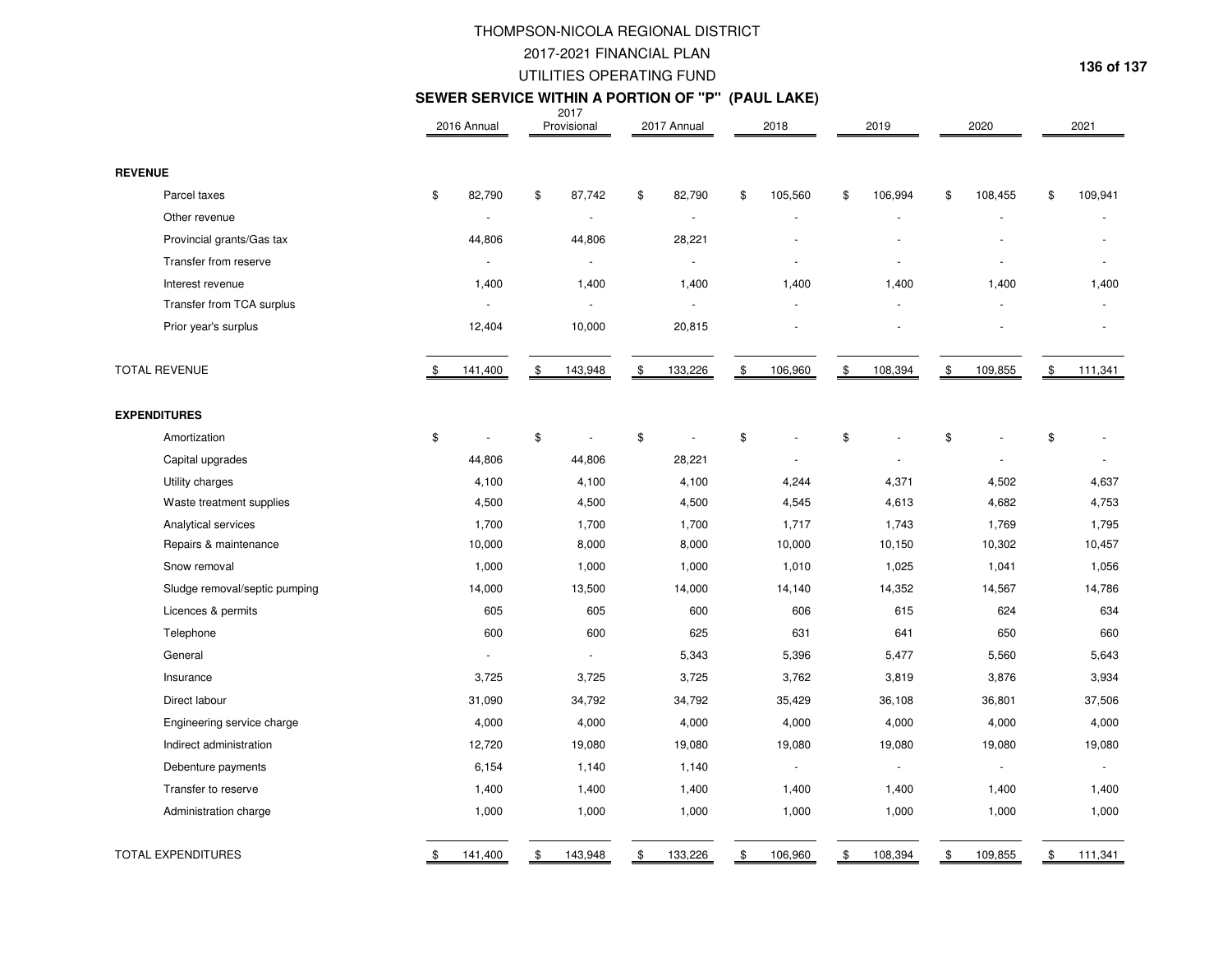# THOMPSON-NICOLA REGIONAL DISTRICT

## 2017-2021 FINANCIAL PLAN

## UTILITIES OPERATING FUND

### SEWER SERVICE WITHIN A PORTION OF "P" (PAUL LAKE)

| | 2016 Annual | 2017 Provisional | 2017 Annual | 2018 | 2019 | 2020 | 2021 |
|---|---|---|---|---|---|---|---|
| **REVENUE** | | | | | | | |
| Parcel taxes | $ 82,790 | $ 87,742 | $ 82,790 | $ 105,560 | $ 106,994 | $ 108,455 | $ 109,941 |
| Other revenue | - | - | - | - | - | - | - |
| Provincial grants/Gas tax | 44,806 | 44,806 | 28,221 | - | - | - | - |
| Transfer from reserve | - | - | - | - | - | - | - |
| Interest revenue | 1,400 | 1,400 | 1,400 | 1,400 | 1,400 | 1,400 | 1,400 |
| Transfer from TCA surplus | - | - | - | - | - | - | - |
| Prior year's surplus | 12,404 | 10,000 | 20,815 | - | - | - | - |
| TOTAL REVENUE | $ 141,400 | $ 143,948 | $ 133,226 | $ 106,960 | $ 108,394 | $ 109,855 | $ 111,341 |
| **EXPENDITURES** | | | | | | | |
| Amortization | $ - | $ - | $ - | $ - | $ - | $ - | $ - |
| Capital upgrades | 44,806 | 44,806 | 28,221 | - | - | - | - |
| Utility charges | 4,100 | 4,100 | 4,100 | 4,244 | 4,371 | 4,502 | 4,637 |
| Waste treatment supplies | 4,500 | 4,500 | 4,500 | 4,545 | 4,613 | 4,682 | 4,753 |
| Analytical services | 1,700 | 1,700 | 1,700 | 1,717 | 1,743 | 1,769 | 1,795 |
| Repairs & maintenance | 10,000 | 8,000 | 8,000 | 10,000 | 10,150 | 10,302 | 10,457 |
| Snow removal | 1,000 | 1,000 | 1,000 | 1,010 | 1,025 | 1,041 | 1,056 |
| Sludge removal/septic pumping | 14,000 | 13,500 | 14,000 | 14,140 | 14,352 | 14,567 | 14,786 |
| Licences & permits | 605 | 605 | 600 | 606 | 615 | 624 | 634 |
| Telephone | 600 | 600 | 625 | 631 | 641 | 650 | 660 |
| General | - | - | 5,343 | 5,396 | 5,477 | 5,560 | 5,643 |
| Insurance | 3,725 | 3,725 | 3,725 | 3,762 | 3,819 | 3,876 | 3,934 |
| Direct labour | 31,090 | 34,792 | 34,792 | 35,429 | 36,108 | 36,801 | 37,506 |
| Engineering service charge | 4,000 | 4,000 | 4,000 | 4,000 | 4,000 | 4,000 | 4,000 |
| Indirect administration | 12,720 | 19,080 | 19,080 | 19,080 | 19,080 | 19,080 | 19,080 |
| Debenture payments | 6,154 | 1,140 | 1,140 | - | - | - | - |
| Transfer to reserve | 1,400 | 1,400 | 1,400 | 1,400 | 1,400 | 1,400 | 1,400 |
| Administration charge | 1,000 | 1,000 | 1,000 | 1,000 | 1,000 | 1,000 | 1,000 |
| TOTAL EXPENDITURES | $ 141,400 | $ 143,948 | $ 133,226 | $ 106,960 | $ 108,394 | $ 109,855 | $ 111,341 |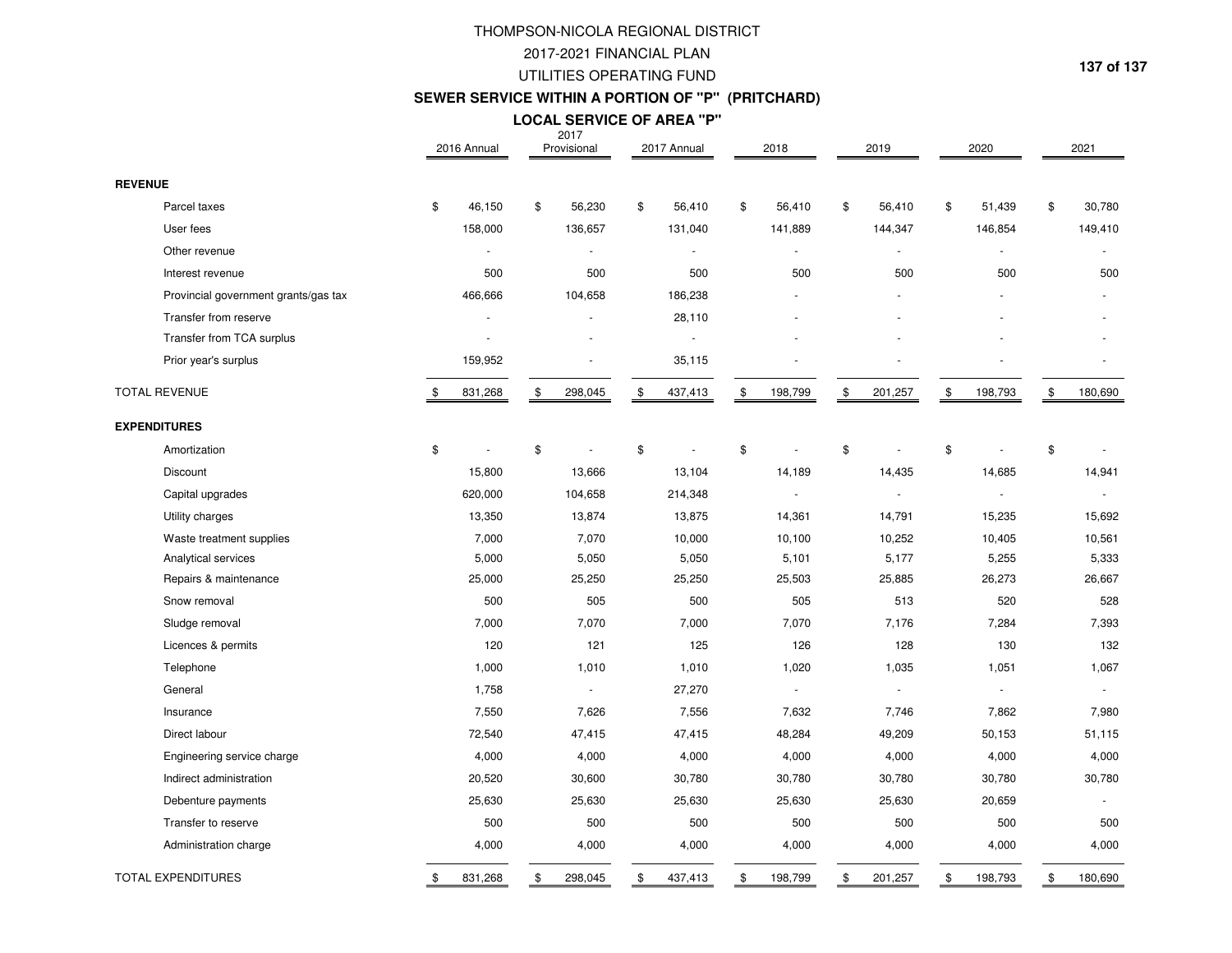# THOMPSON-NICOLA REGIONAL DISTRICT

## 2017-2021 FINANCIAL PLAN

## UTILITIES OPERATING FUND

### SEWER SERVICE WITHIN A PORTION OF "P" (PRITCHARD)

### LOCAL SERVICE OF AREA "P"

| | 2016 Annual | 2017 Provisional | 2017 Annual | 2018 | 2019 | 2020 | 2021 |
|---|---|---|---|---|---|---|---|
| **REVENUE** | | | | | | | |
| Parcel taxes | $ 46,150 | $ 56,230 | $ 56,410 | $ 56,410 | $ 56,410 | $ 51,439 | $ 30,780 |
| User fees | 158,000 | 136,657 | 131,040 | 141,889 | 144,347 | 146,854 | 149,410 |
| Other revenue | - | - | - | - | - | - | - |
| Interest revenue | 500 | 500 | 500 | 500 | 500 | 500 | 500 |
| Provincial government grants/gas tax | 466,666 | 104,658 | 186,238 | - | - | - | - |
| Transfer from reserve | - | - | 28,110 | - | - | - | - |
| Transfer from TCA surplus | - | - | - | - | - | - | - |
| Prior year's surplus | 159,952 | - | 35,115 | - | - | - | - |
| TOTAL REVENUE | $ 831,268 | $ 298,045 | $ 437,413 | $ 198,799 | $ 201,257 | $ 198,793 | $ 180,690 |
| **EXPENDITURES** | | | | | | | |
| Amortization | $ - | $ - | $ - | $ - | $ - | $ - | $ - |
| Discount | 15,800 | 13,666 | 13,104 | 14,189 | 14,435 | 14,685 | 14,941 |
| Capital upgrades | 620,000 | 104,658 | 214,348 | - | - | - | - |
| Utility charges | 13,350 | 13,874 | 13,875 | 14,361 | 14,791 | 15,235 | 15,692 |
| Waste treatment supplies | 7,000 | 7,070 | 10,000 | 10,100 | 10,252 | 10,405 | 10,561 |
| Analytical services | 5,000 | 5,050 | 5,050 | 5,101 | 5,177 | 5,255 | 5,333 |
| Repairs & maintenance | 25,000 | 25,250 | 25,250 | 25,503 | 25,885 | 26,273 | 26,667 |
| Snow removal | 500 | 505 | 500 | 505 | 513 | 520 | 528 |
| Sludge removal | 7,000 | 7,070 | 7,000 | 7,070 | 7,176 | 7,284 | 7,393 |
| Licences & permits | 120 | 121 | 125 | 126 | 128 | 130 | 132 |
| Telephone | 1,000 | 1,010 | 1,010 | 1,020 | 1,035 | 1,051 | 1,067 |
| General | 1,758 | - | 27,270 | - | - | - | - |
| Insurance | 7,550 | 7,626 | 7,556 | 7,632 | 7,746 | 7,862 | 7,980 |
| Direct labour | 72,540 | 47,415 | 47,415 | 48,284 | 49,209 | 50,153 | 51,115 |
| Engineering service charge | 4,000 | 4,000 | 4,000 | 4,000 | 4,000 | 4,000 | 4,000 |
| Indirect administration | 20,520 | 30,600 | 30,780 | 30,780 | 30,780 | 30,780 | 30,780 |
| Debenture payments | 25,630 | 25,630 | 25,630 | 25,630 | 25,630 | 20,659 | - |
| Transfer to reserve | 500 | 500 | 500 | 500 | 500 | 500 | 500 |
| Administration charge | 4,000 | 4,000 | 4,000 | 4,000 | 4,000 | 4,000 | 4,000 |
| TOTAL EXPENDITURES | $ 831,268 | $ 298,045 | $ 437,413 | $ 198,799 | $ 201,257 | $ 198,793 | $ 180,690 |